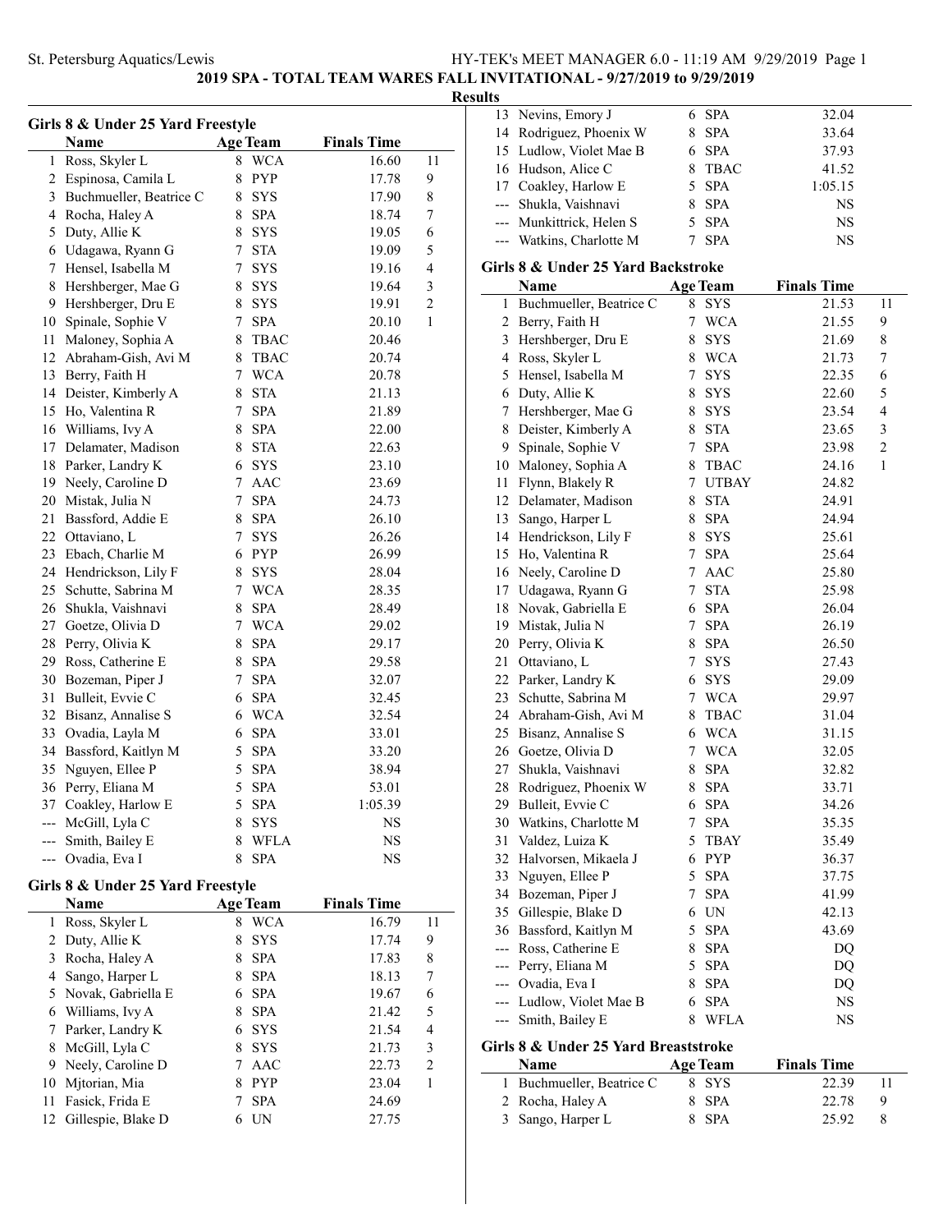## 2019 SPA - TOTAL TEAM WARES FALL INVITATIONAL - 9/27/2019 to 9/29/2019

### Results

### Girls 8 & Under 25 Yard Freestyle

| | Name | Age | Team | Finals Time | |
|---|---|---|---|---|---|
| 1 | Ross, Skyler L | 8 | WCA | 16.60 | 11 |
| 2 | Espinosa, Camila L | 8 | PYP | 17.78 | 9 |
| 3 | Buchmueller, Beatrice C | 8 | SYS | 17.90 | 8 |
| 4 | Rocha, Haley A | 8 | SPA | 18.74 | 7 |
| 5 | Duty, Allie K | 8 | SYS | 19.05 | 6 |
| 6 | Udagawa, Ryann G | 7 | STA | 19.09 | 5 |
| 7 | Hensel, Isabella M | 7 | SYS | 19.16 | 4 |
| 8 | Hershberger, Mae G | 8 | SYS | 19.64 | 3 |
| 9 | Hershberger, Dru E | 8 | SYS | 19.91 | 2 |
| 10 | Spinale, Sophie V | 7 | SPA | 20.10 | 1 |
| 11 | Maloney, Sophia A | 8 | TBAC | 20.46 | |
| 12 | Abraham-Gish, Avi M | 8 | TBAC | 20.74 | |
| 13 | Berry, Faith H | 7 | WCA | 20.78 | |
| 14 | Deister, Kimberly A | 8 | STA | 21.13 | |
| 15 | Ho, Valentina R | 7 | SPA | 21.89 | |
| 16 | Williams, Ivy A | 8 | SPA | 22.00 | |
| 17 | Delamater, Madison | 8 | STA | 22.63 | |
| 18 | Parker, Landry K | 6 | SYS | 23.10 | |
| 19 | Neely, Caroline D | 7 | AAC | 23.69 | |
| 20 | Mistak, Julia N | 7 | SPA | 24.73 | |
| 21 | Bassford, Addie E | 8 | SPA | 26.10 | |
| 22 | Ottaviano, L | 7 | SYS | 26.26 | |
| 23 | Ebach, Charlie M | 6 | PYP | 26.99 | |
| 24 | Hendrickson, Lily F | 8 | SYS | 28.04 | |
| 25 | Schutte, Sabrina M | 7 | WCA | 28.35 | |
| 26 | Shukla, Vaishnavi | 8 | SPA | 28.49 | |
| 27 | Goetze, Olivia D | 7 | WCA | 29.02 | |
| 28 | Perry, Olivia K | 8 | SPA | 29.17 | |
| 29 | Ross, Catherine E | 8 | SPA | 29.58 | |
| 30 | Bozeman, Piper J | 7 | SPA | 32.07 | |
| 31 | Bulleit, Evvie C | 6 | SPA | 32.45 | |
| 32 | Bisanz, Annalise S | 6 | WCA | 32.54 | |
| 33 | Ovadia, Layla M | 6 | SPA | 33.01 | |
| 34 | Bassford, Kaitlyn M | 5 | SPA | 33.20 | |
| 35 | Nguyen, Ellee P | 5 | SPA | 38.94 | |
| 36 | Perry, Eliana M | 5 | SPA | 53.01 | |
| 37 | Coakley, Harlow E | 5 | SPA | 1:05.39 | |
| --- | McGill, Lyla C | 8 | SYS | NS | |
| --- | Smith, Bailey E | 8 | WFLA | NS | |
| --- | Ovadia, Eva I | 8 | SPA | NS | |

### Girls 8 & Under 25 Yard Freestyle

| | Name | Age | Team | Finals Time | |
|---|---|---|---|---|---|
| 1 | Ross, Skyler L | 8 | WCA | 16.79 | 11 |
| 2 | Duty, Allie K | 8 | SYS | 17.74 | 9 |
| 3 | Rocha, Haley A | 8 | SPA | 17.83 | 8 |
| 4 | Sango, Harper L | 8 | SPA | 18.13 | 7 |
| 5 | Novak, Gabriella E | 6 | SPA | 19.67 | 6 |
| 6 | Williams, Ivy A | 8 | SPA | 21.42 | 5 |
| 7 | Parker, Landry K | 6 | SYS | 21.54 | 4 |
| 8 | McGill, Lyla C | 8 | SYS | 21.73 | 3 |
| 9 | Neely, Caroline D | 7 | AAC | 22.73 | 2 |
| 10 | Mjtorian, Mia | 8 | PYP | 23.04 | 1 |
| 11 | Fasick, Frida E | 7 | SPA | 24.69 | |
| 12 | Gillespie, Blake D | 6 | UN | 27.75 | |
| 13 | Nevins, Emory J | 6 | SPA | 32.04 | |
| 14 | Rodriguez, Phoenix W | 8 | SPA | 33.64 | |
| 15 | Ludlow, Violet Mae B | 6 | SPA | 37.93 | |
| 16 | Hudson, Alice C | 8 | TBAC | 41.52 | |
| 17 | Coakley, Harlow E | 5 | SPA | 1:05.15 | |
| --- | Shukla, Vaishnavi | 8 | SPA | NS | |
| --- | Munkittrick, Helen S | 5 | SPA | NS | |
| --- | Watkins, Charlotte M | 7 | SPA | NS | |

### Girls 8 & Under 25 Yard Backstroke

| | Name | Age | Team | Finals Time | |
|---|---|---|---|---|---|
| 1 | Buchmueller, Beatrice C | 8 | SYS | 21.53 | 11 |
| 2 | Berry, Faith H | 7 | WCA | 21.55 | 9 |
| 3 | Hershberger, Dru E | 8 | SYS | 21.69 | 8 |
| 4 | Ross, Skyler L | 8 | WCA | 21.73 | 7 |
| 5 | Hensel, Isabella M | 7 | SYS | 22.35 | 6 |
| 6 | Duty, Allie K | 8 | SYS | 22.60 | 5 |
| 7 | Hershberger, Mae G | 8 | SYS | 23.54 | 4 |
| 8 | Deister, Kimberly A | 8 | STA | 23.65 | 3 |
| 9 | Spinale, Sophie V | 7 | SPA | 23.98 | 2 |
| 10 | Maloney, Sophia A | 8 | TBAC | 24.16 | 1 |
| 11 | Flynn, Blakely R | 7 | UTBAY | 24.82 | |
| 12 | Delamater, Madison | 8 | STA | 24.91 | |
| 13 | Sango, Harper L | 8 | SPA | 24.94 | |
| 14 | Hendrickson, Lily F | 8 | SYS | 25.61 | |
| 15 | Ho, Valentina R | 7 | SPA | 25.64 | |
| 16 | Neely, Caroline D | 7 | AAC | 25.80 | |
| 17 | Udagawa, Ryann G | 7 | STA | 25.98 | |
| 18 | Novak, Gabriella E | 6 | SPA | 26.04 | |
| 19 | Mistak, Julia N | 7 | SPA | 26.19 | |
| 20 | Perry, Olivia K | 8 | SPA | 26.50 | |
| 21 | Ottaviano, L | 7 | SYS | 27.43 | |
| 22 | Parker, Landry K | 6 | SYS | 29.09 | |
| 23 | Schutte, Sabrina M | 7 | WCA | 29.97 | |
| 24 | Abraham-Gish, Avi M | 8 | TBAC | 31.04 | |
| 25 | Bisanz, Annalise S | 6 | WCA | 31.15 | |
| 26 | Goetze, Olivia D | 7 | WCA | 32.05 | |
| 27 | Shukla, Vaishnavi | 8 | SPA | 32.82 | |
| 28 | Rodriguez, Phoenix W | 8 | SPA | 33.71 | |
| 29 | Bulleit, Evvie C | 6 | SPA | 34.26 | |
| 30 | Watkins, Charlotte M | 7 | SPA | 35.35 | |
| 31 | Valdez, Luiza K | 5 | TBAY | 35.49 | |
| 32 | Halvorsen, Mikaela J | 6 | PYP | 36.37 | |
| 33 | Nguyen, Ellee P | 5 | SPA | 37.75 | |
| 34 | Bozeman, Piper J | 7 | SPA | 41.99 | |
| 35 | Gillespie, Blake D | 6 | UN | 42.13 | |
| 36 | Bassford, Kaitlyn M | 5 | SPA | 43.69 | |
| --- | Ross, Catherine E | 8 | SPA | DQ | |
| --- | Perry, Eliana M | 5 | SPA | DQ | |
| --- | Ovadia, Eva I | 8 | SPA | DQ | |
| --- | Ludlow, Violet Mae B | 6 | SPA | NS | |
| --- | Smith, Bailey E | 8 | WFLA | NS | |

### Girls 8 & Under 25 Yard Breaststroke

| | Name | Age | Team | Finals Time | |
|---|---|---|---|---|---|
| 1 | Buchmueller, Beatrice C | 8 | SYS | 22.39 | 11 |
| 2 | Rocha, Haley A | 8 | SPA | 22.78 | 9 |
| 3 | Sango, Harper L | 8 | SPA | 25.92 | 8 |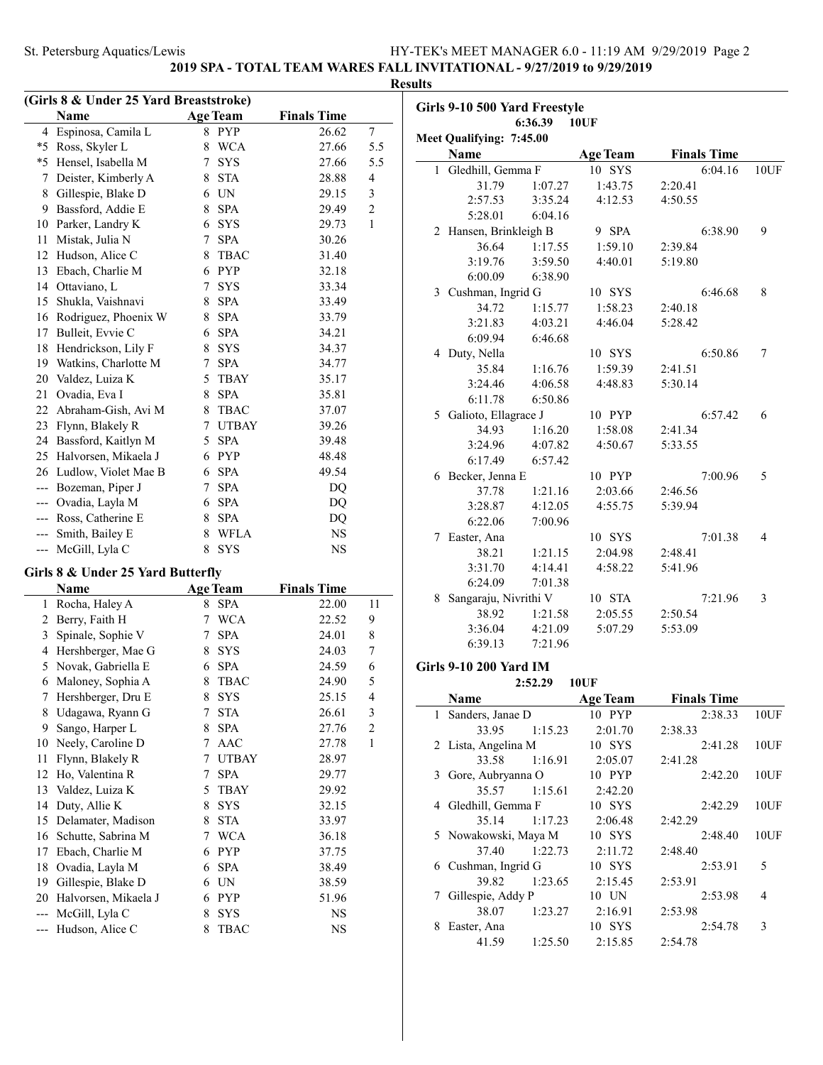## 2019 SPA - TOTAL TEAM WARES FALL INVITATIONAL - 9/27/2019 to 9/29/2019

### Results

### (Girls 8 & Under 25 Yard Breaststroke)

| | Name | Age | Team | Finals Time | |
|---|---|---|---|---|---|
| 4 | Espinosa, Camila L | 8 | PYP | 26.62 | 7 |
| *5 | Ross, Skyler L | 8 | WCA | 27.66 | 5.5 |
| *5 | Hensel, Isabella M | 7 | SYS | 27.66 | 5.5 |
| 7 | Deister, Kimberly A | 8 | STA | 28.88 | 4 |
| 8 | Gillespie, Blake D | 6 | UN | 29.15 | 3 |
| 9 | Bassford, Addie E | 8 | SPA | 29.49 | 2 |
| 10 | Parker, Landry K | 6 | SYS | 29.73 | 1 |
| 11 | Mistak, Julia N | 7 | SPA | 30.26 | |
| 12 | Hudson, Alice C | 8 | TBAC | 31.40 | |
| 13 | Ebach, Charlie M | 6 | PYP | 32.18 | |
| 14 | Ottaviano, L | 7 | SYS | 33.34 | |
| 15 | Shukla, Vaishnavi | 8 | SPA | 33.49 | |
| 16 | Rodriguez, Phoenix W | 8 | SPA | 33.79 | |
| 17 | Bulleit, Evvie C | 6 | SPA | 34.21 | |
| 18 | Hendrickson, Lily F | 8 | SYS | 34.37 | |
| 19 | Watkins, Charlotte M | 7 | SPA | 34.77 | |
| 20 | Valdez, Luiza K | 5 | TBAY | 35.17 | |
| 21 | Ovadia, Eva I | 8 | SPA | 35.81 | |
| 22 | Abraham-Gish, Avi M | 8 | TBAC | 37.07 | |
| 23 | Flynn, Blakely R | 7 | UTBAY | 39.26 | |
| 24 | Bassford, Kaitlyn M | 5 | SPA | 39.48 | |
| 25 | Halvorsen, Mikaela J | 6 | PYP | 48.48 | |
| 26 | Ludlow, Violet Mae B | 6 | SPA | 49.54 | |
| --- | Bozeman, Piper J | 7 | SPA | DQ | |
| --- | Ovadia, Layla M | 6 | SPA | DQ | |
| --- | Ross, Catherine E | 8 | SPA | DQ | |
| --- | Smith, Bailey E | 8 | WFLA | NS | |
| --- | McGill, Lyla C | 8 | SYS | NS | |

### Girls 8 & Under 25 Yard Butterfly

| | Name | Age | Team | Finals Time | |
|---|---|---|---|---|---|
| 1 | Rocha, Haley A | 8 | SPA | 22.00 | 11 |
| 2 | Berry, Faith H | 7 | WCA | 22.52 | 9 |
| 3 | Spinale, Sophie V | 7 | SPA | 24.01 | 8 |
| 4 | Hershberger, Mae G | 8 | SYS | 24.03 | 7 |
| 5 | Novak, Gabriella E | 6 | SPA | 24.59 | 6 |
| 6 | Maloney, Sophia A | 8 | TBAC | 24.90 | 5 |
| 7 | Hershberger, Dru E | 8 | SYS | 25.15 | 4 |
| 8 | Udagawa, Ryann G | 7 | STA | 26.61 | 3 |
| 9 | Sango, Harper L | 8 | SPA | 27.76 | 2 |
| 10 | Neely, Caroline D | 7 | AAC | 27.78 | 1 |
| 11 | Flynn, Blakely R | 7 | UTBAY | 28.97 | |
| 12 | Ho, Valentina R | 7 | SPA | 29.77 | |
| 13 | Valdez, Luiza K | 5 | TBAY | 29.92 | |
| 14 | Duty, Allie K | 8 | SYS | 32.15 | |
| 15 | Delamater, Madison | 8 | STA | 33.97 | |
| 16 | Schutte, Sabrina M | 7 | WCA | 36.18 | |
| 17 | Ebach, Charlie M | 6 | PYP | 37.75 | |
| 18 | Ovadia, Layla M | 6 | SPA | 38.49 | |
| 19 | Gillespie, Blake D | 6 | UN | 38.59 | |
| 20 | Halvorsen, Mikaela J | 6 | PYP | 51.96 | |
| --- | McGill, Lyla C | 8 | SYS | NS | |
| --- | Hudson, Alice C | 8 | TBAC | NS | |

### Girls 9-10 500 Yard Freestyle

6:36.39 10UF

Meet Qualifying: 7:45.00

| | Name | Age | Team | Finals Time | |
|---|---|---|---|---|---|
| 1 | Gledhill, Gemma F | 10 | SYS | 6:04.16 | 10UF |
| | 31.79, 1:07.27, 1:43.75, 2:20.41, 2:57.53, 3:35.24, 4:12.53, 4:50.55, 5:28.01, 6:04.16 | | | | |
| 2 | Hansen, Brinkleigh B | 9 | SPA | 6:38.90 | 9 |
| | 36.64, 1:17.55, 1:59.10, 2:39.84, 3:19.76, 3:59.50, 4:40.01, 5:19.80, 6:00.09, 6:38.90 | | | | |
| 3 | Cushman, Ingrid G | 10 | SYS | 6:46.68 | 8 |
| | 34.72, 1:15.77, 1:58.23, 2:40.18, 3:21.83, 4:03.21, 4:46.04, 5:28.42, 6:09.94, 6:46.68 | | | | |
| 4 | Duty, Nella | 10 | SYS | 6:50.86 | 7 |
| | 35.84, 1:16.76, 1:59.39, 2:41.51, 3:24.46, 4:06.58, 4:48.83, 5:30.14, 6:11.78, 6:50.86 | | | | |
| 5 | Galioto, Ellagrace J | 10 | PYP | 6:57.42 | 6 |
| | 34.93, 1:16.20, 1:58.08, 2:41.34, 3:24.96, 4:07.82, 4:50.67, 5:33.55, 6:17.49, 6:57.42 | | | | |
| 6 | Becker, Jenna E | 10 | PYP | 7:00.96 | 5 |
| | 37.78, 1:21.16, 2:03.66, 2:46.56, 3:28.87, 4:12.05, 4:55.75, 5:39.94, 6:22.06, 7:00.96 | | | | |
| 7 | Easter, Ana | 10 | SYS | 7:01.38 | 4 |
| | 38.21, 1:21.15, 2:04.98, 2:48.41, 3:31.70, 4:14.41, 4:58.22, 5:41.96, 6:24.09, 7:01.38 | | | | |
| 8 | Sangaraju, Nivrithi V | 10 | STA | 7:21.96 | 3 |
| | 38.92, 1:21.58, 2:05.55, 2:50.54, 3:36.04, 4:21.09, 5:07.29, 5:53.09, 6:39.13, 7:21.96 | | | | |

### Girls 9-10 200 Yard IM

2:52.29 10UF

| | Name | Age | Team | Finals Time | |
|---|---|---|---|---|---|
| 1 | Sanders, Janae D | 10 | PYP | 2:38.33 | 10UF |
| | 33.95, 1:15.23, 2:01.70, 2:38.33 | | | | |
| 2 | Lista, Angelina M | 10 | SYS | 2:41.28 | 10UF |
| | 33.58, 1:16.91, 2:05.07, 2:41.28 | | | | |
| 3 | Gore, Aubryanna O | 10 | PYP | 2:42.20 | 10UF |
| | 35.57, 1:15.61, 2:42.20 | | | | |
| 4 | Gledhill, Gemma F | 10 | SYS | 2:42.29 | 10UF |
| | 35.14, 1:17.23, 2:06.48, 2:42.29 | | | | |
| 5 | Nowakowski, Maya M | 10 | SYS | 2:48.40 | 10UF |
| | 37.40, 1:22.73, 2:11.72, 2:48.40 | | | | |
| 6 | Cushman, Ingrid G | 10 | SYS | 2:53.91 | 5 |
| | 39.82, 1:23.65, 2:15.45, 2:53.91 | | | | |
| 7 | Gillespie, Addy P | 10 | UN | 2:53.98 | 4 |
| | 38.07, 1:23.27, 2:16.91, 2:53.98 | | | | |
| 8 | Easter, Ana | 10 | SYS | 2:54.78 | 3 |
| | 41.59, 1:25.50, 2:15.85, 2:54.78 | | | | |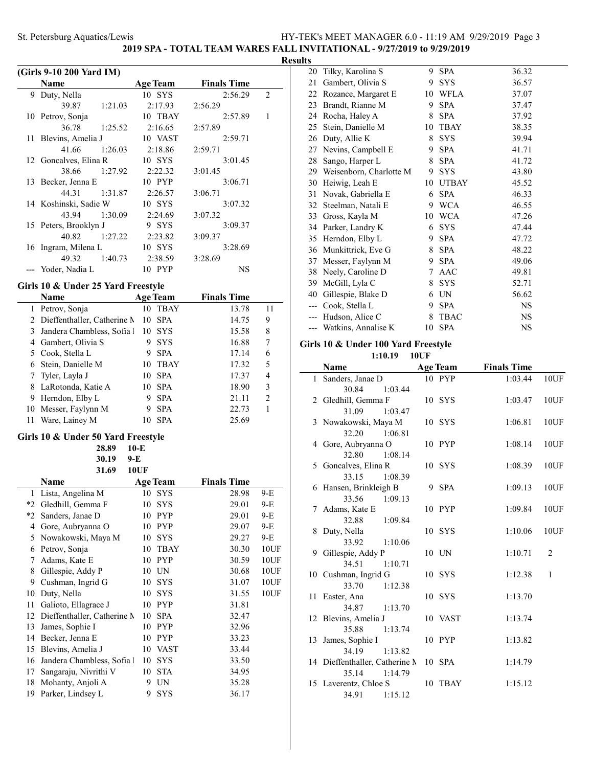**2019 SPA - TOTAL TEAM WARES FALL INVITATIONAL - 9/27/2019 to 9/29/2019**

**Results**

### (Girls 9-10 200 Yard IM)

| | Name | Age | Team | Finals Time | |
|---|---|---|---|---|---|
| 9 | Duty, Nella | 10 | SYS | 2:56.29 | 2 |
| | 39.87 1:21.03 2:17.93 2:56.29 | | | | |
| 10 | Petrov, Sonja | 10 | TBAY | 2:57.89 | 1 |
| | 36.78 1:25.52 2:16.65 2:57.89 | | | | |
| 11 | Blevins, Amelia J | 10 | VAST | 2:59.71 | |
| | 41.66 1:26.03 2:18.86 2:59.71 | | | | |
| 12 | Goncalves, Elina R | 10 | SYS | 3:01.45 | |
| | 38.66 1:27.92 2:22.32 3:01.45 | | | | |
| 13 | Becker, Jenna E | 10 | PYP | 3:06.71 | |
| | 44.31 1:31.87 2:26.57 3:06.71 | | | | |
| 14 | Koshinski, Sadie W | 10 | SYS | 3:07.32 | |
| | 43.94 1:30.09 2:24.69 3:07.32 | | | | |
| 15 | Peters, Brooklyn J | 9 | SYS | 3:09.37 | |
| | 40.82 1:27.22 2:23.82 3:09.37 | | | | |
| 16 | Ingram, Milena L | 10 | SYS | 3:28.69 | |
| | 49.32 1:40.73 2:38.59 3:28.69 | | | | |
| --- | Yoder, Nadia L | 10 | PYP | NS | |

### Girls 10 & Under 25 Yard Freestyle

| | Name | Age | Team | Finals Time | |
|---|---|---|---|---|---|
| 1 | Petrov, Sonja | 10 | TBAY | 13.78 | 11 |
| 2 | Dieffenthaller, Catherine M | 10 | SPA | 14.75 | 9 |
| 3 | Jandera Chambless, Sofia I | 10 | SYS | 15.58 | 8 |
| 4 | Gambert, Olivia S | 9 | SYS | 16.88 | 7 |
| 5 | Cook, Stella L | 9 | SPA | 17.14 | 6 |
| 6 | Stein, Danielle M | 10 | TBAY | 17.32 | 5 |
| 7 | Tyler, Layla J | 10 | SPA | 17.37 | 4 |
| 8 | LaRotonda, Katie A | 10 | SPA | 18.90 | 3 |
| 9 | Herndon, Elby L | 9 | SPA | 21.11 | 2 |
| 10 | Messer, Faylynn M | 9 | SPA | 22.73 | 1 |
| 11 | Ware, Lainey M | 10 | SPA | 25.69 | |

### Girls 10 & Under 50 Yard Freestyle

28.89 10-E
30.19 9-E
31.69 10UF

| | Name | Age | Team | Finals Time | |
|---|---|---|---|---|---|
| 1 | Lista, Angelina M | 10 | SYS | 28.98 | 9-E |
| *2 | Gledhill, Gemma F | 10 | SYS | 29.01 | 9-E |
| *2 | Sanders, Janae D | 10 | PYP | 29.01 | 9-E |
| 4 | Gore, Aubryanna O | 10 | PYP | 29.07 | 9-E |
| 5 | Nowakowski, Maya M | 10 | SYS | 29.27 | 9-E |
| 6 | Petrov, Sonja | 10 | TBAY | 30.30 | 10UF |
| 7 | Adams, Kate E | 10 | PYP | 30.59 | 10UF |
| 8 | Gillespie, Addy P | 10 | UN | 30.68 | 10UF |
| 9 | Cushman, Ingrid G | 10 | SYS | 31.07 | 10UF |
| 10 | Duty, Nella | 10 | SYS | 31.55 | 10UF |
| 11 | Galioto, Ellagrace J | 10 | PYP | 31.81 | |
| 12 | Dieffenthaller, Catherine M | 10 | SPA | 32.47 | |
| 13 | James, Sophie I | 10 | PYP | 32.96 | |
| 14 | Becker, Jenna E | 10 | PYP | 33.23 | |
| 15 | Blevins, Amelia J | 10 | VAST | 33.44 | |
| 16 | Jandera Chambless, Sofia I | 10 | SYS | 33.50 | |
| 17 | Sangaraju, Nivrithi V | 10 | STA | 34.95 | |
| 18 | Mohanty, Anjoli A | 9 | UN | 35.28 | |
| 19 | Parker, Lindsey L | 9 | SYS | 36.17 | |
| 20 | Tilky, Karolina S | 9 | SPA | 36.32 | |
| 21 | Gambert, Olivia S | 9 | SYS | 36.57 | |
| 22 | Rozance, Margaret E | 10 | WFLA | 37.07 | |
| 23 | Brandt, Rianne M | 9 | SPA | 37.47 | |
| 24 | Rocha, Haley A | 8 | SPA | 37.92 | |
| 25 | Stein, Danielle M | 10 | TBAY | 38.35 | |
| 26 | Duty, Allie K | 8 | SYS | 39.94 | |
| 27 | Nevins, Campbell E | 9 | SPA | 41.71 | |
| 28 | Sango, Harper L | 8 | SPA | 41.72 | |
| 29 | Weisenborn, Charlotte M | 9 | SYS | 43.80 | |
| 30 | Heiwig, Leah E | 10 | UTBAY | 45.52 | |
| 31 | Novak, Gabriella E | 6 | SPA | 46.33 | |
| 32 | Steelman, Natali E | 9 | WCA | 46.55 | |
| 33 | Gross, Kayla M | 10 | WCA | 47.26 | |
| 34 | Parker, Landry K | 6 | SYS | 47.44 | |
| 35 | Herndon, Elby L | 9 | SPA | 47.72 | |
| 36 | Munkittrick, Eve G | 8 | SPA | 48.22 | |
| 37 | Messer, Faylynn M | 9 | SPA | 49.06 | |
| 38 | Neely, Caroline D | 7 | AAC | 49.81 | |
| 39 | McGill, Lyla C | 8 | SYS | 52.71 | |
| 40 | Gillespie, Blake D | 6 | UN | 56.62 | |
| --- | Cook, Stella L | 9 | SPA | NS | |
| --- | Hudson, Alice C | 8 | TBAC | NS | |
| --- | Watkins, Annalise K | 10 | SPA | NS | |

### Girls 10 & Under 100 Yard Freestyle

1:10.19 10UF

| | Name | Age | Team | Finals Time | |
|---|---|---|---|---|---|
| 1 | Sanders, Janae D | 10 | PYP | 1:03.44 | 10UF |
| | 30.84 1:03.44 | | | | |
| 2 | Gledhill, Gemma F | 10 | SYS | 1:03.47 | 10UF |
| | 31.09 1:03.47 | | | | |
| 3 | Nowakowski, Maya M | 10 | SYS | 1:06.81 | 10UF |
| | 32.20 1:06.81 | | | | |
| 4 | Gore, Aubryanna O | 10 | PYP | 1:08.14 | 10UF |
| | 32.80 1:08.14 | | | | |
| 5 | Goncalves, Elina R | 10 | SYS | 1:08.39 | 10UF |
| | 33.15 1:08.39 | | | | |
| 6 | Hansen, Brinkleigh B | 9 | SPA | 1:09.13 | 10UF |
| | 33.56 1:09.13 | | | | |
| 7 | Adams, Kate E | 10 | PYP | 1:09.84 | 10UF |
| | 32.88 1:09.84 | | | | |
| 8 | Duty, Nella | 10 | SYS | 1:10.06 | 10UF |
| | 33.92 1:10.06 | | | | |
| 9 | Gillespie, Addy P | 10 | UN | 1:10.71 | 2 |
| | 34.51 1:10.71 | | | | |
| 10 | Cushman, Ingrid G | 10 | SYS | 1:12.38 | 1 |
| | 33.70 1:12.38 | | | | |
| 11 | Easter, Ana | 10 | SYS | 1:13.70 | |
| | 34.87 1:13.70 | | | | |
| 12 | Blevins, Amelia J | 10 | VAST | 1:13.74 | |
| | 35.88 1:13.74 | | | | |
| 13 | James, Sophie I | 10 | PYP | 1:13.82 | |
| | 34.19 1:13.82 | | | | |
| 14 | Dieffenthaller, Catherine M | 10 | SPA | 1:14.79 | |
| | 35.14 1:14.79 | | | | |
| 15 | Laverentz, Chloe S | 10 | TBAY | 1:15.12 | |
| | 34.91 1:15.12 | | | | |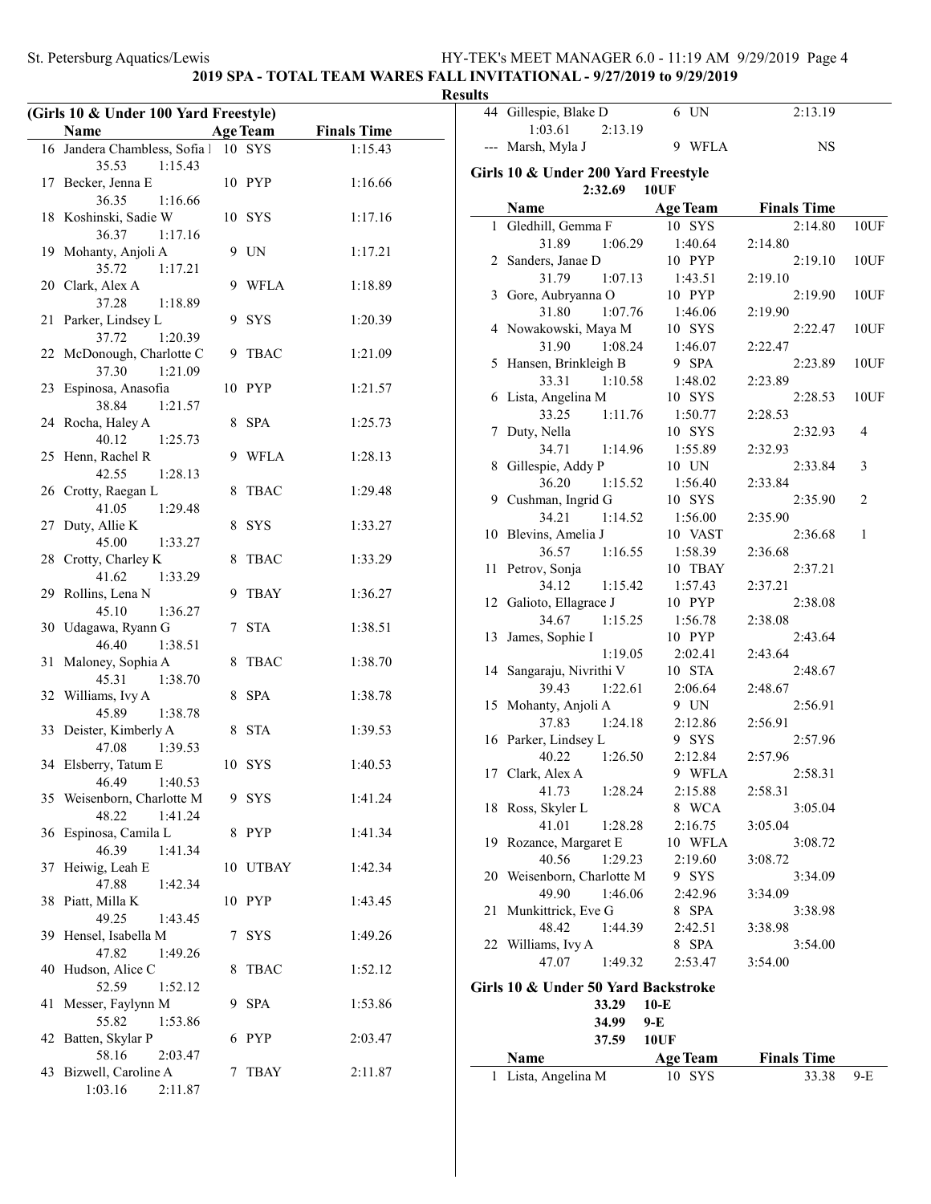**2019 SPA - TOTAL TEAM WARES FALL INVITATIONAL - 9/27/2019 to 9/29/2019**

**Results**

### (Girls 10 & Under 100 Yard Freestyle)

| | Name | Age | Team | Finals Time |
|---|---|---|---|---|
| 16 | Jandera Chambless, Sofia I | 10 | SYS | 1:15.43 |
| | 35.53 1:15.43 | | | |
| 17 | Becker, Jenna E | 10 | PYP | 1:16.66 |
| | 36.35 1:16.66 | | | |
| 18 | Koshinski, Sadie W | 10 | SYS | 1:17.16 |
| | 36.37 1:17.16 | | | |
| 19 | Mohanty, Anjoli A | 9 | UN | 1:17.21 |
| | 35.72 1:17.21 | | | |
| 20 | Clark, Alex A | 9 | WFLA | 1:18.89 |
| | 37.28 1:18.89 | | | |
| 21 | Parker, Lindsey L | 9 | SYS | 1:20.39 |
| | 37.72 1:20.39 | | | |
| 22 | McDonough, Charlotte C | 9 | TBAC | 1:21.09 |
| | 37.30 1:21.09 | | | |
| 23 | Espinosa, Anasofia | 10 | PYP | 1:21.57 |
| | 38.84 1:21.57 | | | |
| 24 | Rocha, Haley A | 8 | SPA | 1:25.73 |
| | 40.12 1:25.73 | | | |
| 25 | Henn, Rachel R | 9 | WFLA | 1:28.13 |
| | 42.55 1:28.13 | | | |
| 26 | Crotty, Raegan L | 8 | TBAC | 1:29.48 |
| | 41.05 1:29.48 | | | |
| 27 | Duty, Allie K | 8 | SYS | 1:33.27 |
| | 45.00 1:33.27 | | | |
| 28 | Crotty, Charley K | 8 | TBAC | 1:33.29 |
| | 41.62 1:33.29 | | | |
| 29 | Rollins, Lena N | 9 | TBAY | 1:36.27 |
| | 45.10 1:36.27 | | | |
| 30 | Udagawa, Ryann G | 7 | STA | 1:38.51 |
| | 46.40 1:38.51 | | | |
| 31 | Maloney, Sophia A | 8 | TBAC | 1:38.70 |
| | 45.31 1:38.70 | | | |
| 32 | Williams, Ivy A | 8 | SPA | 1:38.78 |
| | 45.89 1:38.78 | | | |
| 33 | Deister, Kimberly A | 8 | STA | 1:39.53 |
| | 47.08 1:39.53 | | | |
| 34 | Elsberry, Tatum E | 10 | SYS | 1:40.53 |
| | 46.49 1:40.53 | | | |
| 35 | Weisenborn, Charlotte M | 9 | SYS | 1:41.24 |
| | 48.22 1:41.24 | | | |
| 36 | Espinosa, Camila L | 8 | PYP | 1:41.34 |
| | 46.39 1:41.34 | | | |
| 37 | Heiwig, Leah E | 10 | UTBAY | 1:42.34 |
| | 47.88 1:42.34 | | | |
| 38 | Piatt, Milla K | 10 | PYP | 1:43.45 |
| | 49.25 1:43.45 | | | |
| 39 | Hensel, Isabella M | 7 | SYS | 1:49.26 |
| | 47.82 1:49.26 | | | |
| 40 | Hudson, Alice C | 8 | TBAC | 1:52.12 |
| | 52.59 1:52.12 | | | |
| 41 | Messer, Faylynn M | 9 | SPA | 1:53.86 |
| | 55.82 1:53.86 | | | |
| 42 | Batten, Skylar P | 6 | PYP | 2:03.47 |
| | 58.16 2:03.47 | | | |
| 43 | Bizwell, Caroline A | 7 | TBAY | 2:11.87 |
| | 1:03.16 2:11.87 | | | |
| 44 | Gillespie, Blake D | 6 | UN | 2:13.19 |
| | 1:03.61 2:13.19 | | | |
| --- | Marsh, Myla J | 9 | WFLA | NS |

### Girls 10 & Under 200 Yard Freestyle

2:32.69 10UF

| | Name | Age | Team | Finals Time | |
|---|---|---|---|---|---|
| 1 | Gledhill, Gemma F | 10 | SYS | 2:14.80 | 10UF |
| | 31.89 1:06.29 1:40.64 2:14.80 | | | | |
| 2 | Sanders, Janae D | 10 | PYP | 2:19.10 | 10UF |
| | 31.79 1:07.13 1:43.51 2:19.10 | | | | |
| 3 | Gore, Aubryanna O | 10 | PYP | 2:19.90 | 10UF |
| | 31.80 1:07.76 1:46.06 2:19.90 | | | | |
| 4 | Nowakowski, Maya M | 10 | SYS | 2:22.47 | 10UF |
| | 31.90 1:08.24 1:46.07 2:22.47 | | | | |
| 5 | Hansen, Brinkleigh B | 9 | SPA | 2:23.89 | 10UF |
| | 33.31 1:10.58 1:48.02 2:23.89 | | | | |
| 6 | Lista, Angelina M | 10 | SYS | 2:28.53 | 10UF |
| | 33.25 1:11.76 1:50.77 2:28.53 | | | | |
| 7 | Duty, Nella | 10 | SYS | 2:32.93 | 4 |
| | 34.71 1:14.96 1:55.89 2:32.93 | | | | |
| 8 | Gillespie, Addy P | 10 | UN | 2:33.84 | 3 |
| | 36.20 1:15.52 1:56.40 2:33.84 | | | | |
| 9 | Cushman, Ingrid G | 10 | SYS | 2:35.90 | 2 |
| | 34.21 1:14.52 1:56.00 2:35.90 | | | | |
| 10 | Blevins, Amelia J | 10 | VAST | 2:36.68 | 1 |
| | 36.57 1:16.55 1:58.39 2:36.68 | | | | |
| 11 | Petrov, Sonja | 10 | TBAY | 2:37.21 | |
| | 34.12 1:15.42 1:57.43 2:37.21 | | | | |
| 12 | Galioto, Ellagrace J | 10 | PYP | 2:38.08 | |
| | 34.67 1:15.25 1:56.78 2:38.08 | | | | |
| 13 | James, Sophie I | 10 | PYP | 2:43.64 | |
| | 1:19.05 2:02.41 2:43.64 | | | | |
| 14 | Sangaraju, Nivrithi V | 10 | STA | 2:48.67 | |
| | 39.43 1:22.61 2:06.64 2:48.67 | | | | |
| 15 | Mohanty, Anjoli A | 9 | UN | 2:56.91 | |
| | 37.83 1:24.18 2:12.86 2:56.91 | | | | |
| 16 | Parker, Lindsey L | 9 | SYS | 2:57.96 | |
| | 40.22 1:26.50 2:12.84 2:57.96 | | | | |
| 17 | Clark, Alex A | 9 | WFLA | 2:58.31 | |
| | 41.73 1:28.24 2:15.88 2:58.31 | | | | |
| 18 | Ross, Skyler L | 8 | WCA | 3:05.04 | |
| | 41.01 1:28.28 2:16.75 3:05.04 | | | | |
| 19 | Rozance, Margaret E | 10 | WFLA | 3:08.72 | |
| | 40.56 1:29.23 2:19.60 3:08.72 | | | | |
| 20 | Weisenborn, Charlotte M | 9 | SYS | 3:34.09 | |
| | 49.90 1:46.06 2:42.96 3:34.09 | | | | |
| 21 | Munkittrick, Eve G | 8 | SPA | 3:38.98 | |
| | 48.42 1:44.39 2:42.51 3:38.98 | | | | |
| 22 | Williams, Ivy A | 8 | SPA | 3:54.00 | |
| | 47.07 1:49.32 2:53.47 3:54.00 | | | | |

### Girls 10 & Under 50 Yard Backstroke

33.29 10-E
34.99 9-E
37.59 10UF

| | Name | Age | Team | Finals Time | |
|---|---|---|---|---|---|
| 1 | Lista, Angelina M | 10 | SYS | 33.38 | 9-E |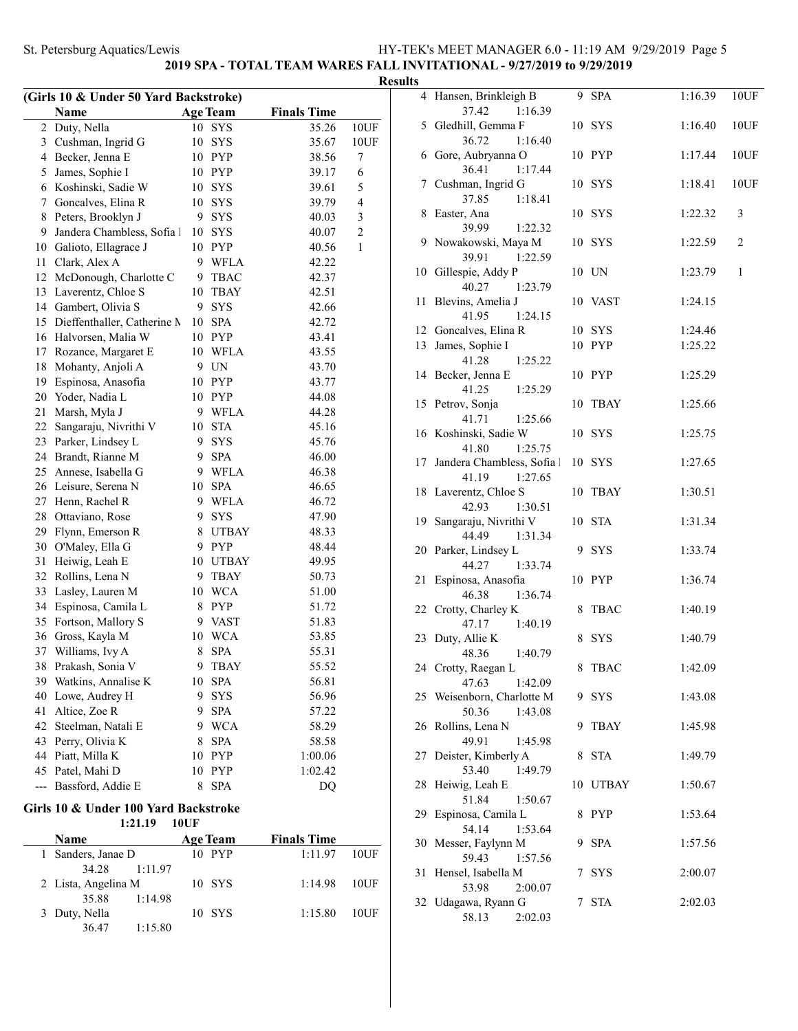**2019 SPA - TOTAL TEAM WARES FALL INVITATIONAL - 9/27/2019 to 9/29/2019**

**Results**

### (Girls 10 & Under 50 Yard Backstroke)

| | Name | Age | Team | Finals Time | |
|---|---|---|---|---|---|
| 2 | Duty, Nella | 10 | SYS | 35.26 | 10UF |
| 3 | Cushman, Ingrid G | 10 | SYS | 35.67 | 10UF |
| 4 | Becker, Jenna E | 10 | PYP | 38.56 | 7 |
| 5 | James, Sophie I | 10 | PYP | 39.17 | 6 |
| 6 | Koshinski, Sadie W | 10 | SYS | 39.61 | 5 |
| 7 | Goncalves, Elina R | 10 | SYS | 39.79 | 4 |
| 8 | Peters, Brooklyn J | 9 | SYS | 40.03 | 3 |
| 9 | Jandera Chambless, Sofia I | 10 | SYS | 40.07 | 2 |
| 10 | Galioto, Ellagrace J | 10 | PYP | 40.56 | 1 |
| 11 | Clark, Alex A | 9 | WFLA | 42.22 | |
| 12 | McDonough, Charlotte C | 9 | TBAC | 42.37 | |
| 13 | Laverentz, Chloe S | 10 | TBAY | 42.51 | |
| 14 | Gambert, Olivia S | 9 | SYS | 42.66 | |
| 15 | Dieffenthaller, Catherine M | 10 | SPA | 42.72 | |
| 16 | Halvorsen, Malia W | 10 | PYP | 43.41 | |
| 17 | Rozance, Margaret E | 10 | WFLA | 43.55 | |
| 18 | Mohanty, Anjoli A | 9 | UN | 43.70 | |
| 19 | Espinosa, Anasofia | 10 | PYP | 43.77 | |
| 20 | Yoder, Nadia L | 10 | PYP | 44.08 | |
| 21 | Marsh, Myla J | 9 | WFLA | 44.28 | |
| 22 | Sangaraju, Nivrithi V | 10 | STA | 45.16 | |
| 23 | Parker, Lindsey L | 9 | SYS | 45.76 | |
| 24 | Brandt, Rianne M | 9 | SPA | 46.00 | |
| 25 | Annese, Isabella G | 9 | WFLA | 46.38 | |
| 26 | Leisure, Serena N | 10 | SPA | 46.65 | |
| 27 | Henn, Rachel R | 9 | WFLA | 46.72 | |
| 28 | Ottaviano, Rose | 9 | SYS | 47.90 | |
| 29 | Flynn, Emerson R | 8 | UTBAY | 48.33 | |
| 30 | O'Maley, Ella G | 9 | PYP | 48.44 | |
| 31 | Heiwig, Leah E | 10 | UTBAY | 49.95 | |
| 32 | Rollins, Lena N | 9 | TBAY | 50.73 | |
| 33 | Lasley, Lauren M | 10 | WCA | 51.00 | |
| 34 | Espinosa, Camila L | 8 | PYP | 51.72 | |
| 35 | Fortson, Mallory S | 9 | VAST | 51.83 | |
| 36 | Gross, Kayla M | 10 | WCA | 53.85 | |
| 37 | Williams, Ivy A | 8 | SPA | 55.31 | |
| 38 | Prakash, Sonia V | 9 | TBAY | 55.52 | |
| 39 | Watkins, Annalise K | 10 | SPA | 56.81 | |
| 40 | Lowe, Audrey H | 9 | SYS | 56.96 | |
| 41 | Altice, Zoe R | 9 | SPA | 57.22 | |
| 42 | Steelman, Natali E | 9 | WCA | 58.29 | |
| 43 | Perry, Olivia K | 8 | SPA | 58.58 | |
| 44 | Piatt, Milla K | 10 | PYP | 1:00.06 | |
| 45 | Patel, Mahi D | 10 | PYP | 1:02.42 | |
| --- | Bassford, Addie E | 8 | SPA | DQ | |

### Girls 10 & Under 100 Yard Backstroke

1:21.19 10UF

| | Name | Age | Team | Finals Time | |
|---|---|---|---|---|---|
| 1 | Sanders, Janae D | 10 | PYP | 1:11.97 | 10UF |
| | 34.28 1:11.97 | | | | |
| 2 | Lista, Angelina M | 10 | SYS | 1:14.98 | 10UF |
| | 35.88 1:14.98 | | | | |
| 3 | Duty, Nella | 10 | SYS | 1:15.80 | 10UF |
| | 36.47 1:15.80 | | | | |
| 4 | Hansen, Brinkleigh B | 9 | SPA | 1:16.39 | 10UF |
| | 37.42 1:16.39 | | | | |
| 5 | Gledhill, Gemma F | 10 | SYS | 1:16.40 | 10UF |
| | 36.72 1:16.40 | | | | |
| 6 | Gore, Aubryanna O | 10 | PYP | 1:17.44 | 10UF |
| | 36.41 1:17.44 | | | | |
| 7 | Cushman, Ingrid G | 10 | SYS | 1:18.41 | 10UF |
| | 37.85 1:18.41 | | | | |
| 8 | Easter, Ana | 10 | SYS | 1:22.32 | 3 |
| | 39.99 1:22.32 | | | | |
| 9 | Nowakowski, Maya M | 10 | SYS | 1:22.59 | 2 |
| | 39.91 1:22.59 | | | | |
| 10 | Gillespie, Addy P | 10 | UN | 1:23.79 | 1 |
| | 40.27 1:23.79 | | | | |
| 11 | Blevins, Amelia J | 10 | VAST | 1:24.15 | |
| | 41.95 1:24.15 | | | | |
| 12 | Goncalves, Elina R | 10 | SYS | 1:24.46 | |
| 13 | James, Sophie I | 10 | PYP | 1:25.22 | |
| | 41.28 1:25.22 | | | | |
| 14 | Becker, Jenna E | 10 | PYP | 1:25.29 | |
| | 41.25 1:25.29 | | | | |
| 15 | Petrov, Sonja | 10 | TBAY | 1:25.66 | |
| | 41.71 1:25.66 | | | | |
| 16 | Koshinski, Sadie W | 10 | SYS | 1:25.75 | |
| | 41.80 1:25.75 | | | | |
| 17 | Jandera Chambless, Sofia I | 10 | SYS | 1:27.65 | |
| | 41.19 1:27.65 | | | | |
| 18 | Laverentz, Chloe S | 10 | TBAY | 1:30.51 | |
| | 42.93 1:30.51 | | | | |
| 19 | Sangaraju, Nivrithi V | 10 | STA | 1:31.34 | |
| | 44.49 1:31.34 | | | | |
| 20 | Parker, Lindsey L | 9 | SYS | 1:33.74 | |
| | 44.27 1:33.74 | | | | |
| 21 | Espinosa, Anasofia | 10 | PYP | 1:36.74 | |
| | 46.38 1:36.74 | | | | |
| 22 | Crotty, Charley K | 8 | TBAC | 1:40.19 | |
| | 47.17 1:40.19 | | | | |
| 23 | Duty, Allie K | 8 | SYS | 1:40.79 | |
| | 48.36 1:40.79 | | | | |
| 24 | Crotty, Raegan L | 8 | TBAC | 1:42.09 | |
| | 47.63 1:42.09 | | | | |
| 25 | Weisenborn, Charlotte M | 9 | SYS | 1:43.08 | |
| | 50.36 1:43.08 | | | | |
| 26 | Rollins, Lena N | 9 | TBAY | 1:45.98 | |
| | 49.91 1:45.98 | | | | |
| 27 | Deister, Kimberly A | 8 | STA | 1:49.79 | |
| | 53.40 1:49.79 | | | | |
| 28 | Heiwig, Leah E | 10 | UTBAY | 1:50.67 | |
| | 51.84 1:50.67 | | | | |
| 29 | Espinosa, Camila L | 8 | PYP | 1:53.64 | |
| | 54.14 1:53.64 | | | | |
| 30 | Messer, Faylynn M | 9 | SPA | 1:57.56 | |
| | 59.43 1:57.56 | | | | |
| 31 | Hensel, Isabella M | 7 | SYS | 2:00.07 | |
| | 53.98 2:00.07 | | | | |
| 32 | Udagawa, Ryann G | 7 | STA | 2:02.03 | |
| | 58.13 2:02.03 | | | | |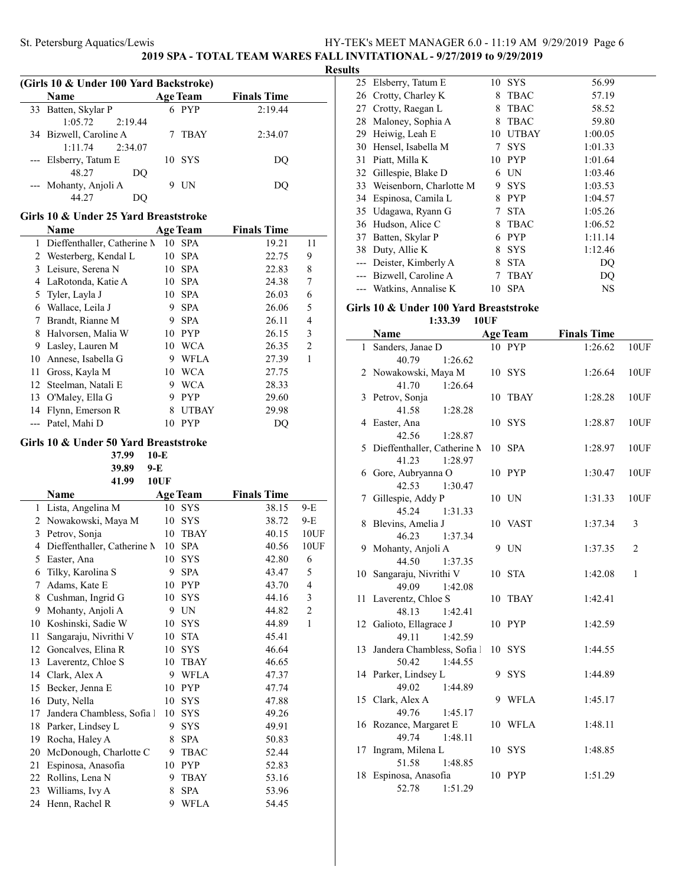# 2019 SPA - TOTAL TEAM WARES FALL INVITATIONAL - 9/27/2019 to 9/29/2019

## Results

### (Girls 10 & Under 100 Yard Backstroke)

| | Name | Age | Team | Finals Time | |
|---|---|---|---|---|---|
| 33 | Batten, Skylar P | 6 | PYP | 2:19.44 | |
| | 1:05.72 2:19.44 | | | | |
| 34 | Bizwell, Caroline A | 7 | TBAY | 2:34.07 | |
| | 1:11.74 2:34.07 | | | | |
| --- | Elsberry, Tatum E | 10 | SYS | DQ | |
| | 48.27 DQ | | | | |
| --- | Mohanty, Anjoli A | 9 | UN | DQ | |
| | 44.27 DQ | | | | |

### Girls 10 & Under 25 Yard Breaststroke

| | Name | Age | Team | Finals Time | |
|---|---|---|---|---|---|
| 1 | Dieffenthaller, Catherine M | 10 | SPA | 19.21 | 11 |
| 2 | Westerberg, Kendal L | 10 | SPA | 22.75 | 9 |
| 3 | Leisure, Serena N | 10 | SPA | 22.83 | 8 |
| 4 | LaRotonda, Katie A | 10 | SPA | 24.38 | 7 |
| 5 | Tyler, Layla J | 10 | SPA | 26.03 | 6 |
| 6 | Wallace, Leila J | 9 | SPA | 26.06 | 5 |
| 7 | Brandt, Rianne M | 9 | SPA | 26.11 | 4 |
| 8 | Halvorsen, Malia W | 10 | PYP | 26.15 | 3 |
| 9 | Lasley, Lauren M | 10 | WCA | 26.35 | 2 |
| 10 | Annese, Isabella G | 9 | WFLA | 27.39 | 1 |
| 11 | Gross, Kayla M | 10 | WCA | 27.75 | |
| 12 | Steelman, Natali E | 9 | WCA | 28.33 | |
| 13 | O'Maley, Ella G | 9 | PYP | 29.60 | |
| 14 | Flynn, Emerson R | 8 | UTBAY | 29.98 | |
| --- | Patel, Mahi D | 10 | PYP | DQ | |

### Girls 10 & Under 50 Yard Breaststroke

37.99 10-E
39.89 9-E
41.99 10UF

| | Name | Age | Team | Finals Time | |
|---|---|---|---|---|---|
| 1 | Lista, Angelina M | 10 | SYS | 38.15 | 9-E |
| 2 | Nowakowski, Maya M | 10 | SYS | 38.72 | 9-E |
| 3 | Petrov, Sonja | 10 | TBAY | 40.15 | 10UF |
| 4 | Dieffenthaller, Catherine M | 10 | SPA | 40.56 | 10UF |
| 5 | Easter, Ana | 10 | SYS | 42.80 | 6 |
| 6 | Tilky, Karolina S | 9 | SPA | 43.47 | 5 |
| 7 | Adams, Kate E | 10 | PYP | 43.70 | 4 |
| 8 | Cushman, Ingrid G | 10 | SYS | 44.16 | 3 |
| 9 | Mohanty, Anjoli A | 9 | UN | 44.82 | 2 |
| 10 | Koshinski, Sadie W | 10 | SYS | 44.89 | 1 |
| 11 | Sangaraju, Nivrithi V | 10 | STA | 45.41 | |
| 12 | Goncalves, Elina R | 10 | SYS | 46.64 | |
| 13 | Laverentz, Chloe S | 10 | TBAY | 46.65 | |
| 14 | Clark, Alex A | 9 | WFLA | 47.37 | |
| 15 | Becker, Jenna E | 10 | PYP | 47.74 | |
| 16 | Duty, Nella | 10 | SYS | 47.88 | |
| 17 | Jandera Chambless, Sofia I | 10 | SYS | 49.26 | |
| 18 | Parker, Lindsey L | 9 | SYS | 49.91 | |
| 19 | Rocha, Haley A | 8 | SPA | 50.83 | |
| 20 | McDonough, Charlotte C | 9 | TBAC | 52.44 | |
| 21 | Espinosa, Anasofia | 10 | PYP | 52.83 | |
| 22 | Rollins, Lena N | 9 | TBAY | 53.16 | |
| 23 | Williams, Ivy A | 8 | SPA | 53.96 | |
| 24 | Henn, Rachel R | 9 | WFLA | 54.45 | |
| 25 | Elsberry, Tatum E | 10 | SYS | 56.99 | |
| 26 | Crotty, Charley K | 8 | TBAC | 57.19 | |
| 27 | Crotty, Raegan L | 8 | TBAC | 58.52 | |
| 28 | Maloney, Sophia A | 8 | TBAC | 59.80 | |
| 29 | Heiwig, Leah E | 10 | UTBAY | 1:00.05 | |
| 30 | Hensel, Isabella M | 7 | SYS | 1:01.33 | |
| 31 | Piatt, Milla K | 10 | PYP | 1:01.64 | |
| 32 | Gillespie, Blake D | 6 | UN | 1:03.46 | |
| 33 | Weisenborn, Charlotte M | 9 | SYS | 1:03.53 | |
| 34 | Espinosa, Camila L | 8 | PYP | 1:04.57 | |
| 35 | Udagawa, Ryann G | 7 | STA | 1:05.26 | |
| 36 | Hudson, Alice C | 8 | TBAC | 1:06.52 | |
| 37 | Batten, Skylar P | 6 | PYP | 1:11.14 | |
| 38 | Duty, Allie K | 8 | SYS | 1:12.46 | |
| --- | Deister, Kimberly A | 8 | STA | DQ | |
| --- | Bizwell, Caroline A | 7 | TBAY | DQ | |
| --- | Watkins, Annalise K | 10 | SPA | NS | |

### Girls 10 & Under 100 Yard Breaststroke

1:33.39 10UF

| | Name | Age | Team | Finals Time | |
|---|---|---|---|---|---|
| 1 | Sanders, Janae D | 10 | PYP | 1:26.62 | 10UF |
| | 40.79 1:26.62 | | | | |
| 2 | Nowakowski, Maya M | 10 | SYS | 1:26.64 | 10UF |
| | 41.70 1:26.64 | | | | |
| 3 | Petrov, Sonja | 10 | TBAY | 1:28.28 | 10UF |
| | 41.58 1:28.28 | | | | |
| 4 | Easter, Ana | 10 | SYS | 1:28.87 | 10UF |
| | 42.56 1:28.87 | | | | |
| 5 | Dieffenthaller, Catherine M | 10 | SPA | 1:28.97 | 10UF |
| | 41.23 1:28.97 | | | | |
| 6 | Gore, Aubryanna O | 10 | PYP | 1:30.47 | 10UF |
| | 42.53 1:30.47 | | | | |
| 7 | Gillespie, Addy P | 10 | UN | 1:31.33 | 10UF |
| | 45.24 1:31.33 | | | | |
| 8 | Blevins, Amelia J | 10 | VAST | 1:37.34 | 3 |
| | 46.23 1:37.34 | | | | |
| 9 | Mohanty, Anjoli A | 9 | UN | 1:37.35 | 2 |
| | 44.50 1:37.35 | | | | |
| 10 | Sangaraju, Nivrithi V | 10 | STA | 1:42.08 | 1 |
| | 49.09 1:42.08 | | | | |
| 11 | Laverentz, Chloe S | 10 | TBAY | 1:42.41 | |
| | 48.13 1:42.41 | | | | |
| 12 | Galioto, Ellagrace J | 10 | PYP | 1:42.59 | |
| | 49.11 1:42.59 | | | | |
| 13 | Jandera Chambless, Sofia I | 10 | SYS | 1:44.55 | |
| | 50.42 1:44.55 | | | | |
| 14 | Parker, Lindsey L | 9 | SYS | 1:44.89 | |
| | 49.02 1:44.89 | | | | |
| 15 | Clark, Alex A | 9 | WFLA | 1:45.17 | |
| | 49.76 1:45.17 | | | | |
| 16 | Rozance, Margaret E | 10 | WFLA | 1:48.11 | |
| | 49.74 1:48.11 | | | | |
| 17 | Ingram, Milena L | 10 | SYS | 1:48.85 | |
| | 51.58 1:48.85 | | | | |
| 18 | Espinosa, Anasofia | 10 | PYP | 1:51.29 | |
| | 52.78 1:51.29 | | | | |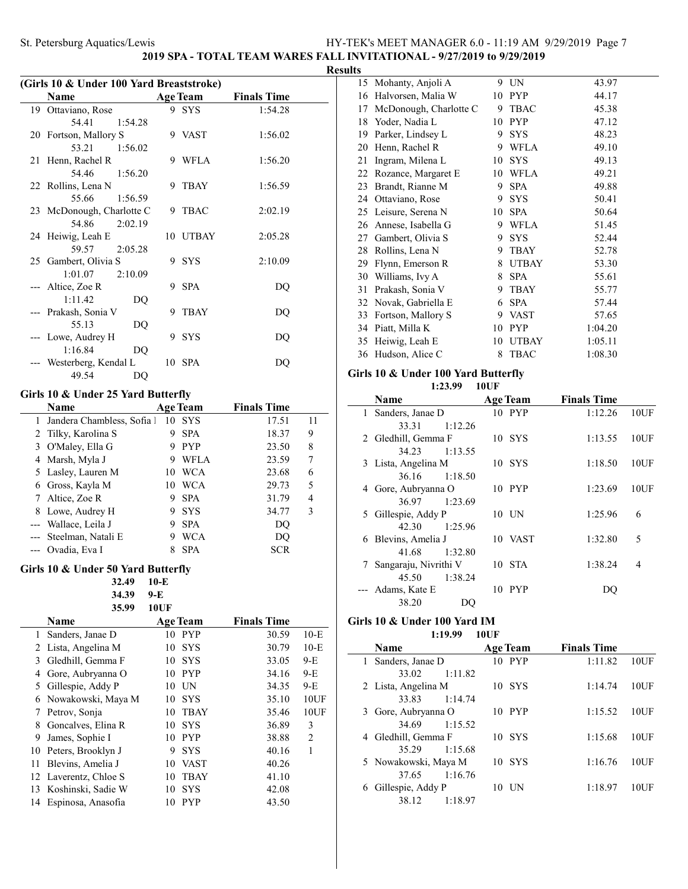## 2019 SPA - TOTAL TEAM WARES FALL INVITATIONAL - 9/27/2019 to 9/29/2019

### Results

### (Girls 10 & Under 100 Yard Breaststroke)

| | Name | Age | Team | Finals Time | |
|---|---|---|---|---|---|
| 19 | Ottaviano, Rose | 9 | SYS | 1:54.28 | |
| | 54.41 1:54.28 | | | | |
| 20 | Fortson, Mallory S | 9 | VAST | 1:56.02 | |
| | 53.21 1:56.02 | | | | |
| 21 | Henn, Rachel R | 9 | WFLA | 1:56.20 | |
| | 54.46 1:56.20 | | | | |
| 22 | Rollins, Lena N | 9 | TBAY | 1:56.59 | |
| | 55.66 1:56.59 | | | | |
| 23 | McDonough, Charlotte C | 9 | TBAC | 2:02.19 | |
| | 54.86 2:02.19 | | | | |
| 24 | Heiwig, Leah E | 10 | UTBAY | 2:05.28 | |
| | 59.57 2:05.28 | | | | |
| 25 | Gambert, Olivia S | 9 | SYS | 2:10.09 | |
| | 1:01.07 2:10.09 | | | | |
| --- | Altice, Zoe R | 9 | SPA | DQ | |
| | 1:11.42 DQ | | | | |
| --- | Prakash, Sonia V | 9 | TBAY | DQ | |
| | 55.13 DQ | | | | |
| --- | Lowe, Audrey H | 9 | SYS | DQ | |
| | 1:16.84 DQ | | | | |
| --- | Westerberg, Kendal L | 10 | SPA | DQ | |
| | 49.54 DQ | | | | |

### Girls 10 & Under 25 Yard Butterfly

| | Name | Age | Team | Finals Time | |
|---|---|---|---|---|---|
| 1 | Jandera Chambless, Sofia I | 10 | SYS | 17.51 | 11 |
| 2 | Tilky, Karolina S | 9 | SPA | 18.37 | 9 |
| 3 | O'Maley, Ella G | 9 | PYP | 23.50 | 8 |
| 4 | Marsh, Myla J | 9 | WFLA | 23.59 | 7 |
| 5 | Lasley, Lauren M | 10 | WCA | 23.68 | 6 |
| 6 | Gross, Kayla M | 10 | WCA | 29.73 | 5 |
| 7 | Altice, Zoe R | 9 | SPA | 31.79 | 4 |
| 8 | Lowe, Audrey H | 9 | SYS | 34.77 | 3 |
| --- | Wallace, Leila J | 9 | SPA | DQ | |
| --- | Steelman, Natali E | 9 | WCA | DQ | |
| --- | Ovadia, Eva I | 8 | SPA | SCR | |

### Girls 10 & Under 50 Yard Butterfly

32.49 10-E
34.39 9-E
35.99 10UF

| | Name | Age | Team | Finals Time | |
|---|---|---|---|---|---|
| 1 | Sanders, Janae D | 10 | PYP | 30.59 | 10-E |
| 2 | Lista, Angelina M | 10 | SYS | 30.79 | 10-E |
| 3 | Gledhill, Gemma F | 10 | SYS | 33.05 | 9-E |
| 4 | Gore, Aubryanna O | 10 | PYP | 34.16 | 9-E |
| 5 | Gillespie, Addy P | 10 | UN | 34.35 | 9-E |
| 6 | Nowakowski, Maya M | 10 | SYS | 35.10 | 10UF |
| 7 | Petrov, Sonja | 10 | TBAY | 35.46 | 10UF |
| 8 | Goncalves, Elina R | 10 | SYS | 36.89 | 3 |
| 9 | James, Sophie I | 10 | PYP | 38.88 | 2 |
| 10 | Peters, Brooklyn J | 9 | SYS | 40.16 | 1 |
| 11 | Blevins, Amelia J | 10 | VAST | 40.26 | |
| 12 | Laverentz, Chloe S | 10 | TBAY | 41.10 | |
| 13 | Koshinski, Sadie W | 10 | SYS | 42.08 | |
| 14 | Espinosa, Anasofia | 10 | PYP | 43.50 | |
| 15 | Mohanty, Anjoli A | 9 | UN | 43.97 | |
| 16 | Halvorsen, Malia W | 10 | PYP | 44.17 | |
| 17 | McDonough, Charlotte C | 9 | TBAC | 45.38 | |
| 18 | Yoder, Nadia L | 10 | PYP | 47.12 | |
| 19 | Parker, Lindsey L | 9 | SYS | 48.23 | |
| 20 | Henn, Rachel R | 9 | WFLA | 49.10 | |
| 21 | Ingram, Milena L | 10 | SYS | 49.13 | |
| 22 | Rozance, Margaret E | 10 | WFLA | 49.21 | |
| 23 | Brandt, Rianne M | 9 | SPA | 49.88 | |
| 24 | Ottaviano, Rose | 9 | SYS | 50.41 | |
| 25 | Leisure, Serena N | 10 | SPA | 50.64 | |
| 26 | Annese, Isabella G | 9 | WFLA | 51.45 | |
| 27 | Gambert, Olivia S | 9 | SYS | 52.44 | |
| 28 | Rollins, Lena N | 9 | TBAY | 52.78 | |
| 29 | Flynn, Emerson R | 8 | UTBAY | 53.30 | |
| 30 | Williams, Ivy A | 8 | SPA | 55.61 | |
| 31 | Prakash, Sonia V | 9 | TBAY | 55.77 | |
| 32 | Novak, Gabriella E | 6 | SPA | 57.44 | |
| 33 | Fortson, Mallory S | 9 | VAST | 57.65 | |
| 34 | Piatt, Milla K | 10 | PYP | 1:04.20 | |
| 35 | Heiwig, Leah E | 10 | UTBAY | 1:05.11 | |
| 36 | Hudson, Alice C | 8 | TBAC | 1:08.30 | |

### Girls 10 & Under 100 Yard Butterfly

1:23.99 10UF

| | Name | Age | Team | Finals Time | |
|---|---|---|---|---|---|
| 1 | Sanders, Janae D | 10 | PYP | 1:12.26 | 10UF |
| | 33.31 1:12.26 | | | | |
| 2 | Gledhill, Gemma F | 10 | SYS | 1:13.55 | 10UF |
| | 34.23 1:13.55 | | | | |
| 3 | Lista, Angelina M | 10 | SYS | 1:18.50 | 10UF |
| | 36.16 1:18.50 | | | | |
| 4 | Gore, Aubryanna O | 10 | PYP | 1:23.69 | 10UF |
| | 36.97 1:23.69 | | | | |
| 5 | Gillespie, Addy P | 10 | UN | 1:25.96 | 6 |
| | 42.30 1:25.96 | | | | |
| 6 | Blevins, Amelia J | 10 | VAST | 1:32.80 | 5 |
| | 41.68 1:32.80 | | | | |
| 7 | Sangaraju, Nivrithi V | 10 | STA | 1:38.24 | 4 |
| | 45.50 1:38.24 | | | | |
| --- | Adams, Kate E | 10 | PYP | DQ | |
| | 38.20 DQ | | | | |

### Girls 10 & Under 100 Yard IM

1:19.99 10UF

| | Name | Age | Team | Finals Time | |
|---|---|---|---|---|---|
| 1 | Sanders, Janae D | 10 | PYP | 1:11.82 | 10UF |
| | 33.02 1:11.82 | | | | |
| 2 | Lista, Angelina M | 10 | SYS | 1:14.74 | 10UF |
| | 33.83 1:14.74 | | | | |
| 3 | Gore, Aubryanna O | 10 | PYP | 1:15.52 | 10UF |
| | 34.69 1:15.52 | | | | |
| 4 | Gledhill, Gemma F | 10 | SYS | 1:15.68 | 10UF |
| | 35.29 1:15.68 | | | | |
| 5 | Nowakowski, Maya M | 10 | SYS | 1:16.76 | 10UF |
| | 37.65 1:16.76 | | | | |
| 6 | Gillespie, Addy P | 10 | UN | 1:18.97 | 10UF |
| | 38.12 1:18.97 | | | | |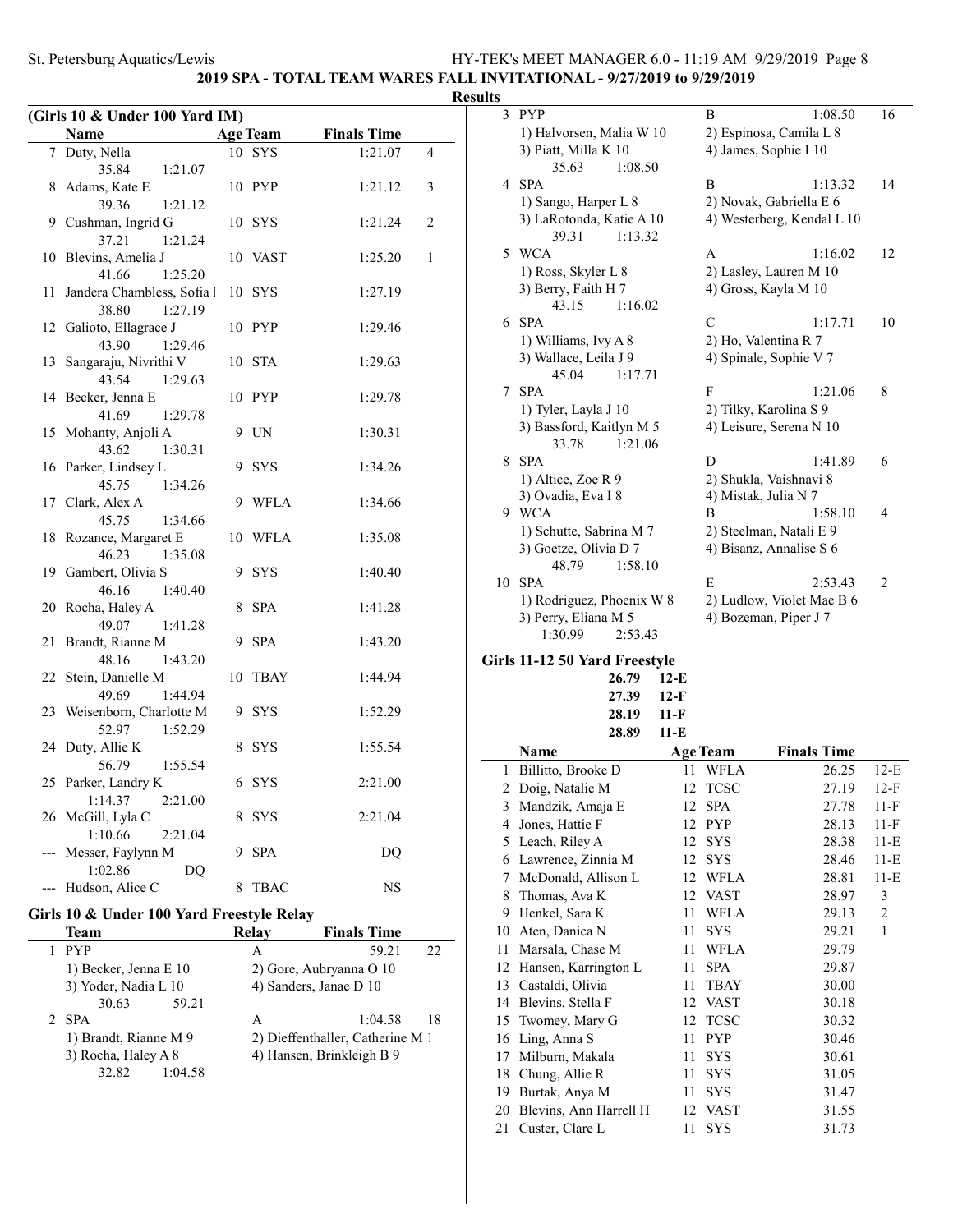**2019 SPA - TOTAL TEAM WARES FALL INVITATIONAL - 9/27/2019 to 9/29/2019**

**Results**

### (Girls 10 & Under 100 Yard IM)

| | Name | Age | Team | Finals Time | |
|---|---|---|---|---|---|
| 7 | Duty, Nella | 10 | SYS | 1:21.07 | 4 |
| | 35.84 1:21.07 | | | | |
| 8 | Adams, Kate E | 10 | PYP | 1:21.12 | 3 |
| | 39.36 1:21.12 | | | | |
| 9 | Cushman, Ingrid G | 10 | SYS | 1:21.24 | 2 |
| | 37.21 1:21.24 | | | | |
| 10 | Blevins, Amelia J | 10 | VAST | 1:25.20 | 1 |
| | 41.66 1:25.20 | | | | |
| 11 | Jandera Chambless, Sofia I | 10 | SYS | 1:27.19 | |
| | 38.80 1:27.19 | | | | |
| 12 | Galioto, Ellagrace J | 10 | PYP | 1:29.46 | |
| | 43.90 1:29.46 | | | | |
| 13 | Sangaraju, Nivrithi V | 10 | STA | 1:29.63 | |
| | 43.54 1:29.63 | | | | |
| 14 | Becker, Jenna E | 10 | PYP | 1:29.78 | |
| | 41.69 1:29.78 | | | | |
| 15 | Mohanty, Anjoli A | 9 | UN | 1:30.31 | |
| | 43.62 1:30.31 | | | | |
| 16 | Parker, Lindsey L | 9 | SYS | 1:34.26 | |
| | 45.75 1:34.26 | | | | |
| 17 | Clark, Alex A | 9 | WFLA | 1:34.66 | |
| | 45.75 1:34.66 | | | | |
| 18 | Rozance, Margaret E | 10 | WFLA | 1:35.08 | |
| | 46.23 1:35.08 | | | | |
| 19 | Gambert, Olivia S | 9 | SYS | 1:40.40 | |
| | 46.16 1:40.40 | | | | |
| 20 | Rocha, Haley A | 8 | SPA | 1:41.28 | |
| | 49.07 1:41.28 | | | | |
| 21 | Brandt, Rianne M | 9 | SPA | 1:43.20 | |
| | 48.16 1:43.20 | | | | |
| 22 | Stein, Danielle M | 10 | TBAY | 1:44.94 | |
| | 49.69 1:44.94 | | | | |
| 23 | Weisenborn, Charlotte M | 9 | SYS | 1:52.29 | |
| | 52.97 1:52.29 | | | | |
| 24 | Duty, Allie K | 8 | SYS | 1:55.54 | |
| | 56.79 1:55.54 | | | | |
| 25 | Parker, Landry K | 6 | SYS | 2:21.00 | |
| | 1:14.37 2:21.00 | | | | |
| 26 | McGill, Lyla C | 8 | SYS | 2:21.04 | |
| | 1:10.66 2:21.04 | | | | |
| --- | Messer, Faylynn M | 9 | SPA | DQ | |
| | 1:02.86 DQ | | | | |
| --- | Hudson, Alice C | 8 | TBAC | NS | |

### Girls 10 & Under 100 Yard Freestyle Relay

| | Team | Relay | Finals Time | |
|---|---|---|---|---|
| 1 | PYP | A | 59.21 | 22 |
| | 1) Becker, Jenna E 10; 2) Gore, Aubryanna O 10; 3) Yoder, Nadia L 10; 4) Sanders, Janae D 10 | | | |
| | 30.63 59.21 | | | |
| 2 | SPA | A | 1:04.58 | 18 |
| | 1) Brandt, Rianne M 9; 2) Dieffenthaller, Catherine M 1; 3) Rocha, Haley A 8; 4) Hansen, Brinkleigh B 9 | | | |
| | 32.82 1:04.58 | | | |
| 3 | PYP | B | 1:08.50 | 16 |
| | 1) Halvorsen, Malia W 10; 2) Espinosa, Camila L 8; 3) Piatt, Milla K 10; 4) James, Sophie I 10 | | | |
| | 35.63 1:08.50 | | | |
| 4 | SPA | B | 1:13.32 | 14 |
| | 1) Sango, Harper L 8; 2) Novak, Gabriella E 6; 3) LaRotonda, Katie A 10; 4) Westerberg, Kendal L 10 | | | |
| | 39.31 1:13.32 | | | |
| 5 | WCA | A | 1:16.02 | 12 |
| | 1) Ross, Skyler L 8; 2) Lasley, Lauren M 10; 3) Berry, Faith H 7; 4) Gross, Kayla M 10 | | | |
| | 43.15 1:16.02 | | | |
| 6 | SPA | C | 1:17.71 | 10 |
| | 1) Williams, Ivy A 8; 2) Ho, Valentina R 7; 3) Wallace, Leila J 9; 4) Spinale, Sophie V 7 | | | |
| | 45.04 1:17.71 | | | |
| 7 | SPA | F | 1:21.06 | 8 |
| | 1) Tyler, Layla J 10; 2) Tilky, Karolina S 9; 3) Bassford, Kaitlyn M 5; 4) Leisure, Serena N 10 | | | |
| | 33.78 1:21.06 | | | |
| 8 | SPA | D | 1:41.89 | 6 |
| | 1) Altice, Zoe R 9; 2) Shukla, Vaishnavi 8; 3) Ovadia, Eva I 8; 4) Mistak, Julia N 7 | | | |
| 9 | WCA | B | 1:58.10 | 4 |
| | 1) Schutte, Sabrina M 7; 2) Steelman, Natali E 9; 3) Goetze, Olivia D 7; 4) Bisanz, Annalise S 6 | | | |
| | 48.79 1:58.10 | | | |
| 10 | SPA | E | 2:53.43 | 2 |
| | 1) Rodriguez, Phoenix W 8; 2) Ludlow, Violet Mae B 6; 3) Perry, Eliana M 5; 4) Bozeman, Piper J 7 | | | |
| | 1:30.99 2:53.43 | | | |

### Girls 11-12 50 Yard Freestyle

26.79 12-E
27.39 12-F
28.19 11-F
28.89 11-E

| | Name | Age | Team | Finals Time | |
|---|---|---|---|---|---|
| 1 | Billitto, Brooke D | 11 | WFLA | 26.25 | 12-E |
| 2 | Doig, Natalie M | 12 | TCSC | 27.19 | 12-F |
| 3 | Mandzik, Amaja E | 12 | SPA | 27.78 | 11-F |
| 4 | Jones, Hattie F | 12 | PYP | 28.13 | 11-F |
| 5 | Leach, Riley A | 12 | SYS | 28.38 | 11-E |
| 6 | Lawrence, Zinnia M | 12 | SYS | 28.46 | 11-E |
| 7 | McDonald, Allison L | 12 | WFLA | 28.81 | 11-E |
| 8 | Thomas, Ava K | 12 | VAST | 28.97 | 3 |
| 9 | Henkel, Sara K | 11 | WFLA | 29.13 | 2 |
| 10 | Aten, Danica N | 11 | SYS | 29.21 | 1 |
| 11 | Marsala, Chase M | 11 | WFLA | 29.79 | |
| 12 | Hansen, Karrington L | 11 | SPA | 29.87 | |
| 13 | Castaldi, Olivia | 11 | TBAY | 30.00 | |
| 14 | Blevins, Stella F | 12 | VAST | 30.18 | |
| 15 | Twomey, Mary G | 12 | TCSC | 30.32 | |
| 16 | Ling, Anna S | 11 | PYP | 30.46 | |
| 17 | Milburn, Makala | 11 | SYS | 30.61 | |
| 18 | Chung, Allie R | 11 | SYS | 31.05 | |
| 19 | Burtak, Anya M | 11 | SYS | 31.47 | |
| 20 | Blevins, Ann Harrell H | 12 | VAST | 31.55 | |
| 21 | Custer, Clare L | 11 | SYS | 31.73 | |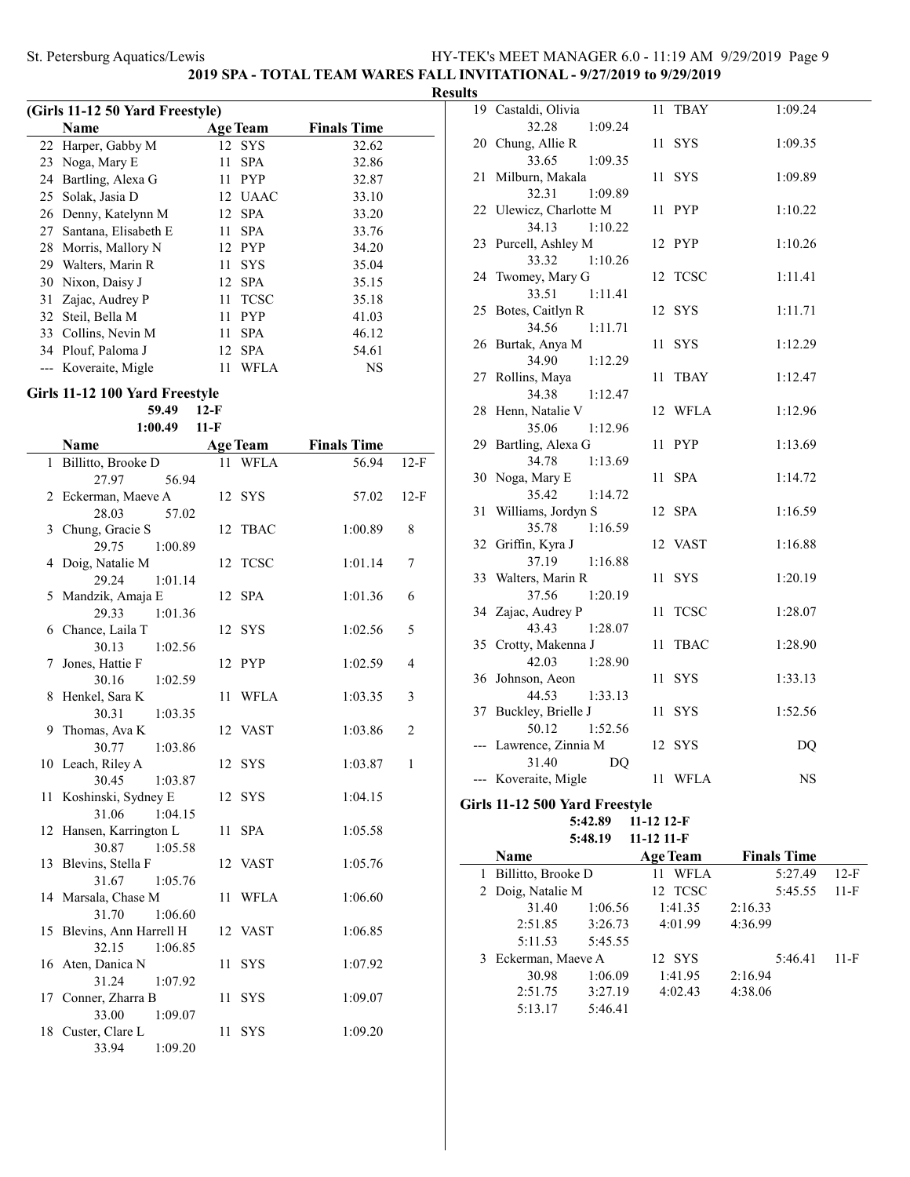2019 SPA - TOTAL TEAM WARES FALL INVITATIONAL - 9/27/2019 to 9/29/2019

Results

### (Girls 11-12 50 Yard Freestyle)

| | Name | Age | Team | Finals Time |
|---|---|---|---|---|
| 22 | Harper, Gabby M | 12 | SYS | 32.62 |
| 23 | Noga, Mary E | 11 | SPA | 32.86 |
| 24 | Bartling, Alexa G | 11 | PYP | 32.87 |
| 25 | Solak, Jasia D | 12 | UAAC | 33.10 |
| 26 | Denny, Katelynn M | 12 | SPA | 33.20 |
| 27 | Santana, Elisabeth E | 11 | SPA | 33.76 |
| 28 | Morris, Mallory N | 12 | PYP | 34.20 |
| 29 | Walters, Marin R | 11 | SYS | 35.04 |
| 30 | Nixon, Daisy J | 12 | SPA | 35.15 |
| 31 | Zajac, Audrey P | 11 | TCSC | 35.18 |
| 32 | Steil, Bella M | 11 | PYP | 41.03 |
| 33 | Collins, Nevin M | 11 | SPA | 46.12 |
| 34 | Plouf, Paloma J | 12 | SPA | 54.61 |
| --- | Koveraite, Migle | 11 | WFLA | NS |

### Girls 11-12 100 Yard Freestyle

59.49 12-F
1:00.49 11-F

| | Name | Age | Team | Finals Time | | |
|---|---|---|---|---|---|---|
| 1 | Billitto, Brooke D | 11 | WFLA | 56.94 | 12-F | |
| | 27.97 | 56.94 | | | | |
| 2 | Eckerman, Maeve A | 12 | SYS | 57.02 | 12-F | |
| | 28.03 | 57.02 | | | | |
| 3 | Chung, Gracie S | 12 | TBAC | 1:00.89 | | 8 |
| | 29.75 | 1:00.89 | | | | |
| 4 | Doig, Natalie M | 12 | TCSC | 1:01.14 | | 7 |
| | 29.24 | 1:01.14 | | | | |
| 5 | Mandzik, Amaja E | 12 | SPA | 1:01.36 | | 6 |
| | 29.33 | 1:01.36 | | | | |
| 6 | Chance, Laila T | 12 | SYS | 1:02.56 | | 5 |
| | 30.13 | 1:02.56 | | | | |
| 7 | Jones, Hattie F | 12 | PYP | 1:02.59 | | 4 |
| | 30.16 | 1:02.59 | | | | |
| 8 | Henkel, Sara K | 11 | WFLA | 1:03.35 | | 3 |
| | 30.31 | 1:03.35 | | | | |
| 9 | Thomas, Ava K | 12 | VAST | 1:03.86 | | 2 |
| | 30.77 | 1:03.86 | | | | |
| 10 | Leach, Riley A | 12 | SYS | 1:03.87 | | 1 |
| | 30.45 | 1:03.87 | | | | |
| 11 | Koshinski, Sydney E | 12 | SYS | 1:04.15 | | |
| | 31.06 | 1:04.15 | | | | |
| 12 | Hansen, Karrington L | 11 | SPA | 1:05.58 | | |
| | 30.87 | 1:05.58 | | | | |
| 13 | Blevins, Stella F | 12 | VAST | 1:05.76 | | |
| | 31.67 | 1:05.76 | | | | |
| 14 | Marsala, Chase M | 11 | WFLA | 1:06.60 | | |
| | 31.70 | 1:06.60 | | | | |
| 15 | Blevins, Ann Harrell H | 12 | VAST | 1:06.85 | | |
| | 32.15 | 1:06.85 | | | | |
| 16 | Aten, Danica N | 11 | SYS | 1:07.92 | | |
| | 31.24 | 1:07.92 | | | | |
| 17 | Conner, Zharra B | 11 | SYS | 1:09.07 | | |
| | 33.00 | 1:09.07 | | | | |
| 18 | Custer, Clare L | 11 | SYS | 1:09.20 | | |
| | 33.94 | 1:09.20 | | | | |
| 19 | Castaldi, Olivia | 11 | TBAY | 1:09.24 | | |
| | 32.28 | 1:09.24 | | | | |
| 20 | Chung, Allie R | 11 | SYS | 1:09.35 | | |
| | 33.65 | 1:09.35 | | | | |
| 21 | Milburn, Makala | 11 | SYS | 1:09.89 | | |
| | 32.31 | 1:09.89 | | | | |
| 22 | Ulewicz, Charlotte M | 11 | PYP | 1:10.22 | | |
| | 34.13 | 1:10.22 | | | | |
| 23 | Purcell, Ashley M | 12 | PYP | 1:10.26 | | |
| | 33.32 | 1:10.26 | | | | |
| 24 | Twomey, Mary G | 12 | TCSC | 1:11.41 | | |
| | 33.51 | 1:11.41 | | | | |
| 25 | Botes, Caitlyn R | 12 | SYS | 1:11.71 | | |
| | 34.56 | 1:11.71 | | | | |
| 26 | Burtak, Anya M | 11 | SYS | 1:12.29 | | |
| | 34.90 | 1:12.29 | | | | |
| 27 | Rollins, Maya | 11 | TBAY | 1:12.47 | | |
| | 34.38 | 1:12.47 | | | | |
| 28 | Henn, Natalie V | 12 | WFLA | 1:12.96 | | |
| | 35.06 | 1:12.96 | | | | |
| 29 | Bartling, Alexa G | 11 | PYP | 1:13.69 | | |
| | 34.78 | 1:13.69 | | | | |
| 30 | Noga, Mary E | 11 | SPA | 1:14.72 | | |
| | 35.42 | 1:14.72 | | | | |
| 31 | Williams, Jordyn S | 12 | SPA | 1:16.59 | | |
| | 35.78 | 1:16.59 | | | | |
| 32 | Griffin, Kyra J | 12 | VAST | 1:16.88 | | |
| | 37.19 | 1:16.88 | | | | |
| 33 | Walters, Marin R | 11 | SYS | 1:20.19 | | |
| | 37.56 | 1:20.19 | | | | |
| 34 | Zajac, Audrey P | 11 | TCSC | 1:28.07 | | |
| | 43.43 | 1:28.07 | | | | |
| 35 | Crotty, Makenna J | 11 | TBAC | 1:28.90 | | |
| | 42.03 | 1:28.90 | | | | |
| 36 | Johnson, Aeon | 11 | SYS | 1:33.13 | | |
| | 44.53 | 1:33.13 | | | | |
| 37 | Buckley, Brielle J | 11 | SYS | 1:52.56 | | |
| | 50.12 | 1:52.56 | | | | |
| --- | Lawrence, Zinnia M | 12 | SYS | DQ | | |
| | 31.40 | DQ | | | | |
| --- | Koveraite, Migle | 11 | WFLA | NS | | |

### Girls 11-12 500 Yard Freestyle

5:42.89 11-12 12-F
5:48.19 11-12 11-F

| | Name | Age | Team | Finals Time | |
|---|---|---|---|---|---|
| 1 | Billitto, Brooke D | 11 | WFLA | 5:27.49 | 12-F |
| 2 | Doig, Natalie M | 12 | TCSC | 5:45.55 | 11-F |
| | 31.40 | 1:06.56 | 1:41.35 | 2:16.33 | |
| | 2:51.85 | 3:26.73 | 4:01.99 | 4:36.99 | |
| | 5:11.53 | 5:45.55 | | | |
| 3 | Eckerman, Maeve A | 12 | SYS | 5:46.41 | 11-F |
| | 30.98 | 1:06.09 | 1:41.95 | 2:16.94 | |
| | 2:51.75 | 3:27.19 | 4:02.43 | 4:38.06 | |
| | 5:13.17 | 5:46.41 | | | |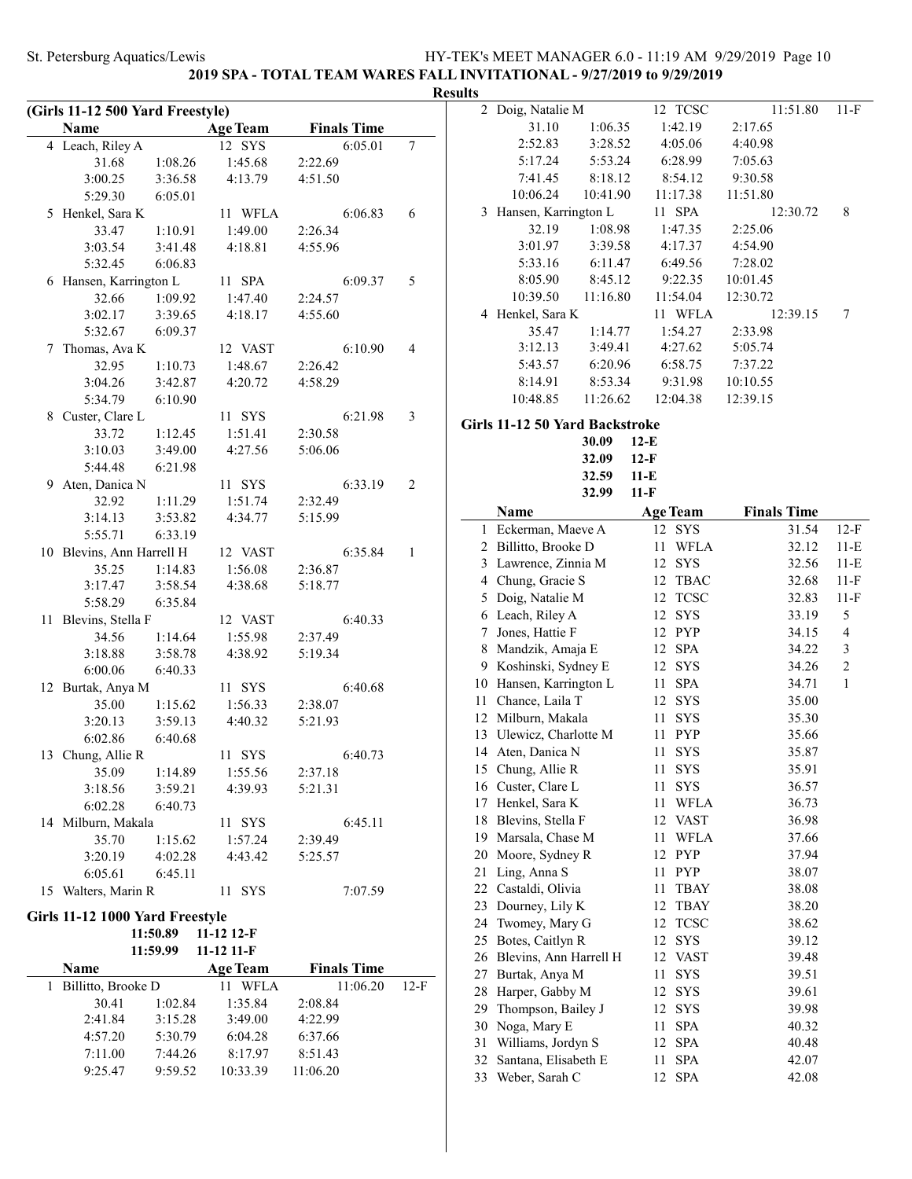**2019 SPA - TOTAL TEAM WARES FALL INVITATIONAL - 9/27/2019 to 9/29/2019**

**Results**

### (Girls 11-12 500 Yard Freestyle)

| | Name | Age | Team | Finals Time | |
|---|---|---|---|---|---|
| 4 | Leach, Riley A | 12 | SYS | 6:05.01 | 7 |
| | 31.68 / 1:08.26 / 1:45.68 / 2:22.69 / 3:00.25 / 3:36.58 / 4:13.79 / 4:51.50 / 5:29.30 / 6:05.01 | | | | |
| 5 | Henkel, Sara K | 11 | WFLA | 6:06.83 | 6 |
| | 33.47 / 1:10.91 / 1:49.00 / 2:26.34 / 3:03.54 / 3:41.48 / 4:18.81 / 4:55.96 / 5:32.45 / 6:06.83 | | | | |
| 6 | Hansen, Karrington L | 11 | SPA | 6:09.37 | 5 |
| | 32.66 / 1:09.92 / 1:47.40 / 2:24.57 / 3:02.17 / 3:39.65 / 4:18.17 / 4:55.60 / 5:32.67 / 6:09.37 | | | | |
| 7 | Thomas, Ava K | 12 | VAST | 6:10.90 | 4 |
| | 32.95 / 1:10.73 / 1:48.67 / 2:26.42 / 3:04.26 / 3:42.87 / 4:20.72 / 4:58.29 / 5:34.79 / 6:10.90 | | | | |
| 8 | Custer, Clare L | 11 | SYS | 6:21.98 | 3 |
| | 33.72 / 1:12.45 / 1:51.41 / 2:30.58 / 3:10.03 / 3:49.00 / 4:27.56 / 5:06.06 / 5:44.48 / 6:21.98 | | | | |
| 9 | Aten, Danica N | 11 | SYS | 6:33.19 | 2 |
| | 32.92 / 1:11.29 / 1:51.74 / 2:32.49 / 3:14.13 / 3:53.82 / 4:34.77 / 5:15.99 / 5:55.71 / 6:33.19 | | | | |
| 10 | Blevins, Ann Harrell H | 12 | VAST | 6:35.84 | 1 |
| | 35.25 / 1:14.83 / 1:56.08 / 2:36.87 / 3:17.47 / 3:58.54 / 4:38.68 / 5:18.77 / 5:58.29 / 6:35.84 | | | | |
| 11 | Blevins, Stella F | 12 | VAST | 6:40.33 | |
| | 34.56 / 1:14.64 / 1:55.98 / 2:37.49 / 3:18.88 / 3:58.78 / 4:38.92 / 5:19.34 / 6:00.06 / 6:40.33 | | | | |
| 12 | Burtak, Anya M | 11 | SYS | 6:40.68 | |
| | 35.00 / 1:15.62 / 1:56.33 / 2:38.07 / 3:20.13 / 3:59.13 / 4:40.32 / 5:21.93 / 6:02.86 / 6:40.68 | | | | |
| 13 | Chung, Allie R | 11 | SYS | 6:40.73 | |
| | 35.09 / 1:14.89 / 1:55.56 / 2:37.18 / 3:18.56 / 3:59.21 / 4:39.93 / 5:21.31 / 6:02.28 / 6:40.73 | | | | |
| 14 | Milburn, Makala | 11 | SYS | 6:45.11 | |
| | 35.70 / 1:15.62 / 1:57.24 / 2:39.49 / 3:20.19 / 4:02.28 / 4:43.42 / 5:25.57 / 6:05.61 / 6:45.11 | | | | |
| 15 | Walters, Marin R | 11 | SYS | 7:07.59 | |

### Girls 11-12 1000 Yard Freestyle

11:50.89 11-12 12-F
11:59.99 11-12 11-F

| | Name | Age | Team | Finals Time | |
|---|---|---|---|---|---|
| 1 | Billitto, Brooke D | 11 | WFLA | 11:06.20 | 12-F |
| | 30.41 / 1:02.84 / 1:35.84 / 2:08.84 / 2:41.84 / 3:15.28 / 3:49.00 / 4:22.99 / 4:57.20 / 5:30.79 / 6:04.28 / 6:37.66 / 7:11.00 / 7:44.26 / 8:17.97 / 8:51.43 / 9:25.47 / 9:59.52 / 10:33.39 / 11:06.20 | | | | |
| 2 | Doig, Natalie M | 12 | TCSC | 11:51.80 | 11-F |
| | 31.10 / 1:06.35 / 1:42.19 / 2:17.65 / 2:52.83 / 3:28.52 / 4:05.06 / 4:40.98 / 5:17.24 / 5:53.24 / 6:28.99 / 7:05.63 / 7:41.45 / 8:18.12 / 8:54.12 / 9:30.58 / 10:06.24 / 10:41.90 / 11:17.38 / 11:51.80 | | | | |
| 3 | Hansen, Karrington L | 11 | SPA | 12:30.72 | 8 |
| | 32.19 / 1:08.98 / 1:47.35 / 2:25.06 / 3:01.97 / 3:39.58 / 4:17.37 / 4:54.90 / 5:33.16 / 6:11.47 / 6:49.56 / 7:28.02 / 8:05.90 / 8:45.12 / 9:22.35 / 10:01.45 / 10:39.50 / 11:16.80 / 11:54.04 / 12:30.72 | | | | |
| 4 | Henkel, Sara K | 11 | WFLA | 12:39.15 | 7 |
| | 35.47 / 1:14.77 / 1:54.27 / 2:33.98 / 3:12.13 / 3:49.41 / 4:27.62 / 5:05.74 / 5:43.57 / 6:20.96 / 6:58.75 / 7:37.22 / 8:14.91 / 8:53.34 / 9:31.98 / 10:10.55 / 10:48.85 / 11:26.62 / 12:04.38 / 12:39.15 | | | | |

### Girls 11-12 50 Yard Backstroke

30.09 12-E
32.09 12-F
32.59 11-E
32.99 11-F

| | Name | Age | Team | Finals Time | |
|---|---|---|---|---|---|
| 1 | Eckerman, Maeve A | 12 | SYS | 31.54 | 12-F |
| 2 | Billitto, Brooke D | 11 | WFLA | 32.12 | 11-E |
| 3 | Lawrence, Zinnia M | 12 | SYS | 32.56 | 11-E |
| 4 | Chung, Gracie S | 12 | TBAC | 32.68 | 11-F |
| 5 | Doig, Natalie M | 12 | TCSC | 32.83 | 11-F |
| 6 | Leach, Riley A | 12 | SYS | 33.19 | 5 |
| 7 | Jones, Hattie F | 12 | PYP | 34.15 | 4 |
| 8 | Mandzik, Amaja E | 12 | SPA | 34.22 | 3 |
| 9 | Koshinski, Sydney E | 12 | SYS | 34.26 | 2 |
| 10 | Hansen, Karrington L | 11 | SPA | 34.71 | 1 |
| 11 | Chance, Laila T | 12 | SYS | 35.00 | |
| 12 | Milburn, Makala | 11 | SYS | 35.30 | |
| 13 | Ulewicz, Charlotte M | 11 | PYP | 35.66 | |
| 14 | Aten, Danica N | 11 | SYS | 35.87 | |
| 15 | Chung, Allie R | 11 | SYS | 35.91 | |
| 16 | Custer, Clare L | 11 | SYS | 36.57 | |
| 17 | Henkel, Sara K | 11 | WFLA | 36.73 | |
| 18 | Blevins, Stella F | 12 | VAST | 36.98 | |
| 19 | Marsala, Chase M | 11 | WFLA | 37.66 | |
| 20 | Moore, Sydney R | 12 | PYP | 37.94 | |
| 21 | Ling, Anna S | 11 | PYP | 38.07 | |
| 22 | Castaldi, Olivia | 11 | TBAY | 38.08 | |
| 23 | Dourney, Lily K | 12 | TBAY | 38.20 | |
| 24 | Twomey, Mary G | 12 | TCSC | 38.62 | |
| 25 | Botes, Caitlyn R | 12 | SYS | 39.12 | |
| 26 | Blevins, Ann Harrell H | 12 | VAST | 39.48 | |
| 27 | Burtak, Anya M | 11 | SYS | 39.51 | |
| 28 | Harper, Gabby M | 12 | SYS | 39.61 | |
| 29 | Thompson, Bailey J | 12 | SYS | 39.98 | |
| 30 | Noga, Mary E | 11 | SPA | 40.32 | |
| 31 | Williams, Jordyn S | 12 | SPA | 40.48 | |
| 32 | Santana, Elisabeth E | 11 | SPA | 42.07 | |
| 33 | Weber, Sarah C | 12 | SPA | 42.08 | |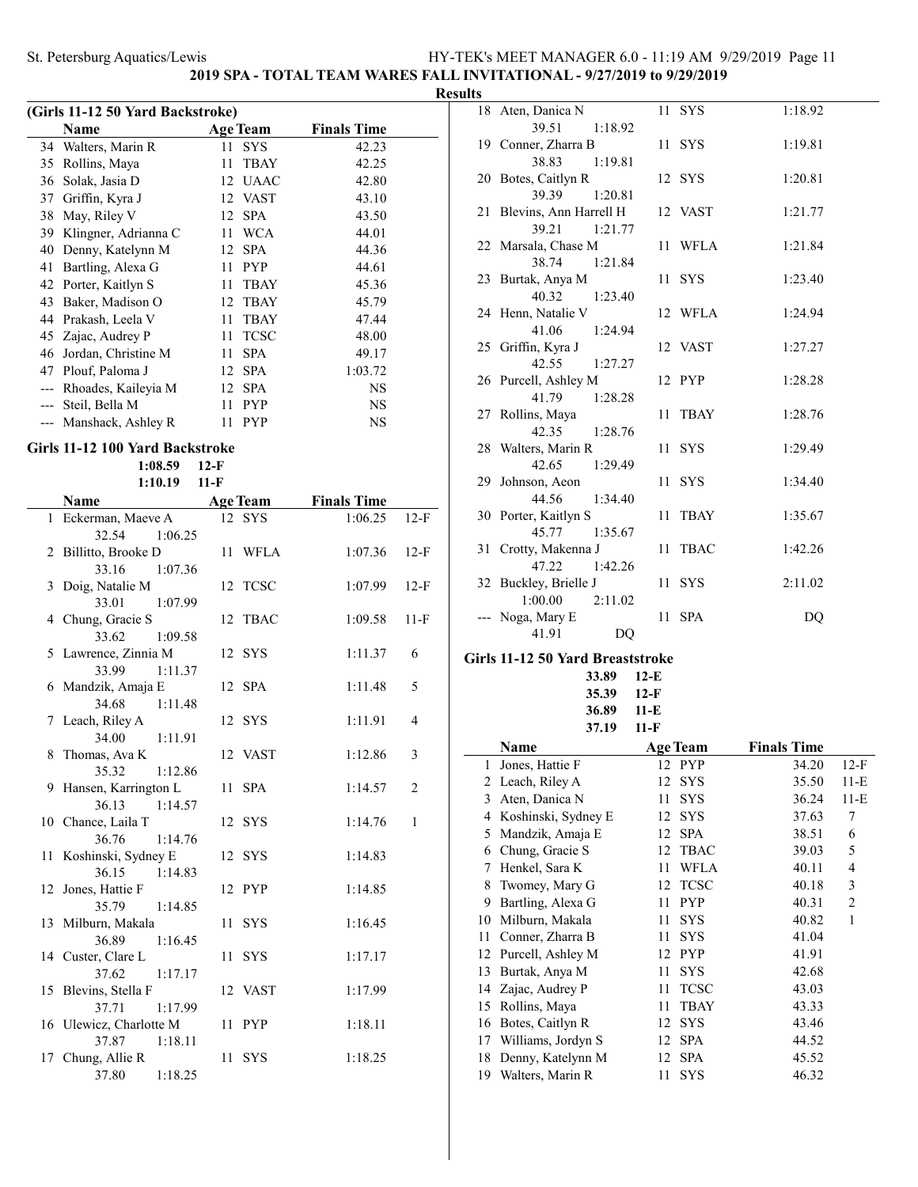## 2019 SPA - TOTAL TEAM WARES FALL INVITATIONAL - 9/27/2019 to 9/29/2019

### Results

### (Girls 11-12 50 Yard Backstroke)

| | Name | Age | Team | Finals Time |
|---|---|---|---|---|
| 34 | Walters, Marin R | 11 | SYS | 42.23 |
| 35 | Rollins, Maya | 11 | TBAY | 42.25 |
| 36 | Solak, Jasia D | 12 | UAAC | 42.80 |
| 37 | Griffin, Kyra J | 12 | VAST | 43.10 |
| 38 | May, Riley V | 12 | SPA | 43.50 |
| 39 | Klingner, Adrianna C | 11 | WCA | 44.01 |
| 40 | Denny, Katelynn M | 12 | SPA | 44.36 |
| 41 | Bartling, Alexa G | 11 | PYP | 44.61 |
| 42 | Porter, Kaitlyn S | 11 | TBAY | 45.36 |
| 43 | Baker, Madison O | 12 | TBAY | 45.79 |
| 44 | Prakash, Leela V | 11 | TBAY | 47.44 |
| 45 | Zajac, Audrey P | 11 | TCSC | 48.00 |
| 46 | Jordan, Christine M | 11 | SPA | 49.17 |
| 47 | Plouf, Paloma J | 12 | SPA | 1:03.72 |
| --- | Rhoades, Kaileyia M | 12 | SPA | NS |
| --- | Steil, Bella M | 11 | PYP | NS |
| --- | Manshack, Ashley R | 11 | PYP | NS |

### Girls 11-12 100 Yard Backstroke

1:08.59 12-F
1:10.19 11-F

| | Name | Age | Team | Finals Time | |
|---|---|---|---|---|---|
| 1 | Eckerman, Maeve A | 12 | SYS | 1:06.25 | 12-F |
| | 32.54 1:06.25 | | | | |
| 2 | Billitto, Brooke D | 11 | WFLA | 1:07.36 | 12-F |
| | 33.16 1:07.36 | | | | |
| 3 | Doig, Natalie M | 12 | TCSC | 1:07.99 | 12-F |
| | 33.01 1:07.99 | | | | |
| 4 | Chung, Gracie S | 12 | TBAC | 1:09.58 | 11-F |
| | 33.62 1:09.58 | | | | |
| 5 | Lawrence, Zinnia M | 12 | SYS | 1:11.37 | 6 |
| | 33.99 1:11.37 | | | | |
| 6 | Mandzik, Amaja E | 12 | SPA | 1:11.48 | 5 |
| | 34.68 1:11.48 | | | | |
| 7 | Leach, Riley A | 12 | SYS | 1:11.91 | 4 |
| | 34.00 1:11.91 | | | | |
| 8 | Thomas, Ava K | 12 | VAST | 1:12.86 | 3 |
| | 35.32 1:12.86 | | | | |
| 9 | Hansen, Karrington L | 11 | SPA | 1:14.57 | 2 |
| | 36.13 1:14.57 | | | | |
| 10 | Chance, Laila T | 12 | SYS | 1:14.76 | 1 |
| | 36.76 1:14.76 | | | | |
| 11 | Koshinski, Sydney E | 12 | SYS | 1:14.83 | |
| | 36.15 1:14.83 | | | | |
| 12 | Jones, Hattie F | 12 | PYP | 1:14.85 | |
| | 35.79 1:14.85 | | | | |
| 13 | Milburn, Makala | 11 | SYS | 1:16.45 | |
| | 36.89 1:16.45 | | | | |
| 14 | Custer, Clare L | 11 | SYS | 1:17.17 | |
| | 37.62 1:17.17 | | | | |
| 15 | Blevins, Stella F | 12 | VAST | 1:17.99 | |
| | 37.71 1:17.99 | | | | |
| 16 | Ulewicz, Charlotte M | 11 | PYP | 1:18.11 | |
| | 37.87 1:18.11 | | | | |
| 17 | Chung, Allie R | 11 | SYS | 1:18.25 | |
| | 37.80 1:18.25 | | | | |
| 18 | Aten, Danica N | 11 | SYS | 1:18.92 | |
| | 39.51 1:18.92 | | | | |
| 19 | Conner, Zharra B | 11 | SYS | 1:19.81 | |
| | 38.83 1:19.81 | | | | |
| 20 | Botes, Caitlyn R | 12 | SYS | 1:20.81 | |
| | 39.39 1:20.81 | | | | |
| 21 | Blevins, Ann Harrell H | 12 | VAST | 1:21.77 | |
| | 39.21 1:21.77 | | | | |
| 22 | Marsala, Chase M | 11 | WFLA | 1:21.84 | |
| | 38.74 1:21.84 | | | | |
| 23 | Burtak, Anya M | 11 | SYS | 1:23.40 | |
| | 40.32 1:23.40 | | | | |
| 24 | Henn, Natalie V | 12 | WFLA | 1:24.94 | |
| | 41.06 1:24.94 | | | | |
| 25 | Griffin, Kyra J | 12 | VAST | 1:27.27 | |
| | 42.55 1:27.27 | | | | |
| 26 | Purcell, Ashley M | 12 | PYP | 1:28.28 | |
| | 41.79 1:28.28 | | | | |
| 27 | Rollins, Maya | 11 | TBAY | 1:28.76 | |
| | 42.35 1:28.76 | | | | |
| 28 | Walters, Marin R | 11 | SYS | 1:29.49 | |
| | 42.65 1:29.49 | | | | |
| 29 | Johnson, Aeon | 11 | SYS | 1:34.40 | |
| | 44.56 1:34.40 | | | | |
| 30 | Porter, Kaitlyn S | 11 | TBAY | 1:35.67 | |
| | 45.77 1:35.67 | | | | |
| 31 | Crotty, Makenna J | 11 | TBAC | 1:42.26 | |
| | 47.22 1:42.26 | | | | |
| 32 | Buckley, Brielle J | 11 | SYS | 2:11.02 | |
| | 1:00.00 2:11.02 | | | | |
| --- | Noga, Mary E | 11 | SPA | DQ | |
| | 41.91 DQ | | | | |

### Girls 11-12 50 Yard Breaststroke

33.89 12-E
35.39 12-F
36.89 11-E
37.19 11-F

| | Name | Age | Team | Finals Time | |
|---|---|---|---|---|---|
| 1 | Jones, Hattie F | 12 | PYP | 34.20 | 12-F |
| 2 | Leach, Riley A | 12 | SYS | 35.50 | 11-E |
| 3 | Aten, Danica N | 11 | SYS | 36.24 | 11-E |
| 4 | Koshinski, Sydney E | 12 | SYS | 37.63 | 7 |
| 5 | Mandzik, Amaja E | 12 | SPA | 38.51 | 6 |
| 6 | Chung, Gracie S | 12 | TBAC | 39.03 | 5 |
| 7 | Henkel, Sara K | 11 | WFLA | 40.11 | 4 |
| 8 | Twomey, Mary G | 12 | TCSC | 40.18 | 3 |
| 9 | Bartling, Alexa G | 11 | PYP | 40.31 | 2 |
| 10 | Milburn, Makala | 11 | SYS | 40.82 | 1 |
| 11 | Conner, Zharra B | 11 | SYS | 41.04 | |
| 12 | Purcell, Ashley M | 12 | PYP | 41.91 | |
| 13 | Burtak, Anya M | 11 | SYS | 42.68 | |
| 14 | Zajac, Audrey P | 11 | TCSC | 43.03 | |
| 15 | Rollins, Maya | 11 | TBAY | 43.33 | |
| 16 | Botes, Caitlyn R | 12 | SYS | 43.46 | |
| 17 | Williams, Jordyn S | 12 | SPA | 44.52 | |
| 18 | Denny, Katelynn M | 12 | SPA | 45.52 | |
| 19 | Walters, Marin R | 11 | SYS | 46.32 | |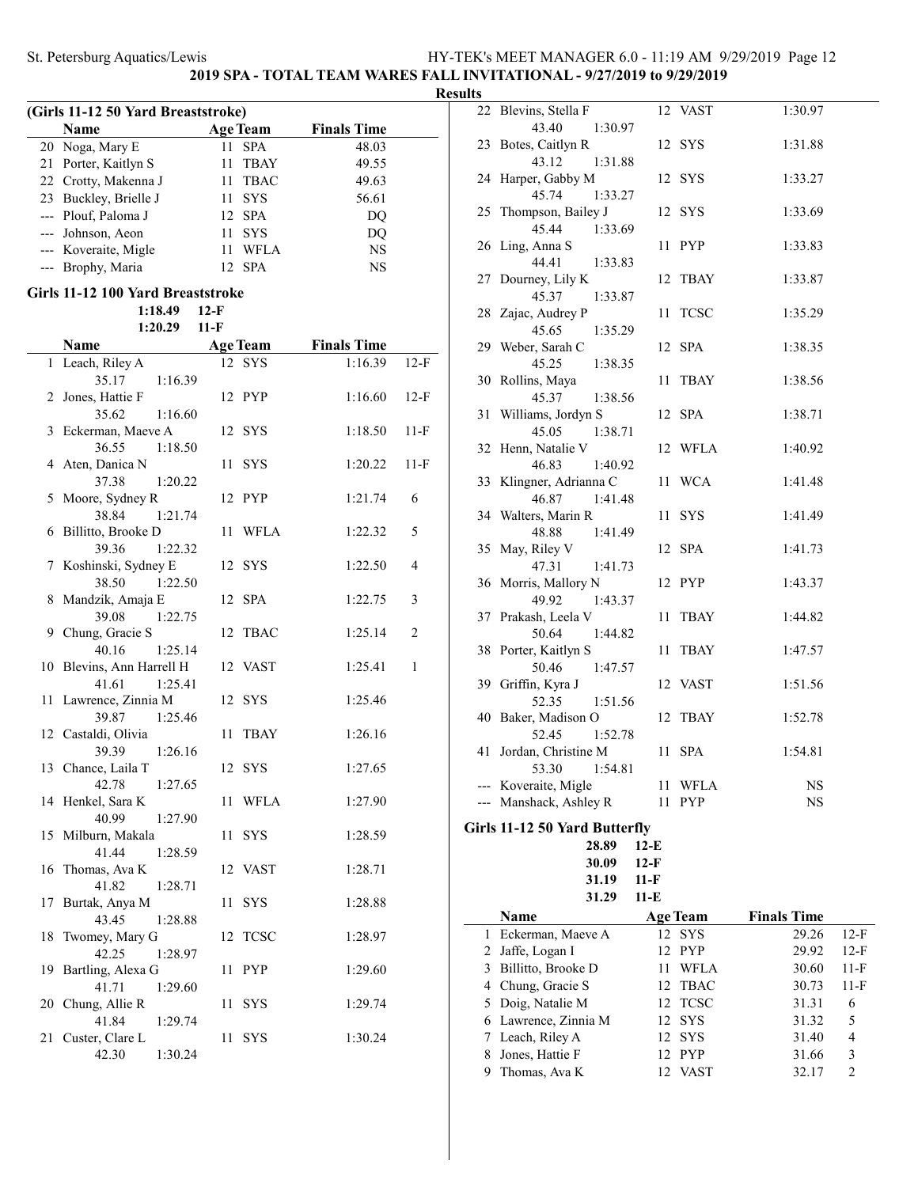## 2019 SPA - TOTAL TEAM WARES FALL INVITATIONAL - 9/27/2019 to 9/29/2019

### Results

#### (Girls 11-12 50 Yard Breaststroke)

| | Name | Age | Team | Finals Time | |
|---|---|---|---|---|---|
| 20 | Noga, Mary E | 11 | SPA | 48.03 | |
| 21 | Porter, Kaitlyn S | 11 | TBAY | 49.55 | |
| 22 | Crotty, Makenna J | 11 | TBAC | 49.63 | |
| 23 | Buckley, Brielle J | 11 | SYS | 56.61 | |
| --- | Plouf, Paloma J | 12 | SPA | DQ | |
| --- | Johnson, Aeon | 11 | SYS | DQ | |
| --- | Koveraite, Migle | 11 | WFLA | NS | |
| --- | Brophy, Maria | 12 | SPA | NS | |

#### Girls 11-12 100 Yard Breaststroke

1:18.49 12-F
1:20.29 11-F

| | Name | Age | Team | Finals Time | |
|---|---|---|---|---|---|
| 1 | Leach, Riley A | 12 | SYS | 1:16.39 | 12-F |
| | 35.17 1:16.39 | | | | |
| 2 | Jones, Hattie F | 12 | PYP | 1:16.60 | 12-F |
| | 35.62 1:16.60 | | | | |
| 3 | Eckerman, Maeve A | 12 | SYS | 1:18.50 | 11-F |
| | 36.55 1:18.50 | | | | |
| 4 | Aten, Danica N | 11 | SYS | 1:20.22 | 11-F |
| | 37.38 1:20.22 | | | | |
| 5 | Moore, Sydney R | 12 | PYP | 1:21.74 | 6 |
| | 38.84 1:21.74 | | | | |
| 6 | Billitto, Brooke D | 11 | WFLA | 1:22.32 | 5 |
| | 39.36 1:22.32 | | | | |
| 7 | Koshinski, Sydney E | 12 | SYS | 1:22.50 | 4 |
| | 38.50 1:22.50 | | | | |
| 8 | Mandzik, Amaja E | 12 | SPA | 1:22.75 | 3 |
| | 39.08 1:22.75 | | | | |
| 9 | Chung, Gracie S | 12 | TBAC | 1:25.14 | 2 |
| | 40.16 1:25.14 | | | | |
| 10 | Blevins, Ann Harrell H | 12 | VAST | 1:25.41 | 1 |
| | 41.61 1:25.41 | | | | |
| 11 | Lawrence, Zinnia M | 12 | SYS | 1:25.46 | |
| | 39.87 1:25.46 | | | | |
| 12 | Castaldi, Olivia | 11 | TBAY | 1:26.16 | |
| | 39.39 1:26.16 | | | | |
| 13 | Chance, Laila T | 12 | SYS | 1:27.65 | |
| | 42.78 1:27.65 | | | | |
| 14 | Henkel, Sara K | 11 | WFLA | 1:27.90 | |
| | 40.99 1:27.90 | | | | |
| 15 | Milburn, Makala | 11 | SYS | 1:28.59 | |
| | 41.44 1:28.59 | | | | |
| 16 | Thomas, Ava K | 12 | VAST | 1:28.71 | |
| | 41.82 1:28.71 | | | | |
| 17 | Burtak, Anya M | 11 | SYS | 1:28.88 | |
| | 43.45 1:28.88 | | | | |
| 18 | Twomey, Mary G | 12 | TCSC | 1:28.97 | |
| | 42.25 1:28.97 | | | | |
| 19 | Bartling, Alexa G | 11 | PYP | 1:29.60 | |
| | 41.71 1:29.60 | | | | |
| 20 | Chung, Allie R | 11 | SYS | 1:29.74 | |
| | 41.84 1:29.74 | | | | |
| 21 | Custer, Clare L | 11 | SYS | 1:30.24 | |
| | 42.30 1:30.24 | | | | |
| 22 | Blevins, Stella F | 12 | VAST | 1:30.97 | |
| | 43.40 1:30.97 | | | | |
| 23 | Botes, Caitlyn R | 12 | SYS | 1:31.88 | |
| | 43.12 1:31.88 | | | | |
| 24 | Harper, Gabby M | 12 | SYS | 1:33.27 | |
| | 45.74 1:33.27 | | | | |
| 25 | Thompson, Bailey J | 12 | SYS | 1:33.69 | |
| | 45.44 1:33.69 | | | | |
| 26 | Ling, Anna S | 11 | PYP | 1:33.83 | |
| | 44.41 1:33.83 | | | | |
| 27 | Dourney, Lily K | 12 | TBAY | 1:33.87 | |
| | 45.37 1:33.87 | | | | |
| 28 | Zajac, Audrey P | 11 | TCSC | 1:35.29 | |
| | 45.65 1:35.29 | | | | |
| 29 | Weber, Sarah C | 12 | SPA | 1:38.35 | |
| | 45.25 1:38.35 | | | | |
| 30 | Rollins, Maya | 11 | TBAY | 1:38.56 | |
| | 45.37 1:38.56 | | | | |
| 31 | Williams, Jordyn S | 12 | SPA | 1:38.71 | |
| | 45.05 1:38.71 | | | | |
| 32 | Henn, Natalie V | 12 | WFLA | 1:40.92 | |
| | 46.83 1:40.92 | | | | |
| 33 | Klingner, Adrianna C | 11 | WCA | 1:41.48 | |
| | 46.87 1:41.48 | | | | |
| 34 | Walters, Marin R | 11 | SYS | 1:41.49 | |
| | 48.88 1:41.49 | | | | |
| 35 | May, Riley V | 12 | SPA | 1:41.73 | |
| | 47.31 1:41.73 | | | | |
| 36 | Morris, Mallory N | 12 | PYP | 1:43.37 | |
| | 49.92 1:43.37 | | | | |
| 37 | Prakash, Leela V | 11 | TBAY | 1:44.82 | |
| | 50.64 1:44.82 | | | | |
| 38 | Porter, Kaitlyn S | 11 | TBAY | 1:47.57 | |
| | 50.46 1:47.57 | | | | |
| 39 | Griffin, Kyra J | 12 | VAST | 1:51.56 | |
| | 52.35 1:51.56 | | | | |
| 40 | Baker, Madison O | 12 | TBAY | 1:52.78 | |
| | 52.45 1:52.78 | | | | |
| 41 | Jordan, Christine M | 11 | SPA | 1:54.81 | |
| | 53.30 1:54.81 | | | | |
| --- | Koveraite, Migle | 11 | WFLA | NS | |
| --- | Manshack, Ashley R | 11 | PYP | NS | |

#### Girls 11-12 50 Yard Butterfly

28.89 12-E
30.09 12-F
31.19 11-F
31.29 11-E

| | Name | Age | Team | Finals Time | |
|---|---|---|---|---|---|
| 1 | Eckerman, Maeve A | 12 | SYS | 29.26 | 12-F |
| 2 | Jaffe, Logan I | 12 | PYP | 29.92 | 12-F |
| 3 | Billitto, Brooke D | 11 | WFLA | 30.60 | 11-F |
| 4 | Chung, Gracie S | 12 | TBAC | 30.73 | 11-F |
| 5 | Doig, Natalie M | 12 | TCSC | 31.31 | 6 |
| 6 | Lawrence, Zinnia M | 12 | SYS | 31.32 | 5 |
| 7 | Leach, Riley A | 12 | SYS | 31.40 | 4 |
| 8 | Jones, Hattie F | 12 | PYP | 31.66 | 3 |
| 9 | Thomas, Ava K | 12 | VAST | 32.17 | 2 |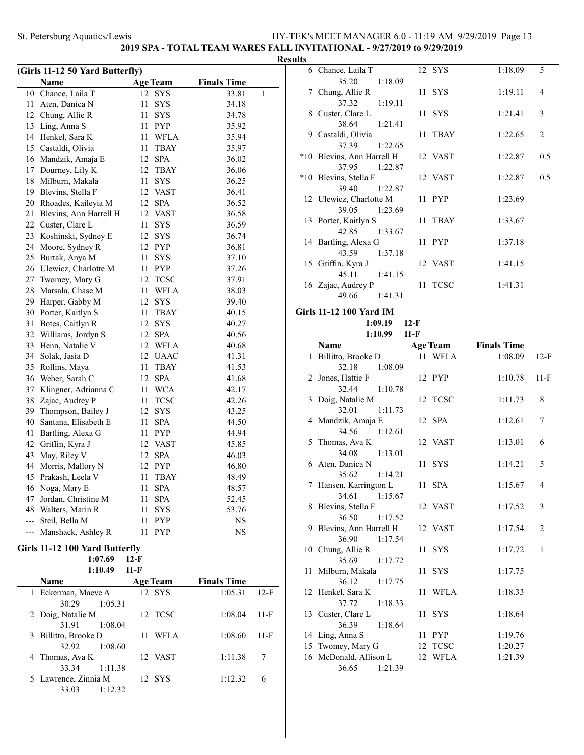## 2019 SPA - TOTAL TEAM WARES FALL INVITATIONAL - 9/27/2019 to 9/29/2019

### Results

#### (Girls 11-12 50 Yard Butterfly)

| | Name | Age | Team | Finals Time | |
|---|---|---|---|---|---|
| 10 | Chance, Laila T | 12 | SYS | 33.81 | 1 |
| 11 | Aten, Danica N | 11 | SYS | 34.18 | |
| 12 | Chung, Allie R | 11 | SYS | 34.78 | |
| 13 | Ling, Anna S | 11 | PYP | 35.92 | |
| 14 | Henkel, Sara K | 11 | WFLA | 35.94 | |
| 15 | Castaldi, Olivia | 11 | TBAY | 35.97 | |
| 16 | Mandzik, Amaja E | 12 | SPA | 36.02 | |
| 17 | Dourney, Lily K | 12 | TBAY | 36.06 | |
| 18 | Milburn, Makala | 11 | SYS | 36.25 | |
| 19 | Blevins, Stella F | 12 | VAST | 36.41 | |
| 20 | Rhoades, Kaileyia M | 12 | SPA | 36.52 | |
| 21 | Blevins, Ann Harrell H | 12 | VAST | 36.58 | |
| 22 | Custer, Clare L | 11 | SYS | 36.59 | |
| 23 | Koshinski, Sydney E | 12 | SYS | 36.74 | |
| 24 | Moore, Sydney R | 12 | PYP | 36.81 | |
| 25 | Burtak, Anya M | 11 | SYS | 37.10 | |
| 26 | Ulewicz, Charlotte M | 11 | PYP | 37.26 | |
| 27 | Twomey, Mary G | 12 | TCSC | 37.91 | |
| 28 | Marsala, Chase M | 11 | WFLA | 38.03 | |
| 29 | Harper, Gabby M | 12 | SYS | 39.40 | |
| 30 | Porter, Kaitlyn S | 11 | TBAY | 40.15 | |
| 31 | Botes, Caitlyn R | 12 | SYS | 40.27 | |
| 32 | Williams, Jordyn S | 12 | SPA | 40.56 | |
| 33 | Henn, Natalie V | 12 | WFLA | 40.68 | |
| 34 | Solak, Jasia D | 12 | UAAC | 41.31 | |
| 35 | Rollins, Maya | 11 | TBAY | 41.53 | |
| 36 | Weber, Sarah C | 12 | SPA | 41.68 | |
| 37 | Klingner, Adrianna C | 11 | WCA | 42.17 | |
| 38 | Zajac, Audrey P | 11 | TCSC | 42.26 | |
| 39 | Thompson, Bailey J | 12 | SYS | 43.25 | |
| 40 | Santana, Elisabeth E | 11 | SPA | 44.50 | |
| 41 | Bartling, Alexa G | 11 | PYP | 44.94 | |
| 42 | Griffin, Kyra J | 12 | VAST | 45.85 | |
| 43 | May, Riley V | 12 | SPA | 46.03 | |
| 44 | Morris, Mallory N | 12 | PYP | 46.80 | |
| 45 | Prakash, Leela V | 11 | TBAY | 48.49 | |
| 46 | Noga, Mary E | 11 | SPA | 48.57 | |
| 47 | Jordan, Christine M | 11 | SPA | 52.45 | |
| 48 | Walters, Marin R | 11 | SYS | 53.76 | |
| --- | Steil, Bella M | 11 | PYP | NS | |
| --- | Manshack, Ashley R | 11 | PYP | NS | |

#### Girls 11-12 100 Yard Butterfly

1:07.69 12-F
1:10.49 11-F

| | Name | Age | Team | Finals Time | |
|---|---|---|---|---|---|
| 1 | Eckerman, Maeve A | 12 | SYS | 1:05.31 | 12-F |
| | 30.29 1:05.31 | | | | |
| 2 | Doig, Natalie M | 12 | TCSC | 1:08.04 | 11-F |
| | 31.91 1:08.04 | | | | |
| 3 | Billitto, Brooke D | 11 | WFLA | 1:08.60 | 11-F |
| | 32.92 1:08.60 | | | | |
| 4 | Thomas, Ava K | 12 | VAST | 1:11.38 | 7 |
| | 33.34 1:11.38 | | | | |
| 5 | Lawrence, Zinnia M | 12 | SYS | 1:12.32 | 6 |
| | 33.03 1:12.32 | | | | |
| 6 | Chance, Laila T | 12 | SYS | 1:18.09 | 5 |
| | 35.20 1:18.09 | | | | |
| 7 | Chung, Allie R | 11 | SYS | 1:19.11 | 4 |
| | 37.32 1:19.11 | | | | |
| 8 | Custer, Clare L | 11 | SYS | 1:21.41 | 3 |
| | 38.64 1:21.41 | | | | |
| 9 | Castaldi, Olivia | 11 | TBAY | 1:22.65 | 2 |
| | 37.39 1:22.65 | | | | |
| *10 | Blevins, Ann Harrell H | 12 | VAST | 1:22.87 | 0.5 |
| | 37.95 1:22.87 | | | | |
| *10 | Blevins, Stella F | 12 | VAST | 1:22.87 | 0.5 |
| | 39.40 1:22.87 | | | | |
| 12 | Ulewicz, Charlotte M | 11 | PYP | 1:23.69 | |
| | 39.05 1:23.69 | | | | |
| 13 | Porter, Kaitlyn S | 11 | TBAY | 1:33.67 | |
| | 42.85 1:33.67 | | | | |
| 14 | Bartling, Alexa G | 11 | PYP | 1:37.18 | |
| | 43.59 1:37.18 | | | | |
| 15 | Griffin, Kyra J | 12 | VAST | 1:41.15 | |
| | 45.11 1:41.15 | | | | |
| 16 | Zajac, Audrey P | 11 | TCSC | 1:41.31 | |
| | 49.66 1:41.31 | | | | |

#### Girls 11-12 100 Yard IM

1:09.19 12-F
1:10.99 11-F

| | Name | Age | Team | Finals Time | |
|---|---|---|---|---|---|
| 1 | Billitto, Brooke D | 11 | WFLA | 1:08.09 | 12-F |
| | 32.18 1:08.09 | | | | |
| 2 | Jones, Hattie F | 12 | PYP | 1:10.78 | 11-F |
| | 32.44 1:10.78 | | | | |
| 3 | Doig, Natalie M | 12 | TCSC | 1:11.73 | 8 |
| | 32.01 1:11.73 | | | | |
| 4 | Mandzik, Amaja E | 12 | SPA | 1:12.61 | 7 |
| | 34.56 1:12.61 | | | | |
| 5 | Thomas, Ava K | 12 | VAST | 1:13.01 | 6 |
| | 34.08 1:13.01 | | | | |
| 6 | Aten, Danica N | 11 | SYS | 1:14.21 | 5 |
| | 35.62 1:14.21 | | | | |
| 7 | Hansen, Karrington L | 11 | SPA | 1:15.67 | 4 |
| | 34.61 1:15.67 | | | | |
| 8 | Blevins, Stella F | 12 | VAST | 1:17.52 | 3 |
| | 36.50 1:17.52 | | | | |
| 9 | Blevins, Ann Harrell H | 12 | VAST | 1:17.54 | 2 |
| | 36.90 1:17.54 | | | | |
| 10 | Chung, Allie R | 11 | SYS | 1:17.72 | 1 |
| | 35.69 1:17.72 | | | | |
| 11 | Milburn, Makala | 11 | SYS | 1:17.75 | |
| | 36.12 1:17.75 | | | | |
| 12 | Henkel, Sara K | 11 | WFLA | 1:18.33 | |
| | 37.72 1:18.33 | | | | |
| 13 | Custer, Clare L | 11 | SYS | 1:18.64 | |
| | 36.39 1:18.64 | | | | |
| 14 | Ling, Anna S | 11 | PYP | 1:19.76 | |
| 15 | Twomey, Mary G | 12 | TCSC | 1:20.27 | |
| 16 | McDonald, Allison L | 12 | WFLA | 1:21.39 | |
| | 36.65 1:21.39 | | | | |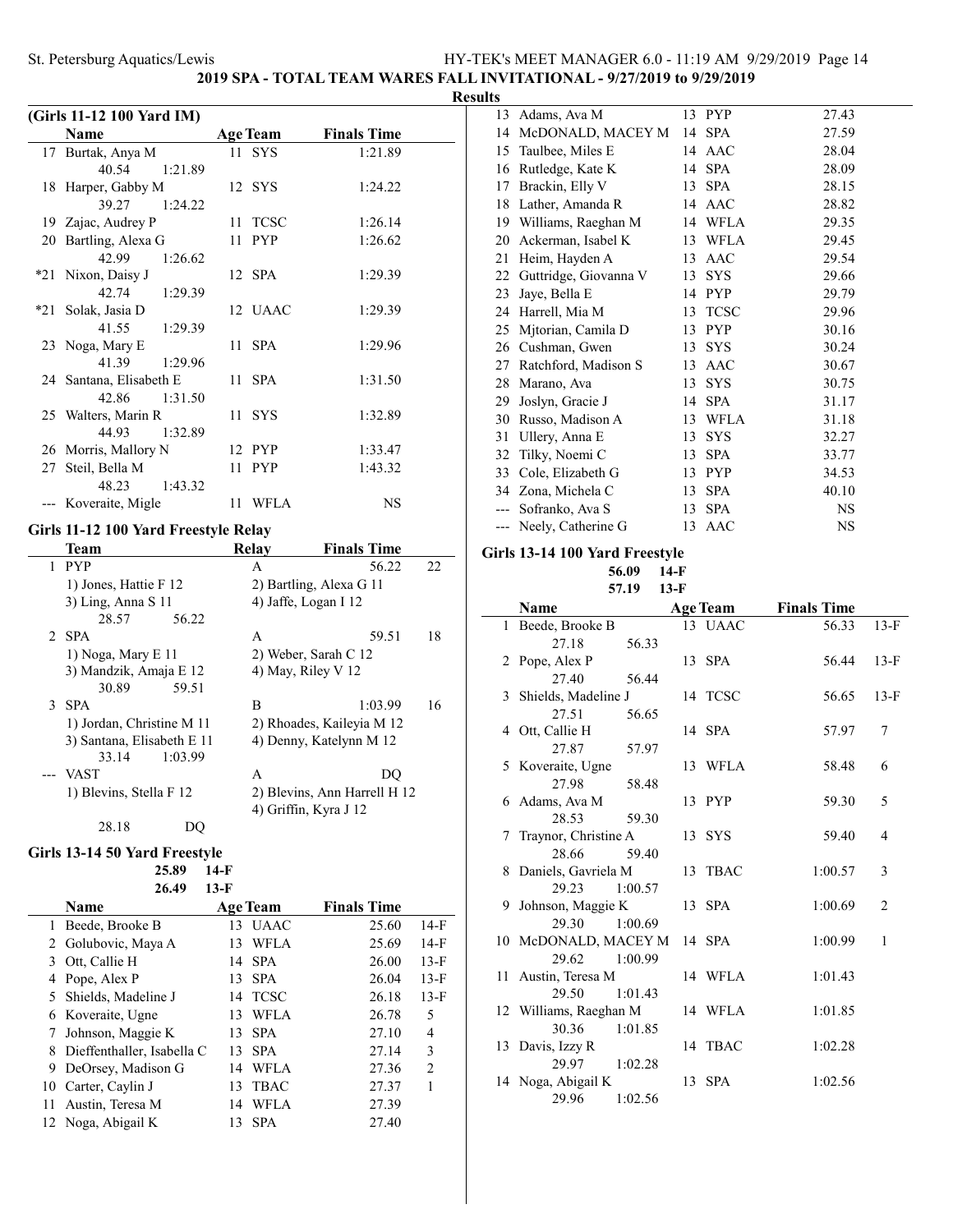## 2019 SPA - TOTAL TEAM WARES FALL INVITATIONAL - 9/27/2019 to 9/29/2019

### Results

#### (Girls 11-12 100 Yard IM)

| | Name | Age | Team | Finals Time |
|---|---|---|---|---|
| 17 | Burtak, Anya M | 11 | SYS | 1:21.89 |
| | 40.54 1:21.89 | | | |
| 18 | Harper, Gabby M | 12 | SYS | 1:24.22 |
| | 39.27 1:24.22 | | | |
| 19 | Zajac, Audrey P | 11 | TCSC | 1:26.14 |
| 20 | Bartling, Alexa G | 11 | PYP | 1:26.62 |
| | 42.99 1:26.62 | | | |
| *21 | Nixon, Daisy J | 12 | SPA | 1:29.39 |
| | 42.74 1:29.39 | | | |
| *21 | Solak, Jasia D | 12 | UAAC | 1:29.39 |
| | 41.55 1:29.39 | | | |
| 23 | Noga, Mary E | 11 | SPA | 1:29.96 |
| | 41.39 1:29.96 | | | |
| 24 | Santana, Elisabeth E | 11 | SPA | 1:31.50 |
| | 42.86 1:31.50 | | | |
| 25 | Walters, Marin R | 11 | SYS | 1:32.89 |
| | 44.93 1:32.89 | | | |
| 26 | Morris, Mallory N | 12 | PYP | 1:33.47 |
| 27 | Steil, Bella M | 11 | PYP | 1:43.32 |
| | 48.23 1:43.32 | | | |
| --- | Koveraite, Migle | 11 | WFLA | NS |

#### Girls 11-12 100 Yard Freestyle Relay

| | Team | Relay | Finals Time | Points |
|---|---|---|---|---|
| 1 | PYP | A | 56.22 | 22 |
| | 1) Jones, Hattie F 12 | 2) Bartling, Alexa G 11 | | |
| | 3) Ling, Anna S 11 | 4) Jaffe, Logan I 12 | | |
| | 28.57 56.22 | | | |
| 2 | SPA | A | 59.51 | 18 |
| | 1) Noga, Mary E 11 | 2) Weber, Sarah C 12 | | |
| | 3) Mandzik, Amaja E 12 | 4) May, Riley V 12 | | |
| | 30.89 59.51 | | | |
| 3 | SPA | B | 1:03.99 | 16 |
| | 1) Jordan, Christine M 11 | 2) Rhoades, Kaileyia M 12 | | |
| | 3) Santana, Elisabeth E 11 | 4) Denny, Katelynn M 12 | | |
| | 33.14 1:03.99 | | | |
| --- | VAST | A | DQ | |
| | 1) Blevins, Stella F 12 | 2) Blevins, Ann Harrell H 12 | | |
| | | 4) Griffin, Kyra J 12 | | |
| | 28.18 DQ | | | |

#### Girls 13-14 50 Yard Freestyle

25.89 14-F
26.49 13-F

| | Name | Age | Team | Finals Time | |
|---|---|---|---|---|---|
| 1 | Beede, Brooke B | 13 | UAAC | 25.60 | 14-F |
| 2 | Golubovic, Maya A | 13 | WFLA | 25.69 | 14-F |
| 3 | Ott, Callie H | 14 | SPA | 26.00 | 13-F |
| 4 | Pope, Alex P | 13 | SPA | 26.04 | 13-F |
| 5 | Shields, Madeline J | 14 | TCSC | 26.18 | 13-F |
| 6 | Koveraite, Ugne | 13 | WFLA | 26.78 | 5 |
| 7 | Johnson, Maggie K | 13 | SPA | 27.10 | 4 |
| 8 | Dieffenthaller, Isabella C | 13 | SPA | 27.14 | 3 |
| 9 | DeOrsey, Madison G | 14 | WFLA | 27.36 | 2 |
| 10 | Carter, Caylin J | 13 | TBAC | 27.37 | 1 |
| 11 | Austin, Teresa M | 14 | WFLA | 27.39 | |
| 12 | Noga, Abigail K | 13 | SPA | 27.40 | |
| 13 | Adams, Ava M | 13 | PYP | 27.43 | |
| 14 | McDONALD, MACEY M | 14 | SPA | 27.59 | |
| 15 | Taulbee, Miles E | 14 | AAC | 28.04 | |
| 16 | Rutledge, Kate K | 14 | SPA | 28.09 | |
| 17 | Brackin, Elly V | 13 | SPA | 28.15 | |
| 18 | Lather, Amanda R | 14 | AAC | 28.82 | |
| 19 | Williams, Raeghan M | 14 | WFLA | 29.35 | |
| 20 | Ackerman, Isabel K | 13 | WFLA | 29.45 | |
| 21 | Heim, Hayden A | 13 | AAC | 29.54 | |
| 22 | Guttridge, Giovanna V | 13 | SYS | 29.66 | |
| 23 | Jaye, Bella E | 14 | PYP | 29.79 | |
| 24 | Harrell, Mia M | 13 | TCSC | 29.96 | |
| 25 | Mjtorian, Camila D | 13 | PYP | 30.16 | |
| 26 | Cushman, Gwen | 13 | SYS | 30.24 | |
| 27 | Ratchford, Madison S | 13 | AAC | 30.67 | |
| 28 | Marano, Ava | 13 | SYS | 30.75 | |
| 29 | Joslyn, Gracie J | 14 | SPA | 31.17 | |
| 30 | Russo, Madison A | 13 | WFLA | 31.18 | |
| 31 | Ullery, Anna E | 13 | SYS | 32.27 | |
| 32 | Tilky, Noemi C | 13 | SPA | 33.77 | |
| 33 | Cole, Elizabeth G | 13 | PYP | 34.53 | |
| 34 | Zona, Michela C | 13 | SPA | 40.10 | |
| --- | Sofranko, Ava S | 13 | SPA | NS | |
| --- | Neely, Catherine G | 13 | AAC | NS | |

#### Girls 13-14 100 Yard Freestyle

56.09 14-F
57.19 13-F

| | Name | Age | Team | Finals Time | |
|---|---|---|---|---|---|
| 1 | Beede, Brooke B | 13 | UAAC | 56.33 | 13-F |
| | 27.18 56.33 | | | | |
| 2 | Pope, Alex P | 13 | SPA | 56.44 | 13-F |
| | 27.40 56.44 | | | | |
| 3 | Shields, Madeline J | 14 | TCSC | 56.65 | 13-F |
| | 27.51 56.65 | | | | |
| 4 | Ott, Callie H | 14 | SPA | 57.97 | 7 |
| | 27.87 57.97 | | | | |
| 5 | Koveraite, Ugne | 13 | WFLA | 58.48 | 6 |
| | 27.98 58.48 | | | | |
| 6 | Adams, Ava M | 13 | PYP | 59.30 | 5 |
| | 28.53 59.30 | | | | |
| 7 | Traynor, Christine A | 13 | SYS | 59.40 | 4 |
| | 28.66 59.40 | | | | |
| 8 | Daniels, Gavriela M | 13 | TBAC | 1:00.57 | 3 |
| | 29.23 1:00.57 | | | | |
| 9 | Johnson, Maggie K | 13 | SPA | 1:00.69 | 2 |
| | 29.30 1:00.69 | | | | |
| 10 | McDONALD, MACEY M | 14 | SPA | 1:00.99 | 1 |
| | 29.62 1:00.99 | | | | |
| 11 | Austin, Teresa M | 14 | WFLA | 1:01.43 | |
| | 29.50 1:01.43 | | | | |
| 12 | Williams, Raeghan M | 14 | WFLA | 1:01.85 | |
| | 30.36 1:01.85 | | | | |
| 13 | Davis, Izzy R | 14 | TBAC | 1:02.28 | |
| | 29.97 1:02.28 | | | | |
| 14 | Noga, Abigail K | 13 | SPA | 1:02.56 | |
| | 29.96 1:02.56 | | | | |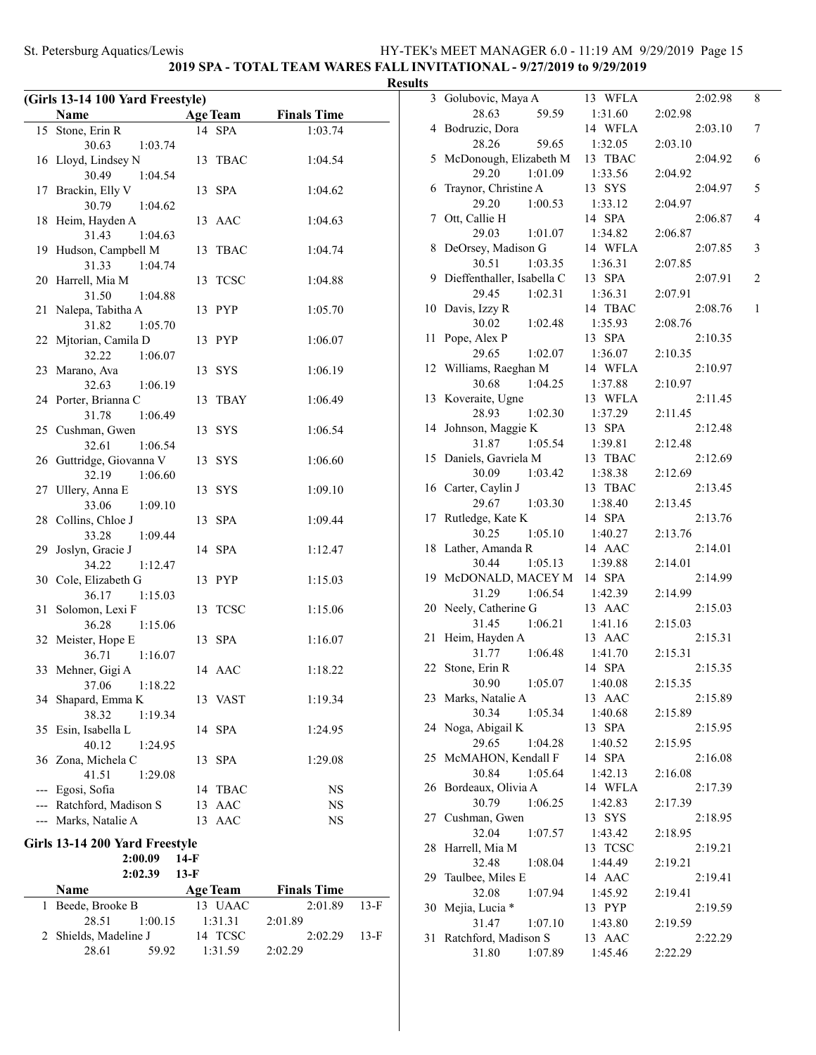## 2019 SPA - TOTAL TEAM WARES FALL INVITATIONAL - 9/27/2019 to 9/29/2019

### Results

#### (Girls 13-14 100 Yard Freestyle)

| | Name | Age | Team | Finals Time |
|---|---|---|---|---|
| 15 | Stone, Erin R | 14 | SPA | 1:03.74 |
| | 30.63 1:03.74 | | | |
| 16 | Lloyd, Lindsey N | 13 | TBAC | 1:04.54 |
| | 30.49 1:04.54 | | | |
| 17 | Brackin, Elly V | 13 | SPA | 1:04.62 |
| | 30.79 1:04.62 | | | |
| 18 | Heim, Hayden A | 13 | AAC | 1:04.63 |
| | 31.43 1:04.63 | | | |
| 19 | Hudson, Campbell M | 13 | TBAC | 1:04.74 |
| | 31.33 1:04.74 | | | |
| 20 | Harrell, Mia M | 13 | TCSC | 1:04.88 |
| | 31.50 1:04.88 | | | |
| 21 | Nalepa, Tabitha A | 13 | PYP | 1:05.70 |
| | 31.82 1:05.70 | | | |
| 22 | Mjtorian, Camila D | 13 | PYP | 1:06.07 |
| | 32.22 1:06.07 | | | |
| 23 | Marano, Ava | 13 | SYS | 1:06.19 |
| | 32.63 1:06.19 | | | |
| 24 | Porter, Brianna C | 13 | TBAY | 1:06.49 |
| | 31.78 1:06.49 | | | |
| 25 | Cushman, Gwen | 13 | SYS | 1:06.54 |
| | 32.61 1:06.54 | | | |
| 26 | Guttridge, Giovanna V | 13 | SYS | 1:06.60 |
| | 32.19 1:06.60 | | | |
| 27 | Ullery, Anna E | 13 | SYS | 1:09.10 |
| | 33.06 1:09.10 | | | |
| 28 | Collins, Chloe J | 13 | SPA | 1:09.44 |
| | 33.28 1:09.44 | | | |
| 29 | Joslyn, Gracie J | 14 | SPA | 1:12.47 |
| | 34.22 1:12.47 | | | |
| 30 | Cole, Elizabeth G | 13 | PYP | 1:15.03 |
| | 36.17 1:15.03 | | | |
| 31 | Solomon, Lexi F | 13 | TCSC | 1:15.06 |
| | 36.28 1:15.06 | | | |
| 32 | Meister, Hope E | 13 | SPA | 1:16.07 |
| | 36.71 1:16.07 | | | |
| 33 | Mehner, Gigi A | 14 | AAC | 1:18.22 |
| | 37.06 1:18.22 | | | |
| 34 | Shapard, Emma K | 13 | VAST | 1:19.34 |
| | 38.32 1:19.34 | | | |
| 35 | Esin, Isabella L | 14 | SPA | 1:24.95 |
| | 40.12 1:24.95 | | | |
| 36 | Zona, Michela C | 13 | SPA | 1:29.08 |
| | 41.51 1:29.08 | | | |
| --- | Egosi, Sofia | 14 | TBAC | NS |
| --- | Ratchford, Madison S | 13 | AAC | NS |
| --- | Marks, Natalie A | 13 | AAC | NS |

#### Girls 13-14 200 Yard Freestyle

2:00.09 14-F
2:02.39 13-F

| | Name | Age | Team | Finals Time | | Points |
|---|---|---|---|---|---|---|
| 1 | Beede, Brooke B | 13 | UAAC | 2:01.89 | 13-F | |
| | 28.51 1:00.15 1:31.31 2:01.89 | | | | | |
| 2 | Shields, Madeline J | 14 | TCSC | 2:02.29 | 13-F | |
| | 28.61 59.92 1:31.59 2:02.29 | | | | | |
| 3 | Golubovic, Maya A | 13 | WFLA | 2:02.98 | | 8 |
| | 28.63 59.59 1:31.60 2:02.98 | | | | | |
| 4 | Bodruzic, Dora | 14 | WFLA | 2:03.10 | | 7 |
| | 28.26 59.65 1:32.05 2:03.10 | | | | | |
| 5 | McDonough, Elizabeth M | 13 | TBAC | 2:04.92 | | 6 |
| | 29.20 1:01.09 1:33.56 2:04.92 | | | | | |
| 6 | Traynor, Christine A | 13 | SYS | 2:04.97 | | 5 |
| | 29.20 1:00.53 1:33.12 2:04.97 | | | | | |
| 7 | Ott, Callie H | 14 | SPA | 2:06.87 | | 4 |
| | 29.03 1:01.07 1:34.82 2:06.87 | | | | | |
| 8 | DeOrsey, Madison G | 14 | WFLA | 2:07.85 | | 3 |
| | 30.51 1:03.35 1:36.31 2:07.85 | | | | | |
| 9 | Dieffenthaller, Isabella C | 13 | SPA | 2:07.91 | | 2 |
| | 29.45 1:02.31 1:36.31 2:07.91 | | | | | |
| 10 | Davis, Izzy R | 14 | TBAC | 2:08.76 | | 1 |
| | 30.02 1:02.48 1:35.93 2:08.76 | | | | | |
| 11 | Pope, Alex P | 13 | SPA | 2:10.35 | | |
| | 29.65 1:02.07 1:36.07 2:10.35 | | | | | |
| 12 | Williams, Raeghan M | 14 | WFLA | 2:10.97 | | |
| | 30.68 1:04.25 1:37.88 2:10.97 | | | | | |
| 13 | Koveraite, Ugne | 13 | WFLA | 2:11.45 | | |
| | 28.93 1:02.30 1:37.29 2:11.45 | | | | | |
| 14 | Johnson, Maggie K | 13 | SPA | 2:12.48 | | |
| | 31.87 1:05.54 1:39.81 2:12.48 | | | | | |
| 15 | Daniels, Gavriela M | 13 | TBAC | 2:12.69 | | |
| | 30.09 1:03.42 1:38.38 2:12.69 | | | | | |
| 16 | Carter, Caylin J | 13 | TBAC | 2:13.45 | | |
| | 29.67 1:03.30 1:38.40 2:13.45 | | | | | |
| 17 | Rutledge, Kate K | 14 | SPA | 2:13.76 | | |
| | 30.25 1:05.10 1:40.27 2:13.76 | | | | | |
| 18 | Lather, Amanda R | 14 | AAC | 2:14.01 | | |
| | 30.44 1:05.13 1:39.88 2:14.01 | | | | | |
| 19 | McDONALD, MACEY M | 14 | SPA | 2:14.99 | | |
| | 31.29 1:06.54 1:42.39 2:14.99 | | | | | |
| 20 | Neely, Catherine G | 13 | AAC | 2:15.03 | | |
| | 31.45 1:06.21 1:41.16 2:15.03 | | | | | |
| 21 | Heim, Hayden A | 13 | AAC | 2:15.31 | | |
| | 31.77 1:06.48 1:41.70 2:15.31 | | | | | |
| 22 | Stone, Erin R | 14 | SPA | 2:15.35 | | |
| | 30.90 1:05.07 1:40.08 2:15.35 | | | | | |
| 23 | Marks, Natalie A | 13 | AAC | 2:15.89 | | |
| | 30.34 1:05.34 1:40.68 2:15.89 | | | | | |
| 24 | Noga, Abigail K | 13 | SPA | 2:15.95 | | |
| | 29.65 1:04.28 1:40.52 2:15.95 | | | | | |
| 25 | McMAHON, Kendall F | 14 | SPA | 2:16.08 | | |
| | 30.84 1:05.64 1:42.13 2:16.08 | | | | | |
| 26 | Bordeaux, Olivia A | 14 | WFLA | 2:17.39 | | |
| | 30.79 1:06.25 1:42.83 2:17.39 | | | | | |
| 27 | Cushman, Gwen | 13 | SYS | 2:18.95 | | |
| | 32.04 1:07.57 1:43.42 2:18.95 | | | | | |
| 28 | Harrell, Mia M | 13 | TCSC | 2:19.21 | | |
| | 32.48 1:08.04 1:44.49 2:19.21 | | | | | |
| 29 | Taulbee, Miles E | 14 | AAC | 2:19.41 | | |
| | 32.08 1:07.94 1:45.92 2:19.41 | | | | | |
| 30 | Mejia, Lucia * | 13 | PYP | 2:19.59 | | |
| | 31.47 1:07.10 1:43.80 2:19.59 | | | | | |
| 31 | Ratchford, Madison S | 13 | AAC | 2:22.29 | | |
| | 31.80 1:07.89 1:45.46 2:22.29 | | | | | |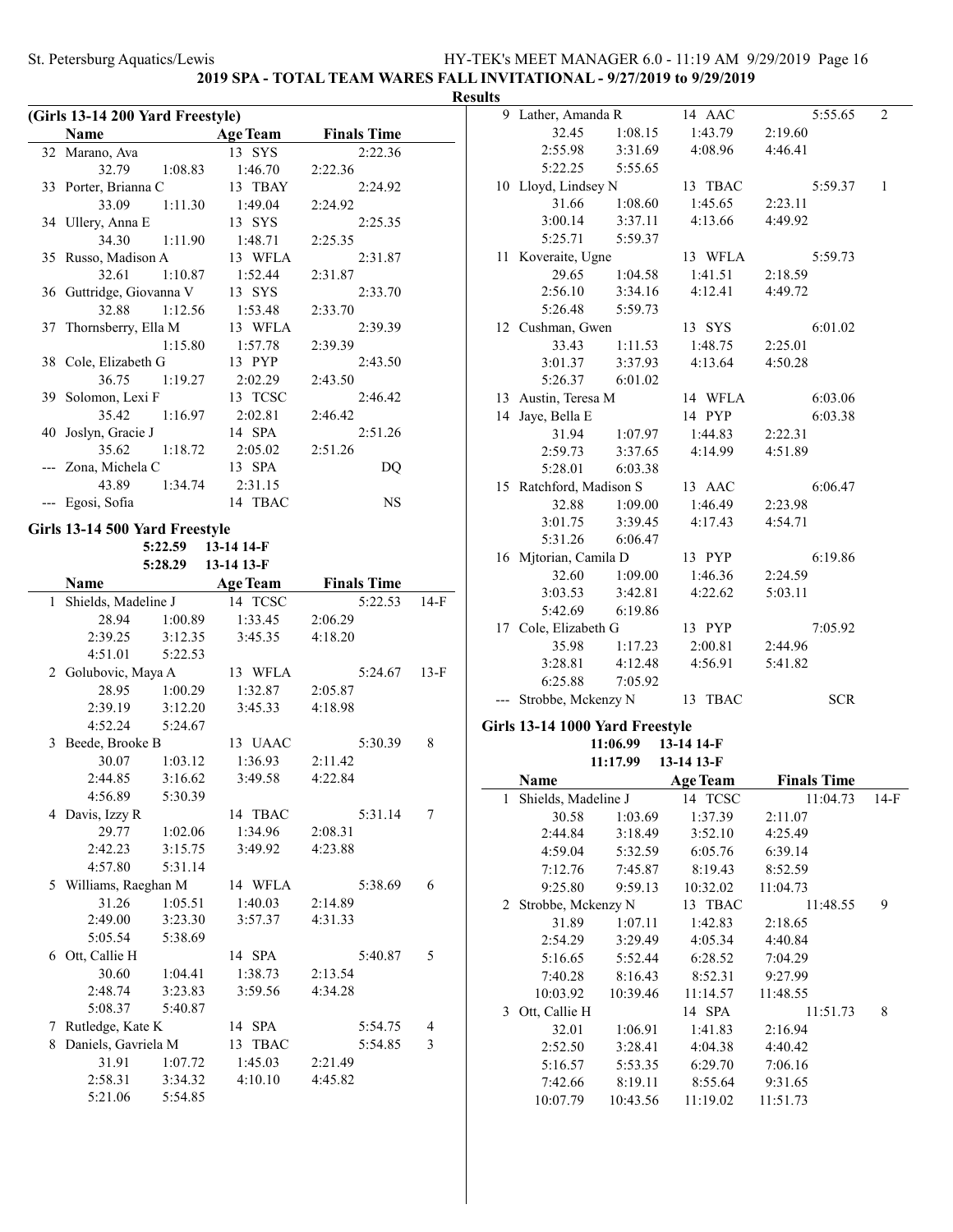**2019 SPA - TOTAL TEAM WARES FALL INVITATIONAL - 9/27/2019 to 9/29/2019**

**Results**

### (Girls 13-14 200 Yard Freestyle)

| | Name | Age | Team | Finals Time | |
|---|---|---|---|---|---|
| 32 | Marano, Ava | 13 | SYS | 2:22.36 | |
| | 32.79 | 1:08.83 | 1:46.70 | 2:22.36 | |
| 33 | Porter, Brianna C | 13 | TBAY | 2:24.92 | |
| | 33.09 | 1:11.30 | 1:49.04 | 2:24.92 | |
| 34 | Ullery, Anna E | 13 | SYS | 2:25.35 | |
| | 34.30 | 1:11.90 | 1:48.71 | 2:25.35 | |
| 35 | Russo, Madison A | 13 | WFLA | 2:31.87 | |
| | 32.61 | 1:10.87 | 1:52.44 | 2:31.87 | |
| 36 | Guttridge, Giovanna V | 13 | SYS | 2:33.70 | |
| | 32.88 | 1:12.56 | 1:53.48 | 2:33.70 | |
| 37 | Thornsberry, Ella M | 13 | WFLA | 2:39.39 | |
| | | 1:15.80 | 1:57.78 | 2:39.39 | |
| 38 | Cole, Elizabeth G | 13 | PYP | 2:43.50 | |
| | 36.75 | 1:19.27 | 2:02.29 | 2:43.50 | |
| 39 | Solomon, Lexi F | 13 | TCSC | 2:46.42 | |
| | 35.42 | 1:16.97 | 2:02.81 | 2:46.42 | |
| 40 | Joslyn, Gracie J | 14 | SPA | 2:51.26 | |
| | 35.62 | 1:18.72 | 2:05.02 | 2:51.26 | |
| --- | Zona, Michela C | 13 | SPA | DQ | |
| | 43.89 | 1:34.74 | 2:31.15 | | |
| --- | Egosi, Sofia | 14 | TBAC | NS | |

### Girls 13-14 500 Yard Freestyle

5:22.59 13-14 14-F
5:28.29 13-14 13-F

| | Name | Age | Team | Finals Time | |
|---|---|---|---|---|---|
| 1 | Shields, Madeline J | 14 | TCSC | 5:22.53 | 14-F |
| | 28.94 | 1:00.89 | 1:33.45 | 2:06.29 | |
| | 2:39.25 | 3:12.35 | 3:45.35 | 4:18.20 | |
| | 4:51.01 | 5:22.53 | | | |
| 2 | Golubovic, Maya A | 13 | WFLA | 5:24.67 | 13-F |
| | 28.95 | 1:00.29 | 1:32.87 | 2:05.87 | |
| | 2:39.19 | 3:12.20 | 3:45.33 | 4:18.98 | |
| | 4:52.24 | 5:24.67 | | | |
| 3 | Beede, Brooke B | 13 | UAAC | 5:30.39 | 8 |
| | 30.07 | 1:03.12 | 1:36.93 | 2:11.42 | |
| | 2:44.85 | 3:16.62 | 3:49.58 | 4:22.84 | |
| | 4:56.89 | 5:30.39 | | | |
| 4 | Davis, Izzy R | 14 | TBAC | 5:31.14 | 7 |
| | 29.77 | 1:02.06 | 1:34.96 | 2:08.31 | |
| | 2:42.23 | 3:15.75 | 3:49.92 | 4:23.88 | |
| | 4:57.80 | 5:31.14 | | | |
| 5 | Williams, Raeghan M | 14 | WFLA | 5:38.69 | 6 |
| | 31.26 | 1:05.51 | 1:40.03 | 2:14.89 | |
| | 2:49.00 | 3:23.30 | 3:57.37 | 4:31.33 | |
| | 5:05.54 | 5:38.69 | | | |
| 6 | Ott, Callie H | 14 | SPA | 5:40.87 | 5 |
| | 30.60 | 1:04.41 | 1:38.73 | 2:13.54 | |
| | 2:48.74 | 3:23.83 | 3:59.56 | 4:34.28 | |
| | 5:08.37 | 5:40.87 | | | |
| 7 | Rutledge, Kate K | 14 | SPA | 5:54.75 | 4 |
| 8 | Daniels, Gavriela M | 13 | TBAC | 5:54.85 | 3 |
| | 31.91 | 1:07.72 | 1:45.03 | 2:21.49 | |
| | 2:58.31 | 3:34.32 | 4:10.10 | 4:45.82 | |
| | 5:21.06 | 5:54.85 | | | |
| 9 | Lather, Amanda R | 14 | AAC | 5:55.65 | 2 |
| | 32.45 | 1:08.15 | 1:43.79 | 2:19.60 | |
| | 2:55.98 | 3:31.69 | 4:08.96 | 4:46.41 | |
| | 5:22.25 | 5:55.65 | | | |
| 10 | Lloyd, Lindsey N | 13 | TBAC | 5:59.37 | 1 |
| | 31.66 | 1:08.60 | 1:45.65 | 2:23.11 | |
| | 3:00.14 | 3:37.11 | 4:13.66 | 4:49.92 | |
| | 5:25.71 | 5:59.37 | | | |
| 11 | Koveraite, Ugne | 13 | WFLA | 5:59.73 | |
| | 29.65 | 1:04.58 | 1:41.51 | 2:18.59 | |
| | 2:56.10 | 3:34.16 | 4:12.41 | 4:49.72 | |
| | 5:26.48 | 5:59.73 | | | |
| 12 | Cushman, Gwen | 13 | SYS | 6:01.02 | |
| | 33.43 | 1:11.53 | 1:48.75 | 2:25.01 | |
| | 3:01.37 | 3:37.93 | 4:13.64 | 4:50.28 | |
| | 5:26.37 | 6:01.02 | | | |
| 13 | Austin, Teresa M | 14 | WFLA | 6:03.06 | |
| 14 | Jaye, Bella E | 14 | PYP | 6:03.38 | |
| | 31.94 | 1:07.97 | 1:44.83 | 2:22.31 | |
| | 2:59.73 | 3:37.65 | 4:14.99 | 4:51.89 | |
| | 5:28.01 | 6:03.38 | | | |
| 15 | Ratchford, Madison S | 13 | AAC | 6:06.47 | |
| | 32.88 | 1:09.00 | 1:46.49 | 2:23.98 | |
| | 3:01.75 | 3:39.45 | 4:17.43 | 4:54.71 | |
| | 5:31.26 | 6:06.47 | | | |
| 16 | Mjtorian, Camila D | 13 | PYP | 6:19.86 | |
| | 32.60 | 1:09.00 | 1:46.36 | 2:24.59 | |
| | 3:03.53 | 3:42.81 | 4:22.62 | 5:03.11 | |
| | 5:42.69 | 6:19.86 | | | |
| 17 | Cole, Elizabeth G | 13 | PYP | 7:05.92 | |
| | 35.98 | 1:17.23 | 2:00.81 | 2:44.96 | |
| | 3:28.81 | 4:12.48 | 4:56.91 | 5:41.82 | |
| | 6:25.88 | 7:05.92 | | | |
| --- | Strobbe, Mckenzy N | 13 | TBAC | SCR | |

### Girls 13-14 1000 Yard Freestyle

11:06.99 13-14 14-F
11:17.99 13-14 13-F

| | Name | Age | Team | Finals Time | |
|---|---|---|---|---|---|
| 1 | Shields, Madeline J | 14 | TCSC | 11:04.73 | 14-F |
| | 30.58 | 1:03.69 | 1:37.39 | 2:11.07 | |
| | 2:44.84 | 3:18.49 | 3:52.10 | 4:25.49 | |
| | 4:59.04 | 5:32.59 | 6:05.76 | 6:39.14 | |
| | 7:12.76 | 7:45.87 | 8:19.43 | 8:52.59 | |
| | 9:25.80 | 9:59.13 | 10:32.02 | 11:04.73 | |
| 2 | Strobbe, Mckenzy N | 13 | TBAC | 11:48.55 | 9 |
| | 31.89 | 1:07.11 | 1:42.83 | 2:18.65 | |
| | 2:54.29 | 3:29.49 | 4:05.34 | 4:40.84 | |
| | 5:16.65 | 5:52.44 | 6:28.52 | 7:04.29 | |
| | 7:40.28 | 8:16.43 | 8:52.31 | 9:27.99 | |
| | 10:03.92 | 10:39.46 | 11:14.57 | 11:48.55 | |
| 3 | Ott, Callie H | 14 | SPA | 11:51.73 | 8 |
| | 32.01 | 1:06.91 | 1:41.83 | 2:16.94 | |
| | 2:52.50 | 3:28.41 | 4:04.38 | 4:40.42 | |
| | 5:16.57 | 5:53.35 | 6:29.70 | 7:06.16 | |
| | 7:42.66 | 8:19.11 | 8:55.64 | 9:31.65 | |
| | 10:07.79 | 10:43.56 | 11:19.02 | 11:51.73 | |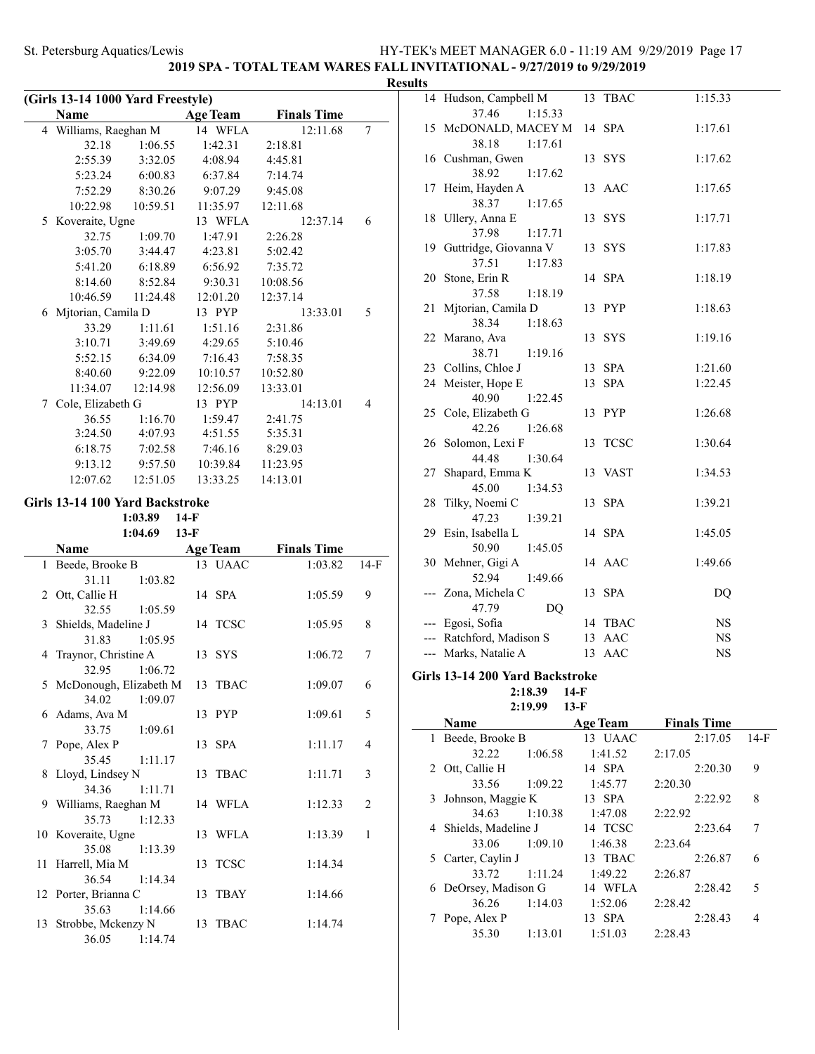**2019 SPA - TOTAL TEAM WARES FALL INVITATIONAL - 9/27/2019 to 9/29/2019**

**Results**

### (Girls 13-14 1000 Yard Freestyle)

| | Name | Age | Team | Finals Time | |
|---|---|---|---|---|---|
| 4 | Williams, Raeghan M | 14 | WFLA | 12:11.68 | 7 |
| | 32.18 1:06.55 1:42.31 2:18.81 | | | | |
| | 2:55.39 3:32.05 4:08.94 4:45.81 | | | | |
| | 5:23.24 6:00.83 6:37.84 7:14.74 | | | | |
| | 7:52.29 8:30.26 9:07.29 9:45.08 | | | | |
| | 10:22.98 10:59.51 11:35.97 12:11.68 | | | | |
| 5 | Koveraite, Ugne | 13 | WFLA | 12:37.14 | 6 |
| | 32.75 1:09.70 1:47.91 2:26.28 | | | | |
| | 3:05.70 3:44.47 4:23.81 5:02.42 | | | | |
| | 5:41.20 6:18.89 6:56.92 7:35.72 | | | | |
| | 8:14.60 8:52.84 9:30.31 10:08.56 | | | | |
| | 10:46.59 11:24.48 12:01.20 12:37.14 | | | | |
| 6 | Mjtorian, Camila D | 13 | PYP | 13:33.01 | 5 |
| | 33.29 1:11.61 1:51.16 2:31.86 | | | | |
| | 3:10.71 3:49.69 4:29.65 5:10.46 | | | | |
| | 5:52.15 6:34.09 7:16.43 7:58.35 | | | | |
| | 8:40.60 9:22.09 10:10.57 10:52.80 | | | | |
| | 11:34.07 12:14.98 12:56.09 13:33.01 | | | | |
| 7 | Cole, Elizabeth G | 13 | PYP | 14:13.01 | 4 |
| | 36.55 1:16.70 1:59.47 2:41.75 | | | | |
| | 3:24.50 4:07.93 4:51.55 5:35.31 | | | | |
| | 6:18.75 7:02.58 7:46.16 8:29.03 | | | | |
| | 9:13.12 9:57.50 10:39.84 11:23.95 | | | | |
| | 12:07.62 12:51.05 13:33.25 14:13.01 | | | | |

### Girls 13-14 100 Yard Backstroke

1:03.89 14-F
1:04.69 13-F

| | Name | Age | Team | Finals Time | |
|---|---|---|---|---|---|
| 1 | Beede, Brooke B | 13 | UAAC | 1:03.82 | 14-F |
| | 31.11 1:03.82 | | | | |
| 2 | Ott, Callie H | 14 | SPA | 1:05.59 | 9 |
| | 32.55 1:05.59 | | | | |
| 3 | Shields, Madeline J | 14 | TCSC | 1:05.95 | 8 |
| | 31.83 1:05.95 | | | | |
| 4 | Traynor, Christine A | 13 | SYS | 1:06.72 | 7 |
| | 32.95 1:06.72 | | | | |
| 5 | McDonough, Elizabeth M | 13 | TBAC | 1:09.07 | 6 |
| | 34.02 1:09.07 | | | | |
| 6 | Adams, Ava M | 13 | PYP | 1:09.61 | 5 |
| | 33.75 1:09.61 | | | | |
| 7 | Pope, Alex P | 13 | SPA | 1:11.17 | 4 |
| | 35.45 1:11.17 | | | | |
| 8 | Lloyd, Lindsey N | 13 | TBAC | 1:11.71 | 3 |
| | 34.36 1:11.71 | | | | |
| 9 | Williams, Raeghan M | 14 | WFLA | 1:12.33 | 2 |
| | 35.73 1:12.33 | | | | |
| 10 | Koveraite, Ugne | 13 | WFLA | 1:13.39 | 1 |
| | 35.08 1:13.39 | | | | |
| 11 | Harrell, Mia M | 13 | TCSC | 1:14.34 | |
| | 36.54 1:14.34 | | | | |
| 12 | Porter, Brianna C | 13 | TBAY | 1:14.66 | |
| | 35.63 1:14.66 | | | | |
| 13 | Strobbe, Mckenzy N | 13 | TBAC | 1:14.74 | |
| | 36.05 1:14.74 | | | | |
| 14 | Hudson, Campbell M | 13 | TBAC | 1:15.33 | |
| | 37.46 1:15.33 | | | | |
| 15 | McDONALD, MACEY M | 14 | SPA | 1:17.61 | |
| | 38.18 1:17.61 | | | | |
| 16 | Cushman, Gwen | 13 | SYS | 1:17.62 | |
| | 38.92 1:17.62 | | | | |
| 17 | Heim, Hayden A | 13 | AAC | 1:17.65 | |
| | 38.37 1:17.65 | | | | |
| 18 | Ullery, Anna E | 13 | SYS | 1:17.71 | |
| | 37.98 1:17.71 | | | | |
| 19 | Guttridge, Giovanna V | 13 | SYS | 1:17.83 | |
| | 37.51 1:17.83 | | | | |
| 20 | Stone, Erin R | 14 | SPA | 1:18.19 | |
| | 37.58 1:18.19 | | | | |
| 21 | Mjtorian, Camila D | 13 | PYP | 1:18.63 | |
| | 38.34 1:18.63 | | | | |
| 22 | Marano, Ava | 13 | SYS | 1:19.16 | |
| | 38.71 1:19.16 | | | | |
| 23 | Collins, Chloe J | 13 | SPA | 1:21.60 | |
| 24 | Meister, Hope E | 13 | SPA | 1:22.45 | |
| | 40.90 1:22.45 | | | | |
| 25 | Cole, Elizabeth G | 13 | PYP | 1:26.68 | |
| | 42.26 1:26.68 | | | | |
| 26 | Solomon, Lexi F | 13 | TCSC | 1:30.64 | |
| | 44.48 1:30.64 | | | | |
| 27 | Shapard, Emma K | 13 | VAST | 1:34.53 | |
| | 45.00 1:34.53 | | | | |
| 28 | Tilky, Noemi C | 13 | SPA | 1:39.21 | |
| | 47.23 1:39.21 | | | | |
| 29 | Esin, Isabella L | 14 | SPA | 1:45.05 | |
| | 50.90 1:45.05 | | | | |
| 30 | Mehner, Gigi A | 14 | AAC | 1:49.66 | |
| | 52.94 1:49.66 | | | | |
| --- | Zona, Michela C | 13 | SPA | DQ | |
| | 47.79 DQ | | | | |
| --- | Egosi, Sofia | 14 | TBAC | NS | |
| --- | Ratchford, Madison S | 13 | AAC | NS | |
| --- | Marks, Natalie A | 13 | AAC | NS | |

### Girls 13-14 200 Yard Backstroke

2:18.39 14-F
2:19.99 13-F

| | Name | Age | Team | Finals Time | |
|---|---|---|---|---|---|
| 1 | Beede, Brooke B | 13 | UAAC | 2:17.05 | 14-F |
| | 32.22 1:06.58 1:41.52 2:17.05 | | | | |
| 2 | Ott, Callie H | 14 | SPA | 2:20.30 | 9 |
| | 33.56 1:09.22 1:45.77 2:20.30 | | | | |
| 3 | Johnson, Maggie K | 13 | SPA | 2:22.92 | 8 |
| | 34.63 1:10.38 1:47.08 2:22.92 | | | | |
| 4 | Shields, Madeline J | 14 | TCSC | 2:23.64 | 7 |
| | 33.06 1:09.10 1:46.38 2:23.64 | | | | |
| 5 | Carter, Caylin J | 13 | TBAC | 2:26.87 | 6 |
| | 33.72 1:11.24 1:49.22 2:26.87 | | | | |
| 6 | DeOrsey, Madison G | 14 | WFLA | 2:28.42 | 5 |
| | 36.26 1:14.03 1:52.06 2:28.42 | | | | |
| 7 | Pope, Alex P | 13 | SPA | 2:28.43 | 4 |
| | 35.30 1:13.01 1:51.03 2:28.43 | | | | |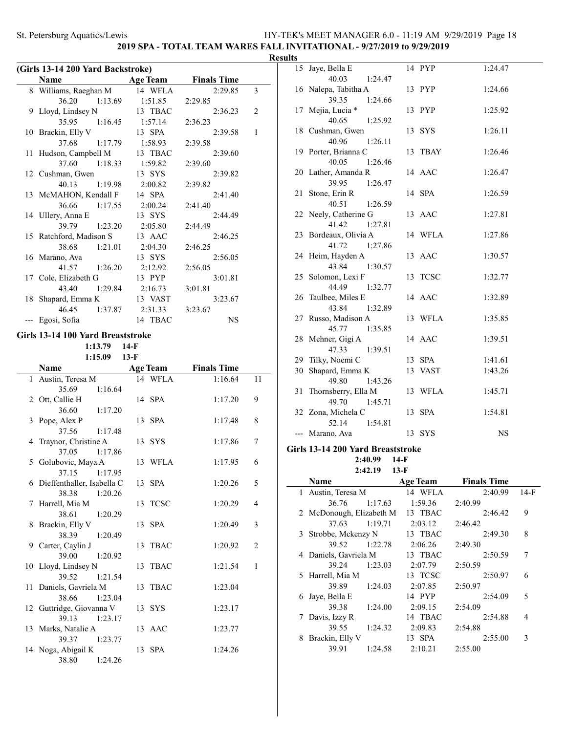## 2019 SPA - TOTAL TEAM WARES FALL INVITATIONAL - 9/27/2019 to 9/29/2019

### Results

### (Girls 13-14 200 Yard Backstroke)

| | Name | Age | Team | Finals Time | |
|---|---|---|---|---|---|
| 8 | Williams, Raeghan M | 14 | WFLA | 2:29.85 | 3 |
| | 36.20 1:13.69 1:51.85 2:29.85 | | | | |
| 9 | Lloyd, Lindsey N | 13 | TBAC | 2:36.23 | 2 |
| | 35.95 1:16.45 1:57.14 2:36.23 | | | | |
| 10 | Brackin, Elly V | 13 | SPA | 2:39.58 | 1 |
| | 37.68 1:17.79 1:58.93 2:39.58 | | | | |
| 11 | Hudson, Campbell M | 13 | TBAC | 2:39.60 | |
| | 37.60 1:18.33 1:59.82 2:39.60 | | | | |
| 12 | Cushman, Gwen | 13 | SYS | 2:39.82 | |
| | 40.13 1:19.98 2:00.82 2:39.82 | | | | |
| 13 | McMAHON, Kendall F | 14 | SPA | 2:41.40 | |
| | 36.66 1:17.55 2:00.24 2:41.40 | | | | |
| 14 | Ullery, Anna E | 13 | SYS | 2:44.49 | |
| | 39.79 1:23.20 2:05.80 2:44.49 | | | | |
| 15 | Ratchford, Madison S | 13 | AAC | 2:46.25 | |
| | 38.68 1:21.01 2:04.30 2:46.25 | | | | |
| 16 | Marano, Ava | 13 | SYS | 2:56.05 | |
| | 41.57 1:26.20 2:12.92 2:56.05 | | | | |
| 17 | Cole, Elizabeth G | 13 | PYP | 3:01.81 | |
| | 43.40 1:29.84 2:16.73 3:01.81 | | | | |
| 18 | Shapard, Emma K | 13 | VAST | 3:23.67 | |
| | 46.45 1:37.87 2:31.33 3:23.67 | | | | |
| --- | Egosi, Sofia | 14 | TBAC | NS | |

### Girls 13-14 100 Yard Breaststroke

1:13.79 14-F
1:15.09 13-F

| | Name | Age | Team | Finals Time | |
|---|---|---|---|---|---|
| 1 | Austin, Teresa M | 14 | WFLA | 1:16.64 | 11 |
| | 35.69 1:16.64 | | | | |
| 2 | Ott, Callie H | 14 | SPA | 1:17.20 | 9 |
| | 36.60 1:17.20 | | | | |
| 3 | Pope, Alex P | 13 | SPA | 1:17.48 | 8 |
| | 37.56 1:17.48 | | | | |
| 4 | Traynor, Christine A | 13 | SYS | 1:17.86 | 7 |
| | 37.05 1:17.86 | | | | |
| 5 | Golubovic, Maya A | 13 | WFLA | 1:17.95 | 6 |
| | 37.15 1:17.95 | | | | |
| 6 | Dieffenthaller, Isabella C | 13 | SPA | 1:20.26 | 5 |
| | 38.38 1:20.26 | | | | |
| 7 | Harrell, Mia M | 13 | TCSC | 1:20.29 | 4 |
| | 38.61 1:20.29 | | | | |
| 8 | Brackin, Elly V | 13 | SPA | 1:20.49 | 3 |
| | 38.39 1:20.49 | | | | |
| 9 | Carter, Caylin J | 13 | TBAC | 1:20.92 | 2 |
| | 39.00 1:20.92 | | | | |
| 10 | Lloyd, Lindsey N | 13 | TBAC | 1:21.54 | 1 |
| | 39.52 1:21.54 | | | | |
| 11 | Daniels, Gavriela M | 13 | TBAC | 1:23.04 | |
| | 38.66 1:23.04 | | | | |
| 12 | Guttridge, Giovanna V | 13 | SYS | 1:23.17 | |
| | 39.13 1:23.17 | | | | |
| 13 | Marks, Natalie A | 13 | AAC | 1:23.77 | |
| | 39.37 1:23.77 | | | | |
| 14 | Noga, Abigail K | 13 | SPA | 1:24.26 | |
| | 38.80 1:24.26 | | | | |
| 15 | Jaye, Bella E | 14 | PYP | 1:24.47 | |
| | 40.03 1:24.47 | | | | |
| 16 | Nalepa, Tabitha A | 13 | PYP | 1:24.66 | |
| | 39.35 1:24.66 | | | | |
| 17 | Mejia, Lucia * | 13 | PYP | 1:25.92 | |
| | 40.65 1:25.92 | | | | |
| 18 | Cushman, Gwen | 13 | SYS | 1:26.11 | |
| | 40.96 1:26.11 | | | | |
| 19 | Porter, Brianna C | 13 | TBAY | 1:26.46 | |
| | 40.05 1:26.46 | | | | |
| 20 | Lather, Amanda R | 14 | AAC | 1:26.47 | |
| | 39.95 1:26.47 | | | | |
| 21 | Stone, Erin R | 14 | SPA | 1:26.59 | |
| | 40.51 1:26.59 | | | | |
| 22 | Neely, Catherine G | 13 | AAC | 1:27.81 | |
| | 41.42 1:27.81 | | | | |
| 23 | Bordeaux, Olivia A | 14 | WFLA | 1:27.86 | |
| | 41.72 1:27.86 | | | | |
| 24 | Heim, Hayden A | 13 | AAC | 1:30.57 | |
| | 43.84 1:30.57 | | | | |
| 25 | Solomon, Lexi F | 13 | TCSC | 1:32.77 | |
| | 44.49 1:32.77 | | | | |
| 26 | Taulbee, Miles E | 14 | AAC | 1:32.89 | |
| | 43.84 1:32.89 | | | | |
| 27 | Russo, Madison A | 13 | WFLA | 1:35.85 | |
| | 45.77 1:35.85 | | | | |
| 28 | Mehner, Gigi A | 14 | AAC | 1:39.51 | |
| | 47.33 1:39.51 | | | | |
| 29 | Tilky, Noemi C | 13 | SPA | 1:41.61 | |
| 30 | Shapard, Emma K | 13 | VAST | 1:43.26 | |
| | 49.80 1:43.26 | | | | |
| 31 | Thornsberry, Ella M | 13 | WFLA | 1:45.71 | |
| | 49.70 1:45.71 | | | | |
| 32 | Zona, Michela C | 13 | SPA | 1:54.81 | |
| | 52.14 1:54.81 | | | | |
| --- | Marano, Ava | 13 | SYS | NS | |

### Girls 13-14 200 Yard Breaststroke

2:40.99 14-F
2:42.19 13-F

| | Name | Age | Team | Finals Time | |
|---|---|---|---|---|---|
| 1 | Austin, Teresa M | 14 | WFLA | 2:40.99 | 14-F |
| | 36.76 1:17.63 1:59.36 2:40.99 | | | | |
| 2 | McDonough, Elizabeth M | 13 | TBAC | 2:46.42 | 9 |
| | 37.63 1:19.71 2:03.12 2:46.42 | | | | |
| 3 | Strobbe, Mckenzy N | 13 | TBAC | 2:49.30 | 8 |
| | 39.52 1:22.78 2:06.26 2:49.30 | | | | |
| 4 | Daniels, Gavriela M | 13 | TBAC | 2:50.59 | 7 |
| | 39.24 1:23.03 2:07.79 2:50.59 | | | | |
| 5 | Harrell, Mia M | 13 | TCSC | 2:50.97 | 6 |
| | 39.89 1:24.03 2:07.85 2:50.97 | | | | |
| 6 | Jaye, Bella E | 14 | PYP | 2:54.09 | 5 |
| | 39.38 1:24.00 2:09.15 2:54.09 | | | | |
| 7 | Davis, Izzy R | 14 | TBAC | 2:54.88 | 4 |
| | 39.55 1:24.32 2:09.83 2:54.88 | | | | |
| 8 | Brackin, Elly V | 13 | SPA | 2:55.00 | 3 |
| | 39.91 1:24.58 2:10.21 2:55.00 | | | | |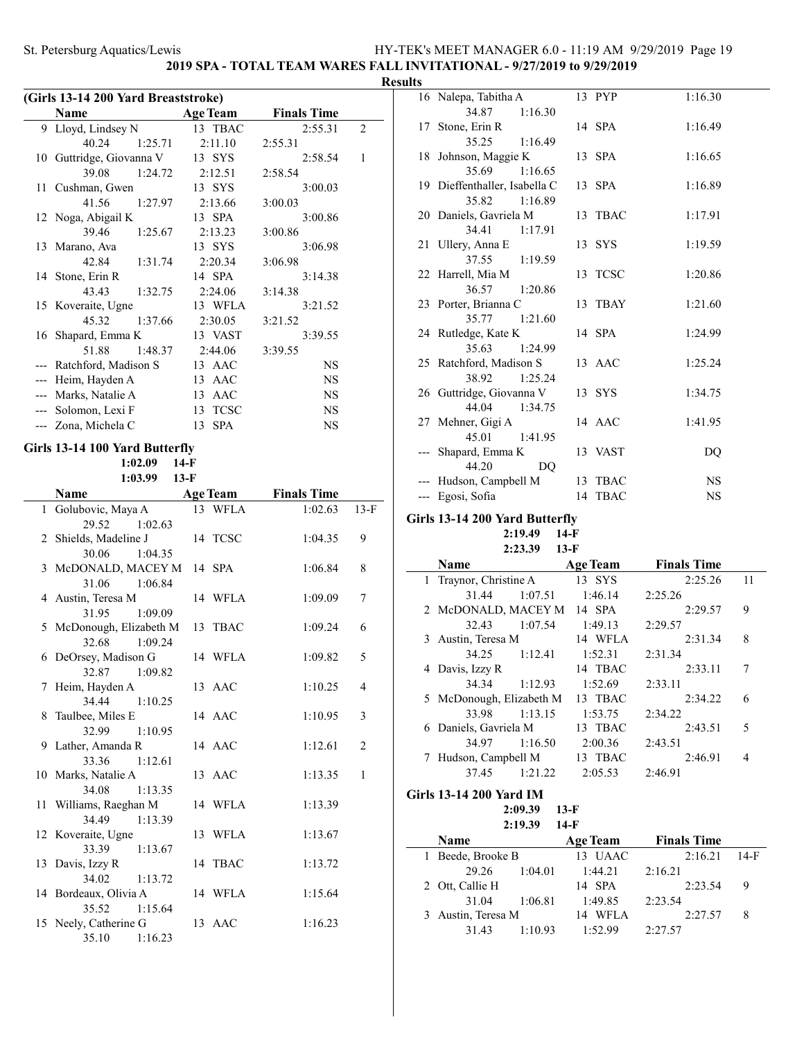**2019 SPA - TOTAL TEAM WARES FALL INVITATIONAL - 9/27/2019 to 9/29/2019**

**Results**

### (Girls 13-14 200 Yard Breaststroke)

| | Name | Age | Team | Finals Time | Points |
|---|---|---|---|---|---|
| 9 | Lloyd, Lindsey N | 13 | TBAC | 2:55.31 | 2 |
| | 40.24 1:25.71 2:11.10 2:55.31 | | | | |
| 10 | Guttridge, Giovanna V | 13 | SYS | 2:58.54 | 1 |
| | 39.08 1:24.72 2:12.51 2:58.54 | | | | |
| 11 | Cushman, Gwen | 13 | SYS | 3:00.03 | |
| | 41.56 1:27.97 2:13.66 3:00.03 | | | | |
| 12 | Noga, Abigail K | 13 | SPA | 3:00.86 | |
| | 39.46 1:25.67 2:13.23 3:00.86 | | | | |
| 13 | Marano, Ava | 13 | SYS | 3:06.98 | |
| | 42.84 1:31.74 2:20.34 3:06.98 | | | | |
| 14 | Stone, Erin R | 14 | SPA | 3:14.38 | |
| | 43.43 1:32.75 2:24.06 3:14.38 | | | | |
| 15 | Koveraite, Ugne | 13 | WFLA | 3:21.52 | |
| | 45.32 1:37.66 2:30.05 3:21.52 | | | | |
| 16 | Shapard, Emma K | 13 | VAST | 3:39.55 | |
| | 51.88 1:48.37 2:44.06 3:39.55 | | | | |
| --- | Ratchford, Madison S | 13 | AAC | NS | |
| --- | Heim, Hayden A | 13 | AAC | NS | |
| --- | Marks, Natalie A | 13 | AAC | NS | |
| --- | Solomon, Lexi F | 13 | TCSC | NS | |
| --- | Zona, Michela C | 13 | SPA | NS | |

### Girls 13-14 100 Yard Butterfly

1:02.09 14-F
1:03.99 13-F

| | Name | Age | Team | Finals Time | Points |
|---|---|---|---|---|---|
| 1 | Golubovic, Maya A | 13 | WFLA | 1:02.63 | 13-F |
| | 29.52 1:02.63 | | | | |
| 2 | Shields, Madeline J | 14 | TCSC | 1:04.35 | 9 |
| | 30.06 1:04.35 | | | | |
| 3 | McDONALD, MACEY M | 14 | SPA | 1:06.84 | 8 |
| | 31.06 1:06.84 | | | | |
| 4 | Austin, Teresa M | 14 | WFLA | 1:09.09 | 7 |
| | 31.95 1:09.09 | | | | |
| 5 | McDonough, Elizabeth M | 13 | TBAC | 1:09.24 | 6 |
| | 32.68 1:09.24 | | | | |
| 6 | DeOrsey, Madison G | 14 | WFLA | 1:09.82 | 5 |
| | 32.87 1:09.82 | | | | |
| 7 | Heim, Hayden A | 13 | AAC | 1:10.25 | 4 |
| | 34.44 1:10.25 | | | | |
| 8 | Taulbee, Miles E | 14 | AAC | 1:10.95 | 3 |
| | 32.99 1:10.95 | | | | |
| 9 | Lather, Amanda R | 14 | AAC | 1:12.61 | 2 |
| | 33.36 1:12.61 | | | | |
| 10 | Marks, Natalie A | 13 | AAC | 1:13.35 | 1 |
| | 34.08 1:13.35 | | | | |
| 11 | Williams, Raeghan M | 14 | WFLA | 1:13.39 | |
| | 34.49 1:13.39 | | | | |
| 12 | Koveraite, Ugne | 13 | WFLA | 1:13.67 | |
| | 33.39 1:13.67 | | | | |
| 13 | Davis, Izzy R | 14 | TBAC | 1:13.72 | |
| | 34.02 1:13.72 | | | | |
| 14 | Bordeaux, Olivia A | 14 | WFLA | 1:15.64 | |
| | 35.52 1:15.64 | | | | |
| 15 | Neely, Catherine G | 13 | AAC | 1:16.23 | |
| | 35.10 1:16.23 | | | | |
| 16 | Nalepa, Tabitha A | 13 | PYP | 1:16.30 | |
| | 34.87 1:16.30 | | | | |
| 17 | Stone, Erin R | 14 | SPA | 1:16.49 | |
| | 35.25 1:16.49 | | | | |
| 18 | Johnson, Maggie K | 13 | SPA | 1:16.65 | |
| | 35.69 1:16.65 | | | | |
| 19 | Dieffenthaller, Isabella C | 13 | SPA | 1:16.89 | |
| | 35.82 1:16.89 | | | | |
| 20 | Daniels, Gavriela M | 13 | TBAC | 1:17.91 | |
| | 34.41 1:17.91 | | | | |
| 21 | Ullery, Anna E | 13 | SYS | 1:19.59 | |
| | 37.55 1:19.59 | | | | |
| 22 | Harrell, Mia M | 13 | TCSC | 1:20.86 | |
| | 36.57 1:20.86 | | | | |
| 23 | Porter, Brianna C | 13 | TBAY | 1:21.60 | |
| | 35.77 1:21.60 | | | | |
| 24 | Rutledge, Kate K | 14 | SPA | 1:24.99 | |
| | 35.63 1:24.99 | | | | |
| 25 | Ratchford, Madison S | 13 | AAC | 1:25.24 | |
| | 38.92 1:25.24 | | | | |
| 26 | Guttridge, Giovanna V | 13 | SYS | 1:34.75 | |
| | 44.04 1:34.75 | | | | |
| 27 | Mehner, Gigi A | 14 | AAC | 1:41.95 | |
| | 45.01 1:41.95 | | | | |
| --- | Shapard, Emma K | 13 | VAST | DQ | |
| | 44.20 DQ | | | | |
| --- | Hudson, Campbell M | 13 | TBAC | NS | |
| --- | Egosi, Sofia | 14 | TBAC | NS | |

### Girls 13-14 200 Yard Butterfly

2:19.49 14-F
2:23.39 13-F

| | Name | Age | Team | Finals Time | Points |
|---|---|---|---|---|---|
| 1 | Traynor, Christine A | 13 | SYS | 2:25.26 | 11 |
| | 31.44 1:07.51 1:46.14 2:25.26 | | | | |
| 2 | McDONALD, MACEY M | 14 | SPA | 2:29.57 | 9 |
| | 32.43 1:07.54 1:49.13 2:29.57 | | | | |
| 3 | Austin, Teresa M | 14 | WFLA | 2:31.34 | 8 |
| | 34.25 1:12.41 1:52.31 2:31.34 | | | | |
| 4 | Davis, Izzy R | 14 | TBAC | 2:33.11 | 7 |
| | 34.34 1:12.93 1:52.69 2:33.11 | | | | |
| 5 | McDonough, Elizabeth M | 13 | TBAC | 2:34.22 | 6 |
| | 33.98 1:13.15 1:53.75 2:34.22 | | | | |
| 6 | Daniels, Gavriela M | 13 | TBAC | 2:43.51 | 5 |
| | 34.97 1:16.50 2:00.36 2:43.51 | | | | |
| 7 | Hudson, Campbell M | 13 | TBAC | 2:46.91 | 4 |
| | 37.45 1:21.22 2:05.53 2:46.91 | | | | |

### Girls 13-14 200 Yard IM

2:09.39 13-F
2:19.39 14-F

| | Name | Age | Team | Finals Time | Points |
|---|---|---|---|---|---|
| 1 | Beede, Brooke B | 13 | UAAC | 2:16.21 | 14-F |
| | 29.26 1:04.01 1:44.21 2:16.21 | | | | |
| 2 | Ott, Callie H | 14 | SPA | 2:23.54 | 9 |
| | 31.04 1:06.81 1:49.85 2:23.54 | | | | |
| 3 | Austin, Teresa M | 14 | WFLA | 2:27.57 | 8 |
| | 31.43 1:10.93 1:52.99 2:27.57 | | | | |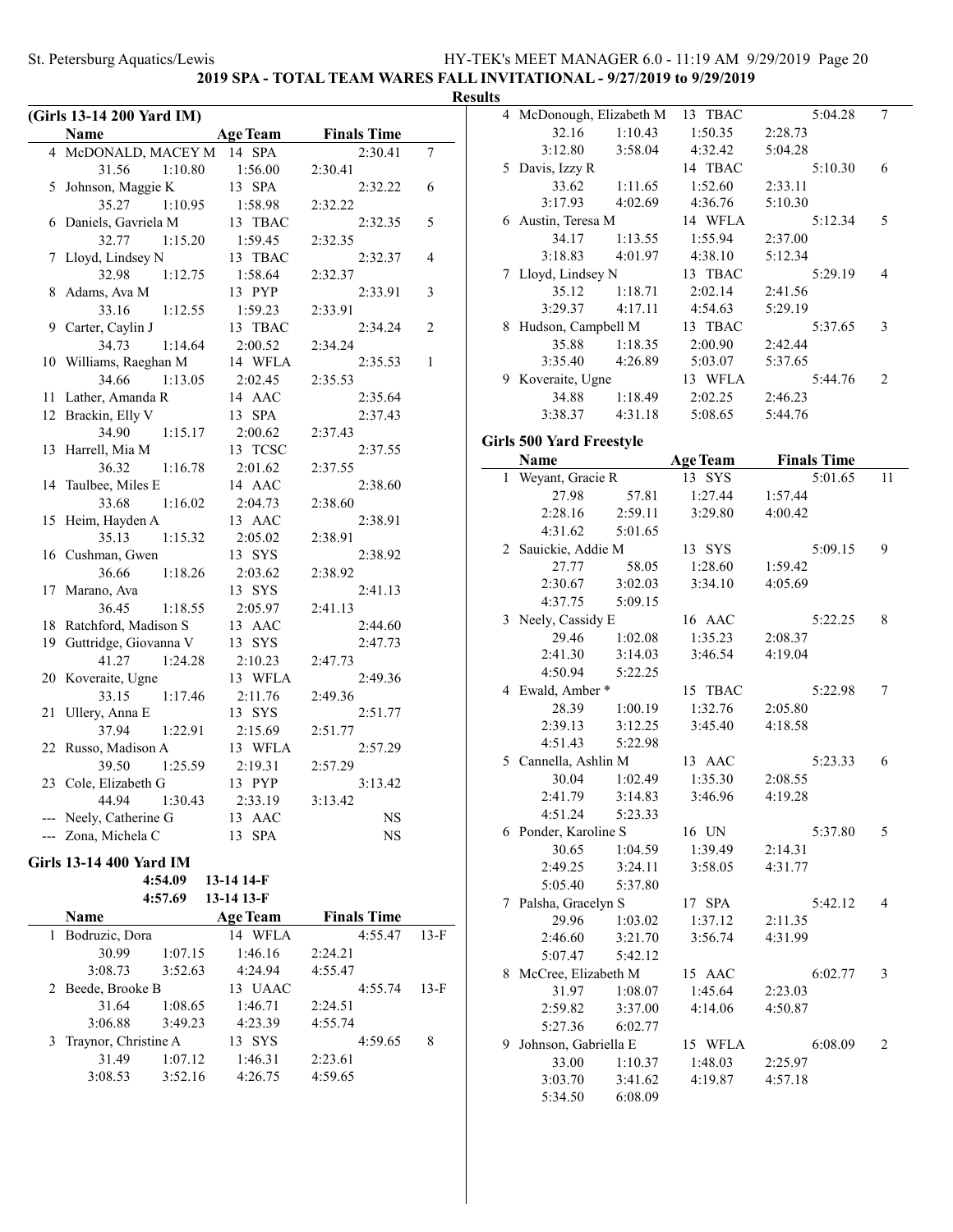**2019 SPA - TOTAL TEAM WARES FALL INVITATIONAL - 9/27/2019 to 9/29/2019**

**Results**

### (Girls 13-14 200 Yard IM)

| | Name | Age | Team | Finals Time | Points |
|---|---|---|---|---|---|
| 4 | McDONALD, MACEY M | 14 | SPA | 2:30.41 | 7 |
| | 31.56 / 1:10.80 / 1:56.00 / 2:30.41 | | | | |
| 5 | Johnson, Maggie K | 13 | SPA | 2:32.22 | 6 |
| | 35.27 / 1:10.95 / 1:58.98 / 2:32.22 | | | | |
| 6 | Daniels, Gavriela M | 13 | TBAC | 2:32.35 | 5 |
| | 32.77 / 1:15.20 / 1:59.45 / 2:32.35 | | | | |
| 7 | Lloyd, Lindsey N | 13 | TBAC | 2:32.37 | 4 |
| | 32.98 / 1:12.75 / 1:58.64 / 2:32.37 | | | | |
| 8 | Adams, Ava M | 13 | PYP | 2:33.91 | 3 |
| | 33.16 / 1:12.55 / 1:59.23 / 2:33.91 | | | | |
| 9 | Carter, Caylin J | 13 | TBAC | 2:34.24 | 2 |
| | 34.73 / 1:14.64 / 2:00.52 / 2:34.24 | | | | |
| 10 | Williams, Raeghan M | 14 | WFLA | 2:35.53 | 1 |
| | 34.66 / 1:13.05 / 2:02.45 / 2:35.53 | | | | |
| 11 | Lather, Amanda R | 14 | AAC | 2:35.64 | |
| 12 | Brackin, Elly V | 13 | SPA | 2:37.43 | |
| | 34.90 / 1:15.17 / 2:00.62 / 2:37.43 | | | | |
| 13 | Harrell, Mia M | 13 | TCSC | 2:37.55 | |
| | 36.32 / 1:16.78 / 2:01.62 / 2:37.55 | | | | |
| 14 | Taulbee, Miles E | 14 | AAC | 2:38.60 | |
| | 33.68 / 1:16.02 / 2:04.73 / 2:38.60 | | | | |
| 15 | Heim, Hayden A | 13 | AAC | 2:38.91 | |
| | 35.13 / 1:15.32 / 2:05.02 / 2:38.91 | | | | |
| 16 | Cushman, Gwen | 13 | SYS | 2:38.92 | |
| | 36.66 / 1:18.26 / 2:03.62 / 2:38.92 | | | | |
| 17 | Marano, Ava | 13 | SYS | 2:41.13 | |
| | 36.45 / 1:18.55 / 2:05.97 / 2:41.13 | | | | |
| 18 | Ratchford, Madison S | 13 | AAC | 2:44.60 | |
| 19 | Guttridge, Giovanna V | 13 | SYS | 2:47.73 | |
| | 41.27 / 1:24.28 / 2:10.23 / 2:47.73 | | | | |
| 20 | Koveraite, Ugne | 13 | WFLA | 2:49.36 | |
| | 33.15 / 1:17.46 / 2:11.76 / 2:49.36 | | | | |
| 21 | Ullery, Anna E | 13 | SYS | 2:51.77 | |
| | 37.94 / 1:22.91 / 2:15.69 / 2:51.77 | | | | |
| 22 | Russo, Madison A | 13 | WFLA | 2:57.29 | |
| | 39.50 / 1:25.59 / 2:19.31 / 2:57.29 | | | | |
| 23 | Cole, Elizabeth G | 13 | PYP | 3:13.42 | |
| | 44.94 / 1:30.43 / 2:33.19 / 3:13.42 | | | | |
| --- | Neely, Catherine G | 13 | AAC | NS | |
| --- | Zona, Michela C | 13 | SPA | NS | |

### Girls 13-14 400 Yard IM

4:54.09 13-14 14-F
4:57.69 13-14 13-F

| | Name | Age | Team | Finals Time | Points |
|---|---|---|---|---|---|
| 1 | Bodruzic, Dora | 14 | WFLA | 4:55.47 | 13-F |
| | 30.99 / 1:07.15 / 1:46.16 / 2:24.21 / 3:08.73 / 3:52.63 / 4:24.94 / 4:55.47 | | | | |
| 2 | Beede, Brooke B | 13 | UAAC | 4:55.74 | 13-F |
| | 31.64 / 1:08.65 / 1:46.71 / 2:24.51 / 3:06.88 / 3:49.23 / 4:23.39 / 4:55.74 | | | | |
| 3 | Traynor, Christine A | 13 | SYS | 4:59.65 | 8 |
| | 31.49 / 1:07.12 / 1:46.31 / 2:23.61 / 3:08.53 / 3:52.16 / 4:26.75 / 4:59.65 | | | | |
| 4 | McDonough, Elizabeth M | 13 | TBAC | 5:04.28 | 7 |
| | 32.16 / 1:10.43 / 1:50.35 / 2:28.73 / 3:12.80 / 3:58.04 / 4:32.42 / 5:04.28 | | | | |
| 5 | Davis, Izzy R | 14 | TBAC | 5:10.30 | 6 |
| | 33.62 / 1:11.65 / 1:52.60 / 2:33.11 / 3:17.93 / 4:02.69 / 4:36.76 / 5:10.30 | | | | |
| 6 | Austin, Teresa M | 14 | WFLA | 5:12.34 | 5 |
| | 34.17 / 1:13.55 / 1:55.94 / 2:37.00 / 3:18.83 / 4:01.97 / 4:38.10 / 5:12.34 | | | | |
| 7 | Lloyd, Lindsey N | 13 | TBAC | 5:29.19 | 4 |
| | 35.12 / 1:18.71 / 2:02.14 / 2:41.56 / 3:29.37 / 4:17.11 / 4:54.63 / 5:29.19 | | | | |
| 8 | Hudson, Campbell M | 13 | TBAC | 5:37.65 | 3 |
| | 35.88 / 1:18.35 / 2:00.90 / 2:42.44 / 3:35.40 / 4:26.89 / 5:03.07 / 5:37.65 | | | | |
| 9 | Koveraite, Ugne | 13 | WFLA | 5:44.76 | 2 |
| | 34.88 / 1:18.49 / 2:02.25 / 2:46.23 / 3:38.37 / 4:31.18 / 5:08.65 / 5:44.76 | | | | |

### Girls 500 Yard Freestyle

| | Name | Age | Team | Finals Time | Points |
|---|---|---|---|---|---|
| 1 | Weyant, Gracie R | 13 | SYS | 5:01.65 | 11 |
| | 27.98 / 57.81 / 1:27.44 / 1:57.44 / 2:28.16 / 2:59.11 / 3:29.80 / 4:00.42 / 4:31.62 / 5:01.65 | | | | |
| 2 | Sauickie, Addie M | 13 | SYS | 5:09.15 | 9 |
| | 27.77 / 58.05 / 1:28.60 / 1:59.42 / 2:30.67 / 3:02.03 / 3:34.10 / 4:05.69 / 4:37.75 / 5:09.15 | | | | |
| 3 | Neely, Cassidy E | 16 | AAC | 5:22.25 | 8 |
| | 29.46 / 1:02.08 / 1:35.23 / 2:08.37 / 2:41.30 / 3:14.03 / 3:46.54 / 4:19.04 / 4:50.94 / 5:22.25 | | | | |
| 4 | Ewald, Amber * | 15 | TBAC | 5:22.98 | 7 |
| | 28.39 / 1:00.19 / 1:32.76 / 2:05.80 / 2:39.13 / 3:12.25 / 3:45.40 / 4:18.58 / 4:51.43 / 5:22.98 | | | | |
| 5 | Cannella, Ashlin M | 13 | AAC | 5:23.33 | 6 |
| | 30.04 / 1:02.49 / 1:35.30 / 2:08.55 / 2:41.79 / 3:14.83 / 3:46.96 / 4:19.28 / 4:51.24 / 5:23.33 | | | | |
| 6 | Ponder, Karoline S | 16 | UN | 5:37.80 | 5 |
| | 30.65 / 1:04.59 / 1:39.49 / 2:14.31 / 2:49.25 / 3:24.11 / 3:58.05 / 4:31.77 / 5:05.40 / 5:37.80 | | | | |
| 7 | Palsha, Gracelyn S | 17 | SPA | 5:42.12 | 4 |
| | 29.96 / 1:03.02 / 1:37.12 / 2:11.35 / 2:46.60 / 3:21.70 / 3:56.74 / 4:31.99 / 5:07.47 / 5:42.12 | | | | |
| 8 | McCree, Elizabeth M | 15 | AAC | 6:02.77 | 3 |
| | 31.97 / 1:08.07 / 1:45.64 / 2:23.03 / 2:59.82 / 3:37.00 / 4:14.06 / 4:50.87 / 5:27.36 / 6:02.77 | | | | |
| 9 | Johnson, Gabriella E | 15 | WFLA | 6:08.09 | 2 |
| | 33.00 / 1:10.37 / 1:48.03 / 2:25.97 / 3:03.70 / 3:41.62 / 4:19.87 / 4:57.18 / 5:34.50 / 6:08.09 | | | | |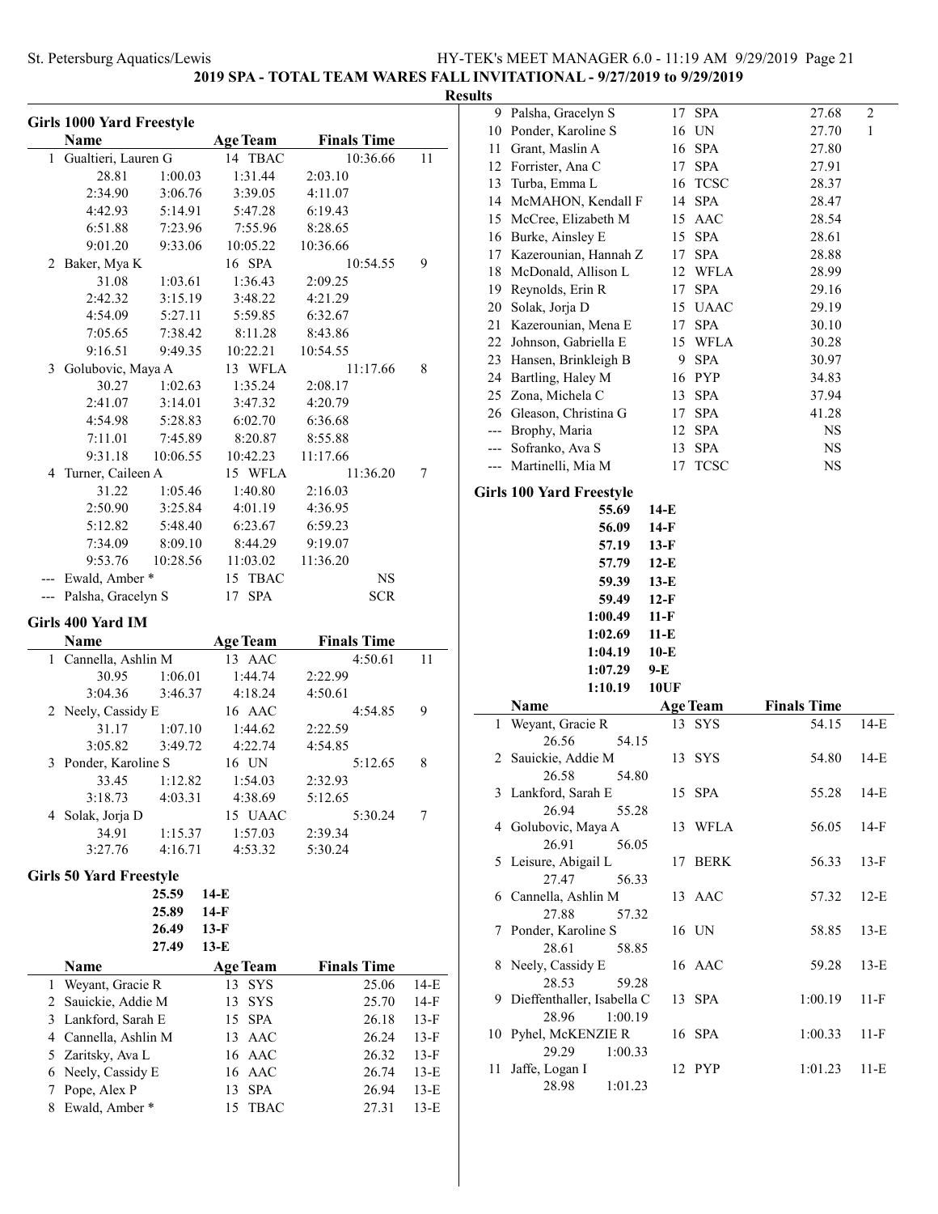**2019 SPA - TOTAL TEAM WARES FALL INVITATIONAL - 9/27/2019 to 9/29/2019**

**Results**

### Girls 1000 Yard Freestyle

| | Name | Age | Team | Finals Time | Points |
|---|---|---|---|---|---|
| 1 | Gualtieri, Lauren G | 14 | TBAC | 10:36.66 | 11 |
| | 28.81 / 1:00.03 / 1:31.44 / 2:03.10 / 2:34.90 / 3:06.76 / 3:39.05 / 4:11.07 / 4:42.93 / 5:14.91 / 5:47.28 / 6:19.43 / 6:51.88 / 7:23.96 / 7:55.96 / 8:28.65 / 9:01.20 / 9:33.06 / 10:05.22 / 10:36.66 | | | | |
| 2 | Baker, Mya K | 16 | SPA | 10:54.55 | 9 |
| | 31.08 / 1:03.61 / 1:36.43 / 2:09.25 / 2:42.32 / 3:15.19 / 3:48.22 / 4:21.29 / 4:54.09 / 5:27.11 / 5:59.85 / 6:32.67 / 7:05.65 / 7:38.42 / 8:11.28 / 8:43.86 / 9:16.51 / 9:49.35 / 10:22.21 / 10:54.55 | | | | |
| 3 | Golubovic, Maya A | 13 | WFLA | 11:17.66 | 8 |
| | 30.27 / 1:02.63 / 1:35.24 / 2:08.17 / 2:41.07 / 3:14.01 / 3:47.32 / 4:20.79 / 4:54.98 / 5:28.83 / 6:02.70 / 6:36.68 / 7:11.01 / 7:45.89 / 8:20.87 / 8:55.88 / 9:31.18 / 10:06.55 / 10:42.23 / 11:17.66 | | | | |
| 4 | Turner, Caileen A | 15 | WFLA | 11:36.20 | 7 |
| | 31.22 / 1:05.46 / 1:40.80 / 2:16.03 / 2:50.90 / 3:25.84 / 4:01.19 / 4:36.95 / 5:12.82 / 5:48.40 / 6:23.67 / 6:59.23 / 7:34.09 / 8:09.10 / 8:44.29 / 9:19.07 / 9:53.76 / 10:28.56 / 11:03.02 / 11:36.20 | | | | |
| --- | Ewald, Amber * | 15 | TBAC | NS | |
| --- | Palsha, Gracelyn S | 17 | SPA | SCR | |

### Girls 400 Yard IM

| | Name | Age | Team | Finals Time | Points |
|---|---|---|---|---|---|
| 1 | Cannella, Ashlin M | 13 | AAC | 4:50.61 | 11 |
| | 30.95 / 1:06.01 / 1:44.74 / 2:22.99 / 3:04.36 / 3:46.37 / 4:18.24 / 4:50.61 | | | | |
| 2 | Neely, Cassidy E | 16 | AAC | 4:54.85 | 9 |
| | 31.17 / 1:07.10 / 1:44.62 / 2:22.59 / 3:05.82 / 3:49.72 / 4:22.74 / 4:54.85 | | | | |
| 3 | Ponder, Karoline S | 16 | UN | 5:12.65 | 8 |
| | 33.45 / 1:12.82 / 1:54.03 / 2:32.93 / 3:18.73 / 4:03.31 / 4:38.69 / 5:12.65 | | | | |
| 4 | Solak, Jorja D | 15 | UAAC | 5:30.24 | 7 |
| | 34.91 / 1:15.37 / 1:57.03 / 2:39.34 / 3:27.76 / 4:16.71 / 4:53.32 / 5:30.24 | | | | |

### Girls 50 Yard Freestyle

| Time | Standard |
|---|---|
| 25.59 | 14-E |
| 25.89 | 14-F |
| 26.49 | 13-F |
| 27.49 | 13-E |

| | Name | Age | Team | Finals Time | Points |
|---|---|---|---|---|---|
| 1 | Weyant, Gracie R | 13 | SYS | 25.06 | 14-E |
| 2 | Sauickie, Addie M | 13 | SYS | 25.70 | 14-F |
| 3 | Lankford, Sarah E | 15 | SPA | 26.18 | 13-F |
| 4 | Cannella, Ashlin M | 13 | AAC | 26.24 | 13-F |
| 5 | Zaritsky, Ava L | 16 | AAC | 26.32 | 13-F |
| 6 | Neely, Cassidy E | 16 | AAC | 26.74 | 13-E |
| 7 | Pope, Alex P | 13 | SPA | 26.94 | 13-E |
| 8 | Ewald, Amber * | 15 | TBAC | 27.31 | 13-E |
| 9 | Palsha, Gracelyn S | 17 | SPA | 27.68 | 2 |
| 10 | Ponder, Karoline S | 16 | UN | 27.70 | 1 |
| 11 | Grant, Maslin A | 16 | SPA | 27.80 | |
| 12 | Forrister, Ana C | 17 | SPA | 27.91 | |
| 13 | Turba, Emma L | 16 | TCSC | 28.37 | |
| 14 | McMAHON, Kendall F | 14 | SPA | 28.47 | |
| 15 | McCree, Elizabeth M | 15 | AAC | 28.54 | |
| 16 | Burke, Ainsley E | 15 | SPA | 28.61 | |
| 17 | Kazerounian, Hannah Z | 17 | SPA | 28.88 | |
| 18 | McDonald, Allison L | 12 | WFLA | 28.99 | |
| 19 | Reynolds, Erin R | 17 | SPA | 29.16 | |
| 20 | Solak, Jorja D | 15 | UAAC | 29.19 | |
| 21 | Kazerounian, Mena E | 17 | SPA | 30.10 | |
| 22 | Johnson, Gabriella E | 15 | WFLA | 30.28 | |
| 23 | Hansen, Brinkleigh B | 9 | SPA | 30.97 | |
| 24 | Bartling, Haley M | 16 | PYP | 34.83 | |
| 25 | Zona, Michela C | 13 | SPA | 37.94 | |
| 26 | Gleason, Christina G | 17 | SPA | 41.28 | |
| --- | Brophy, Maria | 12 | SPA | NS | |
| --- | Sofranko, Ava S | 13 | SPA | NS | |
| --- | Martinelli, Mia M | 17 | TCSC | NS | |

### Girls 100 Yard Freestyle

| Time | Standard |
|---|---|
| 55.69 | 14-E |
| 56.09 | 14-F |
| 57.19 | 13-F |
| 57.79 | 12-E |
| 59.39 | 13-E |
| 59.49 | 12-F |
| 1:00.49 | 11-F |
| 1:02.69 | 11-E |
| 1:04.19 | 10-E |
| 1:07.29 | 9-E |
| 1:10.19 | 10UF |

| | Name | Age | Team | Finals Time | Points |
|---|---|---|---|---|---|
| 1 | Weyant, Gracie R | 13 | SYS | 54.15 | 14-E |
| | 26.56 / 54.15 | | | | |
| 2 | Sauickie, Addie M | 13 | SYS | 54.80 | 14-E |
| | 26.58 / 54.80 | | | | |
| 3 | Lankford, Sarah E | 15 | SPA | 55.28 | 14-E |
| | 26.94 / 55.28 | | | | |
| 4 | Golubovic, Maya A | 13 | WFLA | 56.05 | 14-F |
| | 26.91 / 56.05 | | | | |
| 5 | Leisure, Abigail L | 17 | BERK | 56.33 | 13-F |
| | 27.47 / 56.33 | | | | |
| 6 | Cannella, Ashlin M | 13 | AAC | 57.32 | 12-E |
| | 27.88 / 57.32 | | | | |
| 7 | Ponder, Karoline S | 16 | UN | 58.85 | 13-E |
| | 28.61 / 58.85 | | | | |
| 8 | Neely, Cassidy E | 16 | AAC | 59.28 | 13-E |
| | 28.53 / 59.28 | | | | |
| 9 | Dieffenthaller, Isabella C | 13 | SPA | 1:00.19 | 11-F |
| | 28.96 / 1:00.19 | | | | |
| 10 | Pyhel, McKENZIE R | 16 | SPA | 1:00.33 | 11-F |
| | 29.29 / 1:00.33 | | | | |
| 11 | Jaffe, Logan I | 12 | PYP | 1:01.23 | 11-E |
| | 28.98 / 1:01.23 | | | | |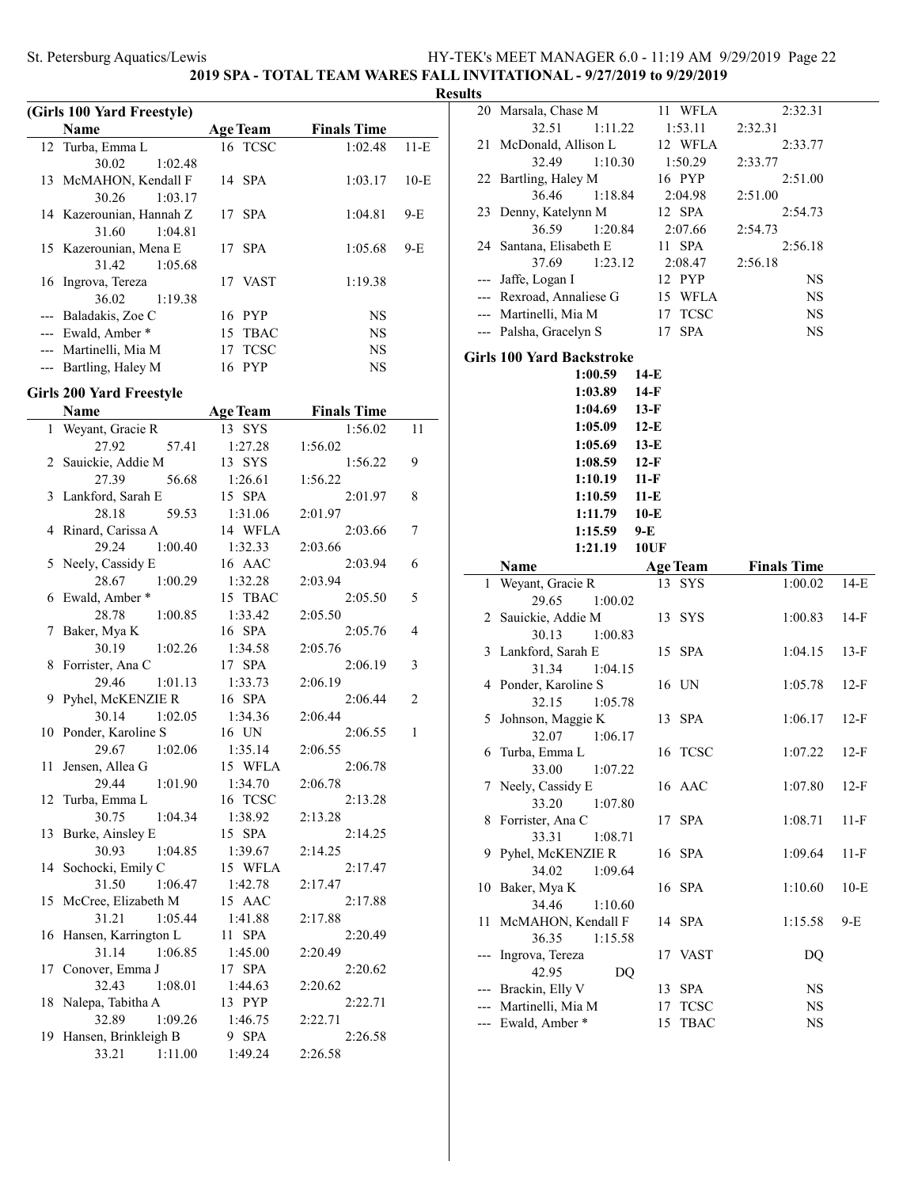**2019 SPA - TOTAL TEAM WARES FALL INVITATIONAL - 9/27/2019 to 9/29/2019**

**Results**

### (Girls 100 Yard Freestyle)

| | Name | Age | Team | Finals Time | |
|---|---|---|---|---|---|
| 12 | Turba, Emma L | 16 | TCSC | 1:02.48 | 11-E |
| | 30.02 1:02.48 | | | | |
| 13 | McMAHON, Kendall F | 14 | SPA | 1:03.17 | 10-E |
| | 30.26 1:03.17 | | | | |
| 14 | Kazerounian, Hannah Z | 17 | SPA | 1:04.81 | 9-E |
| | 31.60 1:04.81 | | | | |
| 15 | Kazerounian, Mena E | 17 | SPA | 1:05.68 | 9-E |
| | 31.42 1:05.68 | | | | |
| 16 | Ingrova, Tereza | 17 | VAST | 1:19.38 | |
| | 36.02 1:19.38 | | | | |
| --- | Baladakis, Zoe C | 16 | PYP | NS | |
| --- | Ewald, Amber * | 15 | TBAC | NS | |
| --- | Martinelli, Mia M | 17 | TCSC | NS | |
| --- | Bartling, Haley M | 16 | PYP | NS | |

### Girls 200 Yard Freestyle

| | Name | Age | Team | Finals Time | |
|---|---|---|---|---|---|
| 1 | Weyant, Gracie R | 13 | SYS | 1:56.02 | 11 |
| | 27.92 57.41 1:27.28 1:56.02 | | | | |
| 2 | Sauickie, Addie M | 13 | SYS | 1:56.22 | 9 |
| | 27.39 56.68 1:26.61 1:56.22 | | | | |
| 3 | Lankford, Sarah E | 15 | SPA | 2:01.97 | 8 |
| | 28.18 59.53 1:31.06 2:01.97 | | | | |
| 4 | Rinard, Carissa A | 14 | WFLA | 2:03.66 | 7 |
| | 29.24 1:00.40 1:32.33 2:03.66 | | | | |
| 5 | Neely, Cassidy E | 16 | AAC | 2:03.94 | 6 |
| | 28.67 1:00.29 1:32.28 2:03.94 | | | | |
| 6 | Ewald, Amber * | 15 | TBAC | 2:05.50 | 5 |
| | 28.78 1:00.85 1:33.42 2:05.50 | | | | |
| 7 | Baker, Mya K | 16 | SPA | 2:05.76 | 4 |
| | 30.19 1:02.26 1:34.58 2:05.76 | | | | |
| 8 | Forrister, Ana C | 17 | SPA | 2:06.19 | 3 |
| | 29.46 1:01.13 1:33.73 2:06.19 | | | | |
| 9 | Pyhel, McKENZIE R | 16 | SPA | 2:06.44 | 2 |
| | 30.14 1:02.05 1:34.36 2:06.44 | | | | |
| 10 | Ponder, Karoline S | 16 | UN | 2:06.55 | 1 |
| | 29.67 1:02.06 1:35.14 2:06.55 | | | | |
| 11 | Jensen, Allea G | 15 | WFLA | 2:06.78 | |
| | 29.44 1:01.90 1:34.70 2:06.78 | | | | |
| 12 | Turba, Emma L | 16 | TCSC | 2:13.28 | |
| | 30.75 1:04.34 1:38.92 2:13.28 | | | | |
| 13 | Burke, Ainsley E | 15 | SPA | 2:14.25 | |
| | 30.93 1:04.85 1:39.67 2:14.25 | | | | |
| 14 | Sochocki, Emily C | 15 | WFLA | 2:17.47 | |
| | 31.50 1:06.47 1:42.78 2:17.47 | | | | |
| 15 | McCree, Elizabeth M | 15 | AAC | 2:17.88 | |
| | 31.21 1:05.44 1:41.88 2:17.88 | | | | |
| 16 | Hansen, Karrington L | 11 | SPA | 2:20.49 | |
| | 31.14 1:06.85 1:45.00 2:20.49 | | | | |
| 17 | Conover, Emma J | 17 | SPA | 2:20.62 | |
| | 32.43 1:08.01 1:44.63 2:20.62 | | | | |
| 18 | Nalepa, Tabitha A | 13 | PYP | 2:22.71 | |
| | 32.89 1:09.26 1:46.75 2:22.71 | | | | |
| 19 | Hansen, Brinkleigh B | 9 | SPA | 2:26.58 | |
| | 33.21 1:11.00 1:49.24 2:26.58 | | | | |
| 20 | Marsala, Chase M | 11 | WFLA | 2:32.31 | |
| | 32.51 1:11.22 1:53.11 2:32.31 | | | | |
| 21 | McDonald, Allison L | 12 | WFLA | 2:33.77 | |
| | 32.49 1:10.30 1:50.29 2:33.77 | | | | |
| 22 | Bartling, Haley M | 16 | PYP | 2:51.00 | |
| | 36.46 1:18.84 2:04.98 2:51.00 | | | | |
| 23 | Denny, Katelynn M | 12 | SPA | 2:54.73 | |
| | 36.59 1:20.84 2:07.66 2:54.73 | | | | |
| 24 | Santana, Elisabeth E | 11 | SPA | 2:56.18 | |
| | 37.69 1:23.12 2:08.47 2:56.18 | | | | |
| --- | Jaffe, Logan I | 12 | PYP | NS | |
| --- | Rexroad, Annaliese G | 15 | WFLA | NS | |
| --- | Martinelli, Mia M | 17 | TCSC | NS | |
| --- | Palsha, Gracelyn S | 17 | SPA | NS | |

### Girls 100 Yard Backstroke

| Time | Standard |
|---|---|
| 1:00.59 | 14-E |
| 1:03.89 | 14-F |
| 1:04.69 | 13-F |
| 1:05.09 | 12-E |
| 1:05.69 | 13-E |
| 1:08.59 | 12-F |
| 1:10.19 | 11-F |
| 1:10.59 | 11-E |
| 1:11.79 | 10-E |
| 1:15.59 | 9-E |
| 1:21.19 | 10UF |

| | Name | Age | Team | Finals Time | |
|---|---|---|---|---|---|
| 1 | Weyant, Gracie R | 13 | SYS | 1:00.02 | 14-E |
| | 29.65 1:00.02 | | | | |
| 2 | Sauickie, Addie M | 13 | SYS | 1:00.83 | 14-F |
| | 30.13 1:00.83 | | | | |
| 3 | Lankford, Sarah E | 15 | SPA | 1:04.15 | 13-F |
| | 31.34 1:04.15 | | | | |
| 4 | Ponder, Karoline S | 16 | UN | 1:05.78 | 12-F |
| | 32.15 1:05.78 | | | | |
| 5 | Johnson, Maggie K | 13 | SPA | 1:06.17 | 12-F |
| | 32.07 1:06.17 | | | | |
| 6 | Turba, Emma L | 16 | TCSC | 1:07.22 | 12-F |
| | 33.00 1:07.22 | | | | |
| 7 | Neely, Cassidy E | 16 | AAC | 1:07.80 | 12-F |
| | 33.20 1:07.80 | | | | |
| 8 | Forrister, Ana C | 17 | SPA | 1:08.71 | 11-F |
| | 33.31 1:08.71 | | | | |
| 9 | Pyhel, McKENZIE R | 16 | SPA | 1:09.64 | 11-F |
| | 34.02 1:09.64 | | | | |
| 10 | Baker, Mya K | 16 | SPA | 1:10.60 | 10-E |
| | 34.46 1:10.60 | | | | |
| 11 | McMAHON, Kendall F | 14 | SPA | 1:15.58 | 9-E |
| | 36.35 1:15.58 | | | | |
| --- | Ingrova, Tereza | 17 | VAST | DQ | |
| | 42.95 DQ | | | | |
| --- | Brackin, Elly V | 13 | SPA | NS | |
| --- | Martinelli, Mia M | 17 | TCSC | NS | |
| --- | Ewald, Amber * | 15 | TBAC | NS | |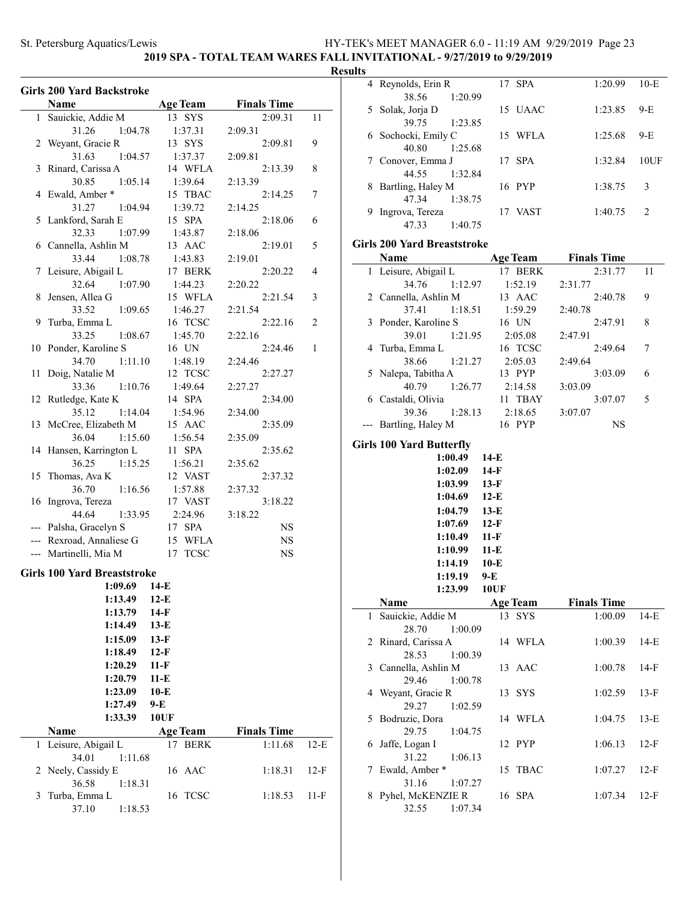## 2019 SPA - TOTAL TEAM WARES FALL INVITATIONAL - 9/27/2019 to 9/29/2019

### Results

### Girls 200 Yard Backstroke

| | Name | Age | Team | Finals Time | |
|---|---|---|---|---|---|
| 1 | Sauickie, Addie M | 13 | SYS | 2:09.31 | 11 |
| | 31.26 1:04.78 1:37.31 2:09.31 | | | | |
| 2 | Weyant, Gracie R | 13 | SYS | 2:09.81 | 9 |
| | 31.63 1:04.57 1:37.37 2:09.81 | | | | |
| 3 | Rinard, Carissa A | 14 | WFLA | 2:13.39 | 8 |
| | 30.85 1:05.14 1:39.64 2:13.39 | | | | |
| 4 | Ewald, Amber * | 15 | TBAC | 2:14.25 | 7 |
| | 31.27 1:04.94 1:39.72 2:14.25 | | | | |
| 5 | Lankford, Sarah E | 15 | SPA | 2:18.06 | 6 |
| | 32.33 1:07.99 1:43.87 2:18.06 | | | | |
| 6 | Cannella, Ashlin M | 13 | AAC | 2:19.01 | 5 |
| | 33.44 1:08.78 1:43.83 2:19.01 | | | | |
| 7 | Leisure, Abigail L | 17 | BERK | 2:20.22 | 4 |
| | 32.64 1:07.90 1:44.23 2:20.22 | | | | |
| 8 | Jensen, Allea G | 15 | WFLA | 2:21.54 | 3 |
| | 33.52 1:09.65 1:46.27 2:21.54 | | | | |
| 9 | Turba, Emma L | 16 | TCSC | 2:22.16 | 2 |
| | 33.25 1:08.67 1:45.70 2:22.16 | | | | |
| 10 | Ponder, Karoline S | 16 | UN | 2:24.46 | 1 |
| | 34.70 1:11.10 1:48.19 2:24.46 | | | | |
| 11 | Doig, Natalie M | 12 | TCSC | 2:27.27 | |
| | 33.36 1:10.76 1:49.64 2:27.27 | | | | |
| 12 | Rutledge, Kate K | 14 | SPA | 2:34.00 | |
| | 35.12 1:14.04 1:54.96 2:34.00 | | | | |
| 13 | McCree, Elizabeth M | 15 | AAC | 2:35.09 | |
| | 36.04 1:15.60 1:56.54 2:35.09 | | | | |
| 14 | Hansen, Karrington L | 11 | SPA | 2:35.62 | |
| | 36.25 1:15.25 1:56.21 2:35.62 | | | | |
| 15 | Thomas, Ava K | 12 | VAST | 2:37.32 | |
| | 36.70 1:16.56 1:57.88 2:37.32 | | | | |
| 16 | Ingrova, Tereza | 17 | VAST | 3:18.22 | |
| | 44.64 1:33.95 2:24.96 3:18.22 | | | | |
| --- | Palsha, Gracelyn S | 17 | SPA | NS | |
| --- | Rexroad, Annaliese G | 15 | WFLA | NS | |
| --- | Martinelli, Mia M | 17 | TCSC | NS | |

### Girls 100 Yard Breaststroke

**1:09.69 14-E**
**1:13.49 12-E**
**1:13.79 14-F**
**1:14.49 13-E**
**1:15.09 13-F**
**1:18.49 12-F**
**1:20.29 11-F**
**1:20.79 11-E**
**1:23.09 10-E**
**1:27.49 9-E**
**1:33.39 10UF**

| | Name | Age | Team | Finals Time | |
|---|---|---|---|---|---|
| 1 | Leisure, Abigail L | 17 | BERK | 1:11.68 | 12-E |
| | 34.01 1:11.68 | | | | |
| 2 | Neely, Cassidy E | 16 | AAC | 1:18.31 | 12-F |
| | 36.58 1:18.31 | | | | |
| 3 | Turba, Emma L | 16 | TCSC | 1:18.53 | 11-F |
| | 37.10 1:18.53 | | | | |
| 4 | Reynolds, Erin R | 17 | SPA | 1:20.99 | 10-E |
| | 38.56 1:20.99 | | | | |
| 5 | Solak, Jorja D | 15 | UAAC | 1:23.85 | 9-E |
| | 39.75 1:23.85 | | | | |
| 6 | Sochocki, Emily C | 15 | WFLA | 1:25.68 | 9-E |
| | 40.80 1:25.68 | | | | |
| 7 | Conover, Emma J | 17 | SPA | 1:32.84 | 10UF |
| | 44.55 1:32.84 | | | | |
| 8 | Bartling, Haley M | 16 | PYP | 1:38.75 | 3 |
| | 47.34 1:38.75 | | | | |
| 9 | Ingrova, Tereza | 17 | VAST | 1:40.75 | 2 |
| | 47.33 1:40.75 | | | | |

### Girls 200 Yard Breaststroke

| | Name | Age | Team | Finals Time | |
|---|---|---|---|---|---|
| 1 | Leisure, Abigail L | 17 | BERK | 2:31.77 | 11 |
| | 34.76 1:12.97 1:52.19 2:31.77 | | | | |
| 2 | Cannella, Ashlin M | 13 | AAC | 2:40.78 | 9 |
| | 37.41 1:18.51 1:59.29 2:40.78 | | | | |
| 3 | Ponder, Karoline S | 16 | UN | 2:47.91 | 8 |
| | 39.01 1:21.95 2:05.08 2:47.91 | | | | |
| 4 | Turba, Emma L | 16 | TCSC | 2:49.64 | 7 |
| | 38.66 1:21.27 2:05.03 2:49.64 | | | | |
| 5 | Nalepa, Tabitha A | 13 | PYP | 3:03.09 | 6 |
| | 40.79 1:26.77 2:14.58 3:03.09 | | | | |
| 6 | Castaldi, Olivia | 11 | TBAY | 3:07.07 | 5 |
| | 39.36 1:28.13 2:18.65 3:07.07 | | | | |
| --- | Bartling, Haley M | 16 | PYP | NS | |

### Girls 100 Yard Butterfly

**1:00.49 14-E**
**1:02.09 14-F**
**1:03.99 13-F**
**1:04.69 12-E**
**1:04.79 13-E**
**1:07.69 12-F**
**1:10.49 11-F**
**1:10.99 11-E**
**1:14.19 10-E**
**1:19.19 9-E**
**1:23.99 10UF**

| | Name | Age | Team | Finals Time | |
|---|---|---|---|---|---|
| 1 | Sauickie, Addie M | 13 | SYS | 1:00.09 | 14-E |
| | 28.70 1:00.09 | | | | |
| 2 | Rinard, Carissa A | 14 | WFLA | 1:00.39 | 14-E |
| | 28.53 1:00.39 | | | | |
| 3 | Cannella, Ashlin M | 13 | AAC | 1:00.78 | 14-F |
| | 29.46 1:00.78 | | | | |
| 4 | Weyant, Gracie R | 13 | SYS | 1:02.59 | 13-F |
| | 29.27 1:02.59 | | | | |
| 5 | Bodruzic, Dora | 14 | WFLA | 1:04.75 | 13-E |
| | 29.75 1:04.75 | | | | |
| 6 | Jaffe, Logan I | 12 | PYP | 1:06.13 | 12-F |
| | 31.22 1:06.13 | | | | |
| 7 | Ewald, Amber * | 15 | TBAC | 1:07.27 | 12-F |
| | 31.16 1:07.27 | | | | |
| 8 | Pyhel, McKENZIE R | 16 | SPA | 1:07.34 | 12-F |
| | 32.55 1:07.34 | | | | |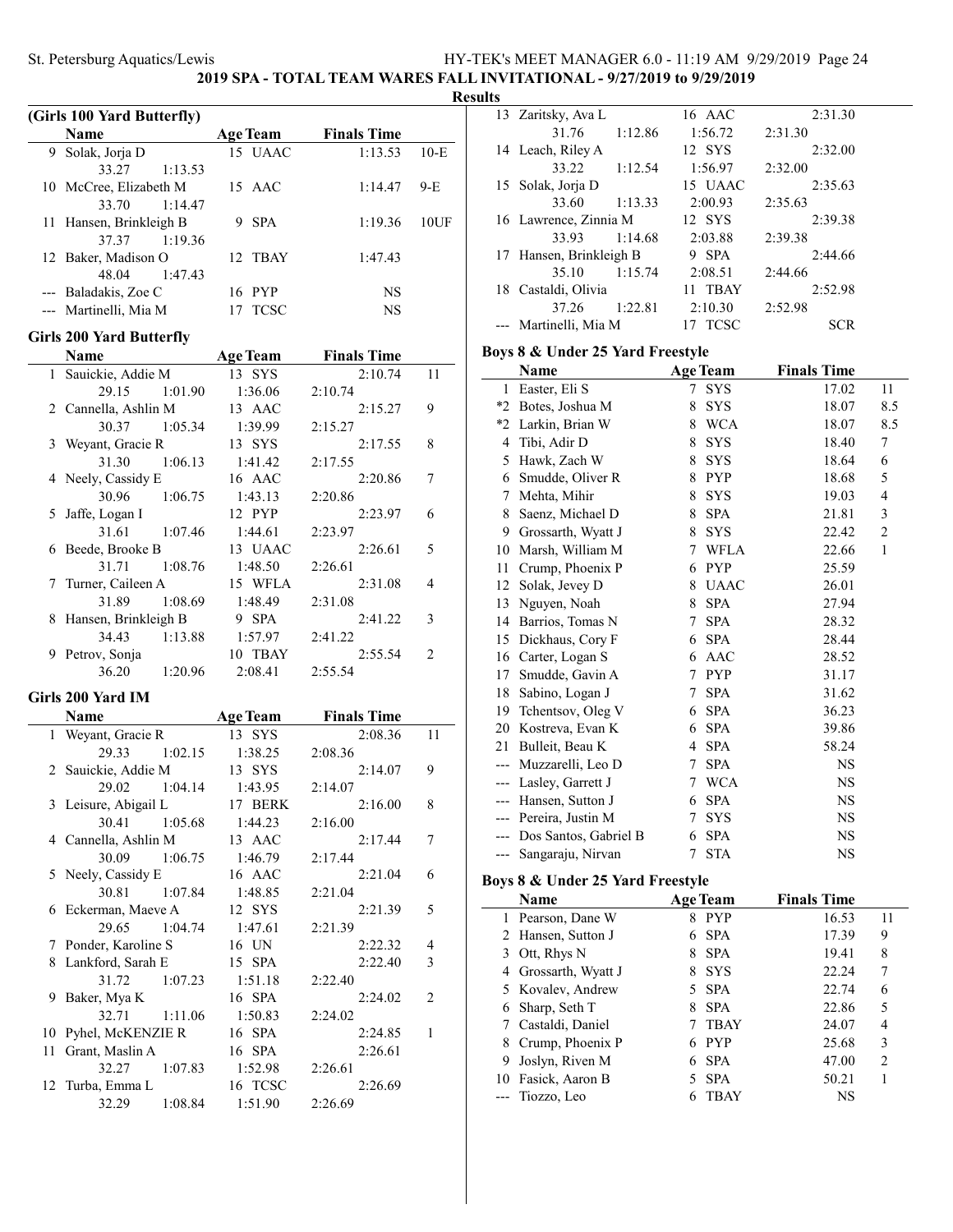## 2019 SPA - TOTAL TEAM WARES FALL INVITATIONAL - 9/27/2019 to 9/29/2019

### Results

### (Girls 100 Yard Butterfly)

| | Name | Age | Team | Finals Time | |
|---|---|---|---|---|---|
| 9 | Solak, Jorja D | 15 | UAAC | 1:13.53 | 10-E |
| | 33.27 | 1:13.53 | | | |
| 10 | McCree, Elizabeth M | 15 | AAC | 1:14.47 | 9-E |
| | 33.70 | 1:14.47 | | | |
| 11 | Hansen, Brinkleigh B | 9 | SPA | 1:19.36 | 10UF |
| | 37.37 | 1:19.36 | | | |
| 12 | Baker, Madison O | 12 | TBAY | 1:47.43 | |
| | 48.04 | 1:47.43 | | | |
| --- | Baladakis, Zoe C | 16 | PYP | NS | |
| --- | Martinelli, Mia M | 17 | TCSC | NS | |

### Girls 200 Yard Butterfly

| | Name | Age | Team | Finals Time | |
|---|---|---|---|---|---|
| 1 | Sauickie, Addie M | 13 | SYS | 2:10.74 | 11 |
| | 29.15 | 1:01.90 | 1:36.06 | 2:10.74 | |
| 2 | Cannella, Ashlin M | 13 | AAC | 2:15.27 | 9 |
| | 30.37 | 1:05.34 | 1:39.99 | 2:15.27 | |
| 3 | Weyant, Gracie R | 13 | SYS | 2:17.55 | 8 |
| | 31.30 | 1:06.13 | 1:41.42 | 2:17.55 | |
| 4 | Neely, Cassidy E | 16 | AAC | 2:20.86 | 7 |
| | 30.96 | 1:06.75 | 1:43.13 | 2:20.86 | |
| 5 | Jaffe, Logan I | 12 | PYP | 2:23.97 | 6 |
| | 31.61 | 1:07.46 | 1:44.61 | 2:23.97 | |
| 6 | Beede, Brooke B | 13 | UAAC | 2:26.61 | 5 |
| | 31.71 | 1:08.76 | 1:48.50 | 2:26.61 | |
| 7 | Turner, Caileen A | 15 | WFLA | 2:31.08 | 4 |
| | 31.89 | 1:08.69 | 1:48.49 | 2:31.08 | |
| 8 | Hansen, Brinkleigh B | 9 | SPA | 2:41.22 | 3 |
| | 34.43 | 1:13.88 | 1:57.97 | 2:41.22 | |
| 9 | Petrov, Sonja | 10 | TBAY | 2:55.54 | 2 |
| | 36.20 | 1:20.96 | 2:08.41 | 2:55.54 | |

### Girls 200 Yard IM

| | Name | Age | Team | Finals Time | |
|---|---|---|---|---|---|
| 1 | Weyant, Gracie R | 13 | SYS | 2:08.36 | 11 |
| | 29.33 | 1:02.15 | 1:38.25 | 2:08.36 | |
| 2 | Sauickie, Addie M | 13 | SYS | 2:14.07 | 9 |
| | 29.02 | 1:04.14 | 1:43.95 | 2:14.07 | |
| 3 | Leisure, Abigail L | 17 | BERK | 2:16.00 | 8 |
| | 30.41 | 1:05.68 | 1:44.23 | 2:16.00 | |
| 4 | Cannella, Ashlin M | 13 | AAC | 2:17.44 | 7 |
| | 30.09 | 1:06.75 | 1:46.79 | 2:17.44 | |
| 5 | Neely, Cassidy E | 16 | AAC | 2:21.04 | 6 |
| | 30.81 | 1:07.84 | 1:48.85 | 2:21.04 | |
| 6 | Eckerman, Maeve A | 12 | SYS | 2:21.39 | 5 |
| | 29.65 | 1:04.74 | 1:47.61 | 2:21.39 | |
| 7 | Ponder, Karoline S | 16 | UN | 2:22.32 | 4 |
| 8 | Lankford, Sarah E | 15 | SPA | 2:22.40 | 3 |
| | 31.72 | 1:07.23 | 1:51.18 | 2:22.40 | |
| 9 | Baker, Mya K | 16 | SPA | 2:24.02 | 2 |
| | 32.71 | 1:11.06 | 1:50.83 | 2:24.02 | |
| 10 | Pyhel, McKENZIE R | 16 | SPA | 2:24.85 | 1 |
| 11 | Grant, Maslin A | 16 | SPA | 2:26.61 | |
| | 32.27 | 1:07.83 | 1:52.98 | 2:26.61 | |
| 12 | Turba, Emma L | 16 | TCSC | 2:26.69 | |
| | 32.29 | 1:08.84 | 1:51.90 | 2:26.69 | |
| 13 | Zaritsky, Ava L | 16 | AAC | 2:31.30 | |
| | 31.76 | 1:12.86 | 1:56.72 | 2:31.30 | |
| 14 | Leach, Riley A | 12 | SYS | 2:32.00 | |
| | 33.22 | 1:12.54 | 1:56.97 | 2:32.00 | |
| 15 | Solak, Jorja D | 15 | UAAC | 2:35.63 | |
| | 33.60 | 1:13.33 | 2:00.93 | 2:35.63 | |
| 16 | Lawrence, Zinnia M | 12 | SYS | 2:39.38 | |
| | 33.93 | 1:14.68 | 2:03.88 | 2:39.38 | |
| 17 | Hansen, Brinkleigh B | 9 | SPA | 2:44.66 | |
| | 35.10 | 1:15.74 | 2:08.51 | 2:44.66 | |
| 18 | Castaldi, Olivia | 11 | TBAY | 2:52.98 | |
| | 37.26 | 1:22.81 | 2:10.30 | 2:52.98 | |
| --- | Martinelli, Mia M | 17 | TCSC | SCR | |

### Boys 8 & Under 25 Yard Freestyle

| | Name | Age | Team | Finals Time | |
|---|---|---|---|---|---|
| 1 | Easter, Eli S | 7 | SYS | 17.02 | 11 |
| *2 | Botes, Joshua M | 8 | SYS | 18.07 | 8.5 |
| *2 | Larkin, Brian W | 8 | WCA | 18.07 | 8.5 |
| 4 | Tibi, Adir D | 8 | SYS | 18.40 | 7 |
| 5 | Hawk, Zach W | 8 | SYS | 18.64 | 6 |
| 6 | Smudde, Oliver R | 8 | PYP | 18.68 | 5 |
| 7 | Mehta, Mihir | 8 | SYS | 19.03 | 4 |
| 8 | Saenz, Michael D | 8 | SPA | 21.81 | 3 |
| 9 | Grossarth, Wyatt J | 8 | SYS | 22.42 | 2 |
| 10 | Marsh, William M | 7 | WFLA | 22.66 | 1 |
| 11 | Crump, Phoenix P | 6 | PYP | 25.59 | |
| 12 | Solak, Jevey D | 8 | UAAC | 26.01 | |
| 13 | Nguyen, Noah | 8 | SPA | 27.94 | |
| 14 | Barrios, Tomas N | 7 | SPA | 28.32 | |
| 15 | Dickhaus, Cory F | 6 | SPA | 28.44 | |
| 16 | Carter, Logan S | 6 | AAC | 28.52 | |
| 17 | Smudde, Gavin A | 7 | PYP | 31.17 | |
| 18 | Sabino, Logan J | 7 | SPA | 31.62 | |
| 19 | Tchentsov, Oleg V | 6 | SPA | 36.23 | |
| 20 | Kostreva, Evan K | 6 | SPA | 39.86 | |
| 21 | Bulleit, Beau K | 4 | SPA | 58.24 | |
| --- | Muzzarelli, Leo D | 7 | SPA | NS | |
| --- | Lasley, Garrett J | 7 | WCA | NS | |
| --- | Hansen, Sutton J | 6 | SPA | NS | |
| --- | Pereira, Justin M | 7 | SYS | NS | |
| --- | Dos Santos, Gabriel B | 6 | SPA | NS | |
| --- | Sangaraju, Nirvan | 7 | STA | NS | |

### Boys 8 & Under 25 Yard Freestyle

| | Name | Age | Team | Finals Time | |
|---|---|---|---|---|---|
| 1 | Pearson, Dane W | 8 | PYP | 16.53 | 11 |
| 2 | Hansen, Sutton J | 6 | SPA | 17.39 | 9 |
| 3 | Ott, Rhys N | 8 | SPA | 19.41 | 8 |
| 4 | Grossarth, Wyatt J | 8 | SYS | 22.24 | 7 |
| 5 | Kovalev, Andrew | 5 | SPA | 22.74 | 6 |
| 6 | Sharp, Seth T | 8 | SPA | 22.86 | 5 |
| 7 | Castaldi, Daniel | 7 | TBAY | 24.07 | 4 |
| 8 | Crump, Phoenix P | 6 | PYP | 25.68 | 3 |
| 9 | Joslyn, Riven M | 6 | SPA | 47.00 | 2 |
| 10 | Fasick, Aaron B | 5 | SPA | 50.21 | 1 |
| --- | Tiozzo, Leo | 6 | TBAY | NS | |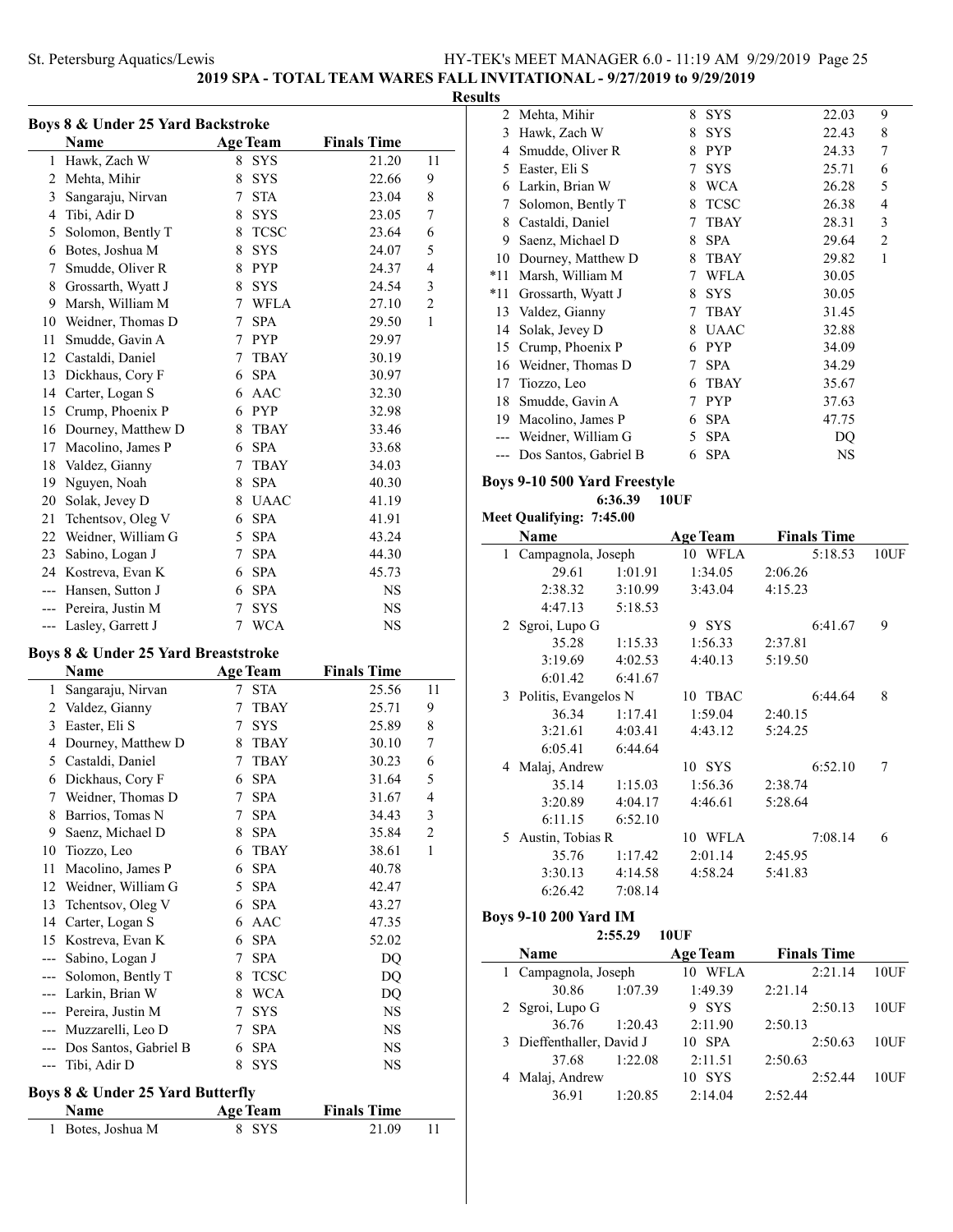## 2019 SPA - TOTAL TEAM WARES FALL INVITATIONAL - 9/27/2019 to 9/29/2019

**Results**

### Boys 8 & Under 25 Yard Backstroke

| | Name | Age | Team | Finals Time | |
|---|---|---|---|---|---|
| 1 | Hawk, Zach W | 8 | SYS | 21.20 | 11 |
| 2 | Mehta, Mihir | 8 | SYS | 22.66 | 9 |
| 3 | Sangaraju, Nirvan | 7 | STA | 23.04 | 8 |
| 4 | Tibi, Adir D | 8 | SYS | 23.05 | 7 |
| 5 | Solomon, Bently T | 8 | TCSC | 23.64 | 6 |
| 6 | Botes, Joshua M | 8 | SYS | 24.07 | 5 |
| 7 | Smudde, Oliver R | 8 | PYP | 24.37 | 4 |
| 8 | Grossarth, Wyatt J | 8 | SYS | 24.54 | 3 |
| 9 | Marsh, William M | 7 | WFLA | 27.10 | 2 |
| 10 | Weidner, Thomas D | 7 | SPA | 29.50 | 1 |
| 11 | Smudde, Gavin A | 7 | PYP | 29.97 | |
| 12 | Castaldi, Daniel | 7 | TBAY | 30.19 | |
| 13 | Dickhaus, Cory F | 6 | SPA | 30.97 | |
| 14 | Carter, Logan S | 6 | AAC | 32.30 | |
| 15 | Crump, Phoenix P | 6 | PYP | 32.98 | |
| 16 | Dourney, Matthew D | 8 | TBAY | 33.46 | |
| 17 | Macolino, James P | 6 | SPA | 33.68 | |
| 18 | Valdez, Gianny | 7 | TBAY | 34.03 | |
| 19 | Nguyen, Noah | 8 | SPA | 40.30 | |
| 20 | Solak, Jevey D | 8 | UAAC | 41.19 | |
| 21 | Tchentsov, Oleg V | 6 | SPA | 41.91 | |
| 22 | Weidner, William G | 5 | SPA | 43.24 | |
| 23 | Sabino, Logan J | 7 | SPA | 44.30 | |
| 24 | Kostreva, Evan K | 6 | SPA | 45.73 | |
| --- | Hansen, Sutton J | 6 | SPA | NS | |
| --- | Pereira, Justin M | 7 | SYS | NS | |
| --- | Lasley, Garrett J | 7 | WCA | NS | |

### Boys 8 & Under 25 Yard Breaststroke

| | Name | Age | Team | Finals Time | |
|---|---|---|---|---|---|
| 1 | Sangaraju, Nirvan | 7 | STA | 25.56 | 11 |
| 2 | Valdez, Gianny | 7 | TBAY | 25.71 | 9 |
| 3 | Easter, Eli S | 7 | SYS | 25.89 | 8 |
| 4 | Dourney, Matthew D | 8 | TBAY | 30.10 | 7 |
| 5 | Castaldi, Daniel | 7 | TBAY | 30.23 | 6 |
| 6 | Dickhaus, Cory F | 6 | SPA | 31.64 | 5 |
| 7 | Weidner, Thomas D | 7 | SPA | 31.67 | 4 |
| 8 | Barrios, Tomas N | 7 | SPA | 34.43 | 3 |
| 9 | Saenz, Michael D | 8 | SPA | 35.84 | 2 |
| 10 | Tiozzo, Leo | 6 | TBAY | 38.61 | 1 |
| 11 | Macolino, James P | 6 | SPA | 40.78 | |
| 12 | Weidner, William G | 5 | SPA | 42.47 | |
| 13 | Tchentsov, Oleg V | 6 | SPA | 43.27 | |
| 14 | Carter, Logan S | 6 | AAC | 47.35 | |
| 15 | Kostreva, Evan K | 6 | SPA | 52.02 | |
| --- | Sabino, Logan J | 7 | SPA | DQ | |
| --- | Solomon, Bently T | 8 | TCSC | DQ | |
| --- | Larkin, Brian W | 8 | WCA | DQ | |
| --- | Pereira, Justin M | 7 | SYS | NS | |
| --- | Muzzarelli, Leo D | 7 | SPA | NS | |
| --- | Dos Santos, Gabriel B | 6 | SPA | NS | |
| --- | Tibi, Adir D | 8 | SYS | NS | |

### Boys 8 & Under 25 Yard Butterfly

| | Name | Age | Team | Finals Time | |
|---|---|---|---|---|---|
| 1 | Botes, Joshua M | 8 | SYS | 21.09 | 11 |
| 2 | Mehta, Mihir | 8 | SYS | 22.03 | 9 |
| 3 | Hawk, Zach W | 8 | SYS | 22.43 | 8 |
| 4 | Smudde, Oliver R | 8 | PYP | 24.33 | 7 |
| 5 | Easter, Eli S | 7 | SYS | 25.71 | 6 |
| 6 | Larkin, Brian W | 8 | WCA | 26.28 | 5 |
| 7 | Solomon, Bently T | 8 | TCSC | 26.38 | 4 |
| 8 | Castaldi, Daniel | 7 | TBAY | 28.31 | 3 |
| 9 | Saenz, Michael D | 8 | SPA | 29.64 | 2 |
| 10 | Dourney, Matthew D | 8 | TBAY | 29.82 | 1 |
| *11 | Marsh, William M | 7 | WFLA | 30.05 | |
| *11 | Grossarth, Wyatt J | 8 | SYS | 30.05 | |
| 13 | Valdez, Gianny | 7 | TBAY | 31.45 | |
| 14 | Solak, Jevey D | 8 | UAAC | 32.88 | |
| 15 | Crump, Phoenix P | 6 | PYP | 34.09 | |
| 16 | Weidner, Thomas D | 7 | SPA | 34.29 | |
| 17 | Tiozzo, Leo | 6 | TBAY | 35.67 | |
| 18 | Smudde, Gavin A | 7 | PYP | 37.63 | |
| 19 | Macolino, James P | 6 | SPA | 47.75 | |
| --- | Weidner, William G | 5 | SPA | DQ | |
| --- | Dos Santos, Gabriel B | 6 | SPA | NS | |

### Boys 9-10 500 Yard Freestyle

6:36.39 10UF

Meet Qualifying: 7:45.00

| | Name | Age | Team | Finals Time | |
|---|---|---|---|---|---|
| 1 | Campagnola, Joseph | 10 | WFLA | 5:18.53 | 10UF |
| | 29.61 1:01.91 1:34.05 2:06.26 2:38.32 3:10.99 3:43.04 4:15.23 4:47.13 5:18.53 | | | | |
| 2 | Sgroi, Lupo G | 9 | SYS | 6:41.67 | 9 |
| | 35.28 1:15.33 1:56.33 2:37.81 3:19.69 4:02.53 4:40.13 5:19.50 6:01.42 6:41.67 | | | | |
| 3 | Politis, Evangelos N | 10 | TBAC | 6:44.64 | 8 |
| | 36.34 1:17.41 1:59.04 2:40.15 3:21.61 4:03.41 4:43.12 5:24.25 6:05.41 6:44.64 | | | | |
| 4 | Malaj, Andrew | 10 | SYS | 6:52.10 | 7 |
| | 35.14 1:15.03 1:56.36 2:38.74 3:20.89 4:04.17 4:46.61 5:28.64 6:11.15 6:52.10 | | | | |
| 5 | Austin, Tobias R | 10 | WFLA | 7:08.14 | 6 |
| | 35.76 1:17.42 2:01.14 2:45.95 3:30.13 4:14.58 4:58.24 5:41.83 6:26.42 7:08.14 | | | | |

### Boys 9-10 200 Yard IM

2:55.29 10UF

| | Name | Age | Team | Finals Time | |
|---|---|---|---|---|---|
| 1 | Campagnola, Joseph | 10 | WFLA | 2:21.14 | 10UF |
| | 30.86 1:07.39 1:49.39 2:21.14 | | | | |
| 2 | Sgroi, Lupo G | 9 | SYS | 2:50.13 | 10UF |
| | 36.76 1:20.43 2:11.90 2:50.13 | | | | |
| 3 | Dieffenthaller, David J | 10 | SPA | 2:50.63 | 10UF |
| | 37.68 1:22.08 2:11.51 2:50.63 | | | | |
| 4 | Malaj, Andrew | 10 | SYS | 2:52.44 | 10UF |
| | 36.91 1:20.85 2:14.04 2:52.44 | | | | |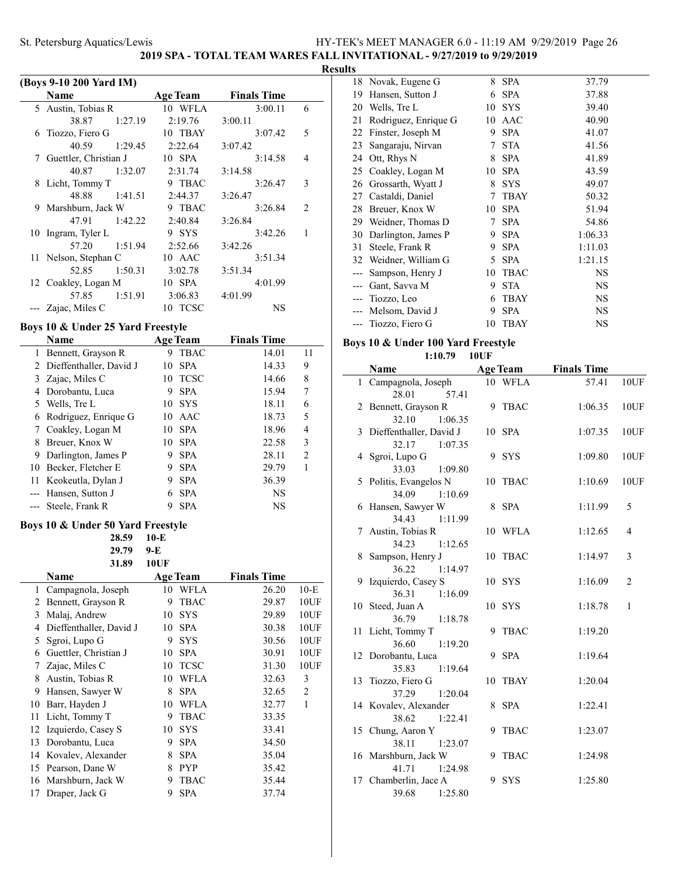## 2019 SPA - TOTAL TEAM WARES FALL INVITATIONAL - 9/27/2019 to 9/29/2019

### Results

**(Boys 9-10 200 Yard IM)**

| | Name | Age | Team | Finals Time | |
|---|---|---|---|---|---|
| 5 | Austin, Tobias R | 10 | WFLA | 3:00.11 | 6 |
| | 38.87 1:27.19 2:19.76 3:00.11 | | | | |
| 6 | Tiozzo, Fiero G | 10 | TBAY | 3:07.42 | 5 |
| | 40.59 1:29.45 2:22.64 3:07.42 | | | | |
| 7 | Guettler, Christian J | 10 | SPA | 3:14.58 | 4 |
| | 40.87 1:32.07 2:31.74 3:14.58 | | | | |
| 8 | Licht, Tommy T | 9 | TBAC | 3:26.47 | 3 |
| | 48.88 1:41.51 2:44.37 3:26.47 | | | | |
| 9 | Marshburn, Jack W | 9 | TBAC | 3:26.84 | 2 |
| | 47.91 1:42.22 2:40.84 3:26.84 | | | | |
| 10 | Ingram, Tyler L | 9 | SYS | 3:42.26 | 1 |
| | 57.20 1:51.94 2:52.66 3:42.26 | | | | |
| 11 | Nelson, Stephan C | 10 | AAC | 3:51.34 | |
| | 52.85 1:50.31 3:02.78 3:51.34 | | | | |
| 12 | Coakley, Logan M | 10 | SPA | 4:01.99 | |
| | 57.85 1:51.91 3:06.83 4:01.99 | | | | |
| --- | Zajac, Miles C | 10 | TCSC | NS | |

### Boys 10 & Under 25 Yard Freestyle

| | Name | Age | Team | Finals Time | |
|---|---|---|---|---|---|
| 1 | Bennett, Grayson R | 9 | TBAC | 14.01 | 11 |
| 2 | Dieffenthaller, David J | 10 | SPA | 14.33 | 9 |
| 3 | Zajac, Miles C | 10 | TCSC | 14.66 | 8 |
| 4 | Dorobantu, Luca | 9 | SPA | 15.94 | 7 |
| 5 | Wells, Tre L | 10 | SYS | 18.11 | 6 |
| 6 | Rodriguez, Enrique G | 10 | AAC | 18.73 | 5 |
| 7 | Coakley, Logan M | 10 | SPA | 18.96 | 4 |
| 8 | Breuer, Knox W | 10 | SPA | 22.58 | 3 |
| 9 | Darlington, James P | 9 | SPA | 28.11 | 2 |
| 10 | Becker, Fletcher E | 9 | SPA | 29.79 | 1 |
| 11 | Keokeutla, Dylan J | 9 | SPA | 36.39 | |
| --- | Hansen, Sutton J | 6 | SPA | NS | |
| --- | Steele, Frank R | 9 | SPA | NS | |

### Boys 10 & Under 50 Yard Freestyle

28.59 10-E
29.79 9-E
31.89 10UF

| | Name | Age | Team | Finals Time | |
|---|---|---|---|---|---|
| 1 | Campagnola, Joseph | 10 | WFLA | 26.20 | 10-E |
| 2 | Bennett, Grayson R | 9 | TBAC | 29.87 | 10UF |
| 3 | Malaj, Andrew | 10 | SYS | 29.89 | 10UF |
| 4 | Dieffenthaller, David J | 10 | SPA | 30.38 | 10UF |
| 5 | Sgroi, Lupo G | 9 | SYS | 30.56 | 10UF |
| 6 | Guettler, Christian J | 10 | SPA | 30.91 | 10UF |
| 7 | Zajac, Miles C | 10 | TCSC | 31.30 | 10UF |
| 8 | Austin, Tobias R | 10 | WFLA | 32.63 | 3 |
| 9 | Hansen, Sawyer W | 8 | SPA | 32.65 | 2 |
| 10 | Barr, Hayden J | 10 | WFLA | 32.77 | 1 |
| 11 | Licht, Tommy T | 9 | TBAC | 33.35 | |
| 12 | Izquierdo, Casey S | 10 | SYS | 33.41 | |
| 13 | Dorobantu, Luca | 9 | SPA | 34.50 | |
| 14 | Kovalev, Alexander | 8 | SPA | 35.04 | |
| 15 | Pearson, Dane W | 8 | PYP | 35.42 | |
| 16 | Marshburn, Jack W | 9 | TBAC | 35.44 | |
| 17 | Draper, Jack G | 9 | SPA | 37.74 | |
| 18 | Novak, Eugene G | 8 | SPA | 37.79 | |
| 19 | Hansen, Sutton J | 6 | SPA | 37.88 | |
| 20 | Wells, Tre L | 10 | SYS | 39.40 | |
| 21 | Rodriguez, Enrique G | 10 | AAC | 40.90 | |
| 22 | Finster, Joseph M | 9 | SPA | 41.07 | |
| 23 | Sangaraju, Nirvan | 7 | STA | 41.56 | |
| 24 | Ott, Rhys N | 8 | SPA | 41.89 | |
| 25 | Coakley, Logan M | 10 | SPA | 43.59 | |
| 26 | Grossarth, Wyatt J | 8 | SYS | 49.07 | |
| 27 | Castaldi, Daniel | 7 | TBAY | 50.32 | |
| 28 | Breuer, Knox W | 10 | SPA | 51.94 | |
| 29 | Weidner, Thomas D | 7 | SPA | 54.86 | |
| 30 | Darlington, James P | 9 | SPA | 1:06.33 | |
| 31 | Steele, Frank R | 9 | SPA | 1:11.03 | |
| 32 | Weidner, William G | 5 | SPA | 1:21.15 | |
| --- | Sampson, Henry J | 10 | TBAC | NS | |
| --- | Gant, Savva M | 9 | STA | NS | |
| --- | Tiozzo, Leo | 6 | TBAY | NS | |
| --- | Melsom, David J | 9 | SPA | NS | |
| --- | Tiozzo, Fiero G | 10 | TBAY | NS | |

### Boys 10 & Under 100 Yard Freestyle

1:10.79 10UF

| | Name | Age | Team | Finals Time | |
|---|---|---|---|---|---|
| 1 | Campagnola, Joseph | 10 | WFLA | 57.41 | 10UF |
| | 28.01 57.41 | | | | |
| 2 | Bennett, Grayson R | 9 | TBAC | 1:06.35 | 10UF |
| | 32.10 1:06.35 | | | | |
| 3 | Dieffenthaller, David J | 10 | SPA | 1:07.35 | 10UF |
| | 32.17 1:07.35 | | | | |
| 4 | Sgroi, Lupo G | 9 | SYS | 1:09.80 | 10UF |
| | 33.03 1:09.80 | | | | |
| 5 | Politis, Evangelos N | 10 | TBAC | 1:10.69 | 10UF |
| | 34.09 1:10.69 | | | | |
| 6 | Hansen, Sawyer W | 8 | SPA | 1:11.99 | 5 |
| | 34.43 1:11.99 | | | | |
| 7 | Austin, Tobias R | 10 | WFLA | 1:12.65 | 4 |
| | 34.23 1:12.65 | | | | |
| 8 | Sampson, Henry J | 10 | TBAC | 1:14.97 | 3 |
| | 36.22 1:14.97 | | | | |
| 9 | Izquierdo, Casey S | 10 | SYS | 1:16.09 | 2 |
| | 36.31 1:16.09 | | | | |
| 10 | Steed, Juan A | 10 | SYS | 1:18.78 | 1 |
| | 36.79 1:18.78 | | | | |
| 11 | Licht, Tommy T | 9 | TBAC | 1:19.20 | |
| | 36.60 1:19.20 | | | | |
| 12 | Dorobantu, Luca | 9 | SPA | 1:19.64 | |
| | 35.83 1:19.64 | | | | |
| 13 | Tiozzo, Fiero G | 10 | TBAY | 1:20.04 | |
| | 37.29 1:20.04 | | | | |
| 14 | Kovalev, Alexander | 8 | SPA | 1:22.41 | |
| | 38.62 1:22.41 | | | | |
| 15 | Chung, Aaron Y | 9 | TBAC | 1:23.07 | |
| | 38.11 1:23.07 | | | | |
| 16 | Marshburn, Jack W | 9 | TBAC | 1:24.98 | |
| | 41.71 1:24.98 | | | | |
| 17 | Chamberlin, Jace A | 9 | SYS | 1:25.80 | |
| | 39.68 1:25.80 | | | | |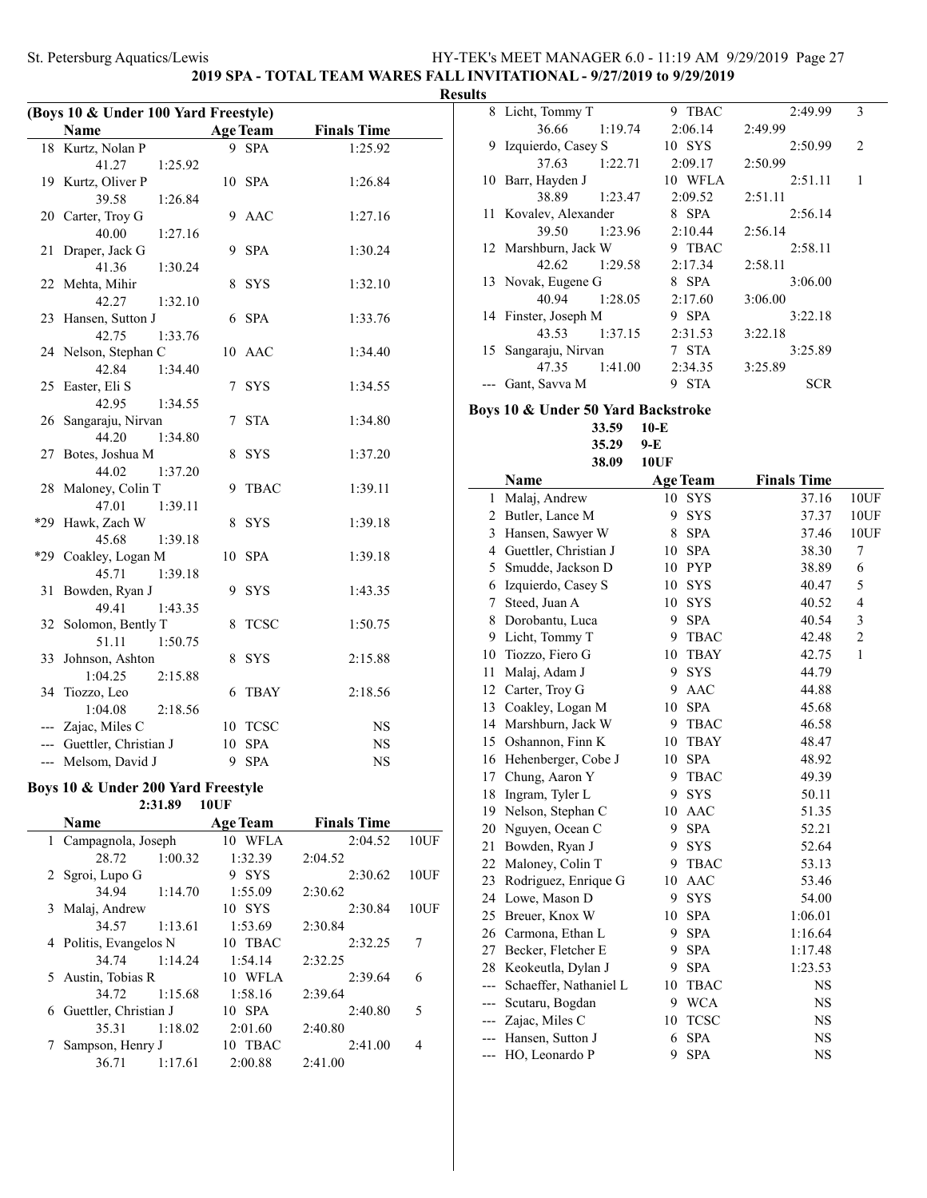## 2019 SPA - TOTAL TEAM WARES FALL INVITATIONAL - 9/27/2019 to 9/29/2019

### Results

**(Boys 10 & Under 100 Yard Freestyle)**

| | Name | Age | Team | Finals Time |
|---|---|---|---|---|
| 18 | Kurtz, Nolan P | 9 | SPA | 1:25.92 |
| | 41.27 1:25.92 | | | |
| 19 | Kurtz, Oliver P | 10 | SPA | 1:26.84 |
| | 39.58 1:26.84 | | | |
| 20 | Carter, Troy G | 9 | AAC | 1:27.16 |
| | 40.00 1:27.16 | | | |
| 21 | Draper, Jack G | 9 | SPA | 1:30.24 |
| | 41.36 1:30.24 | | | |
| 22 | Mehta, Mihir | 8 | SYS | 1:32.10 |
| | 42.27 1:32.10 | | | |
| 23 | Hansen, Sutton J | 6 | SPA | 1:33.76 |
| | 42.75 1:33.76 | | | |
| 24 | Nelson, Stephan C | 10 | AAC | 1:34.40 |
| | 42.84 1:34.40 | | | |
| 25 | Easter, Eli S | 7 | SYS | 1:34.55 |
| | 42.95 1:34.55 | | | |
| 26 | Sangaraju, Nirvan | 7 | STA | 1:34.80 |
| | 44.20 1:34.80 | | | |
| 27 | Botes, Joshua M | 8 | SYS | 1:37.20 |
| | 44.02 1:37.20 | | | |
| 28 | Maloney, Colin T | 9 | TBAC | 1:39.11 |
| | 47.01 1:39.11 | | | |
| *29 | Hawk, Zach W | 8 | SYS | 1:39.18 |
| | 45.68 1:39.18 | | | |
| *29 | Coakley, Logan M | 10 | SPA | 1:39.18 |
| | 45.71 1:39.18 | | | |
| 31 | Bowden, Ryan J | 9 | SYS | 1:43.35 |
| | 49.41 1:43.35 | | | |
| 32 | Solomon, Bently T | 8 | TCSC | 1:50.75 |
| | 51.11 1:50.75 | | | |
| 33 | Johnson, Ashton | 8 | SYS | 2:15.88 |
| | 1:04.25 2:15.88 | | | |
| 34 | Tiozzo, Leo | 6 | TBAY | 2:18.56 |
| | 1:04.08 2:18.56 | | | |
| --- | Zajac, Miles C | 10 | TCSC | NS |
| --- | Guettler, Christian J | 10 | SPA | NS |
| --- | Melsom, David J | 9 | SPA | NS |

### Boys 10 & Under 200 Yard Freestyle

2:31.89 10UF

| | Name | Age | Team | Finals Time | |
|---|---|---|---|---|---|
| 1 | Campagnola, Joseph | 10 | WFLA | 2:04.52 | 10UF |
| | 28.72 1:00.32 1:32.39 2:04.52 | | | | |
| 2 | Sgroi, Lupo G | 9 | SYS | 2:30.62 | 10UF |
| | 34.94 1:14.70 1:55.09 2:30.62 | | | | |
| 3 | Malaj, Andrew | 10 | SYS | 2:30.84 | 10UF |
| | 34.57 1:13.61 1:53.69 2:30.84 | | | | |
| 4 | Politis, Evangelos N | 10 | TBAC | 2:32.25 | 7 |
| | 34.74 1:14.24 1:54.14 2:32.25 | | | | |
| 5 | Austin, Tobias R | 10 | WFLA | 2:39.64 | 6 |
| | 34.72 1:15.68 1:58.16 2:39.64 | | | | |
| 6 | Guettler, Christian J | 10 | SPA | 2:40.80 | 5 |
| | 35.31 1:18.02 2:01.60 2:40.80 | | | | |
| 7 | Sampson, Henry J | 10 | TBAC | 2:41.00 | 4 |
| | 36.71 1:17.61 2:00.88 2:41.00 | | | | |
| 8 | Licht, Tommy T | 9 | TBAC | 2:49.99 | 3 |
| | 36.66 1:19.74 2:06.14 2:49.99 | | | | |
| 9 | Izquierdo, Casey S | 10 | SYS | 2:50.99 | 2 |
| | 37.63 1:22.71 2:09.17 2:50.99 | | | | |
| 10 | Barr, Hayden J | 10 | WFLA | 2:51.11 | 1 |
| | 38.89 1:23.47 2:09.52 2:51.11 | | | | |
| 11 | Kovalev, Alexander | 8 | SPA | 2:56.14 | |
| | 39.50 1:23.96 2:10.44 2:56.14 | | | | |
| 12 | Marshburn, Jack W | 9 | TBAC | 2:58.11 | |
| | 42.62 1:29.58 2:17.34 2:58.11 | | | | |
| 13 | Novak, Eugene G | 8 | SPA | 3:06.00 | |
| | 40.94 1:28.05 2:17.60 3:06.00 | | | | |
| 14 | Finster, Joseph M | 9 | SPA | 3:22.18 | |
| | 43.53 1:37.15 2:31.53 3:22.18 | | | | |
| 15 | Sangaraju, Nirvan | 7 | STA | 3:25.89 | |
| | 47.35 1:41.00 2:34.35 3:25.89 | | | | |
| --- | Gant, Savva M | 9 | STA | SCR | |

### Boys 10 & Under 50 Yard Backstroke

33.59 10-E
35.29 9-E
38.09 10UF

| | Name | Age | Team | Finals Time | |
|---|---|---|---|---|---|
| 1 | Malaj, Andrew | 10 | SYS | 37.16 | 10UF |
| 2 | Butler, Lance M | 9 | SYS | 37.37 | 10UF |
| 3 | Hansen, Sawyer W | 8 | SPA | 37.46 | 10UF |
| 4 | Guettler, Christian J | 10 | SPA | 38.30 | 7 |
| 5 | Smudde, Jackson D | 10 | PYP | 38.89 | 6 |
| 6 | Izquierdo, Casey S | 10 | SYS | 40.47 | 5 |
| 7 | Steed, Juan A | 10 | SYS | 40.52 | 4 |
| 8 | Dorobantu, Luca | 9 | SPA | 40.54 | 3 |
| 9 | Licht, Tommy T | 9 | TBAC | 42.48 | 2 |
| 10 | Tiozzo, Fiero G | 10 | TBAY | 42.75 | 1 |
| 11 | Malaj, Adam J | 9 | SYS | 44.79 | |
| 12 | Carter, Troy G | 9 | AAC | 44.88 | |
| 13 | Coakley, Logan M | 10 | SPA | 45.68 | |
| 14 | Marshburn, Jack W | 9 | TBAC | 46.58 | |
| 15 | Oshannon, Finn K | 10 | TBAY | 48.47 | |
| 16 | Hehenberger, Cobe J | 10 | SPA | 48.92 | |
| 17 | Chung, Aaron Y | 9 | TBAC | 49.39 | |
| 18 | Ingram, Tyler L | 9 | SYS | 50.11 | |
| 19 | Nelson, Stephan C | 10 | AAC | 51.35 | |
| 20 | Nguyen, Ocean C | 9 | SPA | 52.21 | |
| 21 | Bowden, Ryan J | 9 | SYS | 52.64 | |
| 22 | Maloney, Colin T | 9 | TBAC | 53.13 | |
| 23 | Rodriguez, Enrique G | 10 | AAC | 53.46 | |
| 24 | Lowe, Mason D | 9 | SYS | 54.00 | |
| 25 | Breuer, Knox W | 10 | SPA | 1:06.01 | |
| 26 | Carmona, Ethan L | 9 | SPA | 1:16.64 | |
| 27 | Becker, Fletcher E | 9 | SPA | 1:17.48 | |
| 28 | Keokeutla, Dylan J | 9 | SPA | 1:23.53 | |
| --- | Schaeffer, Nathaniel L | 10 | TBAC | NS | |
| --- | Scutaru, Bogdan | 9 | WCA | NS | |
| --- | Zajac, Miles C | 10 | TCSC | NS | |
| --- | Hansen, Sutton J | 6 | SPA | NS | |
| --- | HO, Leonardo P | 9 | SPA | NS | |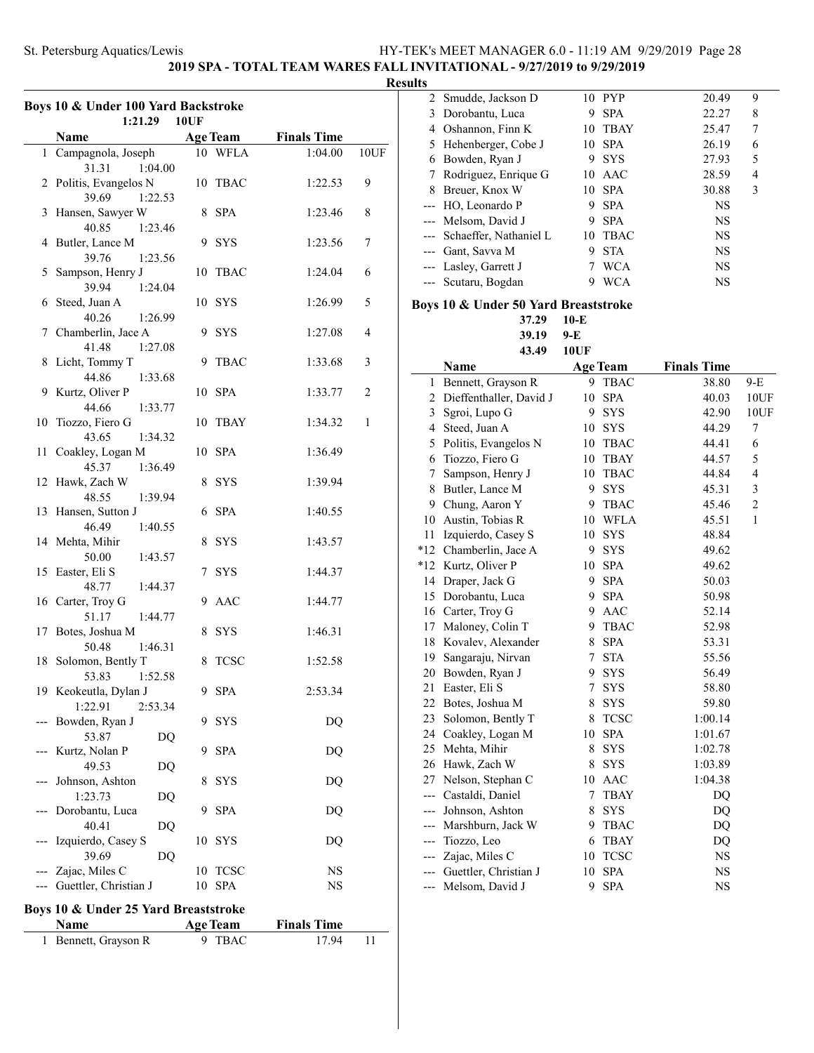**2019 SPA - TOTAL TEAM WARES FALL INVITATIONAL - 9/27/2019 to 9/29/2019**

**Results**

### Boys 10 & Under 100 Yard Backstroke

1:21.29 10UF

| | Name | Age | Team | Finals Time | |
|---|---|---|---|---|---|
| 1 | Campagnola, Joseph | 10 | WFLA | 1:04.00 | 10UF |
| | 31.31 1:04.00 | | | | |
| 2 | Politis, Evangelos N | 10 | TBAC | 1:22.53 | 9 |
| | 39.69 1:22.53 | | | | |
| 3 | Hansen, Sawyer W | 8 | SPA | 1:23.46 | 8 |
| | 40.85 1:23.46 | | | | |
| 4 | Butler, Lance M | 9 | SYS | 1:23.56 | 7 |
| | 39.76 1:23.56 | | | | |
| 5 | Sampson, Henry J | 10 | TBAC | 1:24.04 | 6 |
| | 39.94 1:24.04 | | | | |
| 6 | Steed, Juan A | 10 | SYS | 1:26.99 | 5 |
| | 40.26 1:26.99 | | | | |
| 7 | Chamberlin, Jace A | 9 | SYS | 1:27.08 | 4 |
| | 41.48 1:27.08 | | | | |
| 8 | Licht, Tommy T | 9 | TBAC | 1:33.68 | 3 |
| | 44.86 1:33.68 | | | | |
| 9 | Kurtz, Oliver P | 10 | SPA | 1:33.77 | 2 |
| | 44.66 1:33.77 | | | | |
| 10 | Tiozzo, Fiero G | 10 | TBAY | 1:34.32 | 1 |
| | 43.65 1:34.32 | | | | |
| 11 | Coakley, Logan M | 10 | SPA | 1:36.49 | |
| | 45.37 1:36.49 | | | | |
| 12 | Hawk, Zach W | 8 | SYS | 1:39.94 | |
| | 48.55 1:39.94 | | | | |
| 13 | Hansen, Sutton J | 6 | SPA | 1:40.55 | |
| | 46.49 1:40.55 | | | | |
| 14 | Mehta, Mihir | 8 | SYS | 1:43.57 | |
| | 50.00 1:43.57 | | | | |
| 15 | Easter, Eli S | 7 | SYS | 1:44.37 | |
| | 48.77 1:44.37 | | | | |
| 16 | Carter, Troy G | 9 | AAC | 1:44.77 | |
| | 51.17 1:44.77 | | | | |
| 17 | Botes, Joshua M | 8 | SYS | 1:46.31 | |
| | 50.48 1:46.31 | | | | |
| 18 | Solomon, Bently T | 8 | TCSC | 1:52.58 | |
| | 53.83 1:52.58 | | | | |
| 19 | Keokeutla, Dylan J | 9 | SPA | 2:53.34 | |
| | 1:22.91 2:53.34 | | | | |
| --- | Bowden, Ryan J | 9 | SYS | DQ | |
| | 53.87 DQ | | | | |
| --- | Kurtz, Nolan P | 9 | SPA | DQ | |
| | 49.53 DQ | | | | |
| --- | Johnson, Ashton | 8 | SYS | DQ | |
| | 1:23.73 DQ | | | | |
| --- | Dorobantu, Luca | 9 | SPA | DQ | |
| | 40.41 DQ | | | | |
| --- | Izquierdo, Casey S | 10 | SYS | DQ | |
| | 39.69 DQ | | | | |
| --- | Zajac, Miles C | 10 | TCSC | NS | |
| --- | Guettler, Christian J | 10 | SPA | NS | |

### Boys 10 & Under 25 Yard Breaststroke

| | Name | Age | Team | Finals Time | |
|---|---|---|---|---|---|
| 1 | Bennett, Grayson R | 9 | TBAC | 17.94 | 11 |
| 2 | Smudde, Jackson D | 10 | PYP | 20.49 | 9 |
| 3 | Dorobantu, Luca | 9 | SPA | 22.27 | 8 |
| 4 | Oshannon, Finn K | 10 | TBAY | 25.47 | 7 |
| 5 | Hehenberger, Cobe J | 10 | SPA | 26.19 | 6 |
| 6 | Bowden, Ryan J | 9 | SYS | 27.93 | 5 |
| 7 | Rodriguez, Enrique G | 10 | AAC | 28.59 | 4 |
| 8 | Breuer, Knox W | 10 | SPA | 30.88 | 3 |
| --- | HO, Leonardo P | 9 | SPA | NS | |
| --- | Melsom, David J | 9 | SPA | NS | |
| --- | Schaeffer, Nathaniel L | 10 | TBAC | NS | |
| --- | Gant, Savva M | 9 | STA | NS | |
| --- | Lasley, Garrett J | 7 | WCA | NS | |
| --- | Scutaru, Bogdan | 9 | WCA | NS | |

### Boys 10 & Under 50 Yard Breaststroke

37.29 10-E
39.19 9-E
43.49 10UF

| | Name | Age | Team | Finals Time | |
|---|---|---|---|---|---|
| 1 | Bennett, Grayson R | 9 | TBAC | 38.80 | 9-E |
| 2 | Dieffenthaller, David J | 10 | SPA | 40.03 | 10UF |
| 3 | Sgroi, Lupo G | 9 | SYS | 42.90 | 10UF |
| 4 | Steed, Juan A | 10 | SYS | 44.29 | 7 |
| 5 | Politis, Evangelos N | 10 | TBAC | 44.41 | 6 |
| 6 | Tiozzo, Fiero G | 10 | TBAY | 44.57 | 5 |
| 7 | Sampson, Henry J | 10 | TBAC | 44.84 | 4 |
| 8 | Butler, Lance M | 9 | SYS | 45.31 | 3 |
| 9 | Chung, Aaron Y | 9 | TBAC | 45.46 | 2 |
| 10 | Austin, Tobias R | 10 | WFLA | 45.51 | 1 |
| 11 | Izquierdo, Casey S | 10 | SYS | 48.84 | |
| *12 | Chamberlin, Jace A | 9 | SYS | 49.62 | |
| *12 | Kurtz, Oliver P | 10 | SPA | 49.62 | |
| 14 | Draper, Jack G | 9 | SPA | 50.03 | |
| 15 | Dorobantu, Luca | 9 | SPA | 50.98 | |
| 16 | Carter, Troy G | 9 | AAC | 52.14 | |
| 17 | Maloney, Colin T | 9 | TBAC | 52.98 | |
| 18 | Kovalev, Alexander | 8 | SPA | 53.31 | |
| 19 | Sangaraju, Nirvan | 7 | STA | 55.56 | |
| 20 | Bowden, Ryan J | 9 | SYS | 56.49 | |
| 21 | Easter, Eli S | 7 | SYS | 58.80 | |
| 22 | Botes, Joshua M | 8 | SYS | 59.80 | |
| 23 | Solomon, Bently T | 8 | TCSC | 1:00.14 | |
| 24 | Coakley, Logan M | 10 | SPA | 1:01.67 | |
| 25 | Mehta, Mihir | 8 | SYS | 1:02.78 | |
| 26 | Hawk, Zach W | 8 | SYS | 1:03.89 | |
| 27 | Nelson, Stephan C | 10 | AAC | 1:04.38 | |
| --- | Castaldi, Daniel | 7 | TBAY | DQ | |
| --- | Johnson, Ashton | 8 | SYS | DQ | |
| --- | Marshburn, Jack W | 9 | TBAC | DQ | |
| --- | Tiozzo, Leo | 6 | TBAY | DQ | |
| --- | Zajac, Miles C | 10 | TCSC | NS | |
| --- | Guettler, Christian J | 10 | SPA | NS | |
| --- | Melsom, David J | 9 | SPA | NS | |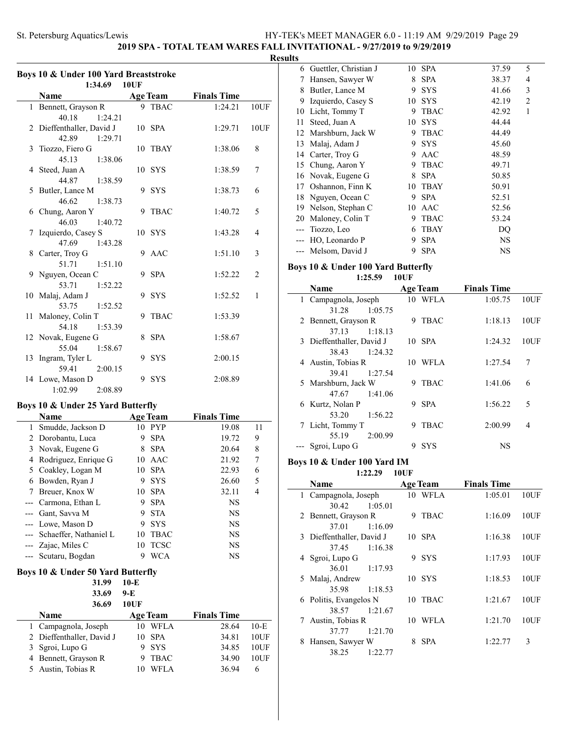## Boys 10 & Under 100 Yard Breaststroke

1:34.69 10UF

| | Name | Age | Team | Finals Time | |
|---|---|---|---|---|---|
| 1 | Bennett, Grayson R | 9 | TBAC | 1:24.21 | 10UF |
| | 40.18 1:24.21 | | | | |
| 2 | Dieffenthaller, David J | 10 | SPA | 1:29.71 | 10UF |
| | 42.89 1:29.71 | | | | |
| 3 | Tiozzo, Fiero G | 10 | TBAY | 1:38.06 | 8 |
| | 45.13 1:38.06 | | | | |
| 4 | Steed, Juan A | 10 | SYS | 1:38.59 | 7 |
| | 44.87 1:38.59 | | | | |
| 5 | Butler, Lance M | 9 | SYS | 1:38.73 | 6 |
| | 46.62 1:38.73 | | | | |
| 6 | Chung, Aaron Y | 9 | TBAC | 1:40.72 | 5 |
| | 46.03 1:40.72 | | | | |
| 7 | Izquierdo, Casey S | 10 | SYS | 1:43.28 | 4 |
| | 47.69 1:43.28 | | | | |
| 8 | Carter, Troy G | 9 | AAC | 1:51.10 | 3 |
| | 51.71 1:51.10 | | | | |
| 9 | Nguyen, Ocean C | 9 | SPA | 1:52.22 | 2 |
| | 53.71 1:52.22 | | | | |
| 10 | Malaj, Adam J | 9 | SYS | 1:52.52 | 1 |
| | 53.75 1:52.52 | | | | |
| 11 | Maloney, Colin T | 9 | TBAC | 1:53.39 | |
| | 54.18 1:53.39 | | | | |
| 12 | Novak, Eugene G | 8 | SPA | 1:58.67 | |
| | 55.04 1:58.67 | | | | |
| 13 | Ingram, Tyler L | 9 | SYS | 2:00.15 | |
| | 59.41 2:00.15 | | | | |
| 14 | Lowe, Mason D | 9 | SYS | 2:08.89 | |
| | 1:02.99 2:08.89 | | | | |

## Boys 10 & Under 25 Yard Butterfly

| | Name | Age | Team | Finals Time | |
|---|---|---|---|---|---|
| 1 | Smudde, Jackson D | 10 | PYP | 19.08 | 11 |
| 2 | Dorobantu, Luca | 9 | SPA | 19.72 | 9 |
| 3 | Novak, Eugene G | 8 | SPA | 20.64 | 8 |
| 4 | Rodriguez, Enrique G | 10 | AAC | 21.92 | 7 |
| 5 | Coakley, Logan M | 10 | SPA | 22.93 | 6 |
| 6 | Bowden, Ryan J | 9 | SYS | 26.60 | 5 |
| 7 | Breuer, Knox W | 10 | SPA | 32.11 | 4 |
| --- | Carmona, Ethan L | 9 | SPA | NS | |
| --- | Gant, Savva M | 9 | STA | NS | |
| --- | Lowe, Mason D | 9 | SYS | NS | |
| --- | Schaeffer, Nathaniel L | 10 | TBAC | NS | |
| --- | Zajac, Miles C | 10 | TCSC | NS | |
| --- | Scutaru, Bogdan | 9 | WCA | NS | |

## Boys 10 & Under 50 Yard Butterfly

31.99 10-E
33.69 9-E
36.69 10UF

| | Name | Age | Team | Finals Time | |
|---|---|---|---|---|---|
| 1 | Campagnola, Joseph | 10 | WFLA | 28.64 | 10-E |
| 2 | Dieffenthaller, David J | 10 | SPA | 34.81 | 10UF |
| 3 | Sgroi, Lupo G | 9 | SYS | 34.85 | 10UF |
| 4 | Bennett, Grayson R | 9 | TBAC | 34.90 | 10UF |
| 5 | Austin, Tobias R | 10 | WFLA | 36.94 | 6 |
| 6 | Guettler, Christian J | 10 | SPA | 37.59 | 5 |
| 7 | Hansen, Sawyer W | 8 | SPA | 38.37 | 4 |
| 8 | Butler, Lance M | 9 | SYS | 41.66 | 3 |
| 9 | Izquierdo, Casey S | 10 | SYS | 42.19 | 2 |
| 10 | Licht, Tommy T | 9 | TBAC | 42.92 | 1 |
| 11 | Steed, Juan A | 10 | SYS | 44.44 | |
| 12 | Marshburn, Jack W | 9 | TBAC | 44.49 | |
| 13 | Malaj, Adam J | 9 | SYS | 45.60 | |
| 14 | Carter, Troy G | 9 | AAC | 48.59 | |
| 15 | Chung, Aaron Y | 9 | TBAC | 49.71 | |
| 16 | Novak, Eugene G | 8 | SPA | 50.85 | |
| 17 | Oshannon, Finn K | 10 | TBAY | 50.91 | |
| 18 | Nguyen, Ocean C | 9 | SPA | 52.51 | |
| 19 | Nelson, Stephan C | 10 | AAC | 52.56 | |
| 20 | Maloney, Colin T | 9 | TBAC | 53.24 | |
| --- | Tiozzo, Leo | 6 | TBAY | DQ | |
| --- | HO, Leonardo P | 9 | SPA | NS | |
| --- | Melsom, David J | 9 | SPA | NS | |

## Boys 10 & Under 100 Yard Butterfly

1:25.59 10UF

| | Name | Age | Team | Finals Time | |
|---|---|---|---|---|---|
| 1 | Campagnola, Joseph | 10 | WFLA | 1:05.75 | 10UF |
| | 31.28 1:05.75 | | | | |
| 2 | Bennett, Grayson R | 9 | TBAC | 1:18.13 | 10UF |
| | 37.13 1:18.13 | | | | |
| 3 | Dieffenthaller, David J | 10 | SPA | 1:24.32 | 10UF |
| | 38.43 1:24.32 | | | | |
| 4 | Austin, Tobias R | 10 | WFLA | 1:27.54 | 7 |
| | 39.41 1:27.54 | | | | |
| 5 | Marshburn, Jack W | 9 | TBAC | 1:41.06 | 6 |
| | 47.67 1:41.06 | | | | |
| 6 | Kurtz, Nolan P | 9 | SPA | 1:56.22 | 5 |
| | 53.20 1:56.22 | | | | |
| 7 | Licht, Tommy T | 9 | TBAC | 2:00.99 | 4 |
| | 55.19 2:00.99 | | | | |
| --- | Sgroi, Lupo G | 9 | SYS | NS | |

## Boys 10 & Under 100 Yard IM

1:22.29 10UF

| | Name | Age | Team | Finals Time | |
|---|---|---|---|---|---|
| 1 | Campagnola, Joseph | 10 | WFLA | 1:05.01 | 10UF |
| | 30.42 1:05.01 | | | | |
| 2 | Bennett, Grayson R | 9 | TBAC | 1:16.09 | 10UF |
| | 37.01 1:16.09 | | | | |
| 3 | Dieffenthaller, David J | 10 | SPA | 1:16.38 | 10UF |
| | 37.45 1:16.38 | | | | |
| 4 | Sgroi, Lupo G | 9 | SYS | 1:17.93 | 10UF |
| | 36.01 1:17.93 | | | | |
| 5 | Malaj, Andrew | 10 | SYS | 1:18.53 | 10UF |
| | 35.98 1:18.53 | | | | |
| 6 | Politis, Evangelos N | 10 | TBAC | 1:21.67 | 10UF |
| | 38.57 1:21.67 | | | | |
| 7 | Austin, Tobias R | 10 | WFLA | 1:21.70 | 10UF |
| | 37.77 1:21.70 | | | | |
| 8 | Hansen, Sawyer W | 8 | SPA | 1:22.77 | 3 |
| | 38.25 1:22.77 | | | | |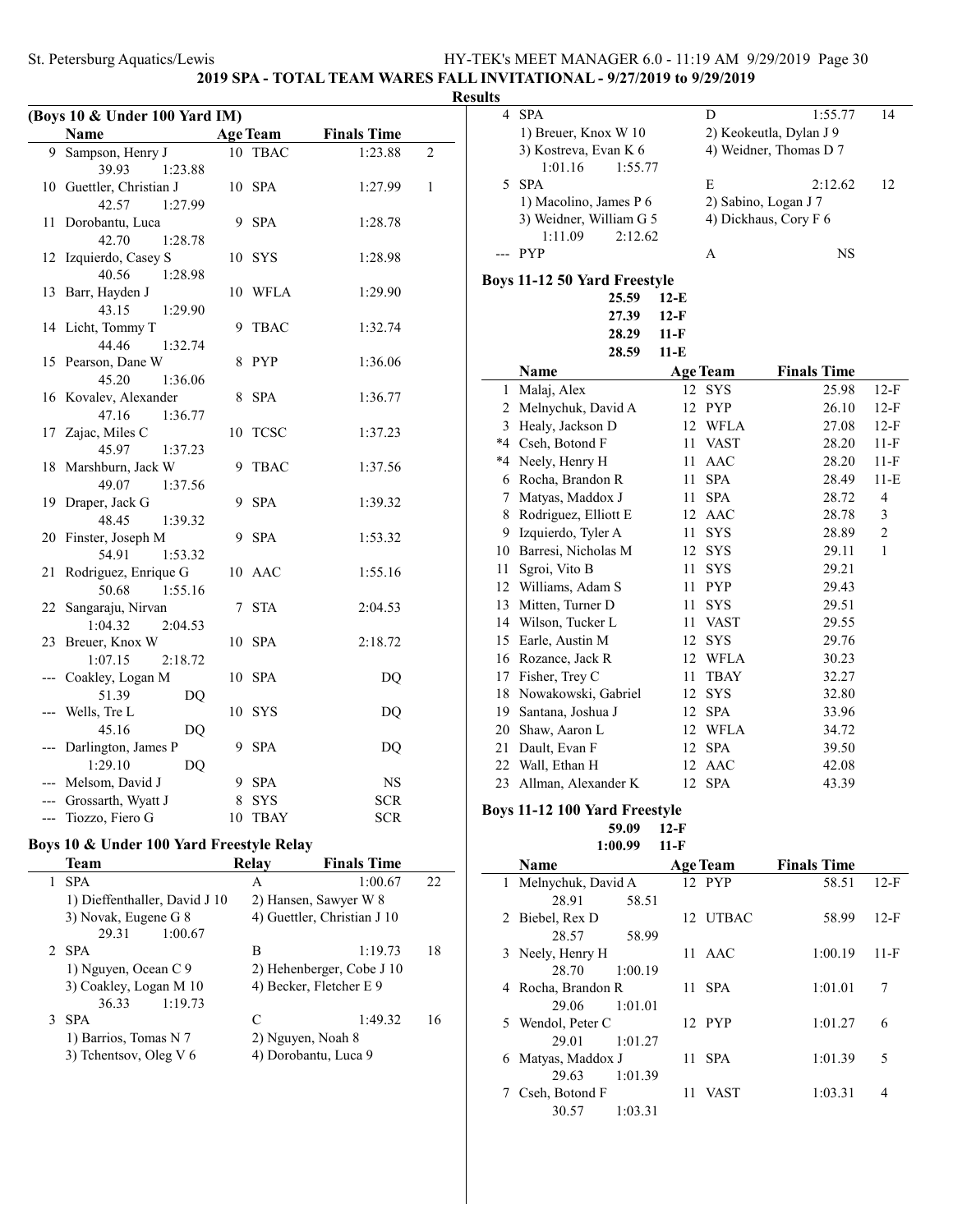## 2019 SPA - TOTAL TEAM WARES FALL INVITATIONAL - 9/27/2019 to 9/29/2019

### Results

**(Boys 10 & Under 100 Yard IM)**

| | Name | Age | Team | Finals Time | |
|---|---|---|---|---|---|
| 9 | Sampson, Henry J | 10 | TBAC | 1:23.88 | 2 |
| | 39.93 1:23.88 | | | | |
| 10 | Guettler, Christian J | 10 | SPA | 1:27.99 | 1 |
| | 42.57 1:27.99 | | | | |
| 11 | Dorobantu, Luca | 9 | SPA | 1:28.78 | |
| | 42.70 1:28.78 | | | | |
| 12 | Izquierdo, Casey S | 10 | SYS | 1:28.98 | |
| | 40.56 1:28.98 | | | | |
| 13 | Barr, Hayden J | 10 | WFLA | 1:29.90 | |
| | 43.15 1:29.90 | | | | |
| 14 | Licht, Tommy T | 9 | TBAC | 1:32.74 | |
| | 44.46 1:32.74 | | | | |
| 15 | Pearson, Dane W | 8 | PYP | 1:36.06 | |
| | 45.20 1:36.06 | | | | |
| 16 | Kovalev, Alexander | 8 | SPA | 1:36.77 | |
| | 47.16 1:36.77 | | | | |
| 17 | Zajac, Miles C | 10 | TCSC | 1:37.23 | |
| | 45.97 1:37.23 | | | | |
| 18 | Marshburn, Jack W | 9 | TBAC | 1:37.56 | |
| | 49.07 1:37.56 | | | | |
| 19 | Draper, Jack G | 9 | SPA | 1:39.32 | |
| | 48.45 1:39.32 | | | | |
| 20 | Finster, Joseph M | 9 | SPA | 1:53.32 | |
| | 54.91 1:53.32 | | | | |
| 21 | Rodriguez, Enrique G | 10 | AAC | 1:55.16 | |
| | 50.68 1:55.16 | | | | |
| 22 | Sangaraju, Nirvan | 7 | STA | 2:04.53 | |
| | 1:04.32 2:04.53 | | | | |
| 23 | Breuer, Knox W | 10 | SPA | 2:18.72 | |
| | 1:07.15 2:18.72 | | | | |
| --- | Coakley, Logan M | 10 | SPA | DQ | |
| | 51.39 DQ | | | | |
| --- | Wells, Tre L | 10 | SYS | DQ | |
| | 45.16 DQ | | | | |
| --- | Darlington, James P | 9 | SPA | DQ | |
| | 1:29.10 DQ | | | | |
| --- | Melsom, David J | 9 | SPA | NS | |
| --- | Grossarth, Wyatt J | 8 | SYS | SCR | |
| --- | Tiozzo, Fiero G | 10 | TBAY | SCR | |

### Boys 10 & Under 100 Yard Freestyle Relay

| | Team | Relay | Finals Time | |
|---|---|---|---|---|
| 1 | SPA | A | 1:00.67 | 22 |
| | 1) Dieffenthaller, David J 10 | 2) Hansen, Sawyer W 8 | | |
| | 3) Novak, Eugene G 8 | 4) Guettler, Christian J 10 | | |
| | 29.31 1:00.67 | | | |
| 2 | SPA | B | 1:19.73 | 18 |
| | 1) Nguyen, Ocean C 9 | 2) Hehenberger, Cobe J 10 | | |
| | 3) Coakley, Logan M 10 | 4) Becker, Fletcher E 9 | | |
| | 36.33 1:19.73 | | | |
| 3 | SPA | C | 1:49.32 | 16 |
| | 1) Barrios, Tomas N 7 | 2) Nguyen, Noah 8 | | |
| | 3) Tchentsov, Oleg V 6 | 4) Dorobantu, Luca 9 | | |
| 4 | SPA | D | 1:55.77 | 14 |
| | 1) Breuer, Knox W 10 | 2) Keokeutla, Dylan J 9 | | |
| | 3) Kostreva, Evan K 6 | 4) Weidner, Thomas D 7 | | |
| | 1:01.16 1:55.77 | | | |
| 5 | SPA | E | 2:12.62 | 12 |
| | 1) Macolino, James P 6 | 2) Sabino, Logan J 7 | | |
| | 3) Weidner, William G 5 | 4) Dickhaus, Cory F 6 | | |
| | 1:11.09 2:12.62 | | | |
| --- | PYP | A | NS | |

### Boys 11-12 50 Yard Freestyle

25.59 12-E
27.39 12-F
28.29 11-F
28.59 11-E

| | Name | Age | Team | Finals Time | |
|---|---|---|---|---|---|
| 1 | Malaj, Alex | 12 | SYS | 25.98 | 12-F |
| 2 | Melnychuk, David A | 12 | PYP | 26.10 | 12-F |
| 3 | Healy, Jackson D | 12 | WFLA | 27.08 | 12-F |
| *4 | Cseh, Botond F | 11 | VAST | 28.20 | 11-F |
| *4 | Neely, Henry H | 11 | AAC | 28.20 | 11-F |
| 6 | Rocha, Brandon R | 11 | SPA | 28.49 | 11-E |
| 7 | Matyas, Maddox J | 11 | SPA | 28.72 | 4 |
| 8 | Rodriguez, Elliott E | 12 | AAC | 28.78 | 3 |
| 9 | Izquierdo, Tyler A | 11 | SYS | 28.89 | 2 |
| 10 | Barresi, Nicholas M | 12 | SYS | 29.11 | 1 |
| 11 | Sgroi, Vito B | 11 | SYS | 29.21 | |
| 12 | Williams, Adam S | 11 | PYP | 29.43 | |
| 13 | Mitten, Turner D | 11 | SYS | 29.51 | |
| 14 | Wilson, Tucker L | 11 | VAST | 29.55 | |
| 15 | Earle, Austin M | 12 | SYS | 29.76 | |
| 16 | Rozance, Jack R | 12 | WFLA | 30.23 | |
| 17 | Fisher, Trey C | 11 | TBAY | 32.27 | |
| 18 | Nowakowski, Gabriel | 12 | SYS | 32.80 | |
| 19 | Santana, Joshua J | 12 | SPA | 33.96 | |
| 20 | Shaw, Aaron L | 12 | WFLA | 34.72 | |
| 21 | Dault, Evan F | 12 | SPA | 39.50 | |
| 22 | Wall, Ethan H | 12 | AAC | 42.08 | |
| 23 | Allman, Alexander K | 12 | SPA | 43.39 | |

### Boys 11-12 100 Yard Freestyle

59.09 12-F
1:00.99 11-F

| | Name | Age | Team | Finals Time | |
|---|---|---|---|---|---|
| 1 | Melnychuk, David A | 12 | PYP | 58.51 | 12-F |
| | 28.91 58.51 | | | | |
| 2 | Biebel, Rex D | 12 | UTBAC | 58.99 | 12-F |
| | 28.57 58.99 | | | | |
| 3 | Neely, Henry H | 11 | AAC | 1:00.19 | 11-F |
| | 28.70 1:00.19 | | | | |
| 4 | Rocha, Brandon R | 11 | SPA | 1:01.01 | 7 |
| | 29.06 1:01.01 | | | | |
| 5 | Wendol, Peter C | 12 | PYP | 1:01.27 | 6 |
| | 29.01 1:01.27 | | | | |
| 6 | Matyas, Maddox J | 11 | SPA | 1:01.39 | 5 |
| | 29.63 1:01.39 | | | | |
| 7 | Cseh, Botond F | 11 | VAST | 1:03.31 | 4 |
| | 30.57 1:03.31 | | | | |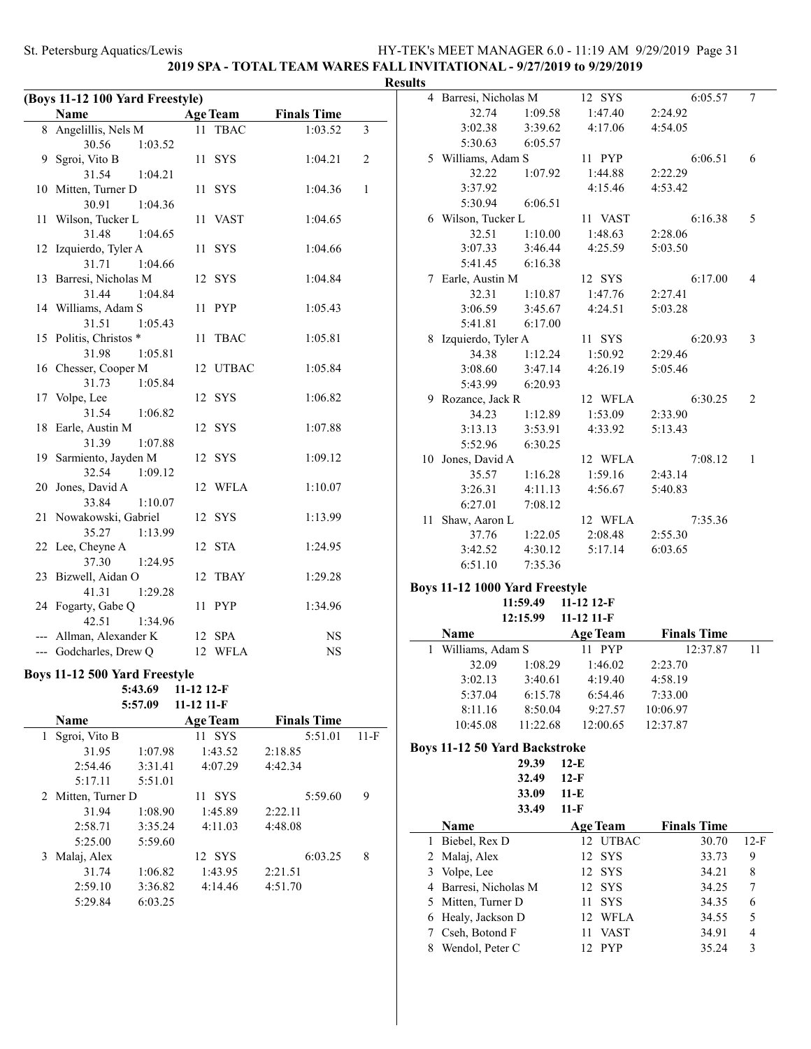## 2019 SPA - TOTAL TEAM WARES FALL INVITATIONAL - 9/27/2019 to 9/29/2019

### Results

### (Boys 11-12 100 Yard Freestyle)

| | Name | Age | Team | Finals Time | |
|---|---|---|---|---|---|
| 8 | Angelillis, Nels M | 11 | TBAC | 1:03.52 | 3 |
| | 30.56 1:03.52 | | | | |
| 9 | Sgroi, Vito B | 11 | SYS | 1:04.21 | 2 |
| | 31.54 1:04.21 | | | | |
| 10 | Mitten, Turner D | 11 | SYS | 1:04.36 | 1 |
| | 30.91 1:04.36 | | | | |
| 11 | Wilson, Tucker L | 11 | VAST | 1:04.65 | |
| | 31.48 1:04.65 | | | | |
| 12 | Izquierdo, Tyler A | 11 | SYS | 1:04.66 | |
| | 31.71 1:04.66 | | | | |
| 13 | Barresi, Nicholas M | 12 | SYS | 1:04.84 | |
| | 31.44 1:04.84 | | | | |
| 14 | Williams, Adam S | 11 | PYP | 1:05.43 | |
| | 31.51 1:05.43 | | | | |
| 15 | Politis, Christos * | 11 | TBAC | 1:05.81 | |
| | 31.98 1:05.81 | | | | |
| 16 | Chesser, Cooper M | 12 | UTBAC | 1:05.84 | |
| | 31.73 1:05.84 | | | | |
| 17 | Volpe, Lee | 12 | SYS | 1:06.82 | |
| | 31.54 1:06.82 | | | | |
| 18 | Earle, Austin M | 12 | SYS | 1:07.88 | |
| | 31.39 1:07.88 | | | | |
| 19 | Sarmiento, Jayden M | 12 | SYS | 1:09.12 | |
| | 32.54 1:09.12 | | | | |
| 20 | Jones, David A | 12 | WFLA | 1:10.07 | |
| | 33.84 1:10.07 | | | | |
| 21 | Nowakowski, Gabriel | 12 | SYS | 1:13.99 | |
| | 35.27 1:13.99 | | | | |
| 22 | Lee, Cheyne A | 12 | STA | 1:24.95 | |
| | 37.30 1:24.95 | | | | |
| 23 | Bizwell, Aidan O | 12 | TBAY | 1:29.28 | |
| | 41.31 1:29.28 | | | | |
| 24 | Fogarty, Gabe Q | 11 | PYP | 1:34.96 | |
| | 42.51 1:34.96 | | | | |
| --- | Allman, Alexander K | 12 | SPA | NS | |
| --- | Godcharles, Drew Q | 12 | WFLA | NS | |

### Boys 11-12 500 Yard Freestyle

5:43.69 11-12 12-F
5:57.09 11-12 11-F

| | Name | Age | Team | Finals Time | |
|---|---|---|---|---|---|
| 1 | Sgroi, Vito B | 11 | SYS | 5:51.01 | 11-F |
| | 31.95 1:07.98 1:43.52 2:18.85 | | | | |
| | 2:54.46 3:31.41 4:07.29 4:42.34 | | | | |
| | 5:17.11 5:51.01 | | | | |
| 2 | Mitten, Turner D | 11 | SYS | 5:59.60 | 9 |
| | 31.94 1:08.90 1:45.89 2:22.11 | | | | |
| | 2:58.71 3:35.24 4:11.03 4:48.08 | | | | |
| | 5:25.00 5:59.60 | | | | |
| 3 | Malaj, Alex | 12 | SYS | 6:03.25 | 8 |
| | 31.74 1:06.82 1:43.95 2:21.51 | | | | |
| | 2:59.10 3:36.82 4:14.46 4:51.70 | | | | |
| | 5:29.84 6:03.25 | | | | |
| 4 | Barresi, Nicholas M | 12 | SYS | 6:05.57 | 7 |
| | 32.74 1:09.58 1:47.40 2:24.92 | | | | |
| | 3:02.38 3:39.62 4:17.06 4:54.05 | | | | |
| | 5:30.63 6:05.57 | | | | |
| 5 | Williams, Adam S | 11 | PYP | 6:06.51 | 6 |
| | 32.22 1:07.92 1:44.88 2:22.29 | | | | |
| | 3:37.92 4:15.46 4:53.42 | | | | |
| | 5:30.94 6:06.51 | | | | |
| 6 | Wilson, Tucker L | 11 | VAST | 6:16.38 | 5 |
| | 32.51 1:10.00 1:48.63 2:28.06 | | | | |
| | 3:07.33 3:46.44 4:25.59 5:03.50 | | | | |
| | 5:41.45 6:16.38 | | | | |
| 7 | Earle, Austin M | 12 | SYS | 6:17.00 | 4 |
| | 32.31 1:10.87 1:47.76 2:27.41 | | | | |
| | 3:06.59 3:45.67 4:24.51 5:03.28 | | | | |
| | 5:41.81 6:17.00 | | | | |
| 8 | Izquierdo, Tyler A | 11 | SYS | 6:20.93 | 3 |
| | 34.38 1:12.24 1:50.92 2:29.46 | | | | |
| | 3:08.60 3:47.14 4:26.19 5:05.46 | | | | |
| | 5:43.99 6:20.93 | | | | |
| 9 | Rozance, Jack R | 12 | WFLA | 6:30.25 | 2 |
| | 34.23 1:12.89 1:53.09 2:33.90 | | | | |
| | 3:13.13 3:53.91 4:33.92 5:13.43 | | | | |
| | 5:52.96 6:30.25 | | | | |
| 10 | Jones, David A | 12 | WFLA | 7:08.12 | 1 |
| | 35.57 1:16.28 1:59.16 2:43.14 | | | | |
| | 3:26.31 4:11.13 4:56.67 5:40.83 | | | | |
| | 6:27.01 7:08.12 | | | | |
| 11 | Shaw, Aaron L | 12 | WFLA | 7:35.36 | |
| | 37.76 1:22.05 2:08.48 2:55.30 | | | | |
| | 3:42.52 4:30.12 5:17.14 6:03.65 | | | | |
| | 6:51.10 7:35.36 | | | | |

### Boys 11-12 1000 Yard Freestyle

11:59.49 11-12 12-F
12:15.99 11-12 11-F

| | Name | Age | Team | Finals Time | |
|---|---|---|---|---|---|
| 1 | Williams, Adam S | 11 | PYP | 12:37.87 | 11 |
| | 32.09 1:08.29 1:46.02 2:23.70 | | | | |
| | 3:02.13 3:40.61 4:19.40 4:58.19 | | | | |
| | 5:37.04 6:15.78 6:54.46 7:33.00 | | | | |
| | 8:11.16 8:50.04 9:27.57 10:06.97 | | | | |
| | 10:45.08 11:22.68 12:00.65 12:37.87 | | | | |

### Boys 11-12 50 Yard Backstroke

29.39 12-E
32.49 12-F
33.09 11-E
33.49 11-F

| | Name | Age | Team | Finals Time | |
|---|---|---|---|---|---|
| 1 | Biebel, Rex D | 12 | UTBAC | 30.70 | 12-F |
| 2 | Malaj, Alex | 12 | SYS | 33.73 | 9 |
| 3 | Volpe, Lee | 12 | SYS | 34.21 | 8 |
| 4 | Barresi, Nicholas M | 12 | SYS | 34.25 | 7 |
| 5 | Mitten, Turner D | 11 | SYS | 34.35 | 6 |
| 6 | Healy, Jackson D | 12 | WFLA | 34.55 | 5 |
| 7 | Cseh, Botond F | 11 | VAST | 34.91 | 4 |
| 8 | Wendol, Peter C | 12 | PYP | 35.24 | 3 |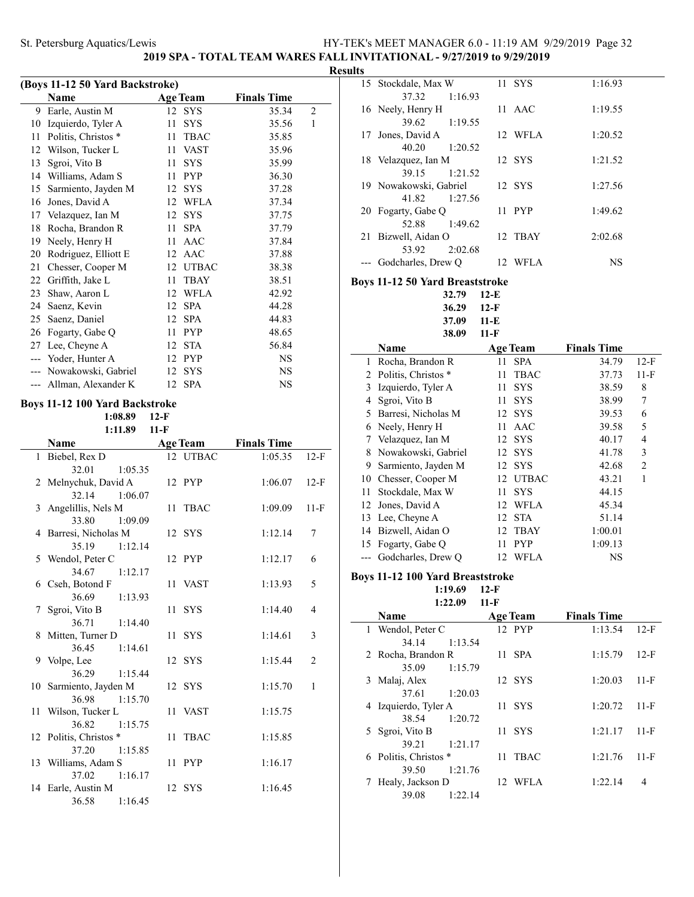St. Petersburg Aquatics/Lewis — HY-TEK's MEET MANAGER 6.0 - 11:19 AM 9/29/2019

**2019 SPA - TOTAL TEAM WARES FALL INVITATIONAL - 9/27/2019 to 9/29/2019**

**Results**

### (Boys 11-12 50 Yard Backstroke)

| | Name | Age | Team | Finals Time | |
|---|---|---|---|---|---|
| 9 | Earle, Austin M | 12 | SYS | 35.34 | 2 |
| 10 | Izquierdo, Tyler A | 11 | SYS | 35.56 | 1 |
| 11 | Politis, Christos * | 11 | TBAC | 35.85 | |
| 12 | Wilson, Tucker L | 11 | VAST | 35.96 | |
| 13 | Sgroi, Vito B | 11 | SYS | 35.99 | |
| 14 | Williams, Adam S | 11 | PYP | 36.30 | |
| 15 | Sarmiento, Jayden M | 12 | SYS | 37.28 | |
| 16 | Jones, David A | 12 | WFLA | 37.34 | |
| 17 | Velazquez, Ian M | 12 | SYS | 37.75 | |
| 18 | Rocha, Brandon R | 11 | SPA | 37.79 | |
| 19 | Neely, Henry H | 11 | AAC | 37.84 | |
| 20 | Rodriguez, Elliott E | 12 | AAC | 37.88 | |
| 21 | Chesser, Cooper M | 12 | UTBAC | 38.38 | |
| 22 | Griffith, Jake L | 11 | TBAY | 38.51 | |
| 23 | Shaw, Aaron L | 12 | WFLA | 42.92 | |
| 24 | Saenz, Kevin | 12 | SPA | 44.28 | |
| 25 | Saenz, Daniel | 12 | SPA | 44.83 | |
| 26 | Fogarty, Gabe Q | 11 | PYP | 48.65 | |
| 27 | Lee, Cheyne A | 12 | STA | 56.84 | |
| --- | Yoder, Hunter A | 12 | PYP | NS | |
| --- | Nowakowski, Gabriel | 12 | SYS | NS | |
| --- | Allman, Alexander K | 12 | SPA | NS | |

### Boys 11-12 100 Yard Backstroke

1:08.89 12-F
1:11.89 11-F

| | Name | Age | Team | Finals Time | |
|---|---|---|---|---|---|
| 1 | Biebel, Rex D | 12 | UTBAC | 1:05.35 | 12-F |
| | 32.01 1:05.35 | | | | |
| 2 | Melnychuk, David A | 12 | PYP | 1:06.07 | 12-F |
| | 32.14 1:06.07 | | | | |
| 3 | Angelillis, Nels M | 11 | TBAC | 1:09.09 | 11-F |
| | 33.80 1:09.09 | | | | |
| 4 | Barresi, Nicholas M | 12 | SYS | 1:12.14 | 7 |
| | 35.19 1:12.14 | | | | |
| 5 | Wendol, Peter C | 12 | PYP | 1:12.17 | 6 |
| | 34.67 1:12.17 | | | | |
| 6 | Cseh, Botond F | 11 | VAST | 1:13.93 | 5 |
| | 36.69 1:13.93 | | | | |
| 7 | Sgroi, Vito B | 11 | SYS | 1:14.40 | 4 |
| | 36.71 1:14.40 | | | | |
| 8 | Mitten, Turner D | 11 | SYS | 1:14.61 | 3 |
| | 36.45 1:14.61 | | | | |
| 9 | Volpe, Lee | 12 | SYS | 1:15.44 | 2 |
| | 36.29 1:15.44 | | | | |
| 10 | Sarmiento, Jayden M | 12 | SYS | 1:15.70 | 1 |
| | 36.98 1:15.70 | | | | |
| 11 | Wilson, Tucker L | 11 | VAST | 1:15.75 | |
| | 36.82 1:15.75 | | | | |
| 12 | Politis, Christos * | 11 | TBAC | 1:15.85 | |
| | 37.20 1:15.85 | | | | |
| 13 | Williams, Adam S | 11 | PYP | 1:16.17 | |
| | 37.02 1:16.17 | | | | |
| 14 | Earle, Austin M | 12 | SYS | 1:16.45 | |
| | 36.58 1:16.45 | | | | |
| 15 | Stockdale, Max W | 11 | SYS | 1:16.93 | |
| | 37.32 1:16.93 | | | | |
| 16 | Neely, Henry H | 11 | AAC | 1:19.55 | |
| | 39.62 1:19.55 | | | | |
| 17 | Jones, David A | 12 | WFLA | 1:20.52 | |
| | 40.20 1:20.52 | | | | |
| 18 | Velazquez, Ian M | 12 | SYS | 1:21.52 | |
| | 39.15 1:21.52 | | | | |
| 19 | Nowakowski, Gabriel | 12 | SYS | 1:27.56 | |
| | 41.82 1:27.56 | | | | |
| 20 | Fogarty, Gabe Q | 11 | PYP | 1:49.62 | |
| | 52.88 1:49.62 | | | | |
| 21 | Bizwell, Aidan O | 12 | TBAY | 2:02.68 | |
| | 53.92 2:02.68 | | | | |
| --- | Godcharles, Drew Q | 12 | WFLA | NS | |

### Boys 11-12 50 Yard Breaststroke

32.79 12-E
36.29 12-F
37.09 11-E
38.09 11-F

| | Name | Age | Team | Finals Time | |
|---|---|---|---|---|---|
| 1 | Rocha, Brandon R | 11 | SPA | 34.79 | 12-F |
| 2 | Politis, Christos * | 11 | TBAC | 37.73 | 11-F |
| 3 | Izquierdo, Tyler A | 11 | SYS | 38.59 | 8 |
| 4 | Sgroi, Vito B | 11 | SYS | 38.99 | 7 |
| 5 | Barresi, Nicholas M | 12 | SYS | 39.53 | 6 |
| 6 | Neely, Henry H | 11 | AAC | 39.58 | 5 |
| 7 | Velazquez, Ian M | 12 | SYS | 40.17 | 4 |
| 8 | Nowakowski, Gabriel | 12 | SYS | 41.78 | 3 |
| 9 | Sarmiento, Jayden M | 12 | SYS | 42.68 | 2 |
| 10 | Chesser, Cooper M | 12 | UTBAC | 43.21 | 1 |
| 11 | Stockdale, Max W | 11 | SYS | 44.15 | |
| 12 | Jones, David A | 12 | WFLA | 45.34 | |
| 13 | Lee, Cheyne A | 12 | STA | 51.14 | |
| 14 | Bizwell, Aidan O | 12 | TBAY | 1:00.01 | |
| 15 | Fogarty, Gabe Q | 11 | PYP | 1:09.13 | |
| --- | Godcharles, Drew Q | 12 | WFLA | NS | |

### Boys 11-12 100 Yard Breaststroke

1:19.69 12-F
1:22.09 11-F

| | Name | Age | Team | Finals Time | |
|---|---|---|---|---|---|
| 1 | Wendol, Peter C | 12 | PYP | 1:13.54 | 12-F |
| | 34.14 1:13.54 | | | | |
| 2 | Rocha, Brandon R | 11 | SPA | 1:15.79 | 12-F |
| | 35.09 1:15.79 | | | | |
| 3 | Malaj, Alex | 12 | SYS | 1:20.03 | 11-F |
| | 37.61 1:20.03 | | | | |
| 4 | Izquierdo, Tyler A | 11 | SYS | 1:20.72 | 11-F |
| | 38.54 1:20.72 | | | | |
| 5 | Sgroi, Vito B | 11 | SYS | 1:21.17 | 11-F |
| | 39.21 1:21.17 | | | | |
| 6 | Politis, Christos * | 11 | TBAC | 1:21.76 | 11-F |
| | 39.50 1:21.76 | | | | |
| 7 | Healy, Jackson D | 12 | WFLA | 1:22.14 | 4 |
| | 39.08 1:22.14 | | | | |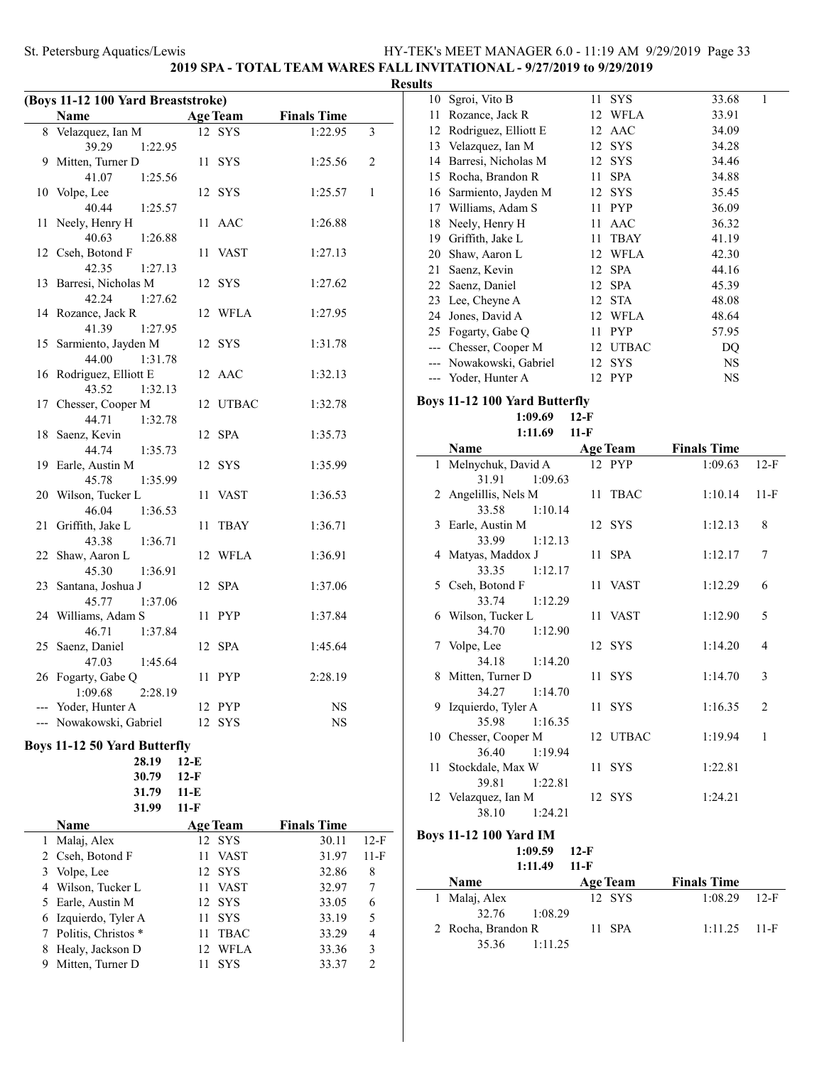## 2019 SPA - TOTAL TEAM WARES FALL INVITATIONAL - 9/27/2019 to 9/29/2019

### Results

#### (Boys 11-12 100 Yard Breaststroke)

| | Name | Age | Team | Finals Time | |
|---|---|---|---|---|---|
| 8 | Velazquez, Ian M | 12 | SYS | 1:22.95 | 3 |
| | 39.29 1:22.95 | | | | |
| 9 | Mitten, Turner D | 11 | SYS | 1:25.56 | 2 |
| | 41.07 1:25.56 | | | | |
| 10 | Volpe, Lee | 12 | SYS | 1:25.57 | 1 |
| | 40.44 1:25.57 | | | | |
| 11 | Neely, Henry H | 11 | AAC | 1:26.88 | |
| | 40.63 1:26.88 | | | | |
| 12 | Cseh, Botond F | 11 | VAST | 1:27.13 | |
| | 42.35 1:27.13 | | | | |
| 13 | Barresi, Nicholas M | 12 | SYS | 1:27.62 | |
| | 42.24 1:27.62 | | | | |
| 14 | Rozance, Jack R | 12 | WFLA | 1:27.95 | |
| | 41.39 1:27.95 | | | | |
| 15 | Sarmiento, Jayden M | 12 | SYS | 1:31.78 | |
| | 44.00 1:31.78 | | | | |
| 16 | Rodriguez, Elliott E | 12 | AAC | 1:32.13 | |
| | 43.52 1:32.13 | | | | |
| 17 | Chesser, Cooper M | 12 | UTBAC | 1:32.78 | |
| | 44.71 1:32.78 | | | | |
| 18 | Saenz, Kevin | 12 | SPA | 1:35.73 | |
| | 44.74 1:35.73 | | | | |
| 19 | Earle, Austin M | 12 | SYS | 1:35.99 | |
| | 45.78 1:35.99 | | | | |
| 20 | Wilson, Tucker L | 11 | VAST | 1:36.53 | |
| | 46.04 1:36.53 | | | | |
| 21 | Griffith, Jake L | 11 | TBAY | 1:36.71 | |
| | 43.38 1:36.71 | | | | |
| 22 | Shaw, Aaron L | 12 | WFLA | 1:36.91 | |
| | 45.30 1:36.91 | | | | |
| 23 | Santana, Joshua J | 12 | SPA | 1:37.06 | |
| | 45.77 1:37.06 | | | | |
| 24 | Williams, Adam S | 11 | PYP | 1:37.84 | |
| | 46.71 1:37.84 | | | | |
| 25 | Saenz, Daniel | 12 | SPA | 1:45.64 | |
| | 47.03 1:45.64 | | | | |
| 26 | Fogarty, Gabe Q | 11 | PYP | 2:28.19 | |
| | 1:09.68 2:28.19 | | | | |
| --- | Yoder, Hunter A | 12 | PYP | NS | |
| --- | Nowakowski, Gabriel | 12 | SYS | NS | |

#### Boys 11-12 50 Yard Butterfly

28.19 12-E
30.79 12-F
31.79 11-E
31.99 11-F

| | Name | Age | Team | Finals Time | |
|---|---|---|---|---|---|
| 1 | Malaj, Alex | 12 | SYS | 30.11 | 12-F |
| 2 | Cseh, Botond F | 11 | VAST | 31.97 | 11-F |
| 3 | Volpe, Lee | 12 | SYS | 32.86 | 8 |
| 4 | Wilson, Tucker L | 11 | VAST | 32.97 | 7 |
| 5 | Earle, Austin M | 12 | SYS | 33.05 | 6 |
| 6 | Izquierdo, Tyler A | 11 | SYS | 33.19 | 5 |
| 7 | Politis, Christos * | 11 | TBAC | 33.29 | 4 |
| 8 | Healy, Jackson D | 12 | WFLA | 33.36 | 3 |
| 9 | Mitten, Turner D | 11 | SYS | 33.37 | 2 |
| 10 | Sgroi, Vito B | 11 | SYS | 33.68 | 1 |
| 11 | Rozance, Jack R | 12 | WFLA | 33.91 | |
| 12 | Rodriguez, Elliott E | 12 | AAC | 34.09 | |
| 13 | Velazquez, Ian M | 12 | SYS | 34.28 | |
| 14 | Barresi, Nicholas M | 12 | SYS | 34.46 | |
| 15 | Rocha, Brandon R | 11 | SPA | 34.88 | |
| 16 | Sarmiento, Jayden M | 12 | SYS | 35.45 | |
| 17 | Williams, Adam S | 11 | PYP | 36.09 | |
| 18 | Neely, Henry H | 11 | AAC | 36.32 | |
| 19 | Griffith, Jake L | 11 | TBAY | 41.19 | |
| 20 | Shaw, Aaron L | 12 | WFLA | 42.30 | |
| 21 | Saenz, Kevin | 12 | SPA | 44.16 | |
| 22 | Saenz, Daniel | 12 | SPA | 45.39 | |
| 23 | Lee, Cheyne A | 12 | STA | 48.08 | |
| 24 | Jones, David A | 12 | WFLA | 48.64 | |
| 25 | Fogarty, Gabe Q | 11 | PYP | 57.95 | |
| --- | Chesser, Cooper M | 12 | UTBAC | DQ | |
| --- | Nowakowski, Gabriel | 12 | SYS | NS | |
| --- | Yoder, Hunter A | 12 | PYP | NS | |

#### Boys 11-12 100 Yard Butterfly

1:09.69 12-F
1:11.69 11-F

| | Name | Age | Team | Finals Time | |
|---|---|---|---|---|---|
| 1 | Melnychuk, David A | 12 | PYP | 1:09.63 | 12-F |
| | 31.91 1:09.63 | | | | |
| 2 | Angelillis, Nels M | 11 | TBAC | 1:10.14 | 11-F |
| | 33.58 1:10.14 | | | | |
| 3 | Earle, Austin M | 12 | SYS | 1:12.13 | 8 |
| | 33.99 1:12.13 | | | | |
| 4 | Matyas, Maddox J | 11 | SPA | 1:12.17 | 7 |
| | 33.35 1:12.17 | | | | |
| 5 | Cseh, Botond F | 11 | VAST | 1:12.29 | 6 |
| | 33.74 1:12.29 | | | | |
| 6 | Wilson, Tucker L | 11 | VAST | 1:12.90 | 5 |
| | 34.70 1:12.90 | | | | |
| 7 | Volpe, Lee | 12 | SYS | 1:14.20 | 4 |
| | 34.18 1:14.20 | | | | |
| 8 | Mitten, Turner D | 11 | SYS | 1:14.70 | 3 |
| | 34.27 1:14.70 | | | | |
| 9 | Izquierdo, Tyler A | 11 | SYS | 1:16.35 | 2 |
| | 35.98 1:16.35 | | | | |
| 10 | Chesser, Cooper M | 12 | UTBAC | 1:19.94 | 1 |
| | 36.40 1:19.94 | | | | |
| 11 | Stockdale, Max W | 11 | SYS | 1:22.81 | |
| | 39.81 1:22.81 | | | | |
| 12 | Velazquez, Ian M | 12 | SYS | 1:24.21 | |
| | 38.10 1:24.21 | | | | |

#### Boys 11-12 100 Yard IM

1:09.59 12-F
1:11.49 11-F

| | Name | Age | Team | Finals Time | |
|---|---|---|---|---|---|
| 1 | Malaj, Alex | 12 | SYS | 1:08.29 | 12-F |
| | 32.76 1:08.29 | | | | |
| 2 | Rocha, Brandon R | 11 | SPA | 1:11.25 | 11-F |
| | 35.36 1:11.25 | | | | |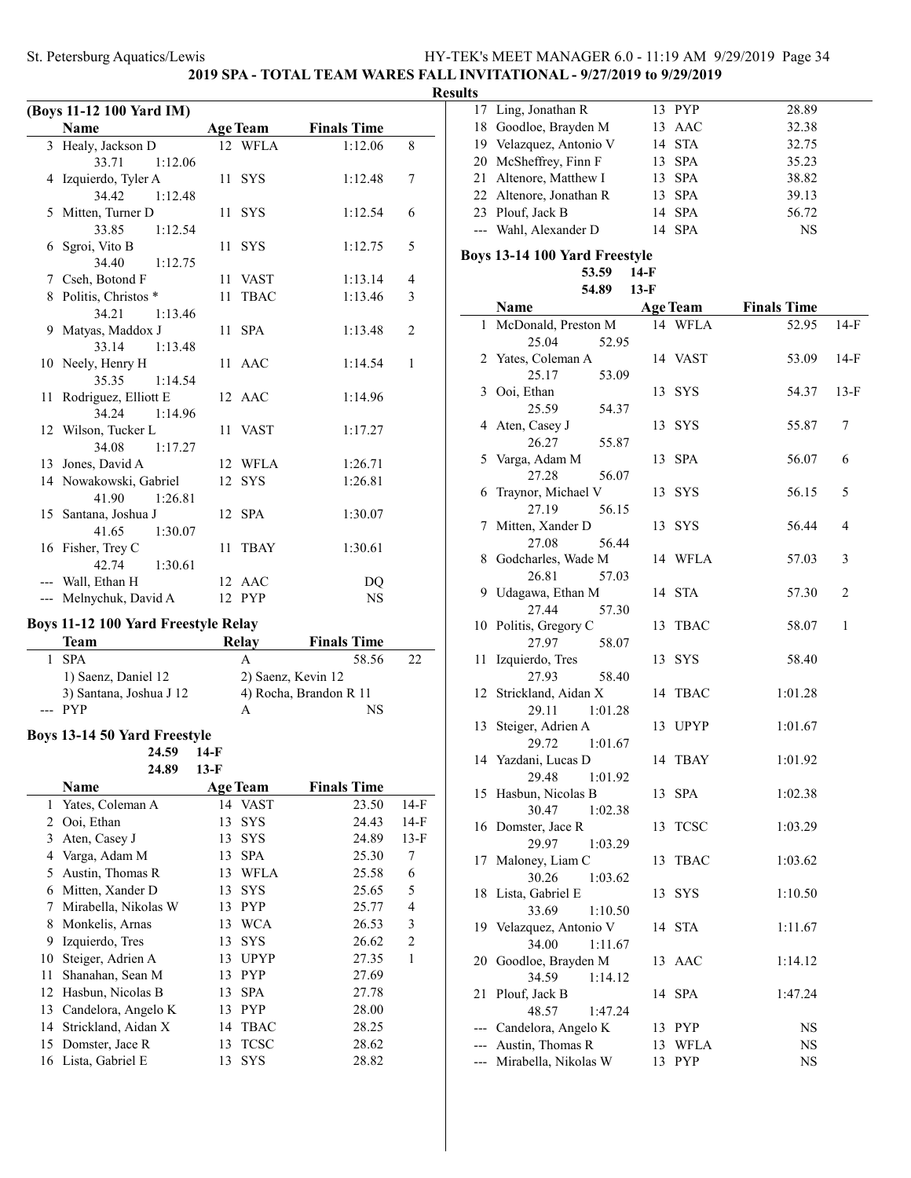# 2019 SPA - TOTAL TEAM WARES FALL INVITATIONAL - 9/27/2019 to 9/29/2019

## Results

### (Boys 11-12 100 Yard IM)

| | Name | Age | Team | Finals Time | |
|---|---|---|---|---|---|
| 3 | Healy, Jackson D | 12 | WFLA | 1:12.06 | 8 |
| | 33.71 1:12.06 | | | | |
| 4 | Izquierdo, Tyler A | 11 | SYS | 1:12.48 | 7 |
| | 34.42 1:12.48 | | | | |
| 5 | Mitten, Turner D | 11 | SYS | 1:12.54 | 6 |
| | 33.85 1:12.54 | | | | |
| 6 | Sgroi, Vito B | 11 | SYS | 1:12.75 | 5 |
| | 34.40 1:12.75 | | | | |
| 7 | Cseh, Botond F | 11 | VAST | 1:13.14 | 4 |
| 8 | Politis, Christos * | 11 | TBAC | 1:13.46 | 3 |
| | 34.21 1:13.46 | | | | |
| 9 | Matyas, Maddox J | 11 | SPA | 1:13.48 | 2 |
| | 33.14 1:13.48 | | | | |
| 10 | Neely, Henry H | 11 | AAC | 1:14.54 | 1 |
| | 35.35 1:14.54 | | | | |
| 11 | Rodriguez, Elliott E | 12 | AAC | 1:14.96 | |
| | 34.24 1:14.96 | | | | |
| 12 | Wilson, Tucker L | 11 | VAST | 1:17.27 | |
| | 34.08 1:17.27 | | | | |
| 13 | Jones, David A | 12 | WFLA | 1:26.71 | |
| 14 | Nowakowski, Gabriel | 12 | SYS | 1:26.81 | |
| | 41.90 1:26.81 | | | | |
| 15 | Santana, Joshua J | 12 | SPA | 1:30.07 | |
| | 41.65 1:30.07 | | | | |
| 16 | Fisher, Trey C | 11 | TBAY | 1:30.61 | |
| | 42.74 1:30.61 | | | | |
| --- | Wall, Ethan H | 12 | AAC | DQ | |
| --- | Melnychuk, David A | 12 | PYP | NS | |

### Boys 11-12 100 Yard Freestyle Relay

| | Team | Relay | Finals Time | |
|---|---|---|---|---|
| 1 | SPA | A | 58.56 | 22 |
| | 1) Saenz, Daniel 12 | 2) Saenz, Kevin 12 | | |
| | 3) Santana, Joshua J 12 | 4) Rocha, Brandon R 11 | | |
| --- | PYP | A | NS | |

### Boys 13-14 50 Yard Freestyle

24.59 14-F
24.89 13-F

| | Name | Age | Team | Finals Time | |
|---|---|---|---|---|---|
| 1 | Yates, Coleman A | 14 | VAST | 23.50 | 14-F |
| 2 | Ooi, Ethan | 13 | SYS | 24.43 | 14-F |
| 3 | Aten, Casey J | 13 | SYS | 24.89 | 13-F |
| 4 | Varga, Adam M | 13 | SPA | 25.30 | 7 |
| 5 | Austin, Thomas R | 13 | WFLA | 25.58 | 6 |
| 6 | Mitten, Xander D | 13 | SYS | 25.65 | 5 |
| 7 | Mirabella, Nikolas W | 13 | PYP | 25.77 | 4 |
| 8 | Monkelis, Arnas | 13 | WCA | 26.53 | 3 |
| 9 | Izquierdo, Tres | 13 | SYS | 26.62 | 2 |
| 10 | Steiger, Adrien A | 13 | UPYP | 27.35 | 1 |
| 11 | Shanahan, Sean M | 13 | PYP | 27.69 | |
| 12 | Hasbun, Nicolas B | 13 | SPA | 27.78 | |
| 13 | Candelora, Angelo K | 13 | PYP | 28.00 | |
| 14 | Strickland, Aidan X | 14 | TBAC | 28.25 | |
| 15 | Domster, Jace R | 13 | TCSC | 28.62 | |
| 16 | Lista, Gabriel E | 13 | SYS | 28.82 | |
| 17 | Ling, Jonathan R | 13 | PYP | 28.89 | |
| 18 | Goodloe, Brayden M | 13 | AAC | 32.38 | |
| 19 | Velazquez, Antonio V | 14 | STA | 32.75 | |
| 20 | McSheffrey, Finn F | 13 | SPA | 35.23 | |
| 21 | Altenore, Matthew I | 13 | SPA | 38.82 | |
| 22 | Altenore, Jonathan R | 13 | SPA | 39.13 | |
| 23 | Plouf, Jack B | 14 | SPA | 56.72 | |
| --- | Wahl, Alexander D | 14 | SPA | NS | |

### Boys 13-14 100 Yard Freestyle

53.59 14-F
54.89 13-F

| | Name | Age | Team | Finals Time | |
|---|---|---|---|---|---|
| 1 | McDonald, Preston M | 14 | WFLA | 52.95 | 14-F |
| | 25.04 52.95 | | | | |
| 2 | Yates, Coleman A | 14 | VAST | 53.09 | 14-F |
| | 25.17 53.09 | | | | |
| 3 | Ooi, Ethan | 13 | SYS | 54.37 | 13-F |
| | 25.59 54.37 | | | | |
| 4 | Aten, Casey J | 13 | SYS | 55.87 | 7 |
| | 26.27 55.87 | | | | |
| 5 | Varga, Adam M | 13 | SPA | 56.07 | 6 |
| | 27.28 56.07 | | | | |
| 6 | Traynor, Michael V | 13 | SYS | 56.15 | 5 |
| | 27.19 56.15 | | | | |
| 7 | Mitten, Xander D | 13 | SYS | 56.44 | 4 |
| | 27.08 56.44 | | | | |
| 8 | Godcharles, Wade M | 14 | WFLA | 57.03 | 3 |
| | 26.81 57.03 | | | | |
| 9 | Udagawa, Ethan M | 14 | STA | 57.30 | 2 |
| | 27.44 57.30 | | | | |
| 10 | Politis, Gregory C | 13 | TBAC | 58.07 | 1 |
| | 27.97 58.07 | | | | |
| 11 | Izquierdo, Tres | 13 | SYS | 58.40 | |
| | 27.93 58.40 | | | | |
| 12 | Strickland, Aidan X | 14 | TBAC | 1:01.28 | |
| | 29.11 1:01.28 | | | | |
| 13 | Steiger, Adrien A | 13 | UPYP | 1:01.67 | |
| | 29.72 1:01.67 | | | | |
| 14 | Yazdani, Lucas D | 14 | TBAY | 1:01.92 | |
| | 29.48 1:01.92 | | | | |
| 15 | Hasbun, Nicolas B | 13 | SPA | 1:02.38 | |
| | 30.47 1:02.38 | | | | |
| 16 | Domster, Jace R | 13 | TCSC | 1:03.29 | |
| | 29.97 1:03.29 | | | | |
| 17 | Maloney, Liam C | 13 | TBAC | 1:03.62 | |
| | 30.26 1:03.62 | | | | |
| 18 | Lista, Gabriel E | 13 | SYS | 1:10.50 | |
| | 33.69 1:10.50 | | | | |
| 19 | Velazquez, Antonio V | 14 | STA | 1:11.67 | |
| | 34.00 1:11.67 | | | | |
| 20 | Goodloe, Brayden M | 13 | AAC | 1:14.12 | |
| | 34.59 1:14.12 | | | | |
| 21 | Plouf, Jack B | 14 | SPA | 1:47.24 | |
| | 48.57 1:47.24 | | | | |
| --- | Candelora, Angelo K | 13 | PYP | NS | |
| --- | Austin, Thomas R | 13 | WFLA | NS | |
| --- | Mirabella, Nikolas W | 13 | PYP | NS | |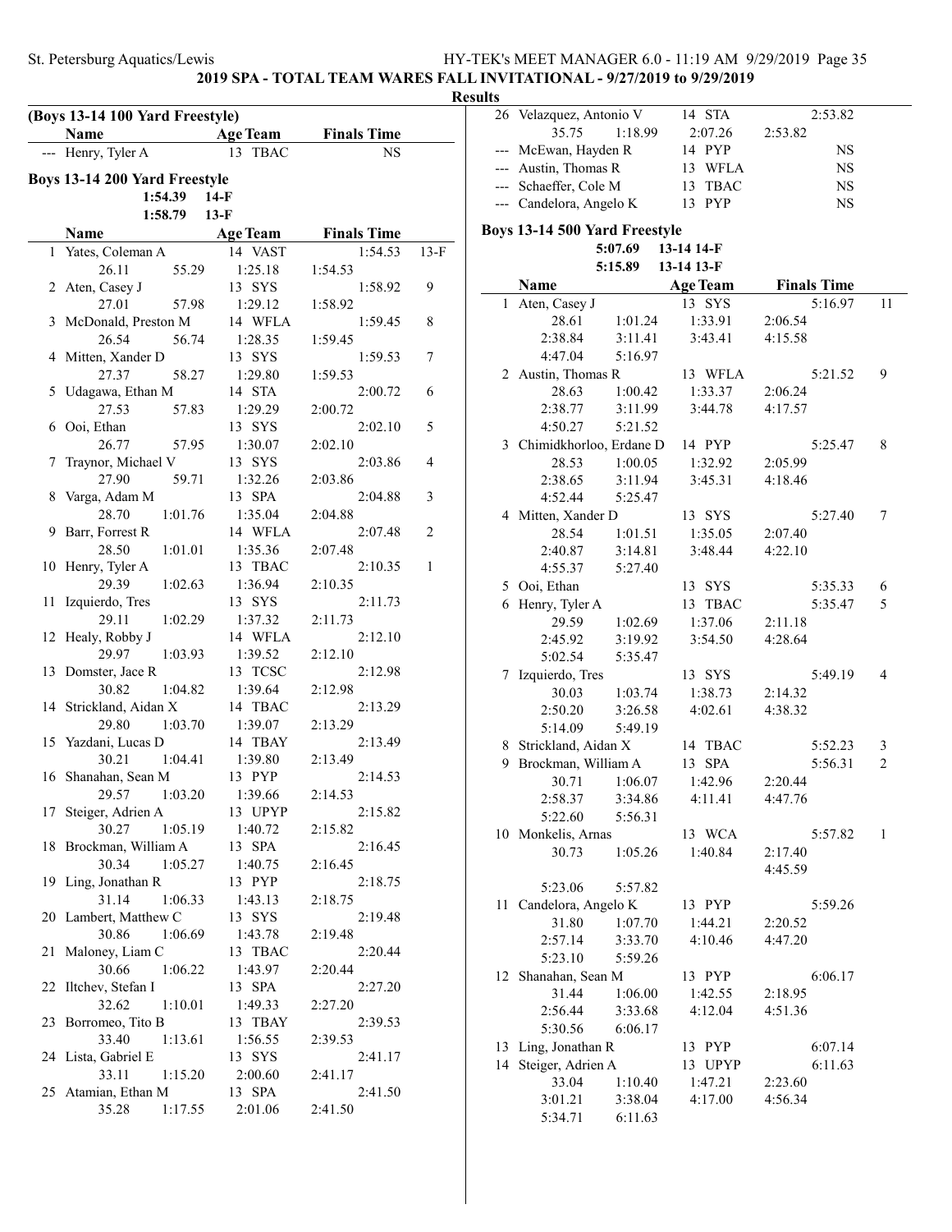2019 SPA - TOTAL TEAM WARES FALL INVITATIONAL - 9/27/2019 to 9/29/2019

Results

**(Boys 13-14 100 Yard Freestyle)**

| | Name | Age | Team | Finals Time | |
|---|---|---|---|---|---|
| --- | Henry, Tyler A | 13 | TBAC | NS | |

## Boys 13-14 200 Yard Freestyle

1:54.39 14-F
1:58.79 13-F

| | Name | Age | Team | Finals Time | |
|---|---|---|---|---|---|
| 1 | Yates, Coleman A | 14 | VAST | 1:54.53 | 13-F |
| | 26.11 / 55.29 / 1:25.18 / 1:54.53 | | | | |
| 2 | Aten, Casey J | 13 | SYS | 1:58.92 | 9 |
| | 27.01 / 57.98 / 1:29.12 / 1:58.92 | | | | |
| 3 | McDonald, Preston M | 14 | WFLA | 1:59.45 | 8 |
| | 26.54 / 56.74 / 1:28.35 / 1:59.45 | | | | |
| 4 | Mitten, Xander D | 13 | SYS | 1:59.53 | 7 |
| | 27.37 / 58.27 / 1:29.80 / 1:59.53 | | | | |
| 5 | Udagawa, Ethan M | 14 | STA | 2:00.72 | 6 |
| | 27.53 / 57.83 / 1:29.29 / 2:00.72 | | | | |
| 6 | Ooi, Ethan | 13 | SYS | 2:02.10 | 5 |
| | 26.77 / 57.95 / 1:30.07 / 2:02.10 | | | | |
| 7 | Traynor, Michael V | 13 | SYS | 2:03.86 | 4 |
| | 27.90 / 59.71 / 1:32.26 / 2:03.86 | | | | |
| 8 | Varga, Adam M | 13 | SPA | 2:04.88 | 3 |
| | 28.70 / 1:01.76 / 1:35.04 / 2:04.88 | | | | |
| 9 | Barr, Forrest R | 14 | WFLA | 2:07.48 | 2 |
| | 28.50 / 1:01.01 / 1:35.36 / 2:07.48 | | | | |
| 10 | Henry, Tyler A | 13 | TBAC | 2:10.35 | 1 |
| | 29.39 / 1:02.63 / 1:36.94 / 2:10.35 | | | | |
| 11 | Izquierdo, Tres | 13 | SYS | 2:11.73 | |
| | 29.11 / 1:02.29 / 1:37.32 / 2:11.73 | | | | |
| 12 | Healy, Robby J | 14 | WFLA | 2:12.10 | |
| | 29.97 / 1:03.93 / 1:39.52 / 2:12.10 | | | | |
| 13 | Domster, Jace R | 13 | TCSC | 2:12.98 | |
| | 30.82 / 1:04.82 / 1:39.64 / 2:12.98 | | | | |
| 14 | Strickland, Aidan X | 14 | TBAC | 2:13.29 | |
| | 29.80 / 1:03.70 / 1:39.07 / 2:13.29 | | | | |
| 15 | Yazdani, Lucas D | 14 | TBAY | 2:13.49 | |
| | 30.21 / 1:04.41 / 1:39.80 / 2:13.49 | | | | |
| 16 | Shanahan, Sean M | 13 | PYP | 2:14.53 | |
| | 29.57 / 1:03.20 / 1:39.66 / 2:14.53 | | | | |
| 17 | Steiger, Adrien A | 13 | UPYP | 2:15.82 | |
| | 30.27 / 1:05.19 / 1:40.72 / 2:15.82 | | | | |
| 18 | Brockman, William A | 13 | SPA | 2:16.45 | |
| | 30.34 / 1:05.27 / 1:40.75 / 2:16.45 | | | | |
| 19 | Ling, Jonathan R | 13 | PYP | 2:18.75 | |
| | 31.14 / 1:06.33 / 1:43.13 / 2:18.75 | | | | |
| 20 | Lambert, Matthew C | 13 | SYS | 2:19.48 | |
| | 30.86 / 1:06.69 / 1:43.78 / 2:19.48 | | | | |
| 21 | Maloney, Liam C | 13 | TBAC | 2:20.44 | |
| | 30.66 / 1:06.22 / 1:43.97 / 2:20.44 | | | | |
| 22 | Iltchev, Stefan I | 13 | SPA | 2:27.20 | |
| | 32.62 / 1:10.01 / 1:49.33 / 2:27.20 | | | | |
| 23 | Borromeo, Tito B | 13 | TBAY | 2:39.53 | |
| | 33.40 / 1:13.61 / 1:56.55 / 2:39.53 | | | | |
| 24 | Lista, Gabriel E | 13 | SYS | 2:41.17 | |
| | 33.11 / 1:15.20 / 2:00.60 / 2:41.17 | | | | |
| 25 | Atamian, Ethan M | 13 | SPA | 2:41.50 | |
| | 35.28 / 1:17.55 / 2:01.06 / 2:41.50 | | | | |
| 26 | Velazquez, Antonio V | 14 | STA | 2:53.82 | |
| | 35.75 / 1:18.99 / 2:07.26 / 2:53.82 | | | | |
| --- | McEwan, Hayden R | 14 | PYP | NS | |
| --- | Austin, Thomas R | 13 | WFLA | NS | |
| --- | Schaeffer, Cole M | 13 | TBAC | NS | |
| --- | Candelora, Angelo K | 13 | PYP | NS | |

## Boys 13-14 500 Yard Freestyle

5:07.69 13-14 14-F
5:15.89 13-14 13-F

| | Name | Age | Team | Finals Time | |
|---|---|---|---|---|---|
| 1 | Aten, Casey J | 13 | SYS | 5:16.97 | 11 |
| | 28.61 / 1:01.24 / 1:33.91 / 2:06.54 / 2:38.84 / 3:11.41 / 3:43.41 / 4:15.58 / 4:47.04 / 5:16.97 | | | | |
| 2 | Austin, Thomas R | 13 | WFLA | 5:21.52 | 9 |
| | 28.63 / 1:00.42 / 1:33.37 / 2:06.24 / 2:38.77 / 3:11.99 / 3:44.78 / 4:17.57 / 4:50.27 / 5:21.52 | | | | |
| 3 | Chimidkhorloo, Erdane D | 14 | PYP | 5:25.47 | 8 |
| | 28.53 / 1:00.05 / 1:32.92 / 2:05.99 / 2:38.65 / 3:11.94 / 3:45.31 / 4:18.46 / 4:52.44 / 5:25.47 | | | | |
| 4 | Mitten, Xander D | 13 | SYS | 5:27.40 | 7 |
| | 28.54 / 1:01.51 / 1:35.05 / 2:07.40 / 2:40.87 / 3:14.81 / 3:48.44 / 4:22.10 / 4:55.37 / 5:27.40 | | | | |
| 5 | Ooi, Ethan | 13 | SYS | 5:35.33 | 6 |
| 6 | Henry, Tyler A | 13 | TBAC | 5:35.47 | 5 |
| | 29.59 / 1:02.69 / 1:37.06 / 2:11.18 / 2:45.92 / 3:19.92 / 3:54.50 / 4:28.64 / 5:02.54 / 5:35.47 | | | | |
| 7 | Izquierdo, Tres | 13 | SYS | 5:49.19 | 4 |
| | 30.03 / 1:03.74 / 1:38.73 / 2:14.32 / 2:50.20 / 3:26.58 / 4:02.61 / 4:38.32 / 5:14.09 / 5:49.19 | | | | |
| 8 | Strickland, Aidan X | 14 | TBAC | 5:52.23 | 3 |
| 9 | Brockman, William A | 13 | SPA | 5:56.31 | 2 |
| | 30.71 / 1:06.07 / 1:42.96 / 2:20.44 / 2:58.37 / 3:34.86 / 4:11.41 / 4:47.76 / 5:22.60 / 5:56.31 | | | | |
| 10 | Monkelis, Arnas | 13 | WCA | 5:57.82 | 1 |
| | 30.73 / 1:05.26 / 1:40.84 / 2:17.40 / 4:45.59 / 5:23.06 / 5:57.82 | | | | |
| 11 | Candelora, Angelo K | 13 | PYP | 5:59.26 | |
| | 31.80 / 1:07.70 / 1:44.21 / 2:20.52 / 2:57.14 / 3:33.70 / 4:10.46 / 4:47.20 / 5:23.10 / 5:59.26 | | | | |
| 12 | Shanahan, Sean M | 13 | PYP | 6:06.17 | |
| | 31.44 / 1:06.00 / 1:42.55 / 2:18.95 / 2:56.44 / 3:33.68 / 4:12.04 / 4:51.36 / 5:30.56 / 6:06.17 | | | | |
| 13 | Ling, Jonathan R | 13 | PYP | 6:07.14 | |
| 14 | Steiger, Adrien A | 13 | UPYP | 6:11.63 | |
| | 33.04 / 1:10.40 / 1:47.21 / 2:23.60 / 3:01.21 / 3:38.04 / 4:17.00 / 4:56.34 / 5:34.71 / 6:11.63 | | | | |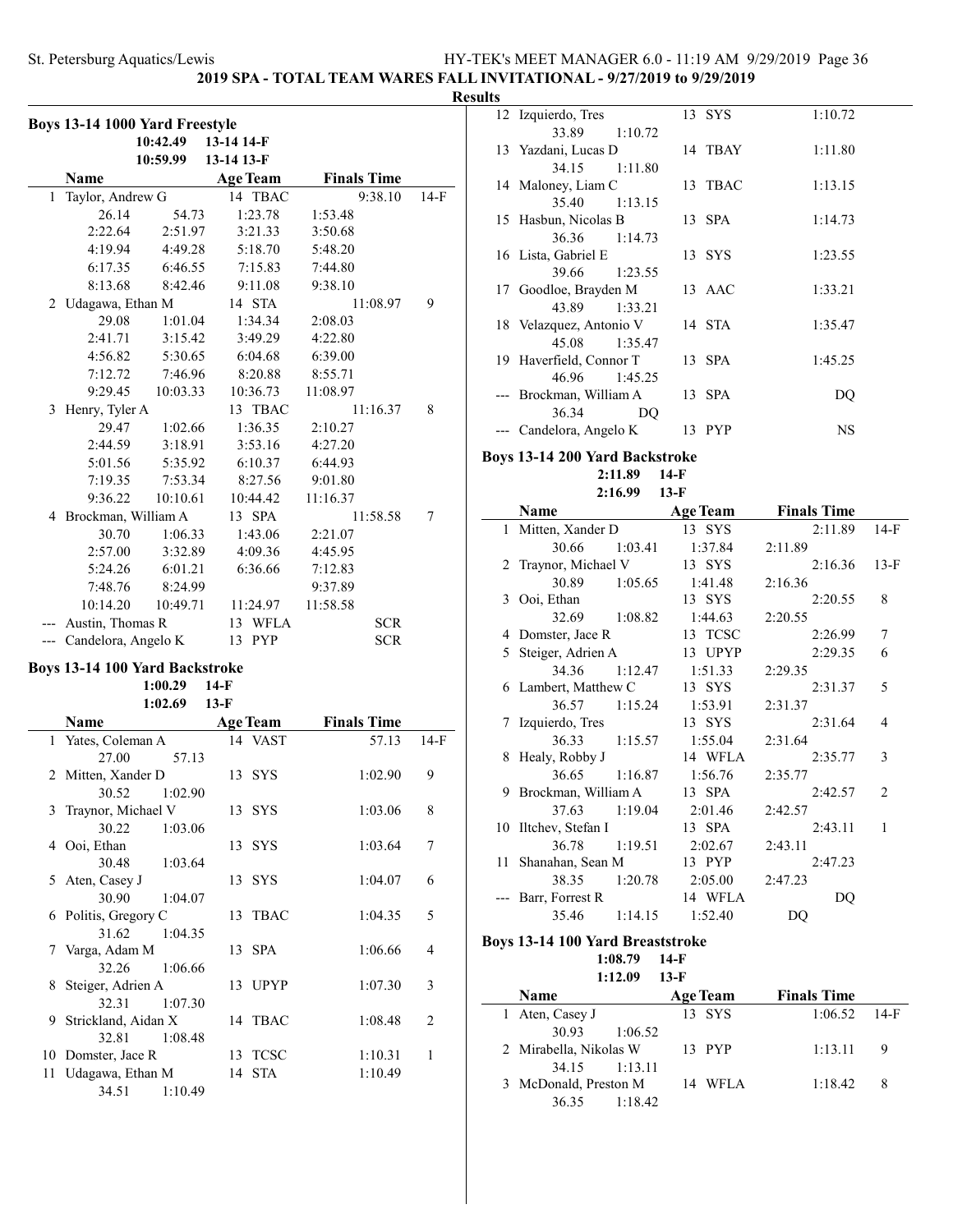## 2019 SPA - TOTAL TEAM WARES FALL INVITATIONAL - 9/27/2019 to 9/29/2019

### Results

### Boys 13-14 1000 Yard Freestyle

10:42.49 13-14 14-F
10:59.99 13-14 13-F

| | Name | Age | Team | Finals Time | |
|---|---|---|---|---|---|
| 1 | Taylor, Andrew G | 14 | TBAC | 9:38.10 | 14-F |
| | 26.14 54.73 1:23.78 1:53.48 | | | | |
| | 2:22.64 2:51.97 3:21.33 3:50.68 | | | | |
| | 4:19.94 4:49.28 5:18.70 5:48.20 | | | | |
| | 6:17.35 6:46.55 7:15.83 7:44.80 | | | | |
| | 8:13.68 8:42.46 9:11.08 9:38.10 | | | | |
| 2 | Udagawa, Ethan M | 14 | STA | 11:08.97 | 9 |
| | 29.08 1:01.04 1:34.34 2:08.03 | | | | |
| | 2:41.71 3:15.42 3:49.29 4:22.80 | | | | |
| | 4:56.82 5:30.65 6:04.68 6:39.00 | | | | |
| | 7:12.72 7:46.96 8:20.88 8:55.71 | | | | |
| | 9:29.45 10:03.33 10:36.73 11:08.97 | | | | |
| 3 | Henry, Tyler A | 13 | TBAC | 11:16.37 | 8 |
| | 29.47 1:02.66 1:36.35 2:10.27 | | | | |
| | 2:44.59 3:18.91 3:53.16 4:27.20 | | | | |
| | 5:01.56 5:35.92 6:10.37 6:44.93 | | | | |
| | 7:19.35 7:53.34 8:27.56 9:01.80 | | | | |
| | 9:36.22 10:10.61 10:44.42 11:16.37 | | | | |
| 4 | Brockman, William A | 13 | SPA | 11:58.58 | 7 |
| | 30.70 1:06.33 1:43.06 2:21.07 | | | | |
| | 2:57.00 3:32.89 4:09.36 4:45.95 | | | | |
| | 5:24.26 6:01.21 6:36.66 7:12.83 | | | | |
| | 7:48.76 8:24.99 9:37.89 | | | | |
| | 10:14.20 10:49.71 11:24.97 11:58.58 | | | | |
| --- | Austin, Thomas R | 13 | WFLA | SCR | |
| --- | Candelora, Angelo K | 13 | PYP | SCR | |

### Boys 13-14 100 Yard Backstroke

1:00.29 14-F
1:02.69 13-F

| | Name | Age | Team | Finals Time | |
|---|---|---|---|---|---|
| 1 | Yates, Coleman A | 14 | VAST | 57.13 | 14-F |
| | 27.00 57.13 | | | | |
| 2 | Mitten, Xander D | 13 | SYS | 1:02.90 | 9 |
| | 30.52 1:02.90 | | | | |
| 3 | Traynor, Michael V | 13 | SYS | 1:03.06 | 8 |
| | 30.22 1:03.06 | | | | |
| 4 | Ooi, Ethan | 13 | SYS | 1:03.64 | 7 |
| | 30.48 1:03.64 | | | | |
| 5 | Aten, Casey J | 13 | SYS | 1:04.07 | 6 |
| | 30.90 1:04.07 | | | | |
| 6 | Politis, Gregory C | 13 | TBAC | 1:04.35 | 5 |
| | 31.62 1:04.35 | | | | |
| 7 | Varga, Adam M | 13 | SPA | 1:06.66 | 4 |
| | 32.26 1:06.66 | | | | |
| 8 | Steiger, Adrien A | 13 | UPYP | 1:07.30 | 3 |
| | 32.31 1:07.30 | | | | |
| 9 | Strickland, Aidan X | 14 | TBAC | 1:08.48 | 2 |
| | 32.81 1:08.48 | | | | |
| 10 | Domster, Jace R | 13 | TCSC | 1:10.31 | 1 |
| 11 | Udagawa, Ethan M | 14 | STA | 1:10.49 | |
| | 34.51 1:10.49 | | | | |
| 12 | Izquierdo, Tres | 13 | SYS | 1:10.72 | |
| | 33.89 1:10.72 | | | | |
| 13 | Yazdani, Lucas D | 14 | TBAY | 1:11.80 | |
| | 34.15 1:11.80 | | | | |
| 14 | Maloney, Liam C | 13 | TBAC | 1:13.15 | |
| | 35.40 1:13.15 | | | | |
| 15 | Hasbun, Nicolas B | 13 | SPA | 1:14.73 | |
| | 36.36 1:14.73 | | | | |
| 16 | Lista, Gabriel E | 13 | SYS | 1:23.55 | |
| | 39.66 1:23.55 | | | | |
| 17 | Goodloe, Brayden M | 13 | AAC | 1:33.21 | |
| | 43.89 1:33.21 | | | | |
| 18 | Velazquez, Antonio V | 14 | STA | 1:35.47 | |
| | 45.08 1:35.47 | | | | |
| 19 | Haverfield, Connor T | 13 | SPA | 1:45.25 | |
| | 46.96 1:45.25 | | | | |
| --- | Brockman, William A | 13 | SPA | DQ | |
| | 36.34 DQ | | | | |
| --- | Candelora, Angelo K | 13 | PYP | NS | |

### Boys 13-14 200 Yard Backstroke

2:11.89 14-F
2:16.99 13-F

| | Name | Age | Team | Finals Time | |
|---|---|---|---|---|---|
| 1 | Mitten, Xander D | 13 | SYS | 2:11.89 | 14-F |
| | 30.66 1:03.41 1:37.84 2:11.89 | | | | |
| 2 | Traynor, Michael V | 13 | SYS | 2:16.36 | 13-F |
| | 30.89 1:05.65 1:41.48 2:16.36 | | | | |
| 3 | Ooi, Ethan | 13 | SYS | 2:20.55 | 8 |
| | 32.69 1:08.82 1:44.63 2:20.55 | | | | |
| 4 | Domster, Jace R | 13 | TCSC | 2:26.99 | 7 |
| 5 | Steiger, Adrien A | 13 | UPYP | 2:29.35 | 6 |
| | 34.36 1:12.47 1:51.33 2:29.35 | | | | |
| 6 | Lambert, Matthew C | 13 | SYS | 2:31.37 | 5 |
| | 36.57 1:15.24 1:53.91 2:31.37 | | | | |
| 7 | Izquierdo, Tres | 13 | SYS | 2:31.64 | 4 |
| | 36.33 1:15.57 1:55.04 2:31.64 | | | | |
| 8 | Healy, Robby J | 14 | WFLA | 2:35.77 | 3 |
| | 36.65 1:16.87 1:56.76 2:35.77 | | | | |
| 9 | Brockman, William A | 13 | SPA | 2:42.57 | 2 |
| | 37.63 1:19.04 2:01.46 2:42.57 | | | | |
| 10 | Iltchev, Stefan I | 13 | SPA | 2:43.11 | 1 |
| | 36.78 1:19.51 2:02.67 2:43.11 | | | | |
| 11 | Shanahan, Sean M | 13 | PYP | 2:47.23 | |
| | 38.35 1:20.78 2:05.00 2:47.23 | | | | |
| --- | Barr, Forrest R | 14 | WFLA | DQ | |
| | 35.46 1:14.15 1:52.40 DQ | | | | |

### Boys 13-14 100 Yard Breaststroke

1:08.79 14-F
1:12.09 13-F

| | Name | Age | Team | Finals Time | |
|---|---|---|---|---|---|
| 1 | Aten, Casey J | 13 | SYS | 1:06.52 | 14-F |
| | 30.93 1:06.52 | | | | |
| 2 | Mirabella, Nikolas W | 13 | PYP | 1:13.11 | 9 |
| | 34.15 1:13.11 | | | | |
| 3 | McDonald, Preston M | 14 | WFLA | 1:18.42 | 8 |
| | 36.35 1:18.42 | | | | |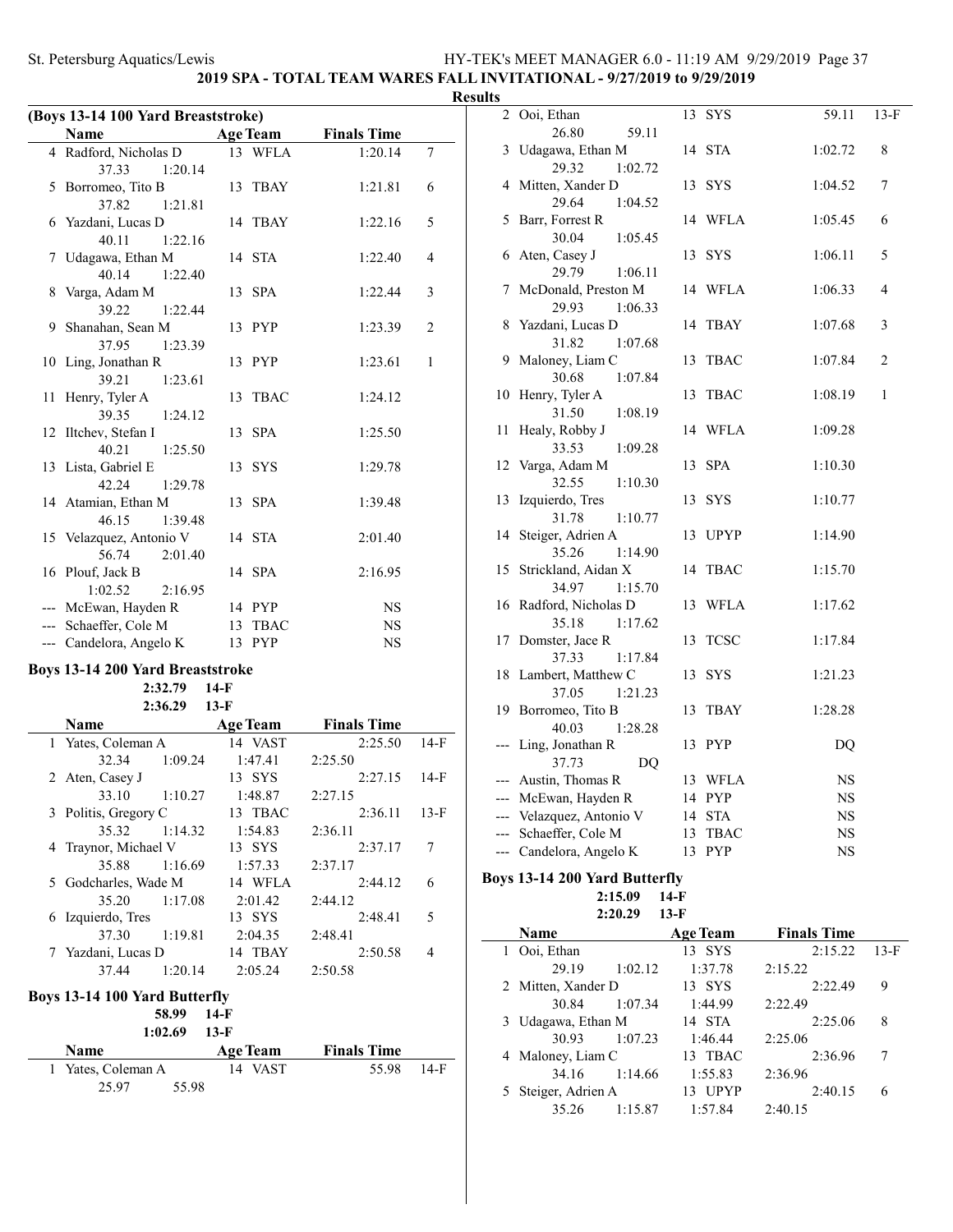## 2019 SPA - TOTAL TEAM WARES FALL INVITATIONAL - 9/27/2019 to 9/29/2019

### Results

#### (Boys 13-14 100 Yard Breaststroke)

| | Name | Age | Team | Finals Time | |
|---|---|---|---|---|---|
| 4 | Radford, Nicholas D | 13 | WFLA | 1:20.14 | 7 |
| | 37.33 1:20.14 | | | | |
| 5 | Borromeo, Tito B | 13 | TBAY | 1:21.81 | 6 |
| | 37.82 1:21.81 | | | | |
| 6 | Yazdani, Lucas D | 14 | TBAY | 1:22.16 | 5 |
| | 40.11 1:22.16 | | | | |
| 7 | Udagawa, Ethan M | 14 | STA | 1:22.40 | 4 |
| | 40.14 1:22.40 | | | | |
| 8 | Varga, Adam M | 13 | SPA | 1:22.44 | 3 |
| | 39.22 1:22.44 | | | | |
| 9 | Shanahan, Sean M | 13 | PYP | 1:23.39 | 2 |
| | 37.95 1:23.39 | | | | |
| 10 | Ling, Jonathan R | 13 | PYP | 1:23.61 | 1 |
| | 39.21 1:23.61 | | | | |
| 11 | Henry, Tyler A | 13 | TBAC | 1:24.12 | |
| | 39.35 1:24.12 | | | | |
| 12 | Iltchev, Stefan I | 13 | SPA | 1:25.50 | |
| | 40.21 1:25.50 | | | | |
| 13 | Lista, Gabriel E | 13 | SYS | 1:29.78 | |
| | 42.24 1:29.78 | | | | |
| 14 | Atamian, Ethan M | 13 | SPA | 1:39.48 | |
| | 46.15 1:39.48 | | | | |
| 15 | Velazquez, Antonio V | 14 | STA | 2:01.40 | |
| | 56.74 2:01.40 | | | | |
| 16 | Plouf, Jack B | 14 | SPA | 2:16.95 | |
| | 1:02.52 2:16.95 | | | | |
| --- | McEwan, Hayden R | 14 | PYP | NS | |
| --- | Schaeffer, Cole M | 13 | TBAC | NS | |
| --- | Candelora, Angelo K | 13 | PYP | NS | |

#### Boys 13-14 200 Yard Breaststroke

2:32.79 14-F
2:36.29 13-F

| | Name | Age | Team | Finals Time | |
|---|---|---|---|---|---|
| 1 | Yates, Coleman A | 14 | VAST | 2:25.50 | 14-F |
| | 32.34 1:09.24 1:47.41 2:25.50 | | | | |
| 2 | Aten, Casey J | 13 | SYS | 2:27.15 | 14-F |
| | 33.10 1:10.27 1:48.87 2:27.15 | | | | |
| 3 | Politis, Gregory C | 13 | TBAC | 2:36.11 | 13-F |
| | 35.32 1:14.32 1:54.83 2:36.11 | | | | |
| 4 | Traynor, Michael V | 13 | SYS | 2:37.17 | 7 |
| | 35.88 1:16.69 1:57.33 2:37.17 | | | | |
| 5 | Godcharles, Wade M | 14 | WFLA | 2:44.12 | 6 |
| | 35.20 1:17.08 2:01.42 2:44.12 | | | | |
| 6 | Izquierdo, Tres | 13 | SYS | 2:48.41 | 5 |
| | 37.30 1:19.81 2:04.35 2:48.41 | | | | |
| 7 | Yazdani, Lucas D | 14 | TBAY | 2:50.58 | 4 |
| | 37.44 1:20.14 2:05.24 2:50.58 | | | | |

#### Boys 13-14 100 Yard Butterfly

58.99 14-F
1:02.69 13-F

| | Name | Age | Team | Finals Time | |
|---|---|---|---|---|---|
| 1 | Yates, Coleman A | 14 | VAST | 55.98 | 14-F |
| | 25.97 55.98 | | | | |
| 2 | Ooi, Ethan | 13 | SYS | 59.11 | 13-F |
| | 26.80 59.11 | | | | |
| 3 | Udagawa, Ethan M | 14 | STA | 1:02.72 | 8 |
| | 29.32 1:02.72 | | | | |
| 4 | Mitten, Xander D | 13 | SYS | 1:04.52 | 7 |
| | 29.64 1:04.52 | | | | |
| 5 | Barr, Forrest R | 14 | WFLA | 1:05.45 | 6 |
| | 30.04 1:05.45 | | | | |
| 6 | Aten, Casey J | 13 | SYS | 1:06.11 | 5 |
| | 29.79 1:06.11 | | | | |
| 7 | McDonald, Preston M | 14 | WFLA | 1:06.33 | 4 |
| | 29.93 1:06.33 | | | | |
| 8 | Yazdani, Lucas D | 14 | TBAY | 1:07.68 | 3 |
| | 31.82 1:07.68 | | | | |
| 9 | Maloney, Liam C | 13 | TBAC | 1:07.84 | 2 |
| | 30.68 1:07.84 | | | | |
| 10 | Henry, Tyler A | 13 | TBAC | 1:08.19 | 1 |
| | 31.50 1:08.19 | | | | |
| 11 | Healy, Robby J | 14 | WFLA | 1:09.28 | |
| | 33.53 1:09.28 | | | | |
| 12 | Varga, Adam M | 13 | SPA | 1:10.30 | |
| | 32.55 1:10.30 | | | | |
| 13 | Izquierdo, Tres | 13 | SYS | 1:10.77 | |
| | 31.78 1:10.77 | | | | |
| 14 | Steiger, Adrien A | 13 | UPYP | 1:14.90 | |
| | 35.26 1:14.90 | | | | |
| 15 | Strickland, Aidan X | 14 | TBAC | 1:15.70 | |
| | 34.97 1:15.70 | | | | |
| 16 | Radford, Nicholas D | 13 | WFLA | 1:17.62 | |
| | 35.18 1:17.62 | | | | |
| 17 | Domster, Jace R | 13 | TCSC | 1:17.84 | |
| | 37.33 1:17.84 | | | | |
| 18 | Lambert, Matthew C | 13 | SYS | 1:21.23 | |
| | 37.05 1:21.23 | | | | |
| 19 | Borromeo, Tito B | 13 | TBAY | 1:28.28 | |
| | 40.03 1:28.28 | | | | |
| --- | Ling, Jonathan R | 13 | PYP | DQ | |
| | 37.73 DQ | | | | |
| --- | Austin, Thomas R | 13 | WFLA | NS | |
| --- | McEwan, Hayden R | 14 | PYP | NS | |
| --- | Velazquez, Antonio V | 14 | STA | NS | |
| --- | Schaeffer, Cole M | 13 | TBAC | NS | |
| --- | Candelora, Angelo K | 13 | PYP | NS | |

#### Boys 13-14 200 Yard Butterfly

2:15.09 14-F
2:20.29 13-F

| | Name | Age | Team | Finals Time | |
|---|---|---|---|---|---|
| 1 | Ooi, Ethan | 13 | SYS | 2:15.22 | 13-F |
| | 29.19 1:02.12 1:37.78 2:15.22 | | | | |
| 2 | Mitten, Xander D | 13 | SYS | 2:22.49 | 9 |
| | 30.84 1:07.34 1:44.99 2:22.49 | | | | |
| 3 | Udagawa, Ethan M | 14 | STA | 2:25.06 | 8 |
| | 30.93 1:07.23 1:46.44 2:25.06 | | | | |
| 4 | Maloney, Liam C | 13 | TBAC | 2:36.96 | 7 |
| | 34.16 1:14.66 1:55.83 2:36.96 | | | | |
| 5 | Steiger, Adrien A | 13 | UPYP | 2:40.15 | 6 |
| | 35.26 1:15.87 1:57.84 2:40.15 | | | | |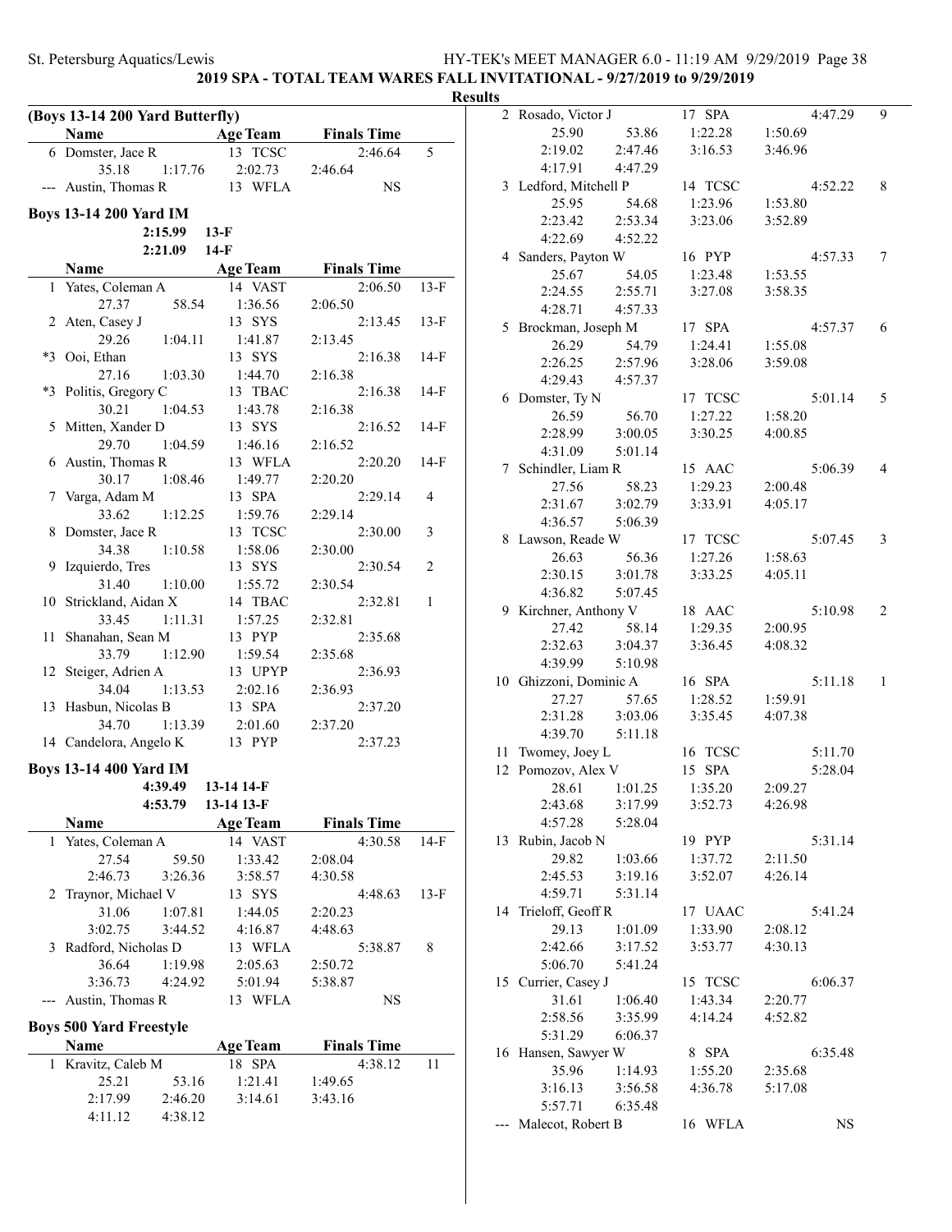## 2019 SPA - TOTAL TEAM WARES FALL INVITATIONAL - 9/27/2019 to 9/29/2019

### Results

**(Boys 13-14 200 Yard Butterfly)**

| | Name | Age | Team | Finals Time | |
|---|---|---|---|---|---|
| 6 | Domster, Jace R | 13 | TCSC | 2:46.64 | 5 |
| | 35.18 | 1:17.76 | 2:02.73 | 2:46.64 | |
| --- | Austin, Thomas R | 13 | WFLA | NS | |

**Boys 13-14 200 Yard IM**

2:15.99 13-F
2:21.09 14-F

| | Name | Age | Team | Finals Time | |
|---|---|---|---|---|---|
| 1 | Yates, Coleman A | 14 | VAST | 2:06.50 | 13-F |
| | 27.37 | 58.54 | 1:36.56 | 2:06.50 | |
| 2 | Aten, Casey J | 13 | SYS | 2:13.45 | 13-F |
| | 29.26 | 1:04.11 | 1:41.87 | 2:13.45 | |
| *3 | Ooi, Ethan | 13 | SYS | 2:16.38 | 14-F |
| | 27.16 | 1:03.30 | 1:44.70 | 2:16.38 | |
| *3 | Politis, Gregory C | 13 | TBAC | 2:16.38 | 14-F |
| | 30.21 | 1:04.53 | 1:43.78 | 2:16.38 | |
| 5 | Mitten, Xander D | 13 | SYS | 2:16.52 | 14-F |
| | 29.70 | 1:04.59 | 1:46.16 | 2:16.52 | |
| 6 | Austin, Thomas R | 13 | WFLA | 2:20.20 | 14-F |
| | 30.17 | 1:08.46 | 1:49.77 | 2:20.20 | |
| 7 | Varga, Adam M | 13 | SPA | 2:29.14 | 4 |
| | 33.62 | 1:12.25 | 1:59.76 | 2:29.14 | |
| 8 | Domster, Jace R | 13 | TCSC | 2:30.00 | 3 |
| | 34.38 | 1:10.58 | 1:58.06 | 2:30.00 | |
| 9 | Izquierdo, Tres | 13 | SYS | 2:30.54 | 2 |
| | 31.40 | 1:10.00 | 1:55.72 | 2:30.54 | |
| 10 | Strickland, Aidan X | 14 | TBAC | 2:32.81 | 1 |
| | 33.45 | 1:11.31 | 1:57.25 | 2:32.81 | |
| 11 | Shanahan, Sean M | 13 | PYP | 2:35.68 | |
| | 33.79 | 1:12.90 | 1:59.54 | 2:35.68 | |
| 12 | Steiger, Adrien A | 13 | UPYP | 2:36.93 | |
| | 34.04 | 1:13.53 | 2:02.16 | 2:36.93 | |
| 13 | Hasbun, Nicolas B | 13 | SPA | 2:37.20 | |
| | 34.70 | 1:13.39 | 2:01.60 | 2:37.20 | |
| 14 | Candelora, Angelo K | 13 | PYP | 2:37.23 | |

**Boys 13-14 400 Yard IM**

4:39.49 13-14 14-F
4:53.79 13-14 13-F

| | Name | Age | Team | Finals Time | |
|---|---|---|---|---|---|
| 1 | Yates, Coleman A | 14 | VAST | 4:30.58 | 14-F |
| | 27.54 | 59.50 | 1:33.42 | 2:08.04 | |
| | 2:46.73 | 3:26.36 | 3:58.57 | 4:30.58 | |
| 2 | Traynor, Michael V | 13 | SYS | 4:48.63 | 13-F |
| | 31.06 | 1:07.81 | 1:44.05 | 2:20.23 | |
| | 3:02.75 | 3:44.52 | 4:16.87 | 4:48.63 | |
| 3 | Radford, Nicholas D | 13 | WFLA | 5:38.87 | 8 |
| | 36.64 | 1:19.98 | 2:05.63 | 2:50.72 | |
| | 3:36.73 | 4:24.92 | 5:01.94 | 5:38.87 | |
| --- | Austin, Thomas R | 13 | WFLA | NS | |

**Boys 500 Yard Freestyle**

| | Name | Age | Team | Finals Time | |
|---|---|---|---|---|---|
| 1 | Kravitz, Caleb M | 18 | SPA | 4:38.12 | 11 |
| | 25.21 | 53.16 | 1:21.41 | 1:49.65 | |
| | 2:17.99 | 2:46.20 | 3:14.61 | 3:43.16 | |
| | 4:11.12 | 4:38.12 | | | |
| 2 | Rosado, Victor J | 17 | SPA | 4:47.29 | 9 |
| | 25.90 | 53.86 | 1:22.28 | 1:50.69 | |
| | 2:19.02 | 2:47.46 | 3:16.53 | 3:46.96 | |
| | 4:17.91 | 4:47.29 | | | |
| 3 | Ledford, Mitchell P | 14 | TCSC | 4:52.22 | 8 |
| | 25.95 | 54.68 | 1:23.96 | 1:53.80 | |
| | 2:23.42 | 2:53.34 | 3:23.06 | 3:52.89 | |
| | 4:22.69 | 4:52.22 | | | |
| 4 | Sanders, Payton W | 16 | PYP | 4:57.33 | 7 |
| | 25.67 | 54.05 | 1:23.48 | 1:53.55 | |
| | 2:24.55 | 2:55.71 | 3:27.08 | 3:58.35 | |
| | 4:28.71 | 4:57.33 | | | |
| 5 | Brockman, Joseph M | 17 | SPA | 4:57.37 | 6 |
| | 26.29 | 54.79 | 1:24.41 | 1:55.08 | |
| | 2:26.25 | 2:57.96 | 3:28.06 | 3:59.08 | |
| | 4:29.43 | 4:57.37 | | | |
| 6 | Domster, Ty N | 17 | TCSC | 5:01.14 | 5 |
| | 26.59 | 56.70 | 1:27.22 | 1:58.20 | |
| | 2:28.99 | 3:00.05 | 3:30.25 | 4:00.85 | |
| | 4:31.09 | 5:01.14 | | | |
| 7 | Schindler, Liam R | 15 | AAC | 5:06.39 | 4 |
| | 27.56 | 58.23 | 1:29.23 | 2:00.48 | |
| | 2:31.67 | 3:02.79 | 3:33.91 | 4:05.17 | |
| | 4:36.57 | 5:06.39 | | | |
| 8 | Lawson, Reade W | 17 | TCSC | 5:07.45 | 3 |
| | 26.63 | 56.36 | 1:27.26 | 1:58.63 | |
| | 2:30.15 | 3:01.78 | 3:33.25 | 4:05.11 | |
| | 4:36.82 | 5:07.45 | | | |
| 9 | Kirchner, Anthony V | 18 | AAC | 5:10.98 | 2 |
| | 27.42 | 58.14 | 1:29.35 | 2:00.95 | |
| | 2:32.63 | 3:04.37 | 3:36.45 | 4:08.32 | |
| | 4:39.99 | 5:10.98 | | | |
| 10 | Ghizzoni, Dominic A | 16 | SPA | 5:11.18 | 1 |
| | 27.27 | 57.65 | 1:28.52 | 1:59.91 | |
| | 2:31.28 | 3:03.06 | 3:35.45 | 4:07.38 | |
| | 4:39.70 | 5:11.18 | | | |
| 11 | Twomey, Joey L | 16 | TCSC | 5:11.70 | |
| 12 | Pomozov, Alex V | 15 | SPA | 5:28.04 | |
| | 28.61 | 1:01.25 | 1:35.20 | 2:09.27 | |
| | 2:43.68 | 3:17.99 | 3:52.73 | 4:26.98 | |
| | 4:57.28 | 5:28.04 | | | |
| 13 | Rubin, Jacob N | 19 | PYP | 5:31.14 | |
| | 29.82 | 1:03.66 | 1:37.72 | 2:11.50 | |
| | 2:45.53 | 3:19.16 | 3:52.07 | 4:26.14 | |
| | 4:59.71 | 5:31.14 | | | |
| 14 | Trieloff, Geoff R | 17 | UAAC | 5:41.24 | |
| | 29.13 | 1:01.09 | 1:33.90 | 2:08.12 | |
| | 2:42.66 | 3:17.52 | 3:53.77 | 4:30.13 | |
| | 5:06.70 | 5:41.24 | | | |
| 15 | Currier, Casey J | 15 | TCSC | 6:06.37 | |
| | 31.61 | 1:06.40 | 1:43.34 | 2:20.77 | |
| | 2:58.56 | 3:35.99 | 4:14.24 | 4:52.82 | |
| | 5:31.29 | 6:06.37 | | | |
| 16 | Hansen, Sawyer W | 8 | SPA | 6:35.48 | |
| | 35.96 | 1:14.93 | 1:55.20 | 2:35.68 | |
| | 3:16.13 | 3:56.58 | 4:36.78 | 5:17.08 | |
| | 5:57.71 | 6:35.48 | | | |
| --- | Malecot, Robert B | 16 | WFLA | NS | |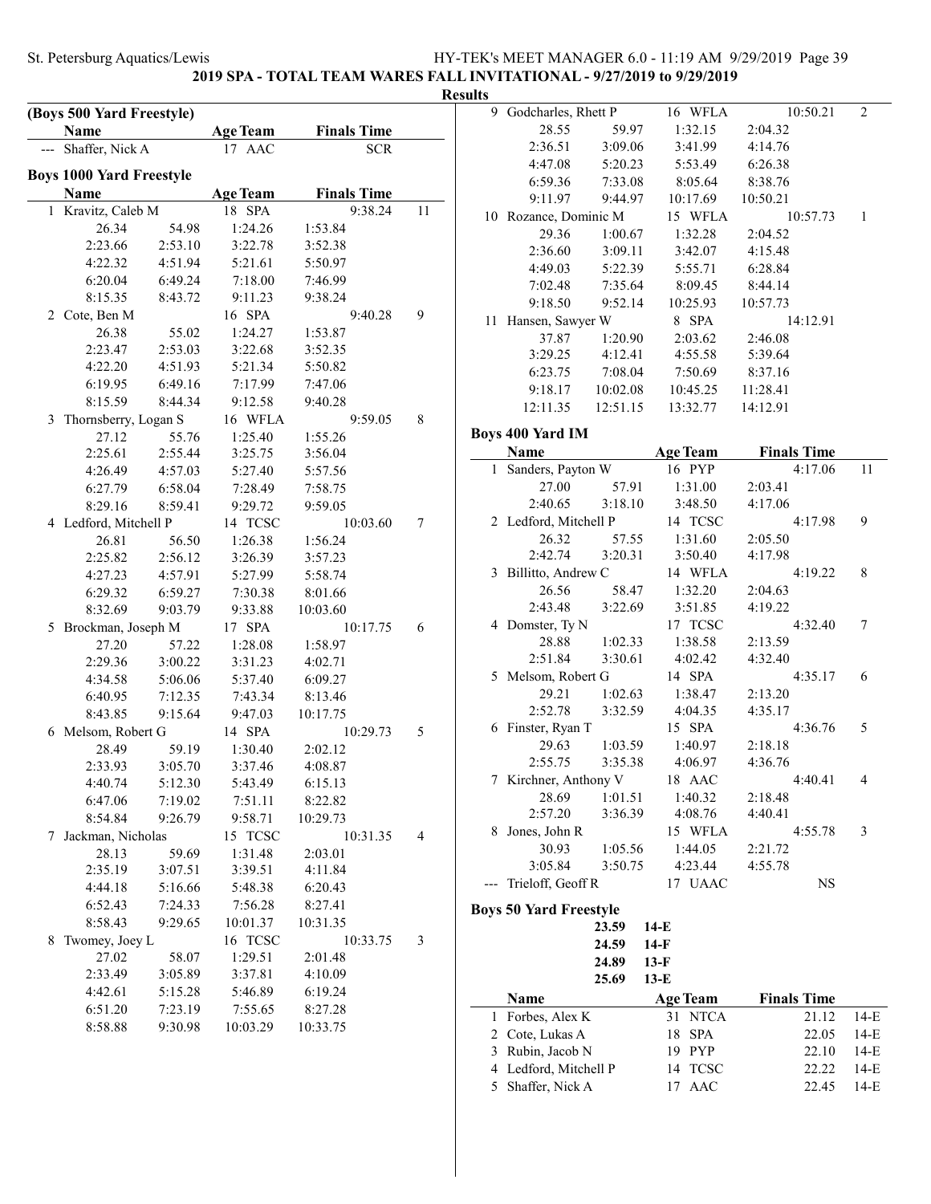## 2019 SPA - TOTAL TEAM WARES FALL INVITATIONAL - 9/27/2019 to 9/29/2019

### Results

**(Boys 500 Yard Freestyle)**

| | Name | Age | Team | Finals Time | |
|---|---|---|---|---|---|
| --- | Shaffer, Nick A | 17 | AAC | SCR | |

### Boys 1000 Yard Freestyle

| | Name | Age | Team | Finals Time | Points |
|---|---|---|---|---|---|
| 1 | Kravitz, Caleb M | 18 | SPA | 9:38.24 | 11 |
| | 26.34 / 54.98 / 1:24.26 / 1:53.84 / 2:23.66 / 2:53.10 / 3:22.78 / 3:52.38 / 4:22.32 / 4:51.94 / 5:21.61 / 5:50.97 / 6:20.04 / 6:49.24 / 7:18.00 / 7:46.99 / 8:15.35 / 8:43.72 / 9:11.23 / 9:38.24 | | | | |
| 2 | Cote, Ben M | 16 | SPA | 9:40.28 | 9 |
| | 26.38 / 55.02 / 1:24.27 / 1:53.87 / 2:23.47 / 2:53.03 / 3:22.68 / 3:52.35 / 4:22.20 / 4:51.93 / 5:21.34 / 5:50.82 / 6:19.95 / 6:49.16 / 7:17.99 / 7:47.06 / 8:15.59 / 8:44.34 / 9:12.58 / 9:40.28 | | | | |
| 3 | Thornsberry, Logan S | 16 | WFLA | 9:59.05 | 8 |
| | 27.12 / 55.76 / 1:25.40 / 1:55.26 / 2:25.61 / 2:55.44 / 3:25.75 / 3:56.04 / 4:26.49 / 4:57.03 / 5:27.40 / 5:57.56 / 6:27.79 / 6:58.04 / 7:28.49 / 7:58.75 / 8:29.16 / 8:59.41 / 9:29.72 / 9:59.05 | | | | |
| 4 | Ledford, Mitchell P | 14 | TCSC | 10:03.60 | 7 |
| | 26.81 / 56.50 / 1:26.38 / 1:56.24 / 2:25.82 / 2:56.12 / 3:26.39 / 3:57.23 / 4:27.23 / 4:57.91 / 5:27.99 / 5:58.74 / 6:29.32 / 6:59.27 / 7:30.38 / 8:01.66 / 8:32.69 / 9:03.79 / 9:33.88 / 10:03.60 | | | | |
| 5 | Brockman, Joseph M | 17 | SPA | 10:17.75 | 6 |
| | 27.20 / 57.22 / 1:28.08 / 1:58.97 / 2:29.36 / 3:00.22 / 3:31.23 / 4:02.71 / 4:34.58 / 5:06.06 / 5:37.40 / 6:09.27 / 6:40.95 / 7:12.35 / 7:43.34 / 8:13.46 / 8:43.85 / 9:15.64 / 9:47.03 / 10:17.75 | | | | |
| 6 | Melsom, Robert G | 14 | SPA | 10:29.73 | 5 |
| | 28.49 / 59.19 / 1:30.40 / 2:02.12 / 2:33.93 / 3:05.70 / 3:37.46 / 4:08.87 / 4:40.74 / 5:12.30 / 5:43.49 / 6:15.13 / 6:47.06 / 7:19.02 / 7:51.11 / 8:22.82 / 8:54.84 / 9:26.79 / 9:58.71 / 10:29.73 | | | | |
| 7 | Jackman, Nicholas | 15 | TCSC | 10:31.35 | 4 |
| | 28.13 / 59.69 / 1:31.48 / 2:03.01 / 2:35.19 / 3:07.51 / 3:39.51 / 4:11.84 / 4:44.18 / 5:16.66 / 5:48.38 / 6:20.43 / 6:52.43 / 7:24.33 / 7:56.28 / 8:27.41 / 8:58.43 / 9:29.65 / 10:01.37 / 10:31.35 | | | | |
| 8 | Twomey, Joey L | 16 | TCSC | 10:33.75 | 3 |
| | 27.02 / 58.07 / 1:29.51 / 2:01.48 / 2:33.49 / 3:05.89 / 3:37.81 / 4:10.09 / 4:42.61 / 5:15.28 / 5:46.89 / 6:19.24 / 6:51.20 / 7:23.19 / 7:55.65 / 8:27.28 / 8:58.88 / 9:30.98 / 10:03.29 / 10:33.75 | | | | |
| 9 | Godcharles, Rhett P | 16 | WFLA | 10:50.21 | 2 |
| | 28.55 / 59.97 / 1:32.15 / 2:04.32 / 2:36.51 / 3:09.06 / 3:41.99 / 4:14.76 / 4:47.08 / 5:20.23 / 5:53.49 / 6:26.38 / 6:59.36 / 7:33.08 / 8:05.64 / 8:38.76 / 9:11.97 / 9:44.97 / 10:17.69 / 10:50.21 | | | | |
| 10 | Rozance, Dominic M | 15 | WFLA | 10:57.73 | 1 |
| | 29.36 / 1:00.67 / 1:32.28 / 2:04.52 / 2:36.60 / 3:09.11 / 3:42.07 / 4:15.48 / 4:49.03 / 5:22.39 / 5:55.71 / 6:28.84 / 7:02.48 / 7:35.64 / 8:09.45 / 8:44.14 / 9:18.50 / 9:52.14 / 10:25.93 / 10:57.73 | | | | |
| 11 | Hansen, Sawyer W | 8 | SPA | 14:12.91 | |
| | 37.87 / 1:20.90 / 2:03.62 / 2:46.08 / 3:29.25 / 4:12.41 / 4:55.58 / 5:39.64 / 6:23.75 / 7:08.04 / 7:50.69 / 8:37.16 / 9:18.17 / 10:02.08 / 10:45.25 / 11:28.41 / 12:11.35 / 12:51.15 / 13:32.77 / 14:12.91 | | | | |

### Boys 400 Yard IM

| | Name | Age | Team | Finals Time | Points |
|---|---|---|---|---|---|
| 1 | Sanders, Payton W | 16 | PYP | 4:17.06 | 11 |
| | 27.00 / 57.91 / 1:31.00 / 2:03.41 / 2:40.65 / 3:18.10 / 3:48.50 / 4:17.06 | | | | |
| 2 | Ledford, Mitchell P | 14 | TCSC | 4:17.98 | 9 |
| | 26.32 / 57.55 / 1:31.60 / 2:05.50 / 2:42.74 / 3:20.31 / 3:50.40 / 4:17.98 | | | | |
| 3 | Billitto, Andrew C | 14 | WFLA | 4:19.22 | 8 |
| | 26.56 / 58.47 / 1:32.20 / 2:04.63 / 2:43.48 / 3:22.69 / 3:51.85 / 4:19.22 | | | | |
| 4 | Domster, Ty N | 17 | TCSC | 4:32.40 | 7 |
| | 28.88 / 1:02.33 / 1:38.58 / 2:13.59 / 2:51.84 / 3:30.61 / 4:02.42 / 4:32.40 | | | | |
| 5 | Melsom, Robert G | 14 | SPA | 4:35.17 | 6 |
| | 29.21 / 1:02.63 / 1:38.47 / 2:13.20 / 2:52.78 / 3:32.59 / 4:04.35 / 4:35.17 | | | | |
| 6 | Finster, Ryan T | 15 | SPA | 4:36.76 | 5 |
| | 29.63 / 1:03.59 / 1:40.97 / 2:18.18 / 2:55.75 / 3:35.38 / 4:06.97 / 4:36.76 | | | | |
| 7 | Kirchner, Anthony V | 18 | AAC | 4:40.41 | 4 |
| | 28.69 / 1:01.51 / 1:40.32 / 2:18.48 / 2:57.20 / 3:36.39 / 4:08.76 / 4:40.41 | | | | |
| 8 | Jones, John R | 15 | WFLA | 4:55.78 | 3 |
| | 30.93 / 1:05.56 / 1:44.05 / 2:21.72 / 3:05.84 / 3:50.75 / 4:23.44 / 4:55.78 | | | | |
| --- | Trieloff, Geoff R | 17 | UAAC | NS | |

### Boys 50 Yard Freestyle

23.59 14-E
24.59 14-F
24.89 13-F
25.69 13-E

| | Name | Age | Team | Finals Time | |
|---|---|---|---|---|---|
| 1 | Forbes, Alex K | 31 | NTCA | 21.12 | 14-E |
| 2 | Cote, Lukas A | 18 | SPA | 22.05 | 14-E |
| 3 | Rubin, Jacob N | 19 | PYP | 22.10 | 14-E |
| 4 | Ledford, Mitchell P | 14 | TCSC | 22.22 | 14-E |
| 5 | Shaffer, Nick A | 17 | AAC | 22.45 | 14-E |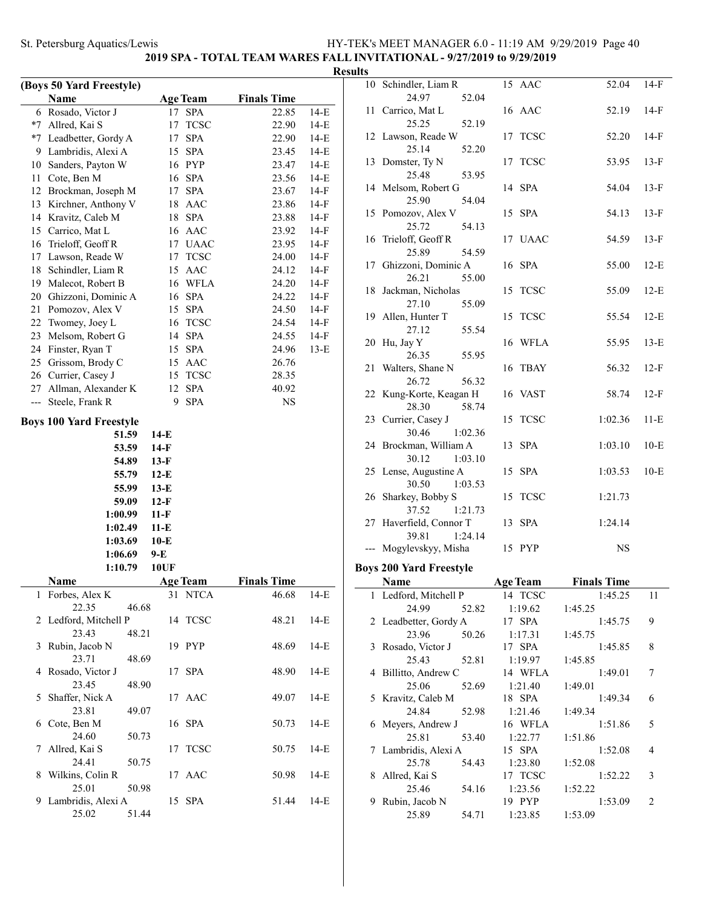**2019 SPA - TOTAL TEAM WARES FALL INVITATIONAL - 9/27/2019 to 9/29/2019**

**Results**

### (Boys 50 Yard Freestyle)

| | Name | Age | Team | Finals Time | |
|---|---|---|---|---|---|
| 6 | Rosado, Victor J | 17 | SPA | 22.85 | 14-E |
| *7 | Allred, Kai S | 17 | TCSC | 22.90 | 14-E |
| *7 | Leadbetter, Gordy A | 17 | SPA | 22.90 | 14-E |
| 9 | Lambridis, Alexi A | 15 | SPA | 23.45 | 14-E |
| 10 | Sanders, Payton W | 16 | PYP | 23.47 | 14-E |
| 11 | Cote, Ben M | 16 | SPA | 23.56 | 14-E |
| 12 | Brockman, Joseph M | 17 | SPA | 23.67 | 14-F |
| 13 | Kirchner, Anthony V | 18 | AAC | 23.86 | 14-F |
| 14 | Kravitz, Caleb M | 18 | SPA | 23.88 | 14-F |
| 15 | Carrico, Mat L | 16 | AAC | 23.92 | 14-F |
| 16 | Trieloff, Geoff R | 17 | UAAC | 23.95 | 14-F |
| 17 | Lawson, Reade W | 17 | TCSC | 24.00 | 14-F |
| 18 | Schindler, Liam R | 15 | AAC | 24.12 | 14-F |
| 19 | Malecot, Robert B | 16 | WFLA | 24.20 | 14-F |
| 20 | Ghizzoni, Dominic A | 16 | SPA | 24.22 | 14-F |
| 21 | Pomozov, Alex V | 15 | SPA | 24.50 | 14-F |
| 22 | Twomey, Joey L | 16 | TCSC | 24.54 | 14-F |
| 23 | Melsom, Robert G | 14 | SPA | 24.55 | 14-F |
| 24 | Finster, Ryan T | 15 | SPA | 24.96 | 13-E |
| 25 | Grissom, Brody C | 15 | AAC | 26.76 | |
| 26 | Currier, Casey J | 15 | TCSC | 28.35 | |
| 27 | Allman, Alexander K | 12 | SPA | 40.92 | |
| --- | Steele, Frank R | 9 | SPA | NS | |

### Boys 100 Yard Freestyle

| Time | Standard |
|---|---|
| 51.59 | 14-E |
| 53.59 | 14-F |
| 54.89 | 13-F |
| 55.79 | 12-E |
| 55.99 | 13-E |
| 59.09 | 12-F |
| 1:00.99 | 11-F |
| 1:02.49 | 11-E |
| 1:03.69 | 10-E |
| 1:06.69 | 9-E |
| 1:10.79 | 10UF |

| | Name | Age | Team | Splits | Finals Time | |
|---|---|---|---|---|---|---|
| 1 | Forbes, Alex K | 31 | NTCA | 22.35, 46.68 | 46.68 | 14-E |
| 2 | Ledford, Mitchell P | 14 | TCSC | 23.43, 48.21 | 48.21 | 14-E |
| 3 | Rubin, Jacob N | 19 | PYP | 23.71, 48.69 | 48.69 | 14-E |
| 4 | Rosado, Victor J | 17 | SPA | 23.45, 48.90 | 48.90 | 14-E |
| 5 | Shaffer, Nick A | 17 | AAC | 23.81, 49.07 | 49.07 | 14-E |
| 6 | Cote, Ben M | 16 | SPA | 24.60, 50.73 | 50.73 | 14-E |
| 7 | Allred, Kai S | 17 | TCSC | 24.41, 50.75 | 50.75 | 14-E |
| 8 | Wilkins, Colin R | 17 | AAC | 25.01, 50.98 | 50.98 | 14-E |
| 9 | Lambridis, Alexi A | 15 | SPA | 25.02, 51.44 | 51.44 | 14-E |
| 10 | Schindler, Liam R | 15 | AAC | 24.97, 52.04 | 52.04 | 14-F |
| 11 | Carrico, Mat L | 16 | AAC | 25.25, 52.19 | 52.19 | 14-F |
| 12 | Lawson, Reade W | 17 | TCSC | 25.14, 52.20 | 52.20 | 14-F |
| 13 | Domster, Ty N | 17 | TCSC | 25.48, 53.95 | 53.95 | 13-F |
| 14 | Melsom, Robert G | 14 | SPA | 25.90, 54.04 | 54.04 | 13-F |
| 15 | Pomozov, Alex V | 15 | SPA | 25.72, 54.13 | 54.13 | 13-F |
| 16 | Trieloff, Geoff R | 17 | UAAC | 25.89, 54.59 | 54.59 | 13-F |
| 17 | Ghizzoni, Dominic A | 16 | SPA | 26.21, 55.00 | 55.00 | 12-E |
| 18 | Jackman, Nicholas | 15 | TCSC | 27.10, 55.09 | 55.09 | 12-E |
| 19 | Allen, Hunter T | 15 | TCSC | 27.12, 55.54 | 55.54 | 12-E |
| 20 | Hu, Jay Y | 16 | WFLA | 26.35, 55.95 | 55.95 | 13-E |
| 21 | Walters, Shane N | 16 | TBAY | 26.72, 56.32 | 56.32 | 12-F |
| 22 | Kung-Korte, Keagan H | 16 | VAST | 28.30, 58.74 | 58.74 | 12-F |
| 23 | Currier, Casey J | 15 | TCSC | 30.46, 1:02.36 | 1:02.36 | 11-E |
| 24 | Brockman, William A | 13 | SPA | 30.12, 1:03.10 | 1:03.10 | 10-E |
| 25 | Lense, Augustine A | 15 | SPA | 30.50, 1:03.53 | 1:03.53 | 10-E |
| 26 | Sharkey, Bobby S | 15 | TCSC | 37.52, 1:21.73 | 1:21.73 | |
| 27 | Haverfield, Connor T | 13 | SPA | 39.81, 1:24.14 | 1:24.14 | |
| --- | Mogylevskyy, Misha | 15 | PYP | | NS | |

### Boys 200 Yard Freestyle

| | Name | Age | Team | Splits | Finals Time | Points |
|---|---|---|---|---|---|---|
| 1 | Ledford, Mitchell P | 14 | TCSC | 24.99, 52.82, 1:19.62, 1:45.25 | 1:45.25 | 11 |
| 2 | Leadbetter, Gordy A | 17 | SPA | 23.96, 50.26, 1:17.31, 1:45.75 | 1:45.75 | 9 |
| 3 | Rosado, Victor J | 17 | SPA | 25.43, 52.81, 1:19.97, 1:45.85 | 1:45.85 | 8 |
| 4 | Billitto, Andrew C | 14 | WFLA | 25.06, 52.69, 1:21.40, 1:49.01 | 1:49.01 | 7 |
| 5 | Kravitz, Caleb M | 18 | SPA | 24.84, 52.98, 1:21.46, 1:49.34 | 1:49.34 | 6 |
| 6 | Meyers, Andrew J | 16 | WFLA | 25.81, 53.40, 1:22.77, 1:51.86 | 1:51.86 | 5 |
| 7 | Lambridis, Alexi A | 15 | SPA | 25.78, 54.43, 1:23.80, 1:52.08 | 1:52.08 | 4 |
| 8 | Allred, Kai S | 17 | TCSC | 25.46, 54.16, 1:23.56, 1:52.22 | 1:52.22 | 3 |
| 9 | Rubin, Jacob N | 19 | PYP | 25.89, 54.71, 1:23.85, 1:53.09 | 1:53.09 | 2 |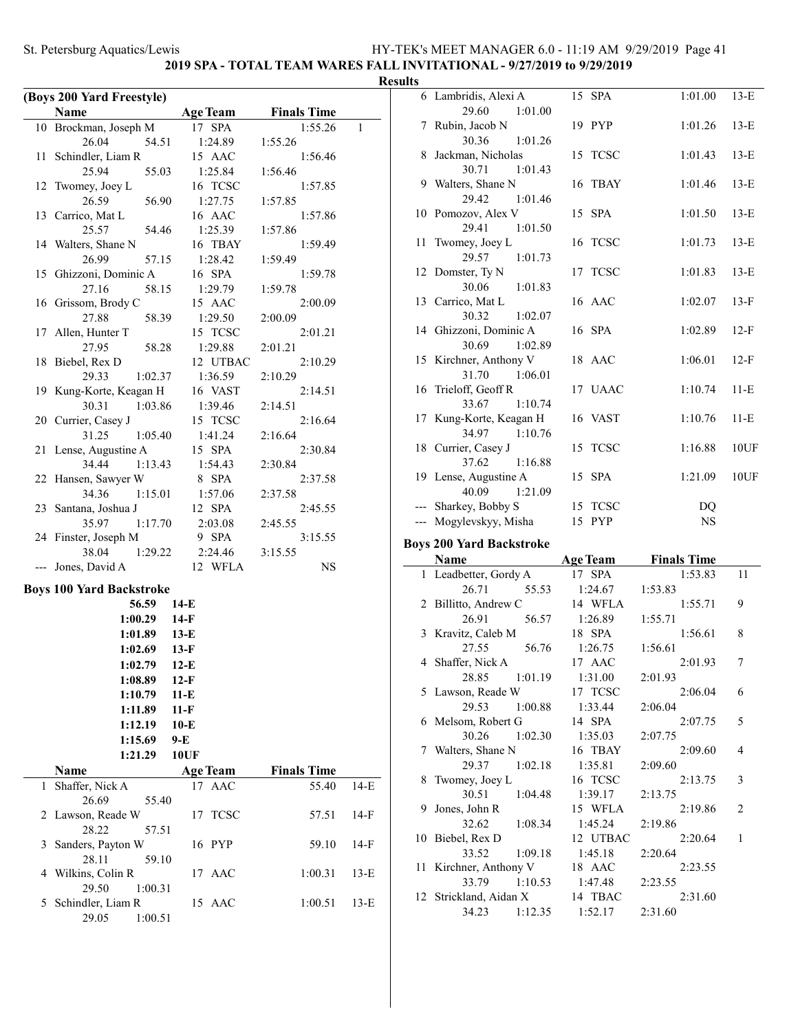## 2019 SPA - TOTAL TEAM WARES FALL INVITATIONAL - 9/27/2019 to 9/29/2019

### Results

### (Boys 200 Yard Freestyle)

| | Name | Age | Team | Finals Time | |
|---|---|---|---|---|---|
| 10 | Brockman, Joseph M | 17 | SPA | 1:55.26 | 1 |
| | 26.04 54.51 1:24.89 1:55.26 | | | | |
| 11 | Schindler, Liam R | 15 | AAC | 1:56.46 | |
| | 25.94 55.03 1:25.84 1:56.46 | | | | |
| 12 | Twomey, Joey L | 16 | TCSC | 1:57.85 | |
| | 26.59 56.90 1:27.75 1:57.85 | | | | |
| 13 | Carrico, Mat L | 16 | AAC | 1:57.86 | |
| | 25.57 54.46 1:25.39 1:57.86 | | | | |
| 14 | Walters, Shane N | 16 | TBAY | 1:59.49 | |
| | 26.99 57.15 1:28.42 1:59.49 | | | | |
| 15 | Ghizzoni, Dominic A | 16 | SPA | 1:59.78 | |
| | 27.16 58.15 1:29.79 1:59.78 | | | | |
| 16 | Grissom, Brody C | 15 | AAC | 2:00.09 | |
| | 27.88 58.39 1:29.50 2:00.09 | | | | |
| 17 | Allen, Hunter T | 15 | TCSC | 2:01.21 | |
| | 27.95 58.28 1:29.88 2:01.21 | | | | |
| 18 | Biebel, Rex D | 12 | UTBAC | 2:10.29 | |
| | 29.33 1:02.37 1:36.59 2:10.29 | | | | |
| 19 | Kung-Korte, Keagan H | 16 | VAST | 2:14.51 | |
| | 30.31 1:03.86 1:39.46 2:14.51 | | | | |
| 20 | Currier, Casey J | 15 | TCSC | 2:16.64 | |
| | 31.25 1:05.40 1:41.24 2:16.64 | | | | |
| 21 | Lense, Augustine A | 15 | SPA | 2:30.84 | |
| | 34.44 1:13.43 1:54.43 2:30.84 | | | | |
| 22 | Hansen, Sawyer W | 8 | SPA | 2:37.58 | |
| | 34.36 1:15.01 1:57.06 2:37.58 | | | | |
| 23 | Santana, Joshua J | 12 | SPA | 2:45.55 | |
| | 35.97 1:17.70 2:03.08 2:45.55 | | | | |
| 24 | Finster, Joseph M | 9 | SPA | 3:15.55 | |
| | 38.04 1:29.22 2:24.46 3:15.55 | | | | |
| --- | Jones, David A | 12 | WFLA | NS | |

### Boys 100 Yard Backstroke

| Time | Standard |
|---|---|
| 56.59 | 14-E |
| 1:00.29 | 14-F |
| 1:01.89 | 13-E |
| 1:02.69 | 13-F |
| 1:02.79 | 12-E |
| 1:08.89 | 12-F |
| 1:10.79 | 11-E |
| 1:11.89 | 11-F |
| 1:12.19 | 10-E |
| 1:15.69 | 9-E |
| 1:21.29 | 10UF |

| | Name | Age | Team | Finals Time | |
|---|---|---|---|---|---|
| 1 | Shaffer, Nick A | 17 | AAC | 55.40 | 14-E |
| | 26.69 55.40 | | | | |
| 2 | Lawson, Reade W | 17 | TCSC | 57.51 | 14-F |
| | 28.22 57.51 | | | | |
| 3 | Sanders, Payton W | 16 | PYP | 59.10 | 14-F |
| | 28.11 59.10 | | | | |
| 4 | Wilkins, Colin R | 17 | AAC | 1:00.31 | 13-E |
| | 29.50 1:00.31 | | | | |
| 5 | Schindler, Liam R | 15 | AAC | 1:00.51 | 13-E |
| | 29.05 1:00.51 | | | | |
| 6 | Lambridis, Alexi A | 15 | SPA | 1:01.00 | 13-E |
| | 29.60 1:01.00 | | | | |
| 7 | Rubin, Jacob N | 19 | PYP | 1:01.26 | 13-E |
| | 30.36 1:01.26 | | | | |
| 8 | Jackman, Nicholas | 15 | TCSC | 1:01.43 | 13-E |
| | 30.71 1:01.43 | | | | |
| 9 | Walters, Shane N | 16 | TBAY | 1:01.46 | 13-E |
| | 29.42 1:01.46 | | | | |
| 10 | Pomozov, Alex V | 15 | SPA | 1:01.50 | 13-E |
| | 29.41 1:01.50 | | | | |
| 11 | Twomey, Joey L | 16 | TCSC | 1:01.73 | 13-E |
| | 29.57 1:01.73 | | | | |
| 12 | Domster, Ty N | 17 | TCSC | 1:01.83 | 13-E |
| | 30.06 1:01.83 | | | | |
| 13 | Carrico, Mat L | 16 | AAC | 1:02.07 | 13-F |
| | 30.32 1:02.07 | | | | |
| 14 | Ghizzoni, Dominic A | 16 | SPA | 1:02.89 | 12-F |
| | 30.69 1:02.89 | | | | |
| 15 | Kirchner, Anthony V | 18 | AAC | 1:06.01 | 12-F |
| | 31.70 1:06.01 | | | | |
| 16 | Trieloff, Geoff R | 17 | UAAC | 1:10.74 | 11-E |
| | 33.67 1:10.74 | | | | |
| 17 | Kung-Korte, Keagan H | 16 | VAST | 1:10.76 | 11-E |
| | 34.97 1:10.76 | | | | |
| 18 | Currier, Casey J | 15 | TCSC | 1:16.88 | 10UF |
| | 37.62 1:16.88 | | | | |
| 19 | Lense, Augustine A | 15 | SPA | 1:21.09 | 10UF |
| | 40.09 1:21.09 | | | | |
| --- | Sharkey, Bobby S | 15 | TCSC | DQ | |
| --- | Mogylevskyy, Misha | 15 | PYP | NS | |

### Boys 200 Yard Backstroke

| | Name | Age | Team | Finals Time | |
|---|---|---|---|---|---|
| 1 | Leadbetter, Gordy A | 17 | SPA | 1:53.83 | 11 |
| | 26.71 55.53 1:24.67 1:53.83 | | | | |
| 2 | Billitto, Andrew C | 14 | WFLA | 1:55.71 | 9 |
| | 26.91 56.57 1:26.89 1:55.71 | | | | |
| 3 | Kravitz, Caleb M | 18 | SPA | 1:56.61 | 8 |
| | 27.55 56.76 1:26.75 1:56.61 | | | | |
| 4 | Shaffer, Nick A | 17 | AAC | 2:01.93 | 7 |
| | 28.85 1:01.19 1:31.00 2:01.93 | | | | |
| 5 | Lawson, Reade W | 17 | TCSC | 2:06.04 | 6 |
| | 29.53 1:00.88 1:33.44 2:06.04 | | | | |
| 6 | Melsom, Robert G | 14 | SPA | 2:07.75 | 5 |
| | 30.26 1:02.30 1:35.03 2:07.75 | | | | |
| 7 | Walters, Shane N | 16 | TBAY | 2:09.60 | 4 |
| | 29.37 1:02.18 1:35.81 2:09.60 | | | | |
| 8 | Twomey, Joey L | 16 | TCSC | 2:13.75 | 3 |
| | 30.51 1:04.48 1:39.17 2:13.75 | | | | |
| 9 | Jones, John R | 15 | WFLA | 2:19.86 | 2 |
| | 32.62 1:08.34 1:45.24 2:19.86 | | | | |
| 10 | Biebel, Rex D | 12 | UTBAC | 2:20.64 | 1 |
| | 33.52 1:09.18 1:45.18 2:20.64 | | | | |
| 11 | Kirchner, Anthony V | 18 | AAC | 2:23.55 | |
| | 33.79 1:10.53 1:47.48 2:23.55 | | | | |
| 12 | Strickland, Aidan X | 14 | TBAC | 2:31.60 | |
| | 34.23 1:12.35 1:52.17 2:31.60 | | | | |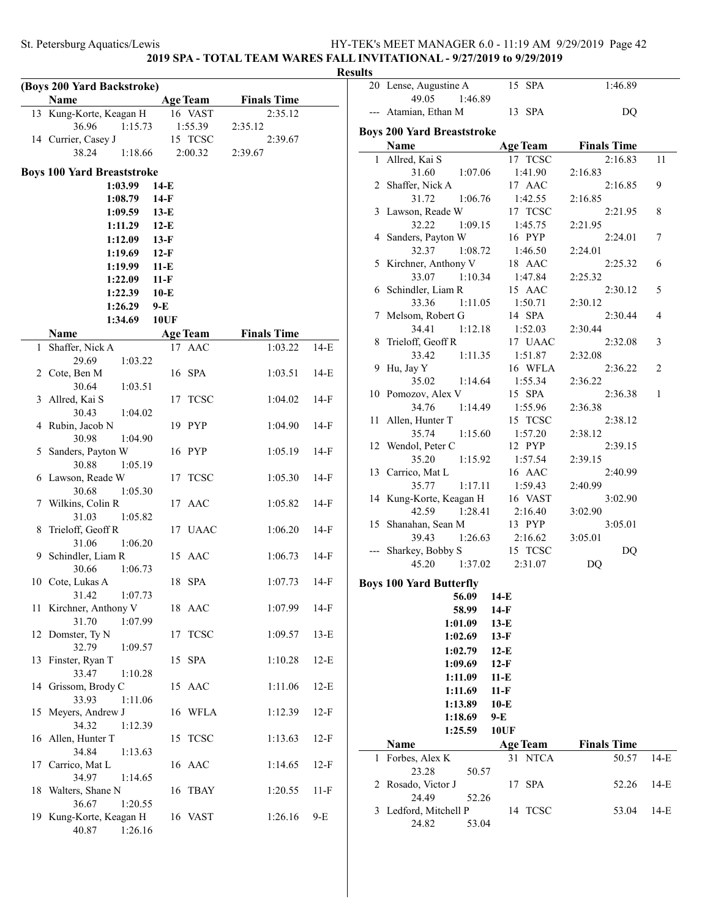## 2019 SPA - TOTAL TEAM WARES FALL INVITATIONAL - 9/27/2019 to 9/29/2019

### Results

### (Boys 200 Yard Backstroke)

| | Name | Age | Team | Finals Time |
|---|---|---|---|---|
| 13 | Kung-Korte, Keagan H | 16 | VAST | 2:35.12 |
| | 36.96 1:15.73 1:55.39 2:35.12 | | | |
| 14 | Currier, Casey J | 15 | TCSC | 2:39.67 |
| | 38.24 1:18.66 2:00.32 2:39.67 | | | |

### Boys 100 Yard Breaststroke

| Time | Standard |
|---|---|
| 1:03.99 | 14-E |
| 1:08.79 | 14-F |
| 1:09.59 | 13-E |
| 1:11.29 | 12-E |
| 1:12.09 | 13-F |
| 1:19.69 | 12-F |
| 1:19.99 | 11-E |
| 1:22.09 | 11-F |
| 1:22.39 | 10-E |
| 1:26.29 | 9-E |
| 1:34.69 | 10UF |

| | Name | Age | Team | Finals Time | |
|---|---|---|---|---|---|
| 1 | Shaffer, Nick A | 17 | AAC | 1:03.22 | 14-E |
| | 29.69 1:03.22 | | | | |
| 2 | Cote, Ben M | 16 | SPA | 1:03.51 | 14-E |
| | 30.64 1:03.51 | | | | |
| 3 | Allred, Kai S | 17 | TCSC | 1:04.02 | 14-F |
| | 30.43 1:04.02 | | | | |
| 4 | Rubin, Jacob N | 19 | PYP | 1:04.90 | 14-F |
| | 30.98 1:04.90 | | | | |
| 5 | Sanders, Payton W | 16 | PYP | 1:05.19 | 14-F |
| | 30.88 1:05.19 | | | | |
| 6 | Lawson, Reade W | 17 | TCSC | 1:05.30 | 14-F |
| | 30.68 1:05.30 | | | | |
| 7 | Wilkins, Colin R | 17 | AAC | 1:05.82 | 14-F |
| | 31.03 1:05.82 | | | | |
| 8 | Trieloff, Geoff R | 17 | UAAC | 1:06.20 | 14-F |
| | 31.06 1:06.20 | | | | |
| 9 | Schindler, Liam R | 15 | AAC | 1:06.73 | 14-F |
| | 30.66 1:06.73 | | | | |
| 10 | Cote, Lukas A | 18 | SPA | 1:07.73 | 14-F |
| | 31.42 1:07.73 | | | | |
| 11 | Kirchner, Anthony V | 18 | AAC | 1:07.99 | 14-F |
| | 31.70 1:07.99 | | | | |
| 12 | Domster, Ty N | 17 | TCSC | 1:09.57 | 13-E |
| | 32.79 1:09.57 | | | | |
| 13 | Finster, Ryan T | 15 | SPA | 1:10.28 | 12-E |
| | 33.47 1:10.28 | | | | |
| 14 | Grissom, Brody C | 15 | AAC | 1:11.06 | 12-E |
| | 33.93 1:11.06 | | | | |
| 15 | Meyers, Andrew J | 16 | WFLA | 1:12.39 | 12-F |
| | 34.32 1:12.39 | | | | |
| 16 | Allen, Hunter T | 15 | TCSC | 1:13.63 | 12-F |
| | 34.84 1:13.63 | | | | |
| 17 | Carrico, Mat L | 16 | AAC | 1:14.65 | 12-F |
| | 34.97 1:14.65 | | | | |
| 18 | Walters, Shane N | 16 | TBAY | 1:20.55 | 11-F |
| | 36.67 1:20.55 | | | | |
| 19 | Kung-Korte, Keagan H | 16 | VAST | 1:26.16 | 9-E |
| | 40.87 1:26.16 | | | | |
| 20 | Lense, Augustine A | 15 | SPA | 1:46.89 | |
| | 49.05 1:46.89 | | | | |
| --- | Atamian, Ethan M | 13 | SPA | DQ | |

### Boys 200 Yard Breaststroke

| | Name | Age | Team | Finals Time | Points |
|---|---|---|---|---|---|
| 1 | Allred, Kai S | 17 | TCSC | 2:16.83 | 11 |
| | 31.60 1:07.06 1:41.90 2:16.83 | | | | |
| 2 | Shaffer, Nick A | 17 | AAC | 2:16.85 | 9 |
| | 31.72 1:06.76 1:42.55 2:16.85 | | | | |
| 3 | Lawson, Reade W | 17 | TCSC | 2:21.95 | 8 |
| | 32.22 1:09.15 1:45.75 2:21.95 | | | | |
| 4 | Sanders, Payton W | 16 | PYP | 2:24.01 | 7 |
| | 32.37 1:08.72 1:46.50 2:24.01 | | | | |
| 5 | Kirchner, Anthony V | 18 | AAC | 2:25.32 | 6 |
| | 33.07 1:10.34 1:47.84 2:25.32 | | | | |
| 6 | Schindler, Liam R | 15 | AAC | 2:30.12 | 5 |
| | 33.36 1:11.05 1:50.71 2:30.12 | | | | |
| 7 | Melsom, Robert G | 14 | SPA | 2:30.44 | 4 |
| | 34.41 1:12.18 1:52.03 2:30.44 | | | | |
| 8 | Trieloff, Geoff R | 17 | UAAC | 2:32.08 | 3 |
| | 33.42 1:11.35 1:51.87 2:32.08 | | | | |
| 9 | Hu, Jay Y | 16 | WFLA | 2:36.22 | 2 |
| | 35.02 1:14.64 1:55.34 2:36.22 | | | | |
| 10 | Pomozov, Alex V | 15 | SPA | 2:36.38 | 1 |
| | 34.76 1:14.49 1:55.96 2:36.38 | | | | |
| 11 | Allen, Hunter T | 15 | TCSC | 2:38.12 | |
| | 35.74 1:15.60 1:57.20 2:38.12 | | | | |
| 12 | Wendol, Peter C | 12 | PYP | 2:39.15 | |
| | 35.20 1:15.92 1:57.54 2:39.15 | | | | |
| 13 | Carrico, Mat L | 16 | AAC | 2:40.99 | |
| | 35.77 1:17.11 1:59.43 2:40.99 | | | | |
| 14 | Kung-Korte, Keagan H | 16 | VAST | 3:02.90 | |
| | 42.59 1:28.41 2:16.40 3:02.90 | | | | |
| 15 | Shanahan, Sean M | 13 | PYP | 3:05.01 | |
| | 39.43 1:26.63 2:16.62 3:05.01 | | | | |
| --- | Sharkey, Bobby S | 15 | TCSC | DQ | |
| | 45.20 1:37.02 2:31.07 DQ | | | | |

### Boys 100 Yard Butterfly

| Time | Standard |
|---|---|
| 56.09 | 14-E |
| 58.99 | 14-F |
| 1:01.09 | 13-E |
| 1:02.69 | 13-F |
| 1:02.79 | 12-E |
| 1:09.69 | 12-F |
| 1:11.09 | 11-E |
| 1:11.69 | 11-F |
| 1:13.89 | 10-E |
| 1:18.69 | 9-E |
| 1:25.59 | 10UF |

| | Name | Age | Team | Finals Time | |
|---|---|---|---|---|---|
| 1 | Forbes, Alex K | 31 | NTCA | 50.57 | 14-E |
| | 23.28 50.57 | | | | |
| 2 | Rosado, Victor J | 17 | SPA | 52.26 | 14-E |
| | 24.49 52.26 | | | | |
| 3 | Ledford, Mitchell P | 14 | TCSC | 53.04 | 14-E |
| | 24.82 53.04 | | | | |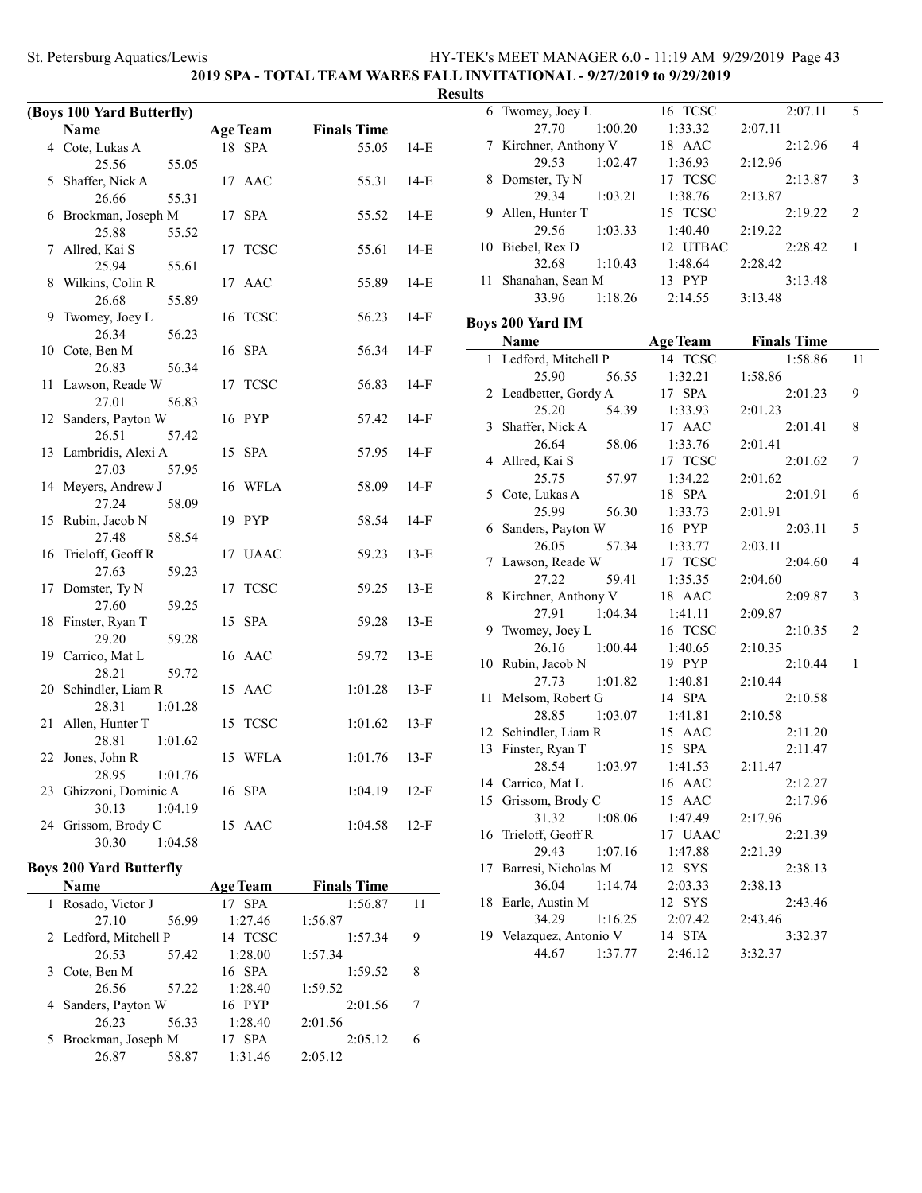**2019 SPA - TOTAL TEAM WARES FALL INVITATIONAL - 9/27/2019 to 9/29/2019**

**Results**

### (Boys 100 Yard Butterfly)

| | Name | Age | Team | Finals Time | |
|---|---|---|---|---|---|
| 4 | Cote, Lukas A | 18 | SPA | 55.05 | 14-E |
| | 25.56 55.05 | | | | |
| 5 | Shaffer, Nick A | 17 | AAC | 55.31 | 14-E |
| | 26.66 55.31 | | | | |
| 6 | Brockman, Joseph M | 17 | SPA | 55.52 | 14-E |
| | 25.88 55.52 | | | | |
| 7 | Allred, Kai S | 17 | TCSC | 55.61 | 14-E |
| | 25.94 55.61 | | | | |
| 8 | Wilkins, Colin R | 17 | AAC | 55.89 | 14-E |
| | 26.68 55.89 | | | | |
| 9 | Twomey, Joey L | 16 | TCSC | 56.23 | 14-F |
| | 26.34 56.23 | | | | |
| 10 | Cote, Ben M | 16 | SPA | 56.34 | 14-F |
| | 26.83 56.34 | | | | |
| 11 | Lawson, Reade W | 17 | TCSC | 56.83 | 14-F |
| | 27.01 56.83 | | | | |
| 12 | Sanders, Payton W | 16 | PYP | 57.42 | 14-F |
| | 26.51 57.42 | | | | |
| 13 | Lambridis, Alexi A | 15 | SPA | 57.95 | 14-F |
| | 27.03 57.95 | | | | |
| 14 | Meyers, Andrew J | 16 | WFLA | 58.09 | 14-F |
| | 27.24 58.09 | | | | |
| 15 | Rubin, Jacob N | 19 | PYP | 58.54 | 14-F |
| | 27.48 58.54 | | | | |
| 16 | Trieloff, Geoff R | 17 | UAAC | 59.23 | 13-E |
| | 27.63 59.23 | | | | |
| 17 | Domster, Ty N | 17 | TCSC | 59.25 | 13-E |
| | 27.60 59.25 | | | | |
| 18 | Finster, Ryan T | 15 | SPA | 59.28 | 13-E |
| | 29.20 59.28 | | | | |
| 19 | Carrico, Mat L | 16 | AAC | 59.72 | 13-E |
| | 28.21 59.72 | | | | |
| 20 | Schindler, Liam R | 15 | AAC | 1:01.28 | 13-F |
| | 28.31 1:01.28 | | | | |
| 21 | Allen, Hunter T | 15 | TCSC | 1:01.62 | 13-F |
| | 28.81 1:01.62 | | | | |
| 22 | Jones, John R | 15 | WFLA | 1:01.76 | 13-F |
| | 28.95 1:01.76 | | | | |
| 23 | Ghizzoni, Dominic A | 16 | SPA | 1:04.19 | 12-F |
| | 30.13 1:04.19 | | | | |
| 24 | Grissom, Brody C | 15 | AAC | 1:04.58 | 12-F |
| | 30.30 1:04.58 | | | | |

### Boys 200 Yard Butterfly

| | Name | Age | Team | Finals Time | |
|---|---|---|---|---|---|
| 1 | Rosado, Victor J | 17 | SPA | 1:56.87 | 11 |
| | 27.10 56.99 | | 1:27.46 | 1:56.87 | |
| 2 | Ledford, Mitchell P | 14 | TCSC | 1:57.34 | 9 |
| | 26.53 57.42 | | 1:28.00 | 1:57.34 | |
| 3 | Cote, Ben M | 16 | SPA | 1:59.52 | 8 |
| | 26.56 57.22 | | 1:28.40 | 1:59.52 | |
| 4 | Sanders, Payton W | 16 | PYP | 2:01.56 | 7 |
| | 26.23 56.33 | | 1:28.40 | 2:01.56 | |
| 5 | Brockman, Joseph M | 17 | SPA | 2:05.12 | 6 |
| | 26.87 58.87 | | 1:31.46 | 2:05.12 | |
| 6 | Twomey, Joey L | 16 | TCSC | 2:07.11 | 5 |
| | 27.70 1:00.20 | | 1:33.32 | 2:07.11 | |
| 7 | Kirchner, Anthony V | 18 | AAC | 2:12.96 | 4 |
| | 29.53 1:02.47 | | 1:36.93 | 2:12.96 | |
| 8 | Domster, Ty N | 17 | TCSC | 2:13.87 | 3 |
| | 29.34 1:03.21 | | 1:38.76 | 2:13.87 | |
| 9 | Allen, Hunter T | 15 | TCSC | 2:19.22 | 2 |
| | 29.56 1:03.33 | | 1:40.40 | 2:19.22 | |
| 10 | Biebel, Rex D | 12 | UTBAC | 2:28.42 | 1 |
| | 32.68 1:10.43 | | 1:48.64 | 2:28.42 | |
| 11 | Shanahan, Sean M | 13 | PYP | 3:13.48 | |
| | 33.96 1:18.26 | | 2:14.55 | 3:13.48 | |

### Boys 200 Yard IM

| | Name | Age | Team | Finals Time | |
|---|---|---|---|---|---|
| 1 | Ledford, Mitchell P | 14 | TCSC | 1:58.86 | 11 |
| | 25.90 56.55 | | 1:32.21 | 1:58.86 | |
| 2 | Leadbetter, Gordy A | 17 | SPA | 2:01.23 | 9 |
| | 25.20 54.39 | | 1:33.93 | 2:01.23 | |
| 3 | Shaffer, Nick A | 17 | AAC | 2:01.41 | 8 |
| | 26.64 58.06 | | 1:33.76 | 2:01.41 | |
| 4 | Allred, Kai S | 17 | TCSC | 2:01.62 | 7 |
| | 25.75 57.97 | | 1:34.22 | 2:01.62 | |
| 5 | Cote, Lukas A | 18 | SPA | 2:01.91 | 6 |
| | 25.99 56.30 | | 1:33.73 | 2:01.91 | |
| 6 | Sanders, Payton W | 16 | PYP | 2:03.11 | 5 |
| | 26.05 57.34 | | 1:33.77 | 2:03.11 | |
| 7 | Lawson, Reade W | 17 | TCSC | 2:04.60 | 4 |
| | 27.22 59.41 | | 1:35.35 | 2:04.60 | |
| 8 | Kirchner, Anthony V | 18 | AAC | 2:09.87 | 3 |
| | 27.91 1:04.34 | | 1:41.11 | 2:09.87 | |
| 9 | Twomey, Joey L | 16 | TCSC | 2:10.35 | 2 |
| | 26.16 1:00.44 | | 1:40.65 | 2:10.35 | |
| 10 | Rubin, Jacob N | 19 | PYP | 2:10.44 | 1 |
| | 27.73 1:01.82 | | 1:40.81 | 2:10.44 | |
| 11 | Melsom, Robert G | 14 | SPA | 2:10.58 | |
| | 28.85 1:03.07 | | 1:41.81 | 2:10.58 | |
| 12 | Schindler, Liam R | 15 | AAC | 2:11.20 | |
| 13 | Finster, Ryan T | 15 | SPA | 2:11.47 | |
| | 28.54 1:03.97 | | 1:41.53 | 2:11.47 | |
| 14 | Carrico, Mat L | 16 | AAC | 2:12.27 | |
| 15 | Grissom, Brody C | 15 | AAC | 2:17.96 | |
| | 31.32 1:08.06 | | 1:47.49 | 2:17.96 | |
| 16 | Trieloff, Geoff R | 17 | UAAC | 2:21.39 | |
| | 29.43 1:07.16 | | 1:47.88 | 2:21.39 | |
| 17 | Barresi, Nicholas M | 12 | SYS | 2:38.13 | |
| | 36.04 1:14.74 | | 2:03.33 | 2:38.13 | |
| 18 | Earle, Austin M | 12 | SYS | 2:43.46 | |
| | 34.29 1:16.25 | | 2:07.42 | 2:43.46 | |
| 19 | Velazquez, Antonio V | 14 | STA | 3:32.37 | |
| | 44.67 1:37.77 | | 2:46.12 | 3:32.37 | |